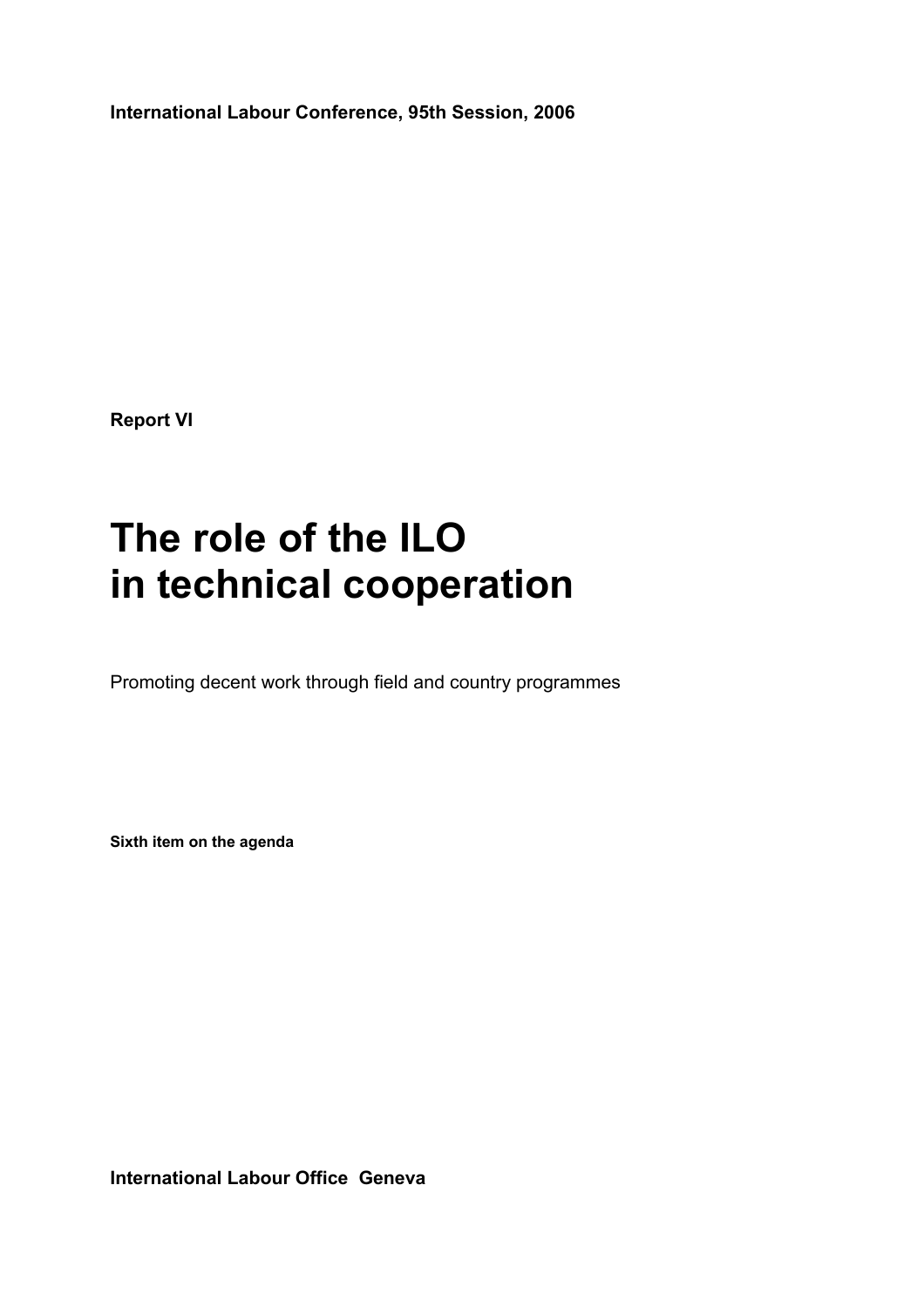**International Labour Conference, 95th Session, 2006**

**Report VI**

# The role of the ILO in technical cooperation

Promoting decent work through field and country programmes

**Sixth item on the agenda**

**International Labour Office Geneva**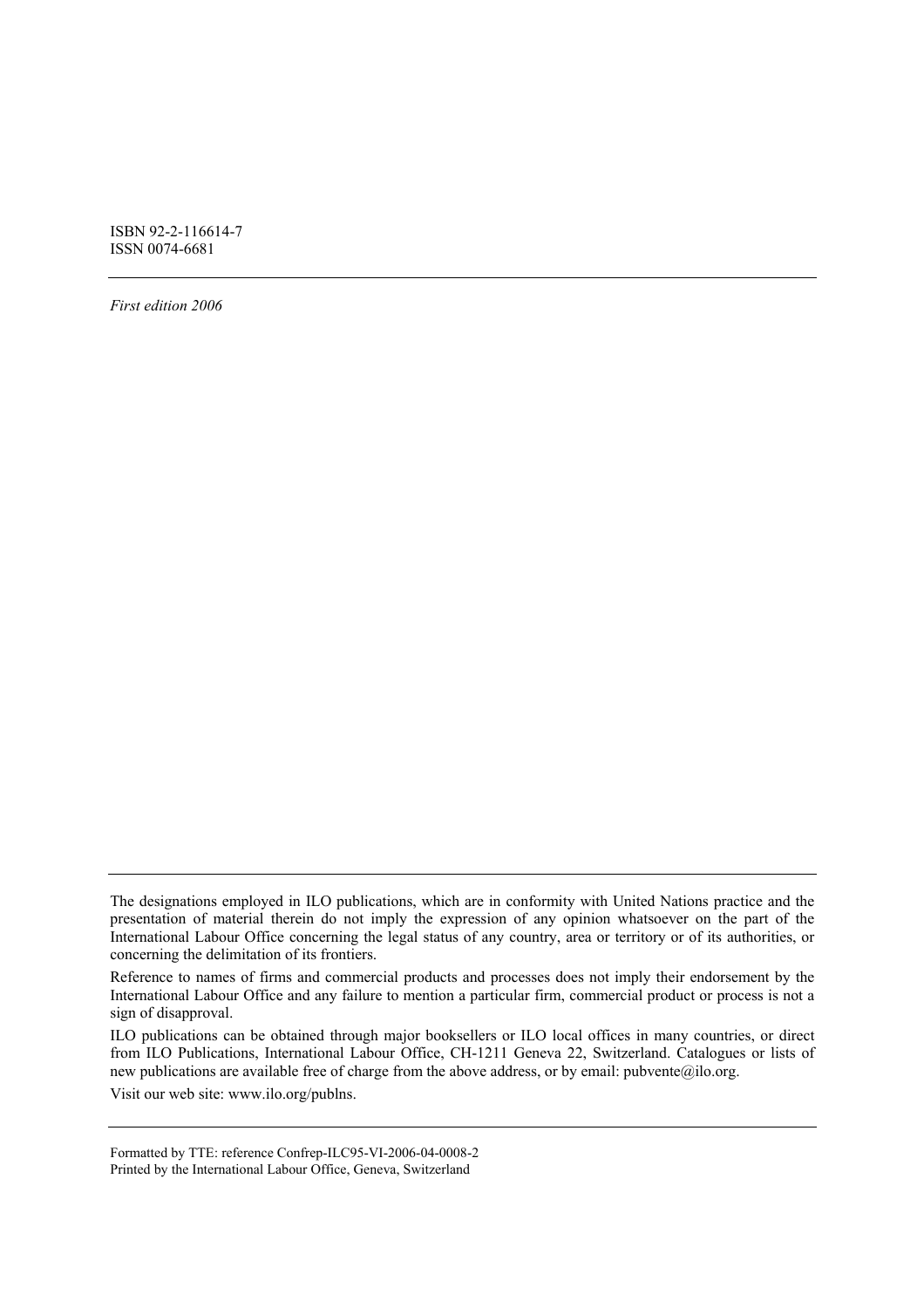ISBN 92-2-116614-7
ISSN 0074-6681

---

*First edition 2006*

---

The designations employed in ILO publications, which are in conformity with United Nations practice and the presentation of material therein do not imply the expression of any opinion whatsoever on the part of the International Labour Office concerning the legal status of any country, area or territory or of its authorities, or concerning the delimitation of its frontiers.

Reference to names of firms and commercial products and processes does not imply their endorsement by the International Labour Office and any failure to mention a particular firm, commercial product or process is not a sign of disapproval.

ILO publications can be obtained through major booksellers or ILO local offices in many countries, or direct from ILO Publications, International Labour Office, CH-1211 Geneva 22, Switzerland. Catalogues or lists of new publications are available free of charge from the above address, or by email: pubvente@ilo.org.

Visit our web site: www.ilo.org/publns.

---

Formatted by TTE: reference Confrep-ILC95-VI-2006-04-0008-2
Printed by the International Labour Office, Geneva, Switzerland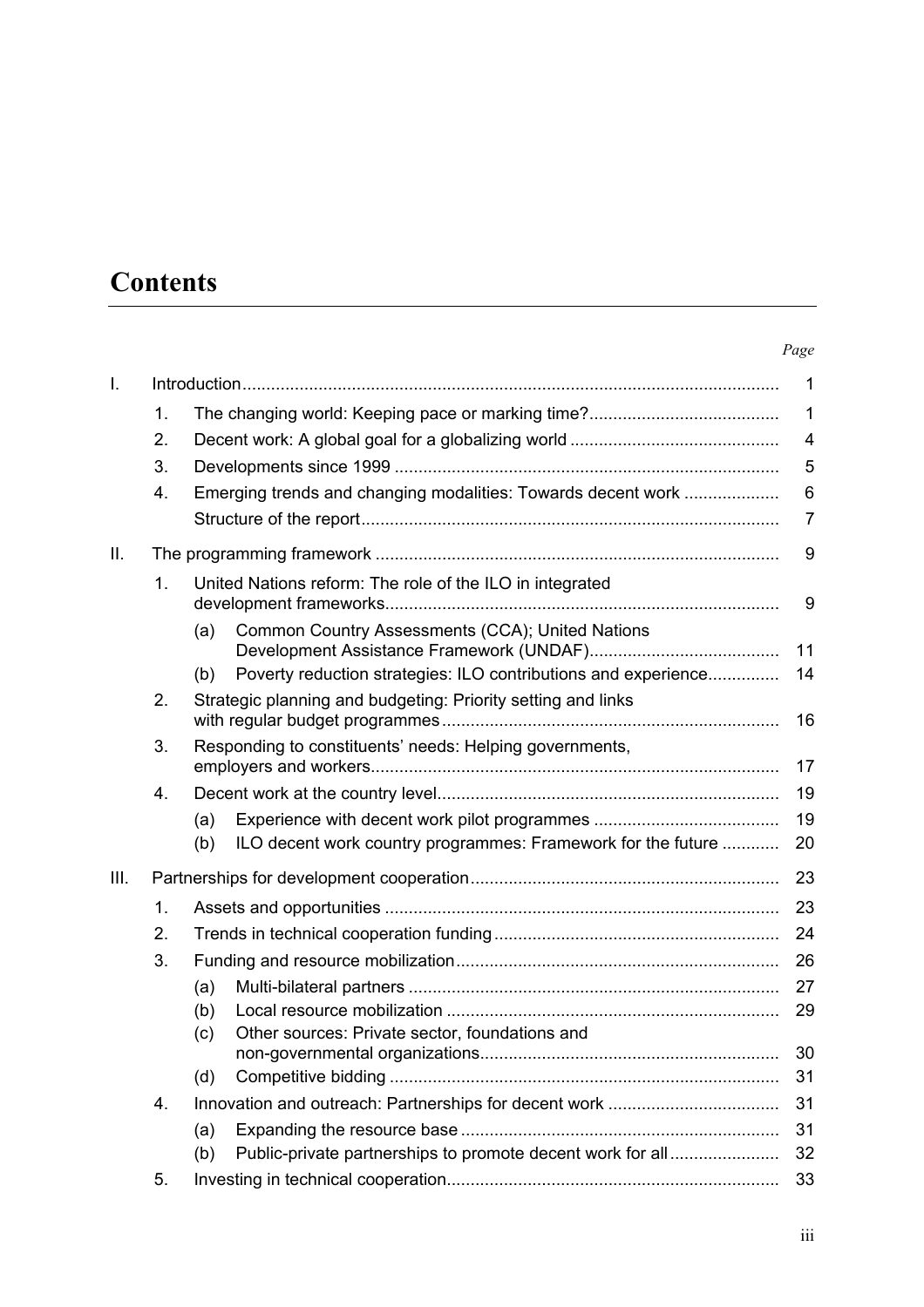# Contents

| | | | | *Page* |
|---|---|---|---|---|
| I. | Introduction | | | 1 |
| | 1. | The changing world: Keeping pace or marking time? | | 1 |
| | 2. | Decent work: A global goal for a globalizing world | | 4 |
| | 3. | Developments since 1999 | | 5 |
| | 4. | Emerging trends and changing modalities: Towards decent work | | 6 |
| | | Structure of the report | | 7 |
| II. | The programming framework | | | 9 |
| | 1. | United Nations reform: The role of the ILO in integrated development frameworks | | 9 |
| | | (a) | Common Country Assessments (CCA); United Nations Development Assistance Framework (UNDAF) | 11 |
| | | (b) | Poverty reduction strategies: ILO contributions and experience | 14 |
| | 2. | Strategic planning and budgeting: Priority setting and links with regular budget programmes | | 16 |
| | 3. | Responding to constituents' needs: Helping governments, employers and workers | | 17 |
| | 4. | Decent work at the country level | | 19 |
| | | (a) | Experience with decent work pilot programmes | 19 |
| | | (b) | ILO decent work country programmes: Framework for the future | 20 |
| III. | Partnerships for development cooperation | | | 23 |
| | 1. | Assets and opportunities | | 23 |
| | 2. | Trends in technical cooperation funding | | 24 |
| | 3. | Funding and resource mobilization | | 26 |
| | | (a) | Multi-bilateral partners | 27 |
| | | (b) | Local resource mobilization | 29 |
| | | (c) | Other sources: Private sector, foundations and non-governmental organizations | 30 |
| | | (d) | Competitive bidding | 31 |
| | 4. | Innovation and outreach: Partnerships for decent work | | 31 |
| | | (a) | Expanding the resource base | 31 |
| | | (b) | Public-private partnerships to promote decent work for all | 32 |
| | 5. | Investing in technical cooperation | | 33 |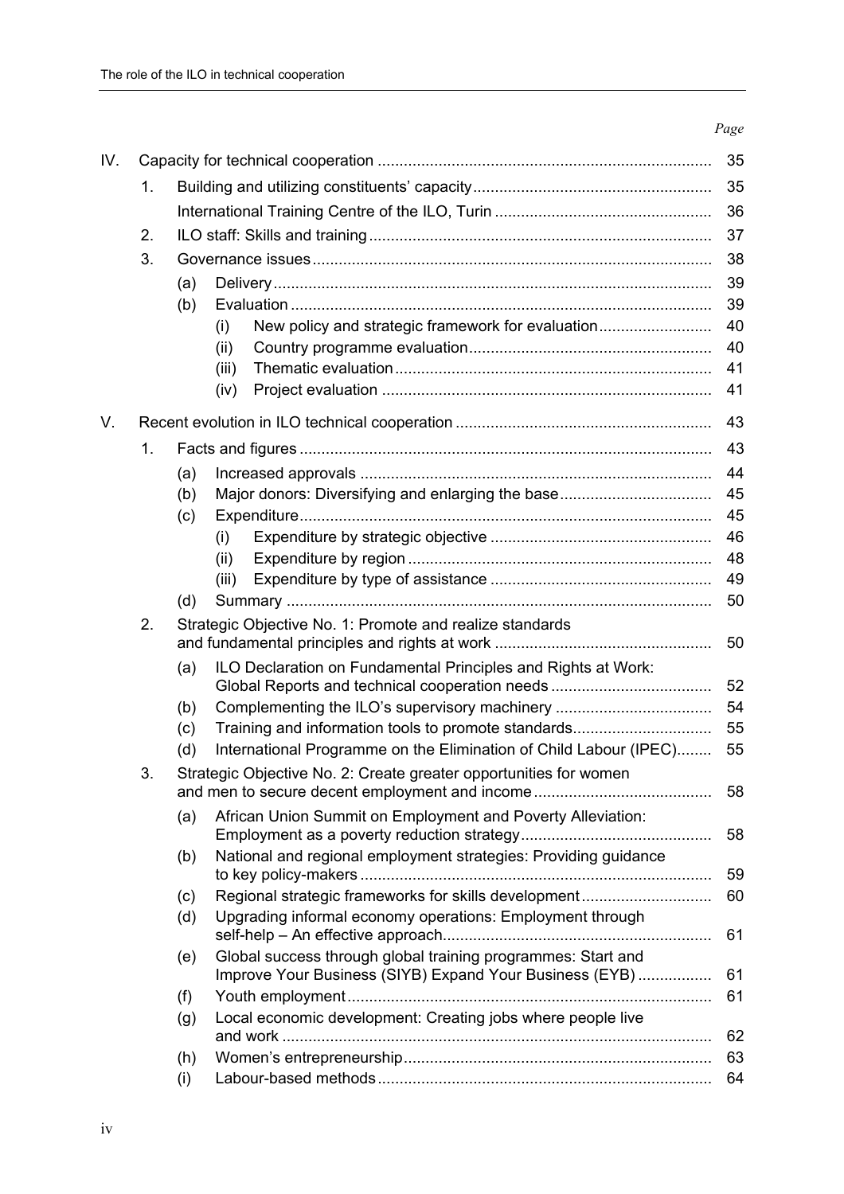*Page*

| | | | | | |
|---|---|---|---|---|---|
| IV. | Capacity for technical cooperation | | | | 35 |
| | 1. | Building and utilizing constituents' capacity | | | 35 |
| | | International Training Centre of the ILO, Turin | | | 36 |
| | 2. | ILO staff: Skills and training | | | 37 |
| | 3. | Governance issues | | | 38 |
| | | (a) | Delivery | | 39 |
| | | (b) | Evaluation | | 39 |
| | | | (i) | New policy and strategic framework for evaluation | 40 |
| | | | (ii) | Country programme evaluation | 40 |
| | | | (iii) | Thematic evaluation | 41 |
| | | | (iv) | Project evaluation | 41 |
| V. | Recent evolution in ILO technical cooperation | | | | 43 |
| | 1. | Facts and figures | | | 43 |
| | | (a) | Increased approvals | | 44 |
| | | (b) | Major donors: Diversifying and enlarging the base | | 45 |
| | | (c) | Expenditure | | 45 |
| | | | (i) | Expenditure by strategic objective | 46 |
| | | | (ii) | Expenditure by region | 48 |
| | | | (iii) | Expenditure by type of assistance | 49 |
| | | (d) | Summary | | 50 |
| | 2. | Strategic Objective No. 1: Promote and realize standards and fundamental principles and rights at work | | | 50 |
| | | (a) | ILO Declaration on Fundamental Principles and Rights at Work: Global Reports and technical cooperation needs | | 52 |
| | | (b) | Complementing the ILO's supervisory machinery | | 54 |
| | | (c) | Training and information tools to promote standards | | 55 |
| | | (d) | International Programme on the Elimination of Child Labour (IPEC) | | 55 |
| | 3. | Strategic Objective No. 2: Create greater opportunities for women and men to secure decent employment and income | | | 58 |
| | | (a) | African Union Summit on Employment and Poverty Alleviation: Employment as a poverty reduction strategy | | 58 |
| | | (b) | National and regional employment strategies: Providing guidance to key policy-makers | | 59 |
| | | (c) | Regional strategic frameworks for skills development | | 60 |
| | | (d) | Upgrading informal economy operations: Employment through self-help – An effective approach | | 61 |
| | | (e) | Global success through global training programmes: Start and Improve Your Business (SIYB) Expand Your Business (EYB) | | 61 |
| | | (f) | Youth employment | | 61 |
| | | (g) | Local economic development: Creating jobs where people live and work | | 62 |
| | | (h) | Women's entrepreneurship | | 63 |
| | | (i) | Labour-based methods | | 64 |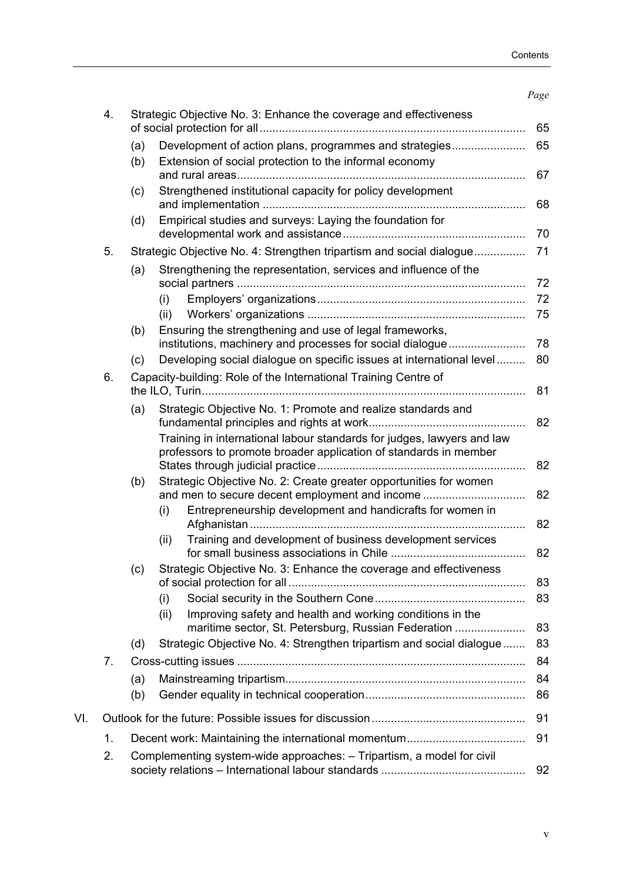| | | | | Page |
|---|---|---|---|---|
| 4. | Strategic Objective No. 3: Enhance the coverage and effectiveness of social protection for all | | | 65 |
| | (a) | Development of action plans, programmes and strategies | | 65 |
| | (b) | Extension of social protection to the informal economy and rural areas | | 67 |
| | (c) | Strengthened institutional capacity for policy development and implementation | | 68 |
| | (d) | Empirical studies and surveys: Laying the foundation for developmental work and assistance | | 70 |
| 5. | Strategic Objective No. 4: Strengthen tripartism and social dialogue | | | 71 |
| | (a) | Strengthening the representation, services and influence of the social partners | | 72 |
| | | (i) | Employers' organizations | 72 |
| | | (ii) | Workers' organizations | 75 |
| | (b) | Ensuring the strengthening and use of legal frameworks, institutions, machinery and processes for social dialogue | | 78 |
| | (c) | Developing social dialogue on specific issues at international level | | 80 |
| 6. | Capacity-building: Role of the International Training Centre of the ILO, Turin | | | 81 |
| | (a) | Strategic Objective No. 1: Promote and realize standards and fundamental principles and rights at work | | 82 |
| | | Training in international labour standards for judges, lawyers and law professors to promote broader application of standards in member States through judicial practice | | 82 |
| | (b) | Strategic Objective No. 2: Create greater opportunities for women and men to secure decent employment and income | | 82 |
| | | (i) | Entrepreneurship development and handicrafts for women in Afghanistan | 82 |
| | | (ii) | Training and development of business development services for small business associations in Chile | 82 |
| | (c) | Strategic Objective No. 3: Enhance the coverage and effectiveness of social protection for all | | 83 |
| | | (i) | Social security in the Southern Cone | 83 |
| | | (ii) | Improving safety and health and working conditions in the maritime sector, St. Petersburg, Russian Federation | 83 |
| | (d) | Strategic Objective No. 4: Strengthen tripartism and social dialogue | | 83 |
| 7. | Cross-cutting issues | | | 84 |
| | (a) | Mainstreaming tripartism | | 84 |
| | (b) | Gender equality in technical cooperation | | 86 |
| VI. | Outlook for the future: Possible issues for discussion | | | 91 |
| 1. | Decent work: Maintaining the international momentum | | | 91 |
| 2. | Complementing system-wide approaches: – Tripartism, a model for civil society relations – International labour standards | | | 92 |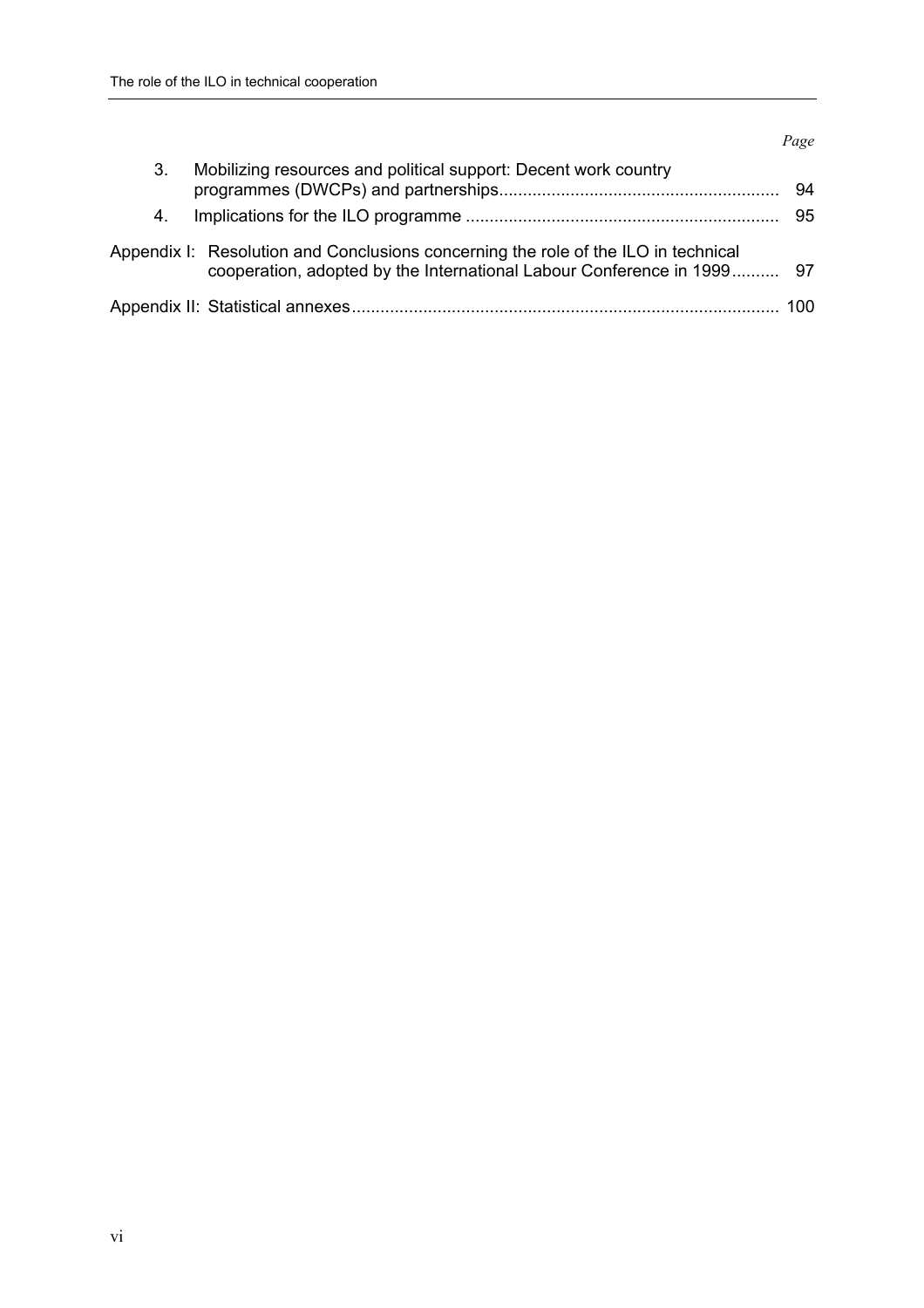*Page*

3. Mobilizing resources and political support: Decent work country programmes (DWCPs) and partnerships .......... 94
4. Implications for the ILO programme .......... 95

Appendix I: Resolution and Conclusions concerning the role of the ILO in technical cooperation, adopted by the International Labour Conference in 1999 .......... 97

Appendix II: Statistical annexes .......... 100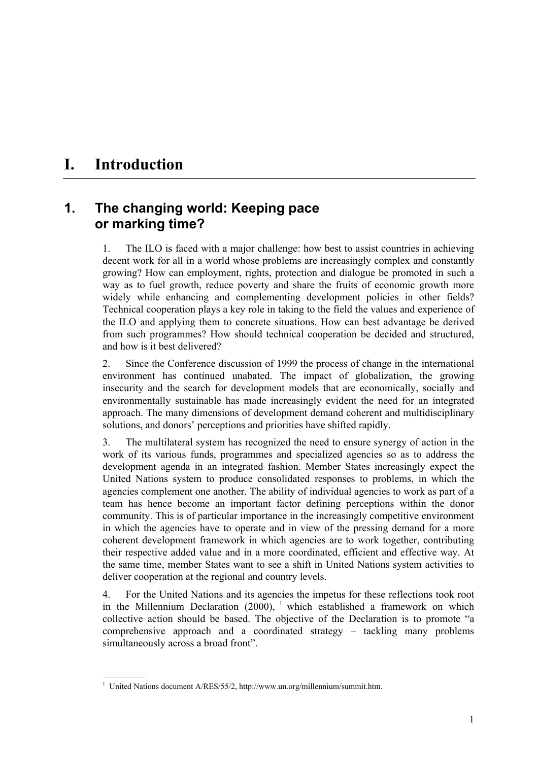# I. Introduction

## 1. The changing world: Keeping pace or marking time?

1. The ILO is faced with a major challenge: how best to assist countries in achieving decent work for all in a world whose problems are increasingly complex and constantly growing? How can employment, rights, protection and dialogue be promoted in such a way as to fuel growth, reduce poverty and share the fruits of economic growth more widely while enhancing and complementing development policies in other fields? Technical cooperation plays a key role in taking to the field the values and experience of the ILO and applying them to concrete situations. How can best advantage be derived from such programmes? How should technical cooperation be decided and structured, and how is it best delivered?

2. Since the Conference discussion of 1999 the process of change in the international environment has continued unabated. The impact of globalization, the growing insecurity and the search for development models that are economically, socially and environmentally sustainable has made increasingly evident the need for an integrated approach. The many dimensions of development demand coherent and multidisciplinary solutions, and donors' perceptions and priorities have shifted rapidly.

3. The multilateral system has recognized the need to ensure synergy of action in the work of its various funds, programmes and specialized agencies so as to address the development agenda in an integrated fashion. Member States increasingly expect the United Nations system to produce consolidated responses to problems, in which the agencies complement one another. The ability of individual agencies to work as part of a team has hence become an important factor defining perceptions within the donor community. This is of particular importance in the increasingly competitive environment in which the agencies have to operate and in view of the pressing demand for a more coherent development framework in which agencies are to work together, contributing their respective added value and in a more coordinated, efficient and effective way. At the same time, member States want to see a shift in United Nations system activities to deliver cooperation at the regional and country levels.

4. For the United Nations and its agencies the impetus for these reflections took root in the Millennium Declaration (2000), [1] which established a framework on which collective action should be based. The objective of the Declaration is to promote "a comprehensive approach and a coordinated strategy – tackling many problems simultaneously across a broad front".

[1] United Nations document A/RES/55/2, http://www.un.org/millennium/summit.htm.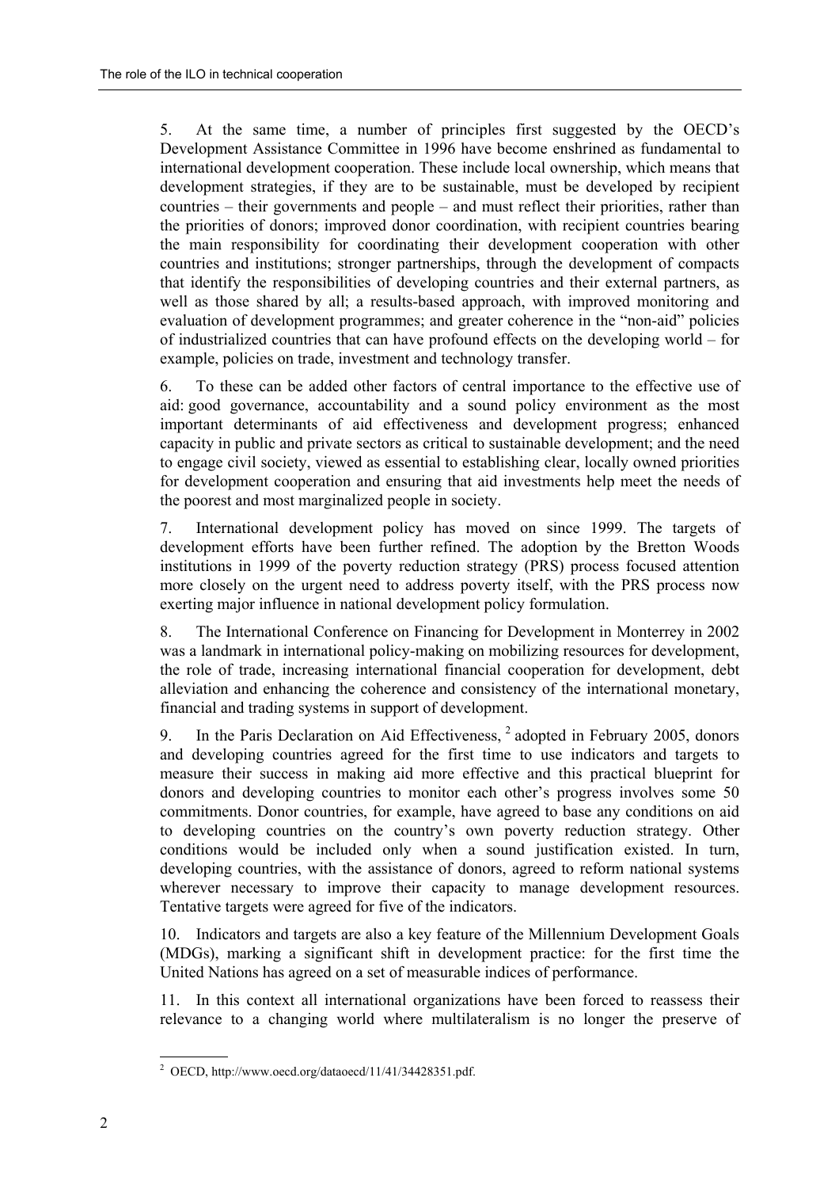5. At the same time, a number of principles first suggested by the OECD's Development Assistance Committee in 1996 have become enshrined as fundamental to international development cooperation. These include local ownership, which means that development strategies, if they are to be sustainable, must be developed by recipient countries – their governments and people – and must reflect their priorities, rather than the priorities of donors; improved donor coordination, with recipient countries bearing the main responsibility for coordinating their development cooperation with other countries and institutions; stronger partnerships, through the development of compacts that identify the responsibilities of developing countries and their external partners, as well as those shared by all; a results-based approach, with improved monitoring and evaluation of development programmes; and greater coherence in the "non-aid" policies of industrialized countries that can have profound effects on the developing world – for example, policies on trade, investment and technology transfer.

6. To these can be added other factors of central importance to the effective use of aid: good governance, accountability and a sound policy environment as the most important determinants of aid effectiveness and development progress; enhanced capacity in public and private sectors as critical to sustainable development; and the need to engage civil society, viewed as essential to establishing clear, locally owned priorities for development cooperation and ensuring that aid investments help meet the needs of the poorest and most marginalized people in society.

7. International development policy has moved on since 1999. The targets of development efforts have been further refined. The adoption by the Bretton Woods institutions in 1999 of the poverty reduction strategy (PRS) process focused attention more closely on the urgent need to address poverty itself, with the PRS process now exerting major influence in national development policy formulation.

8. The International Conference on Financing for Development in Monterrey in 2002 was a landmark in international policy-making on mobilizing resources for development, the role of trade, increasing international financial cooperation for development, debt alleviation and enhancing the coherence and consistency of the international monetary, financial and trading systems in support of development.

9. In the Paris Declaration on Aid Effectiveness, [2] adopted in February 2005, donors and developing countries agreed for the first time to use indicators and targets to measure their success in making aid more effective and this practical blueprint for donors and developing countries to monitor each other's progress involves some 50 commitments. Donor countries, for example, have agreed to base any conditions on aid to developing countries on the country's own poverty reduction strategy. Other conditions would be included only when a sound justification existed. In turn, developing countries, with the assistance of donors, agreed to reform national systems wherever necessary to improve their capacity to manage development resources. Tentative targets were agreed for five of the indicators.

10. Indicators and targets are also a key feature of the Millennium Development Goals (MDGs), marking a significant shift in development practice: for the first time the United Nations has agreed on a set of measurable indices of performance.

11. In this context all international organizations have been forced to reassess their relevance to a changing world where multilateralism is no longer the preserve of

---

[2] OECD, http://www.oecd.org/dataoecd/11/41/34428351.pdf.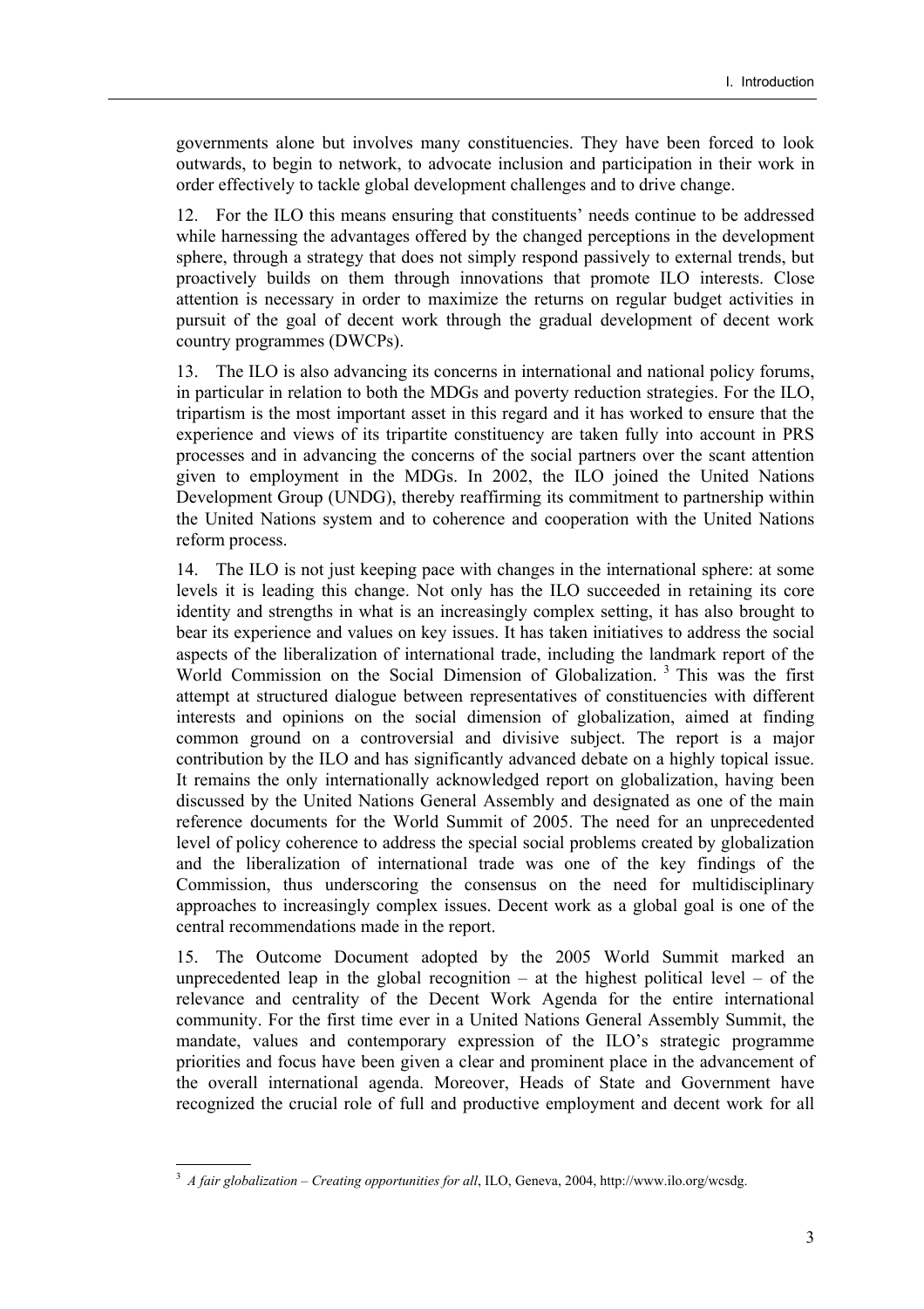governments alone but involves many constituencies. They have been forced to look outwards, to begin to network, to advocate inclusion and participation in their work in order effectively to tackle global development challenges and to drive change.

12. For the ILO this means ensuring that constituents' needs continue to be addressed while harnessing the advantages offered by the changed perceptions in the development sphere, through a strategy that does not simply respond passively to external trends, but proactively builds on them through innovations that promote ILO interests. Close attention is necessary in order to maximize the returns on regular budget activities in pursuit of the goal of decent work through the gradual development of decent work country programmes (DWCPs).

13. The ILO is also advancing its concerns in international and national policy forums, in particular in relation to both the MDGs and poverty reduction strategies. For the ILO, tripartism is the most important asset in this regard and it has worked to ensure that the experience and views of its tripartite constituency are taken fully into account in PRS processes and in advancing the concerns of the social partners over the scant attention given to employment in the MDGs. In 2002, the ILO joined the United Nations Development Group (UNDG), thereby reaffirming its commitment to partnership within the United Nations system and to coherence and cooperation with the United Nations reform process.

14. The ILO is not just keeping pace with changes in the international sphere: at some levels it is leading this change. Not only has the ILO succeeded in retaining its core identity and strengths in what is an increasingly complex setting, it has also brought to bear its experience and values on key issues. It has taken initiatives to address the social aspects of the liberalization of international trade, including the landmark report of the World Commission on the Social Dimension of Globalization. [3] This was the first attempt at structured dialogue between representatives of constituencies with different interests and opinions on the social dimension of globalization, aimed at finding common ground on a controversial and divisive subject. The report is a major contribution by the ILO and has significantly advanced debate on a highly topical issue. It remains the only internationally acknowledged report on globalization, having been discussed by the United Nations General Assembly and designated as one of the main reference documents for the World Summit of 2005. The need for an unprecedented level of policy coherence to address the special social problems created by globalization and the liberalization of international trade was one of the key findings of the Commission, thus underscoring the consensus on the need for multidisciplinary approaches to increasingly complex issues. Decent work as a global goal is one of the central recommendations made in the report.

15. The Outcome Document adopted by the 2005 World Summit marked an unprecedented leap in the global recognition – at the highest political level – of the relevance and centrality of the Decent Work Agenda for the entire international community. For the first time ever in a United Nations General Assembly Summit, the mandate, values and contemporary expression of the ILO's strategic programme priorities and focus have been given a clear and prominent place in the advancement of the overall international agenda. Moreover, Heads of State and Government have recognized the crucial role of full and productive employment and decent work for all

---

[3] *A fair globalization – Creating opportunities for all*, ILO, Geneva, 2004, http://www.ilo.org/wcsdg.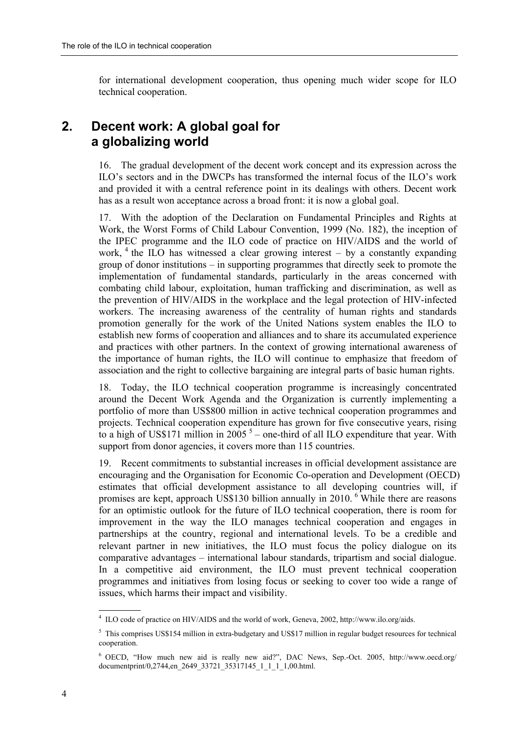for international development cooperation, thus opening much wider scope for ILO technical cooperation.

## 2. Decent work: A global goal for a globalizing world

16. The gradual development of the decent work concept and its expression across the ILO's sectors and in the DWCPs has transformed the internal focus of the ILO's work and provided it with a central reference point in its dealings with others. Decent work has as a result won acceptance across a broad front: it is now a global goal.

17. With the adoption of the Declaration on Fundamental Principles and Rights at Work, the Worst Forms of Child Labour Convention, 1999 (No. 182), the inception of the IPEC programme and the ILO code of practice on HIV/AIDS and the world of work, [4] the ILO has witnessed a clear growing interest – by a constantly expanding group of donor institutions – in supporting programmes that directly seek to promote the implementation of fundamental standards, particularly in the areas concerned with combating child labour, exploitation, human trafficking and discrimination, as well as the prevention of HIV/AIDS in the workplace and the legal protection of HIV-infected workers. The increasing awareness of the centrality of human rights and standards promotion generally for the work of the United Nations system enables the ILO to establish new forms of cooperation and alliances and to share its accumulated experience and practices with other partners. In the context of growing international awareness of the importance of human rights, the ILO will continue to emphasize that freedom of association and the right to collective bargaining are integral parts of basic human rights.

18. Today, the ILO technical cooperation programme is increasingly concentrated around the Decent Work Agenda and the Organization is currently implementing a portfolio of more than US$800 million in active technical cooperation programmes and projects. Technical cooperation expenditure has grown for five consecutive years, rising to a high of US$171 million in 2005 [5] – one-third of all ILO expenditure that year. With support from donor agencies, it covers more than 115 countries.

19. Recent commitments to substantial increases in official development assistance are encouraging and the Organisation for Economic Co-operation and Development (OECD) estimates that official development assistance to all developing countries will, if promises are kept, approach US$130 billion annually in 2010. [6] While there are reasons for an optimistic outlook for the future of ILO technical cooperation, there is room for improvement in the way the ILO manages technical cooperation and engages in partnerships at the country, regional and international levels. To be a credible and relevant partner in new initiatives, the ILO must focus the policy dialogue on its comparative advantages – international labour standards, tripartism and social dialogue. In a competitive aid environment, the ILO must prevent technical cooperation programmes and initiatives from losing focus or seeking to cover too wide a range of issues, which harms their impact and visibility.

---

[4] ILO code of practice on HIV/AIDS and the world of work, Geneva, 2002, http://www.ilo.org/aids.

[5] This comprises US$154 million in extra-budgetary and US$17 million in regular budget resources for technical cooperation.

[6] OECD, "How much new aid is really new aid?", DAC News, Sep.-Oct. 2005, http://www.oecd.org/documentprint/0,2744,en_2649_33721_35317145_1_1_1_1,00.html.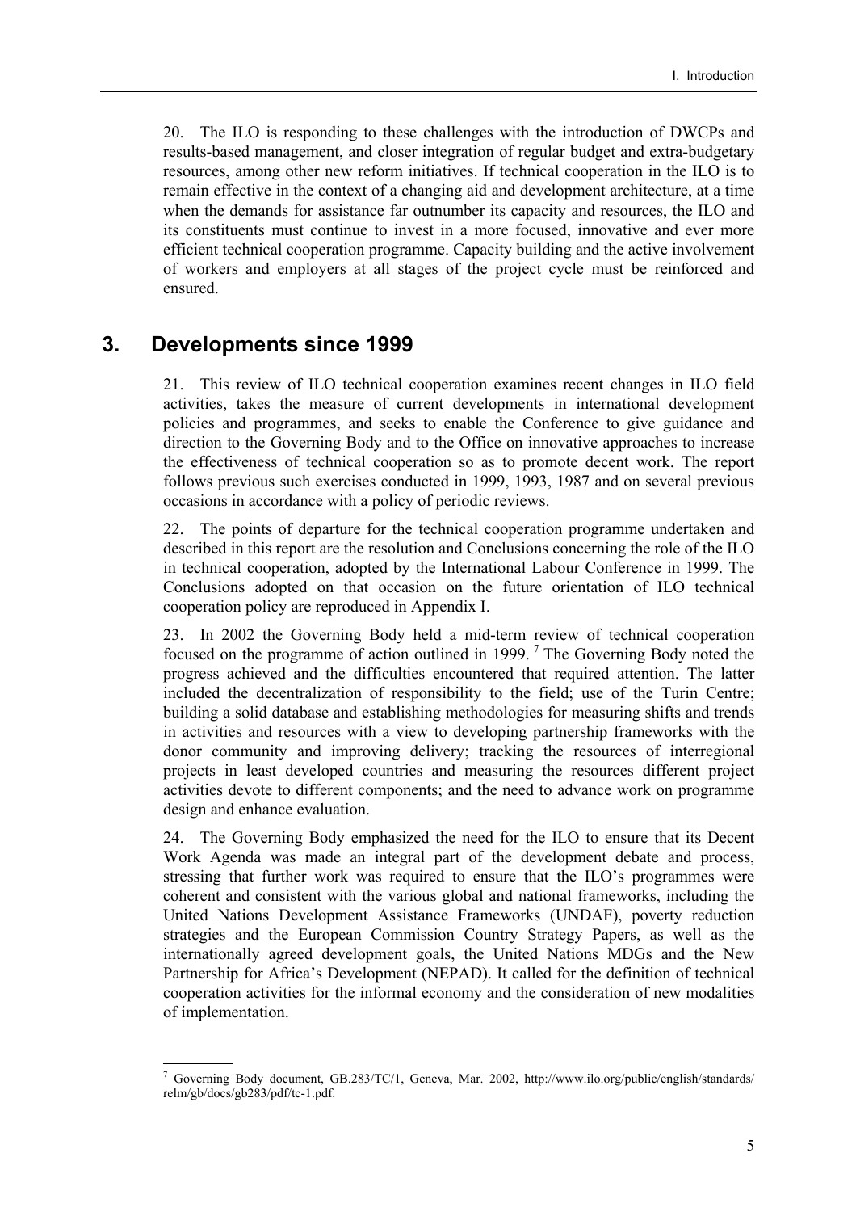20. The ILO is responding to these challenges with the introduction of DWCPs and results-based management, and closer integration of regular budget and extra-budgetary resources, among other new reform initiatives. If technical cooperation in the ILO is to remain effective in the context of a changing aid and development architecture, at a time when the demands for assistance far outnumber its capacity and resources, the ILO and its constituents must continue to invest in a more focused, innovative and ever more efficient technical cooperation programme. Capacity building and the active involvement of workers and employers at all stages of the project cycle must be reinforced and ensured.

## 3. Developments since 1999

21. This review of ILO technical cooperation examines recent changes in ILO field activities, takes the measure of current developments in international development policies and programmes, and seeks to enable the Conference to give guidance and direction to the Governing Body and to the Office on innovative approaches to increase the effectiveness of technical cooperation so as to promote decent work. The report follows previous such exercises conducted in 1999, 1993, 1987 and on several previous occasions in accordance with a policy of periodic reviews.

22. The points of departure for the technical cooperation programme undertaken and described in this report are the resolution and Conclusions concerning the role of the ILO in technical cooperation, adopted by the International Labour Conference in 1999. The Conclusions adopted on that occasion on the future orientation of ILO technical cooperation policy are reproduced in Appendix I.

23. In 2002 the Governing Body held a mid-term review of technical cooperation focused on the programme of action outlined in 1999. [7] The Governing Body noted the progress achieved and the difficulties encountered that required attention. The latter included the decentralization of responsibility to the field; use of the Turin Centre; building a solid database and establishing methodologies for measuring shifts and trends in activities and resources with a view to developing partnership frameworks with the donor community and improving delivery; tracking the resources of interregional projects in least developed countries and measuring the resources different project activities devote to different components; and the need to advance work on programme design and enhance evaluation.

24. The Governing Body emphasized the need for the ILO to ensure that its Decent Work Agenda was made an integral part of the development debate and process, stressing that further work was required to ensure that the ILO's programmes were coherent and consistent with the various global and national frameworks, including the United Nations Development Assistance Frameworks (UNDAF), poverty reduction strategies and the European Commission Country Strategy Papers, as well as the internationally agreed development goals, the United Nations MDGs and the New Partnership for Africa's Development (NEPAD). It called for the definition of technical cooperation activities for the informal economy and the consideration of new modalities of implementation.

---

[7] Governing Body document, GB.283/TC/1, Geneva, Mar. 2002, http://www.ilo.org/public/english/standards/relm/gb/docs/gb283/pdf/tc-1.pdf.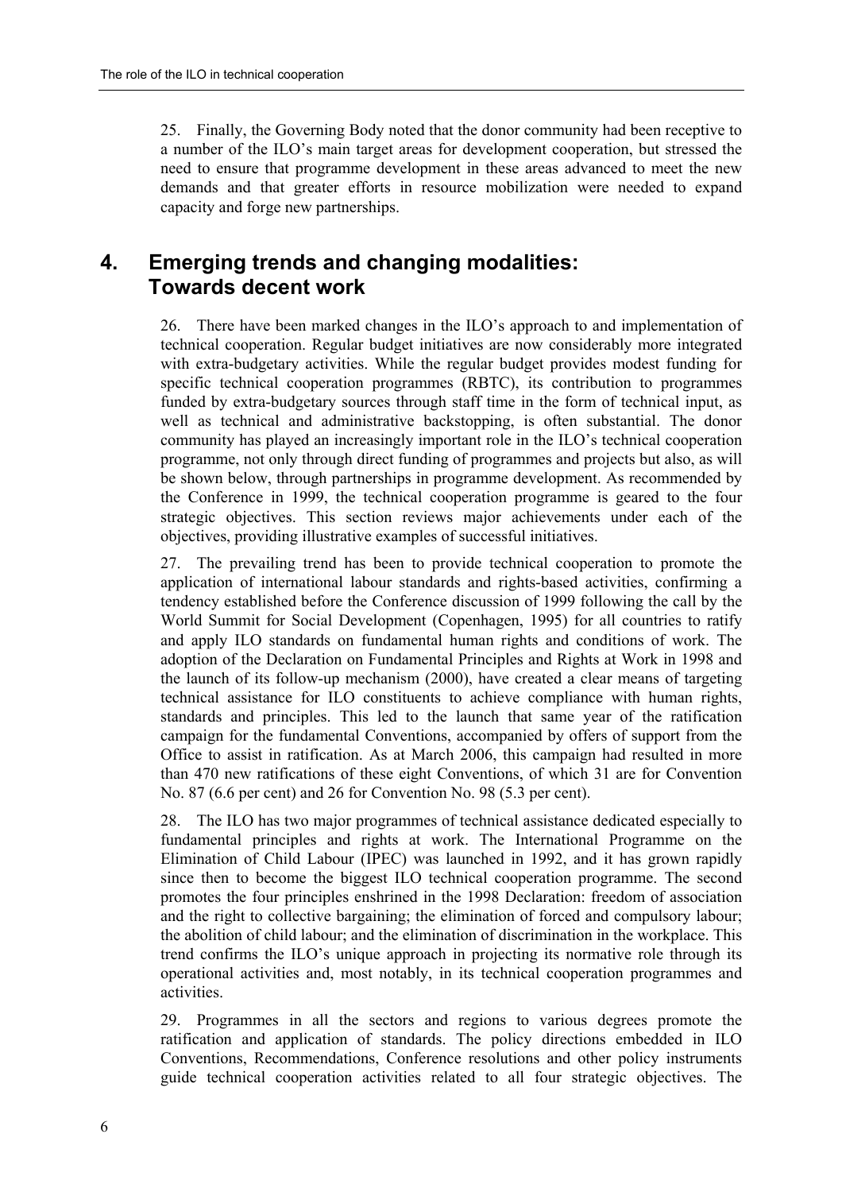25. Finally, the Governing Body noted that the donor community had been receptive to a number of the ILO's main target areas for development cooperation, but stressed the need to ensure that programme development in these areas advanced to meet the new demands and that greater efforts in resource mobilization were needed to expand capacity and forge new partnerships.

## 4. Emerging trends and changing modalities: Towards decent work

26. There have been marked changes in the ILO's approach to and implementation of technical cooperation. Regular budget initiatives are now considerably more integrated with extra-budgetary activities. While the regular budget provides modest funding for specific technical cooperation programmes (RBTC), its contribution to programmes funded by extra-budgetary sources through staff time in the form of technical input, as well as technical and administrative backstopping, is often substantial. The donor community has played an increasingly important role in the ILO's technical cooperation programme, not only through direct funding of programmes and projects but also, as will be shown below, through partnerships in programme development. As recommended by the Conference in 1999, the technical cooperation programme is geared to the four strategic objectives. This section reviews major achievements under each of the objectives, providing illustrative examples of successful initiatives.

27. The prevailing trend has been to provide technical cooperation to promote the application of international labour standards and rights-based activities, confirming a tendency established before the Conference discussion of 1999 following the call by the World Summit for Social Development (Copenhagen, 1995) for all countries to ratify and apply ILO standards on fundamental human rights and conditions of work. The adoption of the Declaration on Fundamental Principles and Rights at Work in 1998 and the launch of its follow-up mechanism (2000), have created a clear means of targeting technical assistance for ILO constituents to achieve compliance with human rights, standards and principles. This led to the launch that same year of the ratification campaign for the fundamental Conventions, accompanied by offers of support from the Office to assist in ratification. As at March 2006, this campaign had resulted in more than 470 new ratifications of these eight Conventions, of which 31 are for Convention No. 87 (6.6 per cent) and 26 for Convention No. 98 (5.3 per cent).

28. The ILO has two major programmes of technical assistance dedicated especially to fundamental principles and rights at work. The International Programme on the Elimination of Child Labour (IPEC) was launched in 1992, and it has grown rapidly since then to become the biggest ILO technical cooperation programme. The second promotes the four principles enshrined in the 1998 Declaration: freedom of association and the right to collective bargaining; the elimination of forced and compulsory labour; the abolition of child labour; and the elimination of discrimination in the workplace. This trend confirms the ILO's unique approach in projecting its normative role through its operational activities and, most notably, in its technical cooperation programmes and activities.

29. Programmes in all the sectors and regions to various degrees promote the ratification and application of standards. The policy directions embedded in ILO Conventions, Recommendations, Conference resolutions and other policy instruments guide technical cooperation activities related to all four strategic objectives. The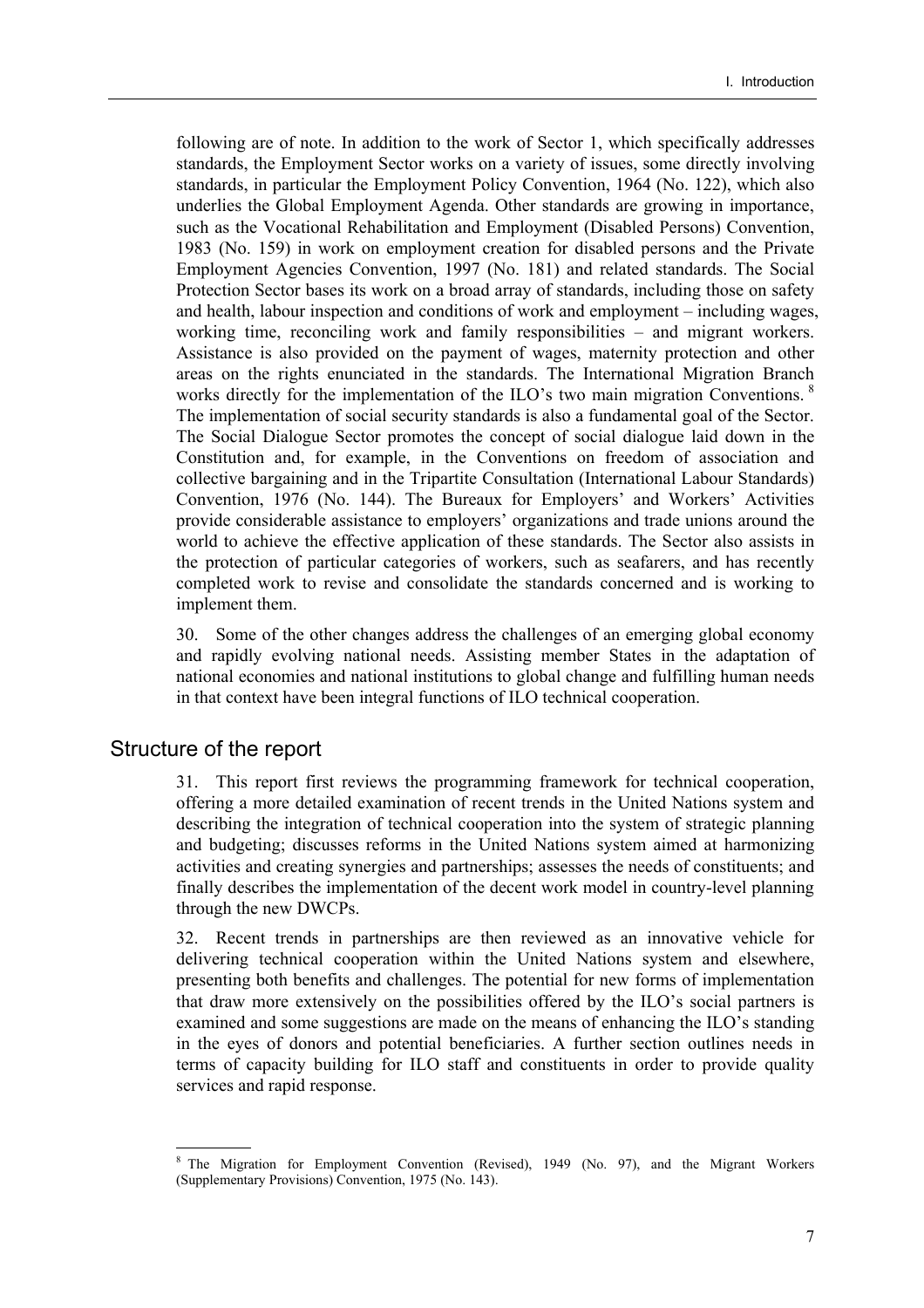following are of note. In addition to the work of Sector 1, which specifically addresses standards, the Employment Sector works on a variety of issues, some directly involving standards, in particular the Employment Policy Convention, 1964 (No. 122), which also underlies the Global Employment Agenda. Other standards are growing in importance, such as the Vocational Rehabilitation and Employment (Disabled Persons) Convention, 1983 (No. 159) in work on employment creation for disabled persons and the Private Employment Agencies Convention, 1997 (No. 181) and related standards. The Social Protection Sector bases its work on a broad array of standards, including those on safety and health, labour inspection and conditions of work and employment – including wages, working time, reconciling work and family responsibilities – and migrant workers. Assistance is also provided on the payment of wages, maternity protection and other areas on the rights enunciated in the standards. The International Migration Branch works directly for the implementation of the ILO's two main migration Conventions. [8] The implementation of social security standards is also a fundamental goal of the Sector. The Social Dialogue Sector promotes the concept of social dialogue laid down in the Constitution and, for example, in the Conventions on freedom of association and collective bargaining and in the Tripartite Consultation (International Labour Standards) Convention, 1976 (No. 144). The Bureaux for Employers' and Workers' Activities provide considerable assistance to employers' organizations and trade unions around the world to achieve the effective application of these standards. The Sector also assists in the protection of particular categories of workers, such as seafarers, and has recently completed work to revise and consolidate the standards concerned and is working to implement them.

30. Some of the other changes address the challenges of an emerging global economy and rapidly evolving national needs. Assisting member States in the adaptation of national economies and national institutions to global change and fulfilling human needs in that context have been integral functions of ILO technical cooperation.

## Structure of the report

31. This report first reviews the programming framework for technical cooperation, offering a more detailed examination of recent trends in the United Nations system and describing the integration of technical cooperation into the system of strategic planning and budgeting; discusses reforms in the United Nations system aimed at harmonizing activities and creating synergies and partnerships; assesses the needs of constituents; and finally describes the implementation of the decent work model in country-level planning through the new DWCPs.

32. Recent trends in partnerships are then reviewed as an innovative vehicle for delivering technical cooperation within the United Nations system and elsewhere, presenting both benefits and challenges. The potential for new forms of implementation that draw more extensively on the possibilities offered by the ILO's social partners is examined and some suggestions are made on the means of enhancing the ILO's standing in the eyes of donors and potential beneficiaries. A further section outlines needs in terms of capacity building for ILO staff and constituents in order to provide quality services and rapid response.

---

[8] The Migration for Employment Convention (Revised), 1949 (No. 97), and the Migrant Workers (Supplementary Provisions) Convention, 1975 (No. 143).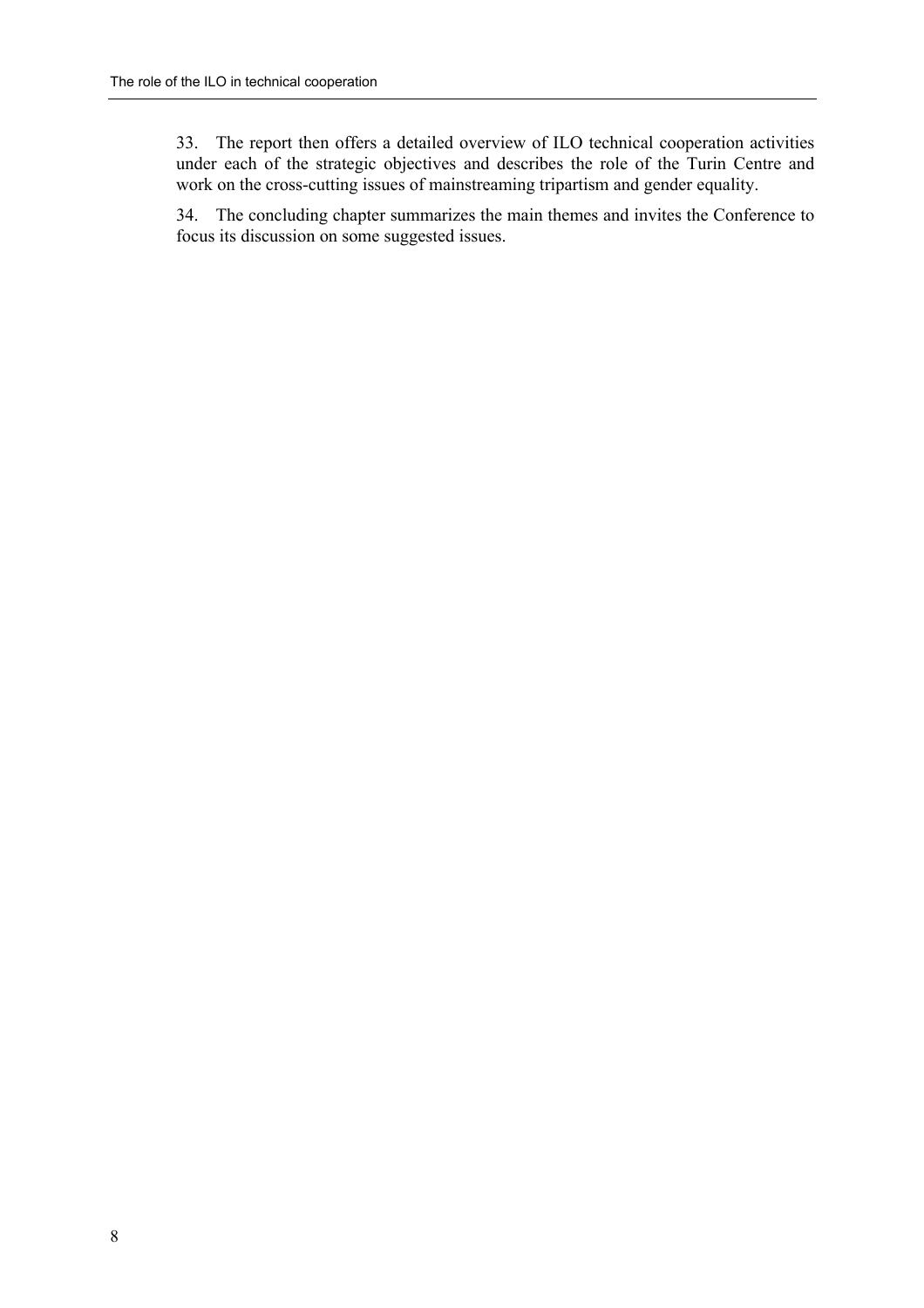33. The report then offers a detailed overview of ILO technical cooperation activities under each of the strategic objectives and describes the role of the Turin Centre and work on the cross-cutting issues of mainstreaming tripartism and gender equality.

34. The concluding chapter summarizes the main themes and invites the Conference to focus its discussion on some suggested issues.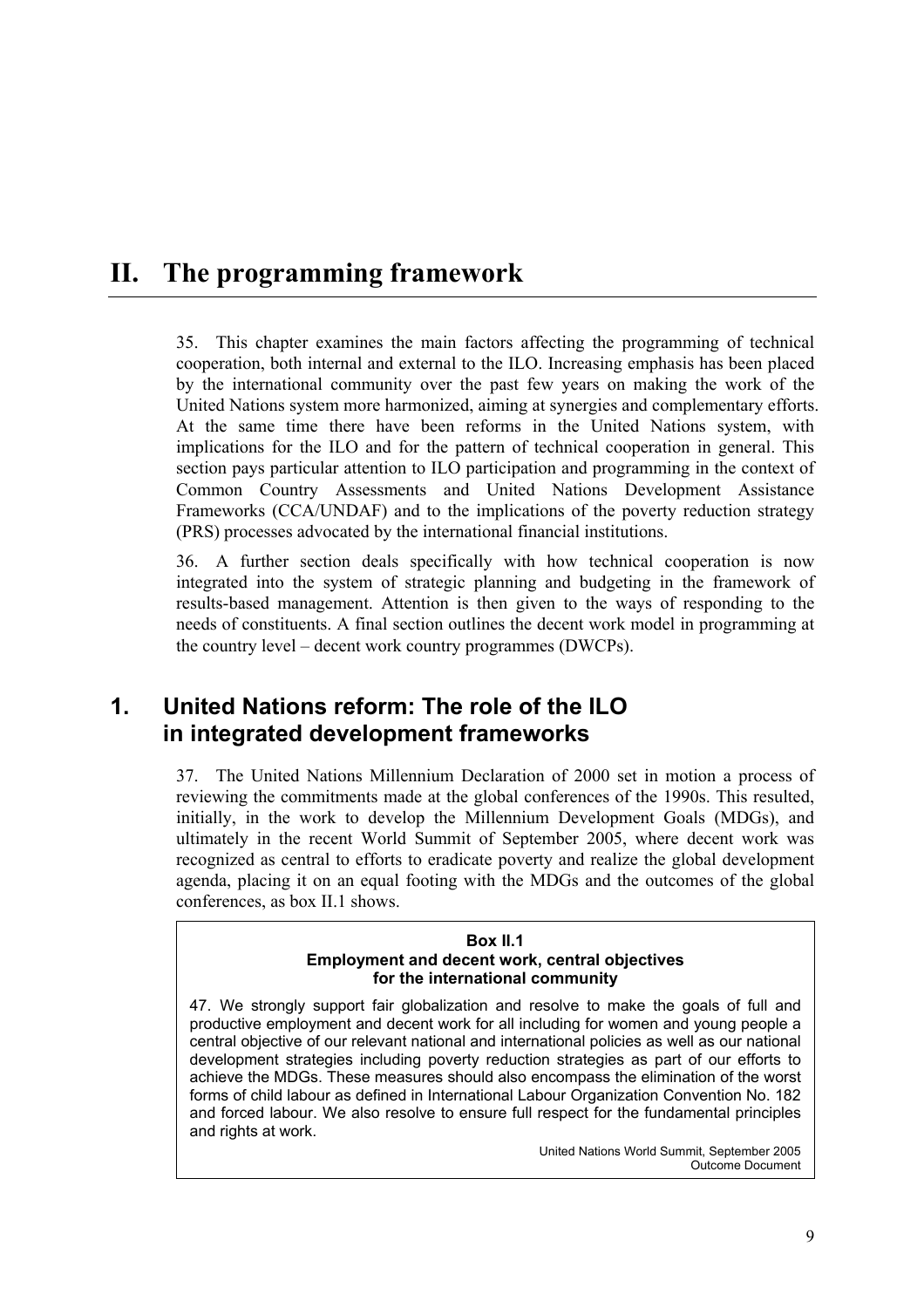# II. The programming framework

35. This chapter examines the main factors affecting the programming of technical cooperation, both internal and external to the ILO. Increasing emphasis has been placed by the international community over the past few years on making the work of the United Nations system more harmonized, aiming at synergies and complementary efforts. At the same time there have been reforms in the United Nations system, with implications for the ILO and for the pattern of technical cooperation in general. This section pays particular attention to ILO participation and programming in the context of Common Country Assessments and United Nations Development Assistance Frameworks (CCA/UNDAF) and to the implications of the poverty reduction strategy (PRS) processes advocated by the international financial institutions.

36. A further section deals specifically with how technical cooperation is now integrated into the system of strategic planning and budgeting in the framework of results-based management. Attention is then given to the ways of responding to the needs of constituents. A final section outlines the decent work model in programming at the country level – decent work country programmes (DWCPs).

## 1. United Nations reform: The role of the ILO in integrated development frameworks

37. The United Nations Millennium Declaration of 2000 set in motion a process of reviewing the commitments made at the global conferences of the 1990s. This resulted, initially, in the work to develop the Millennium Development Goals (MDGs), and ultimately in the recent World Summit of September 2005, where decent work was recognized as central to efforts to eradicate poverty and realize the global development agenda, placing it on an equal footing with the MDGs and the outcomes of the global conferences, as box II.1 shows.

**Box II.1**
**Employment and decent work, central objectives for the international community**

47. We strongly support fair globalization and resolve to make the goals of full and productive employment and decent work for all including for women and young people a central objective of our relevant national and international policies as well as our national development strategies including poverty reduction strategies as part of our efforts to achieve the MDGs. These measures should also encompass the elimination of the worst forms of child labour as defined in International Labour Organization Convention No. 182 and forced labour. We also resolve to ensure full respect for the fundamental principles and rights at work.

United Nations World Summit, September 2005
Outcome Document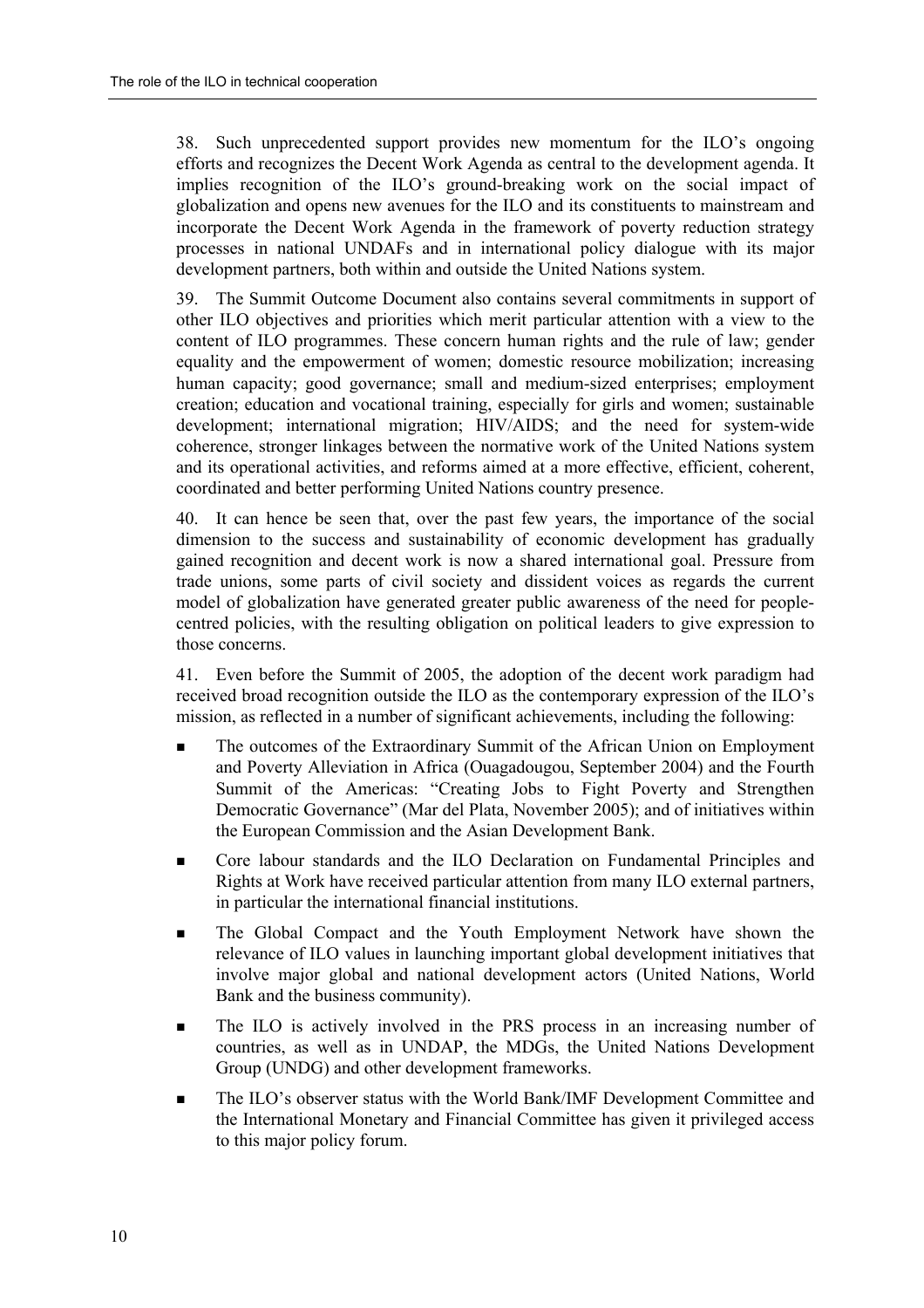38. Such unprecedented support provides new momentum for the ILO's ongoing efforts and recognizes the Decent Work Agenda as central to the development agenda. It implies recognition of the ILO's ground-breaking work on the social impact of globalization and opens new avenues for the ILO and its constituents to mainstream and incorporate the Decent Work Agenda in the framework of poverty reduction strategy processes in national UNDAFs and in international policy dialogue with its major development partners, both within and outside the United Nations system.

39. The Summit Outcome Document also contains several commitments in support of other ILO objectives and priorities which merit particular attention with a view to the content of ILO programmes. These concern human rights and the rule of law; gender equality and the empowerment of women; domestic resource mobilization; increasing human capacity; good governance; small and medium-sized enterprises; employment creation; education and vocational training, especially for girls and women; sustainable development; international migration; HIV/AIDS; and the need for system-wide coherence, stronger linkages between the normative work of the United Nations system and its operational activities, and reforms aimed at a more effective, efficient, coherent, coordinated and better performing United Nations country presence.

40. It can hence be seen that, over the past few years, the importance of the social dimension to the success and sustainability of economic development has gradually gained recognition and decent work is now a shared international goal. Pressure from trade unions, some parts of civil society and dissident voices as regards the current model of globalization have generated greater public awareness of the need for people-centred policies, with the resulting obligation on political leaders to give expression to those concerns.

41. Even before the Summit of 2005, the adoption of the decent work paradigm had received broad recognition outside the ILO as the contemporary expression of the ILO's mission, as reflected in a number of significant achievements, including the following:

- The outcomes of the Extraordinary Summit of the African Union on Employment and Poverty Alleviation in Africa (Ouagadougou, September 2004) and the Fourth Summit of the Americas: "Creating Jobs to Fight Poverty and Strengthen Democratic Governance" (Mar del Plata, November 2005); and of initiatives within the European Commission and the Asian Development Bank.
- Core labour standards and the ILO Declaration on Fundamental Principles and Rights at Work have received particular attention from many ILO external partners, in particular the international financial institutions.
- The Global Compact and the Youth Employment Network have shown the relevance of ILO values in launching important global development initiatives that involve major global and national development actors (United Nations, World Bank and the business community).
- The ILO is actively involved in the PRS process in an increasing number of countries, as well as in UNDAP, the MDGs, the United Nations Development Group (UNDG) and other development frameworks.
- The ILO's observer status with the World Bank/IMF Development Committee and the International Monetary and Financial Committee has given it privileged access to this major policy forum.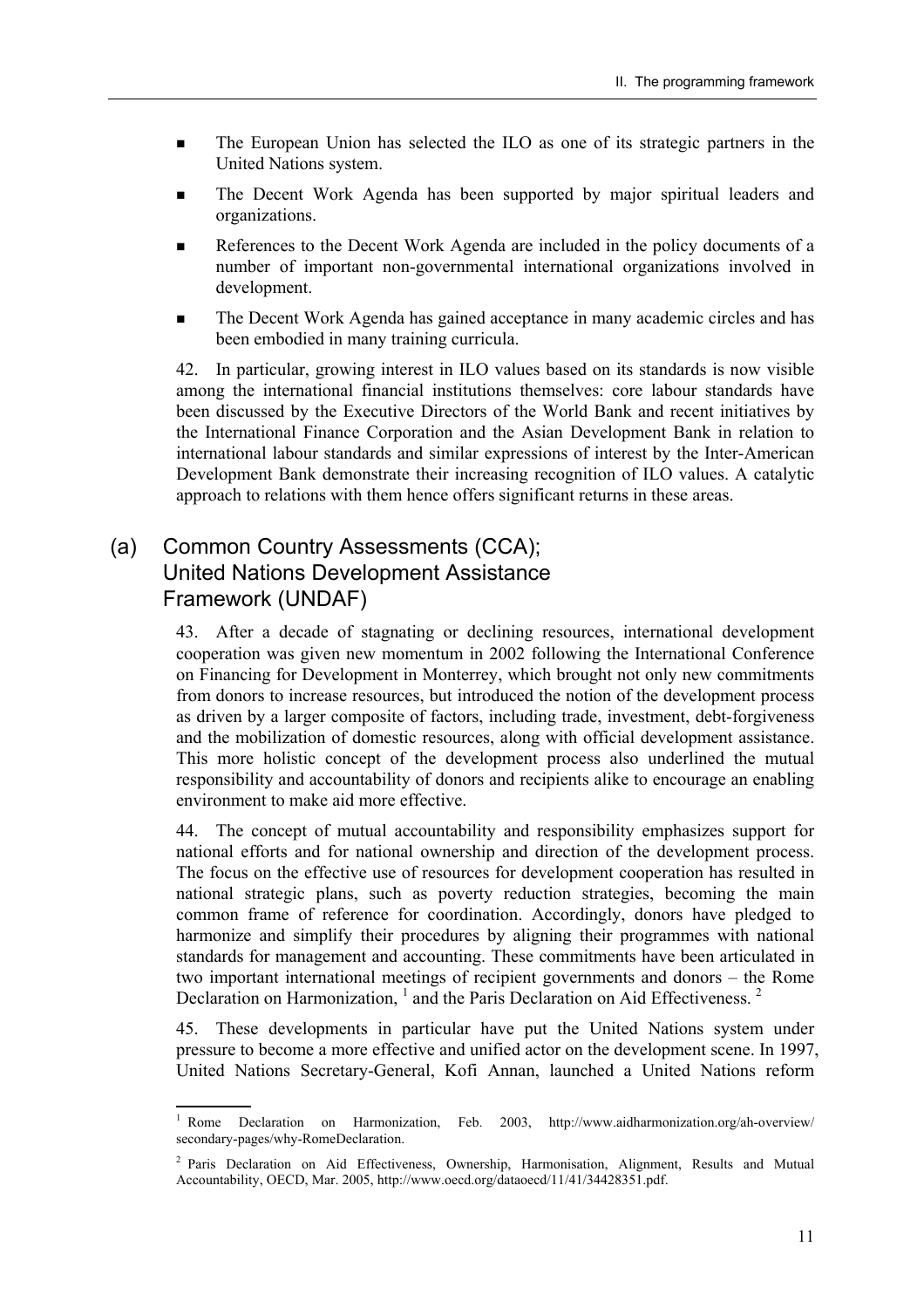- The European Union has selected the ILO as one of its strategic partners in the United Nations system.
- The Decent Work Agenda has been supported by major spiritual leaders and organizations.
- References to the Decent Work Agenda are included in the policy documents of a number of important non-governmental international organizations involved in development.
- The Decent Work Agenda has gained acceptance in many academic circles and has been embodied in many training curricula.

42. In particular, growing interest in ILO values based on its standards is now visible among the international financial institutions themselves: core labour standards have been discussed by the Executive Directors of the World Bank and recent initiatives by the International Finance Corporation and the Asian Development Bank in relation to international labour standards and similar expressions of interest by the Inter-American Development Bank demonstrate their increasing recognition of ILO values. A catalytic approach to relations with them hence offers significant returns in these areas.

## (a) Common Country Assessments (CCA); United Nations Development Assistance Framework (UNDAF)

43. After a decade of stagnating or declining resources, international development cooperation was given new momentum in 2002 following the International Conference on Financing for Development in Monterrey, which brought not only new commitments from donors to increase resources, but introduced the notion of the development process as driven by a larger composite of factors, including trade, investment, debt-forgiveness and the mobilization of domestic resources, along with official development assistance. This more holistic concept of the development process also underlined the mutual responsibility and accountability of donors and recipients alike to encourage an enabling environment to make aid more effective.

44. The concept of mutual accountability and responsibility emphasizes support for national efforts and for national ownership and direction of the development process. The focus on the effective use of resources for development cooperation has resulted in national strategic plans, such as poverty reduction strategies, becoming the main common frame of reference for coordination. Accordingly, donors have pledged to harmonize and simplify their procedures by aligning their programmes with national standards for management and accounting. These commitments have been articulated in two important international meetings of recipient governments and donors – the Rome Declaration on Harmonization, [1] and the Paris Declaration on Aid Effectiveness. [2]

45. These developments in particular have put the United Nations system under pressure to become a more effective and unified actor on the development scene. In 1997, United Nations Secretary-General, Kofi Annan, launched a United Nations reform

---

[1] Rome Declaration on Harmonization, Feb. 2003, http://www.aidharmonization.org/ah-overview/secondary-pages/why-RomeDeclaration.

[2] Paris Declaration on Aid Effectiveness, Ownership, Harmonisation, Alignment, Results and Mutual Accountability, OECD, Mar. 2005, http://www.oecd.org/dataoecd/11/41/34428351.pdf.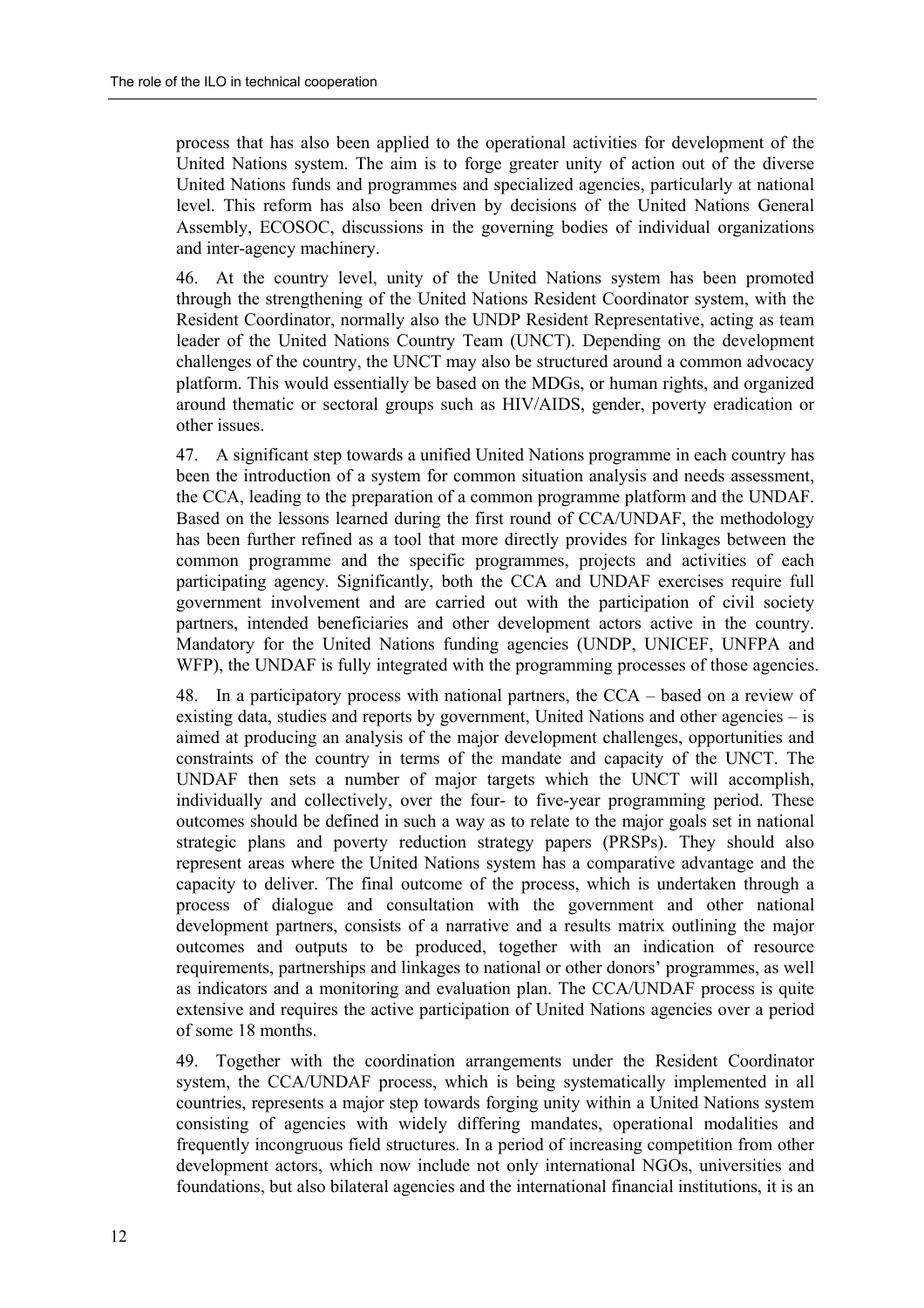process that has also been applied to the operational activities for development of the United Nations system. The aim is to forge greater unity of action out of the diverse United Nations funds and programmes and specialized agencies, particularly at national level. This reform has also been driven by decisions of the United Nations General Assembly, ECOSOC, discussions in the governing bodies of individual organizations and inter-agency machinery.

46. At the country level, unity of the United Nations system has been promoted through the strengthening of the United Nations Resident Coordinator system, with the Resident Coordinator, normally also the UNDP Resident Representative, acting as team leader of the United Nations Country Team (UNCT). Depending on the development challenges of the country, the UNCT may also be structured around a common advocacy platform. This would essentially be based on the MDGs, or human rights, and organized around thematic or sectoral groups such as HIV/AIDS, gender, poverty eradication or other issues.

47. A significant step towards a unified United Nations programme in each country has been the introduction of a system for common situation analysis and needs assessment, the CCA, leading to the preparation of a common programme platform and the UNDAF. Based on the lessons learned during the first round of CCA/UNDAF, the methodology has been further refined as a tool that more directly provides for linkages between the common programme and the specific programmes, projects and activities of each participating agency. Significantly, both the CCA and UNDAF exercises require full government involvement and are carried out with the participation of civil society partners, intended beneficiaries and other development actors active in the country. Mandatory for the United Nations funding agencies (UNDP, UNICEF, UNFPA and WFP), the UNDAF is fully integrated with the programming processes of those agencies.

48. In a participatory process with national partners, the CCA – based on a review of existing data, studies and reports by government, United Nations and other agencies – is aimed at producing an analysis of the major development challenges, opportunities and constraints of the country in terms of the mandate and capacity of the UNCT. The UNDAF then sets a number of major targets which the UNCT will accomplish, individually and collectively, over the four- to five-year programming period. These outcomes should be defined in such a way as to relate to the major goals set in national strategic plans and poverty reduction strategy papers (PRSPs). They should also represent areas where the United Nations system has a comparative advantage and the capacity to deliver. The final outcome of the process, which is undertaken through a process of dialogue and consultation with the government and other national development partners, consists of a narrative and a results matrix outlining the major outcomes and outputs to be produced, together with an indication of resource requirements, partnerships and linkages to national or other donors' programmes, as well as indicators and a monitoring and evaluation plan. The CCA/UNDAF process is quite extensive and requires the active participation of United Nations agencies over a period of some 18 months.

49. Together with the coordination arrangements under the Resident Coordinator system, the CCA/UNDAF process, which is being systematically implemented in all countries, represents a major step towards forging unity within a United Nations system consisting of agencies with widely differing mandates, operational modalities and frequently incongruous field structures. In a period of increasing competition from other development actors, which now include not only international NGOs, universities and foundations, but also bilateral agencies and the international financial institutions, it is an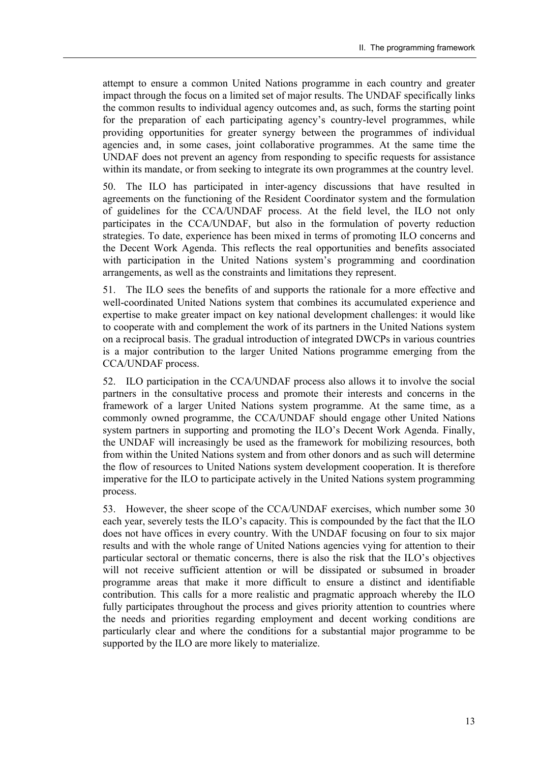attempt to ensure a common United Nations programme in each country and greater impact through the focus on a limited set of major results. The UNDAF specifically links the common results to individual agency outcomes and, as such, forms the starting point for the preparation of each participating agency's country-level programmes, while providing opportunities for greater synergy between the programmes of individual agencies and, in some cases, joint collaborative programmes. At the same time the UNDAF does not prevent an agency from responding to specific requests for assistance within its mandate, or from seeking to integrate its own programmes at the country level.

50. The ILO has participated in inter-agency discussions that have resulted in agreements on the functioning of the Resident Coordinator system and the formulation of guidelines for the CCA/UNDAF process. At the field level, the ILO not only participates in the CCA/UNDAF, but also in the formulation of poverty reduction strategies. To date, experience has been mixed in terms of promoting ILO concerns and the Decent Work Agenda. This reflects the real opportunities and benefits associated with participation in the United Nations system's programming and coordination arrangements, as well as the constraints and limitations they represent.

51. The ILO sees the benefits of and supports the rationale for a more effective and well-coordinated United Nations system that combines its accumulated experience and expertise to make greater impact on key national development challenges: it would like to cooperate with and complement the work of its partners in the United Nations system on a reciprocal basis. The gradual introduction of integrated DWCPs in various countries is a major contribution to the larger United Nations programme emerging from the CCA/UNDAF process.

52. ILO participation in the CCA/UNDAF process also allows it to involve the social partners in the consultative process and promote their interests and concerns in the framework of a larger United Nations system programme. At the same time, as a commonly owned programme, the CCA/UNDAF should engage other United Nations system partners in supporting and promoting the ILO's Decent Work Agenda. Finally, the UNDAF will increasingly be used as the framework for mobilizing resources, both from within the United Nations system and from other donors and as such will determine the flow of resources to United Nations system development cooperation. It is therefore imperative for the ILO to participate actively in the United Nations system programming process.

53. However, the sheer scope of the CCA/UNDAF exercises, which number some 30 each year, severely tests the ILO's capacity. This is compounded by the fact that the ILO does not have offices in every country. With the UNDAF focusing on four to six major results and with the whole range of United Nations agencies vying for attention to their particular sectoral or thematic concerns, there is also the risk that the ILO's objectives will not receive sufficient attention or will be dissipated or subsumed in broader programme areas that make it more difficult to ensure a distinct and identifiable contribution. This calls for a more realistic and pragmatic approach whereby the ILO fully participates throughout the process and gives priority attention to countries where the needs and priorities regarding employment and decent working conditions are particularly clear and where the conditions for a substantial major programme to be supported by the ILO are more likely to materialize.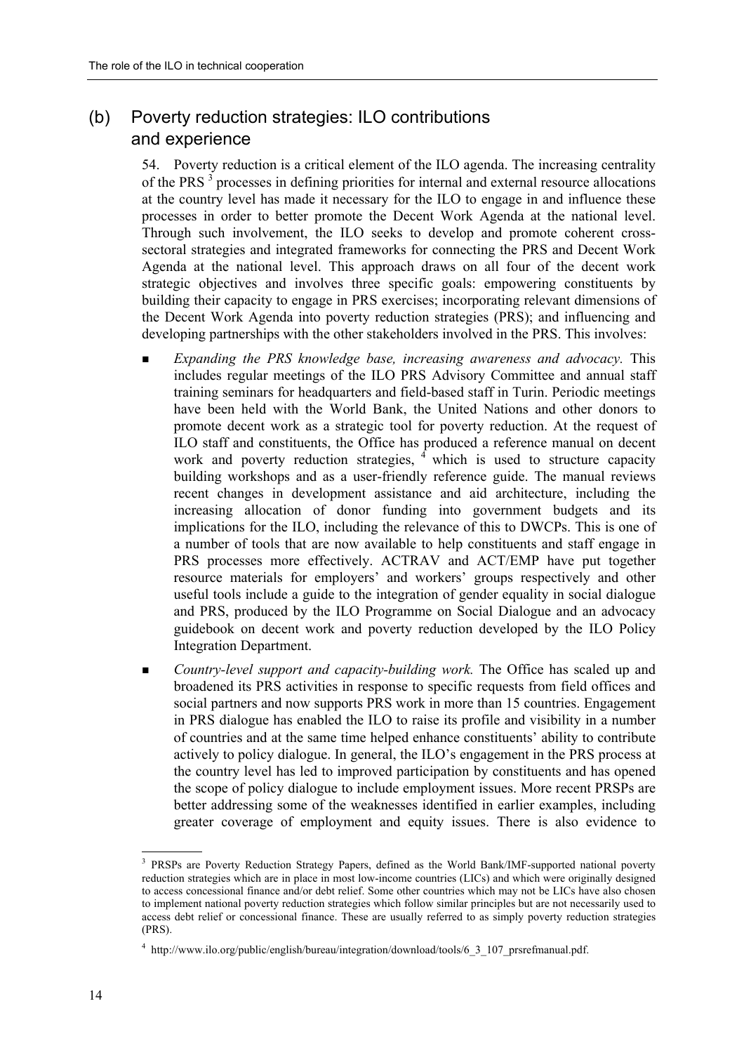## (b) Poverty reduction strategies: ILO contributions and experience

54. Poverty reduction is a critical element of the ILO agenda. The increasing centrality of the PRS [3] processes in defining priorities for internal and external resource allocations at the country level has made it necessary for the ILO to engage in and influence these processes in order to better promote the Decent Work Agenda at the national level. Through such involvement, the ILO seeks to develop and promote coherent cross-sectoral strategies and integrated frameworks for connecting the PRS and Decent Work Agenda at the national level. This approach draws on all four of the decent work strategic objectives and involves three specific goals: empowering constituents by building their capacity to engage in PRS exercises; incorporating relevant dimensions of the Decent Work Agenda into poverty reduction strategies (PRS); and influencing and developing partnerships with the other stakeholders involved in the PRS. This involves:

- *Expanding the PRS knowledge base, increasing awareness and advocacy.* This includes regular meetings of the ILO PRS Advisory Committee and annual staff training seminars for headquarters and field-based staff in Turin. Periodic meetings have been held with the World Bank, the United Nations and other donors to promote decent work as a strategic tool for poverty reduction. At the request of ILO staff and constituents, the Office has produced a reference manual on decent work and poverty reduction strategies, [4] which is used to structure capacity building workshops and as a user-friendly reference guide. The manual reviews recent changes in development assistance and aid architecture, including the increasing allocation of donor funding into government budgets and its implications for the ILO, including the relevance of this to DWCPs. This is one of a number of tools that are now available to help constituents and staff engage in PRS processes more effectively. ACTRAV and ACT/EMP have put together resource materials for employers' and workers' groups respectively and other useful tools include a guide to the integration of gender equality in social dialogue and PRS, produced by the ILO Programme on Social Dialogue and an advocacy guidebook on decent work and poverty reduction developed by the ILO Policy Integration Department.
- *Country-level support and capacity-building work.* The Office has scaled up and broadened its PRS activities in response to specific requests from field offices and social partners and now supports PRS work in more than 15 countries. Engagement in PRS dialogue has enabled the ILO to raise its profile and visibility in a number of countries and at the same time helped enhance constituents' ability to contribute actively to policy dialogue. In general, the ILO's engagement in the PRS process at the country level has led to improved participation by constituents and has opened the scope of policy dialogue to include employment issues. More recent PRSPs are better addressing some of the weaknesses identified in earlier examples, including greater coverage of employment and equity issues. There is also evidence to

---

[3] PRSPs are Poverty Reduction Strategy Papers, defined as the World Bank/IMF-supported national poverty reduction strategies which are in place in most low-income countries (LICs) and which were originally designed to access concessional finance and/or debt relief. Some other countries which may not be LICs have also chosen to implement national poverty reduction strategies which follow similar principles but are not necessarily used to access debt relief or concessional finance. These are usually referred to as simply poverty reduction strategies (PRS).

[4] http://www.ilo.org/public/english/bureau/integration/download/tools/6_3_107_prsrefmanual.pdf.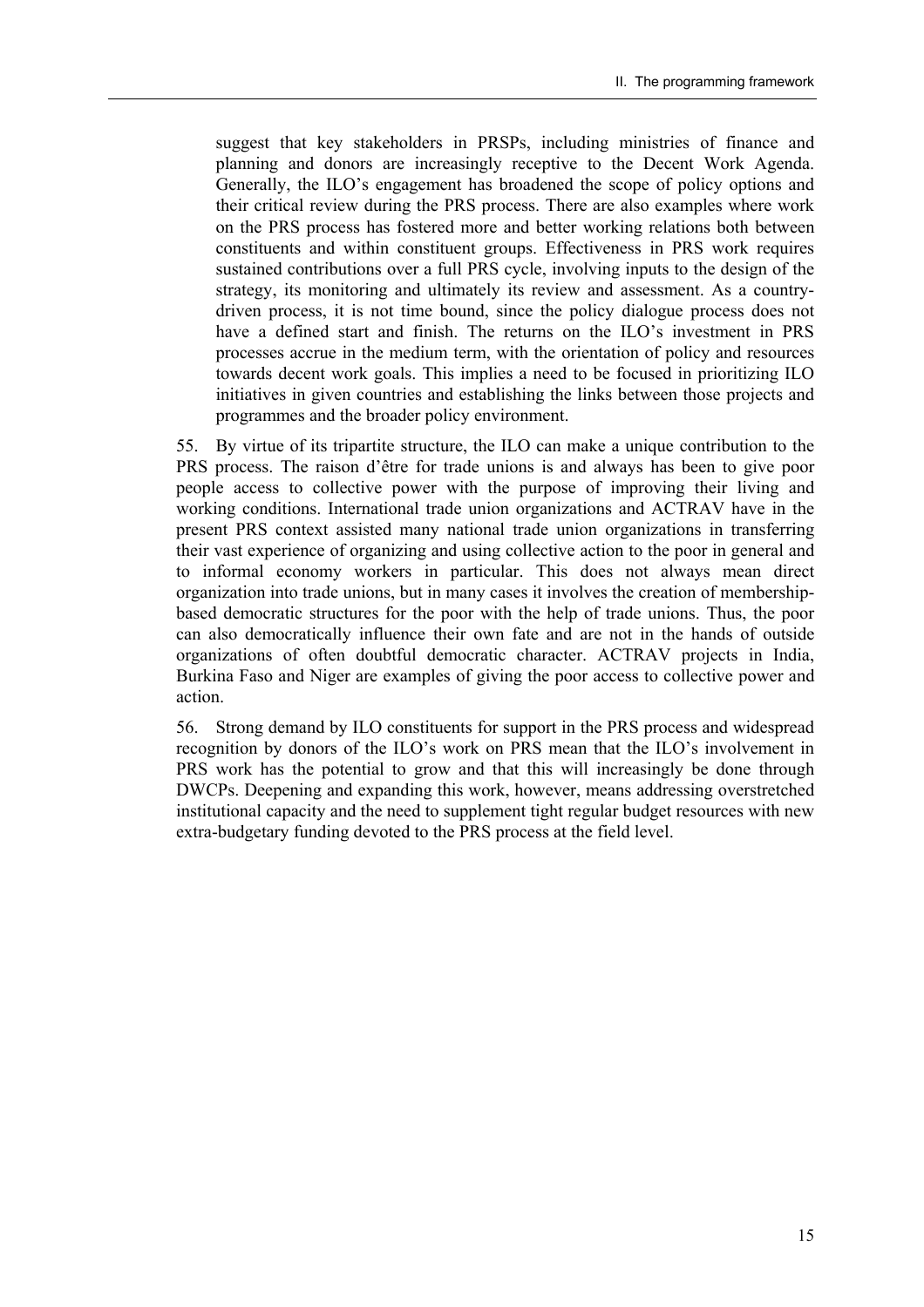suggest that key stakeholders in PRSPs, including ministries of finance and planning and donors are increasingly receptive to the Decent Work Agenda. Generally, the ILO's engagement has broadened the scope of policy options and their critical review during the PRS process. There are also examples where work on the PRS process has fostered more and better working relations both between constituents and within constituent groups. Effectiveness in PRS work requires sustained contributions over a full PRS cycle, involving inputs to the design of the strategy, its monitoring and ultimately its review and assessment. As a country-driven process, it is not time bound, since the policy dialogue process does not have a defined start and finish. The returns on the ILO's investment in PRS processes accrue in the medium term, with the orientation of policy and resources towards decent work goals. This implies a need to be focused in prioritizing ILO initiatives in given countries and establishing the links between those projects and programmes and the broader policy environment.

55. By virtue of its tripartite structure, the ILO can make a unique contribution to the PRS process. The raison d'être for trade unions is and always has been to give poor people access to collective power with the purpose of improving their living and working conditions. International trade union organizations and ACTRAV have in the present PRS context assisted many national trade union organizations in transferring their vast experience of organizing and using collective action to the poor in general and to informal economy workers in particular. This does not always mean direct organization into trade unions, but in many cases it involves the creation of membership-based democratic structures for the poor with the help of trade unions. Thus, the poor can also democratically influence their own fate and are not in the hands of outside organizations of often doubtful democratic character. ACTRAV projects in India, Burkina Faso and Niger are examples of giving the poor access to collective power and action.

56. Strong demand by ILO constituents for support in the PRS process and widespread recognition by donors of the ILO's work on PRS mean that the ILO's involvement in PRS work has the potential to grow and that this will increasingly be done through DWCPs. Deepening and expanding this work, however, means addressing overstretched institutional capacity and the need to supplement tight regular budget resources with new extra-budgetary funding devoted to the PRS process at the field level.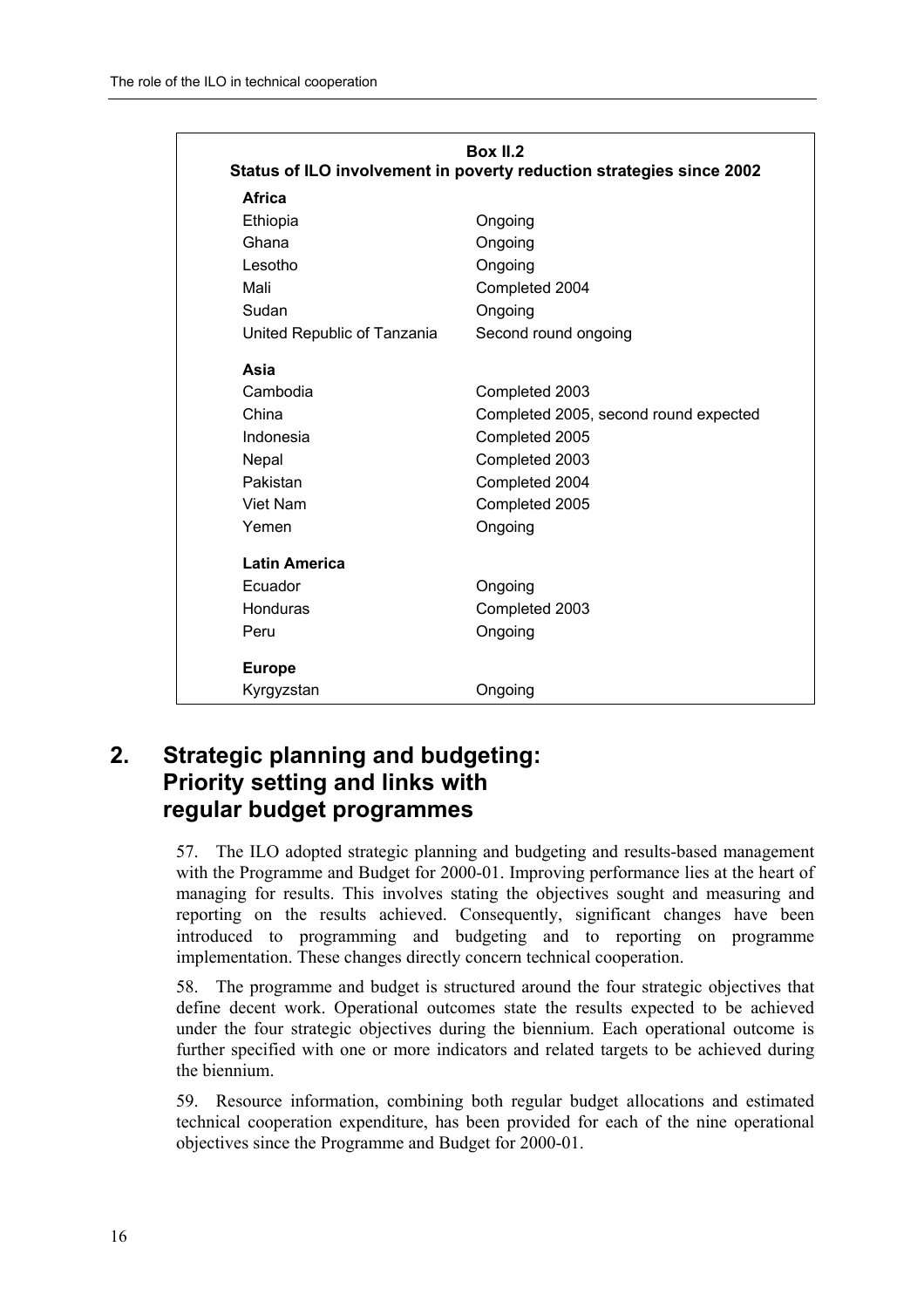**Box II.2**
**Status of ILO involvement in poverty reduction strategies since 2002**

| Country | Status |
|---|---|
| **Africa** | |
| Ethiopia | Ongoing |
| Ghana | Ongoing |
| Lesotho | Ongoing |
| Mali | Completed 2004 |
| Sudan | Ongoing |
| United Republic of Tanzania | Second round ongoing |
| **Asia** | |
| Cambodia | Completed 2003 |
| China | Completed 2005, second round expected |
| Indonesia | Completed 2005 |
| Nepal | Completed 2003 |
| Pakistan | Completed 2004 |
| Viet Nam | Completed 2005 |
| Yemen | Ongoing |
| **Latin America** | |
| Ecuador | Ongoing |
| Honduras | Completed 2003 |
| Peru | Ongoing |
| **Europe** | |
| Kyrgyzstan | Ongoing |

## 2. Strategic planning and budgeting: Priority setting and links with regular budget programmes

57. The ILO adopted strategic planning and budgeting and results-based management with the Programme and Budget for 2000-01. Improving performance lies at the heart of managing for results. This involves stating the objectives sought and measuring and reporting on the results achieved. Consequently, significant changes have been introduced to programming and budgeting and to reporting on programme implementation. These changes directly concern technical cooperation.

58. The programme and budget is structured around the four strategic objectives that define decent work. Operational outcomes state the results expected to be achieved under the four strategic objectives during the biennium. Each operational outcome is further specified with one or more indicators and related targets to be achieved during the biennium.

59. Resource information, combining both regular budget allocations and estimated technical cooperation expenditure, has been provided for each of the nine operational objectives since the Programme and Budget for 2000-01.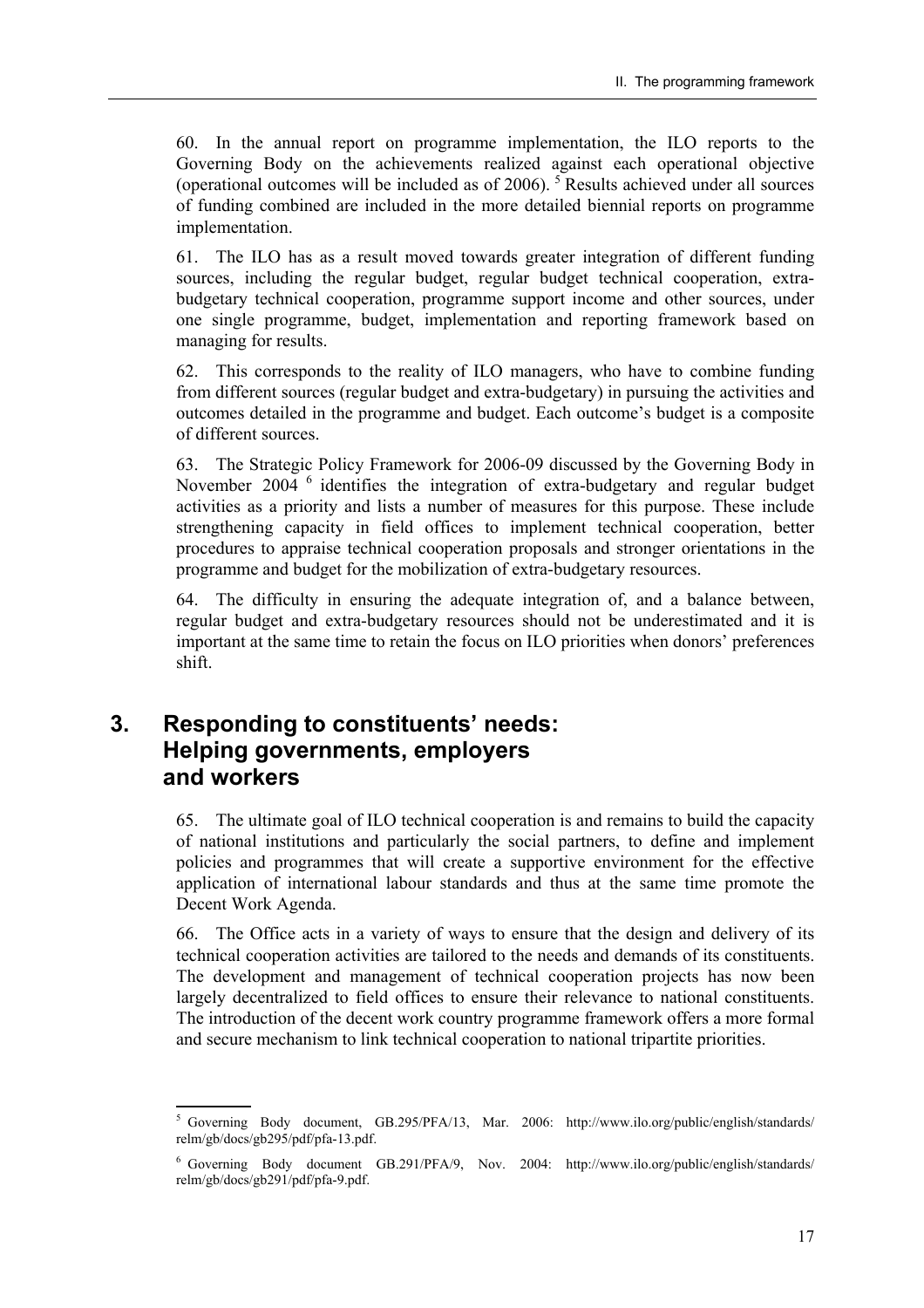60. In the annual report on programme implementation, the ILO reports to the Governing Body on the achievements realized against each operational objective (operational outcomes will be included as of 2006). [5] Results achieved under all sources of funding combined are included in the more detailed biennial reports on programme implementation.

61. The ILO has as a result moved towards greater integration of different funding sources, including the regular budget, regular budget technical cooperation, extra-budgetary technical cooperation, programme support income and other sources, under one single programme, budget, implementation and reporting framework based on managing for results.

62. This corresponds to the reality of ILO managers, who have to combine funding from different sources (regular budget and extra-budgetary) in pursuing the activities and outcomes detailed in the programme and budget. Each outcome's budget is a composite of different sources.

63. The Strategic Policy Framework for 2006-09 discussed by the Governing Body in November 2004 [6] identifies the integration of extra-budgetary and regular budget activities as a priority and lists a number of measures for this purpose. These include strengthening capacity in field offices to implement technical cooperation, better procedures to appraise technical cooperation proposals and stronger orientations in the programme and budget for the mobilization of extra-budgetary resources.

64. The difficulty in ensuring the adequate integration of, and a balance between, regular budget and extra-budgetary resources should not be underestimated and it is important at the same time to retain the focus on ILO priorities when donors' preferences shift.

## 3. Responding to constituents' needs: Helping governments, employers and workers

65. The ultimate goal of ILO technical cooperation is and remains to build the capacity of national institutions and particularly the social partners, to define and implement policies and programmes that will create a supportive environment for the effective application of international labour standards and thus at the same time promote the Decent Work Agenda.

66. The Office acts in a variety of ways to ensure that the design and delivery of its technical cooperation activities are tailored to the needs and demands of its constituents. The development and management of technical cooperation projects has now been largely decentralized to field offices to ensure their relevance to national constituents. The introduction of the decent work country programme framework offers a more formal and secure mechanism to link technical cooperation to national tripartite priorities.

---

[5] Governing Body document, GB.295/PFA/13, Mar. 2006: http://www.ilo.org/public/english/standards/relm/gb/docs/gb295/pdf/pfa-13.pdf.

[6] Governing Body document GB.291/PFA/9, Nov. 2004: http://www.ilo.org/public/english/standards/relm/gb/docs/gb291/pdf/pfa-9.pdf.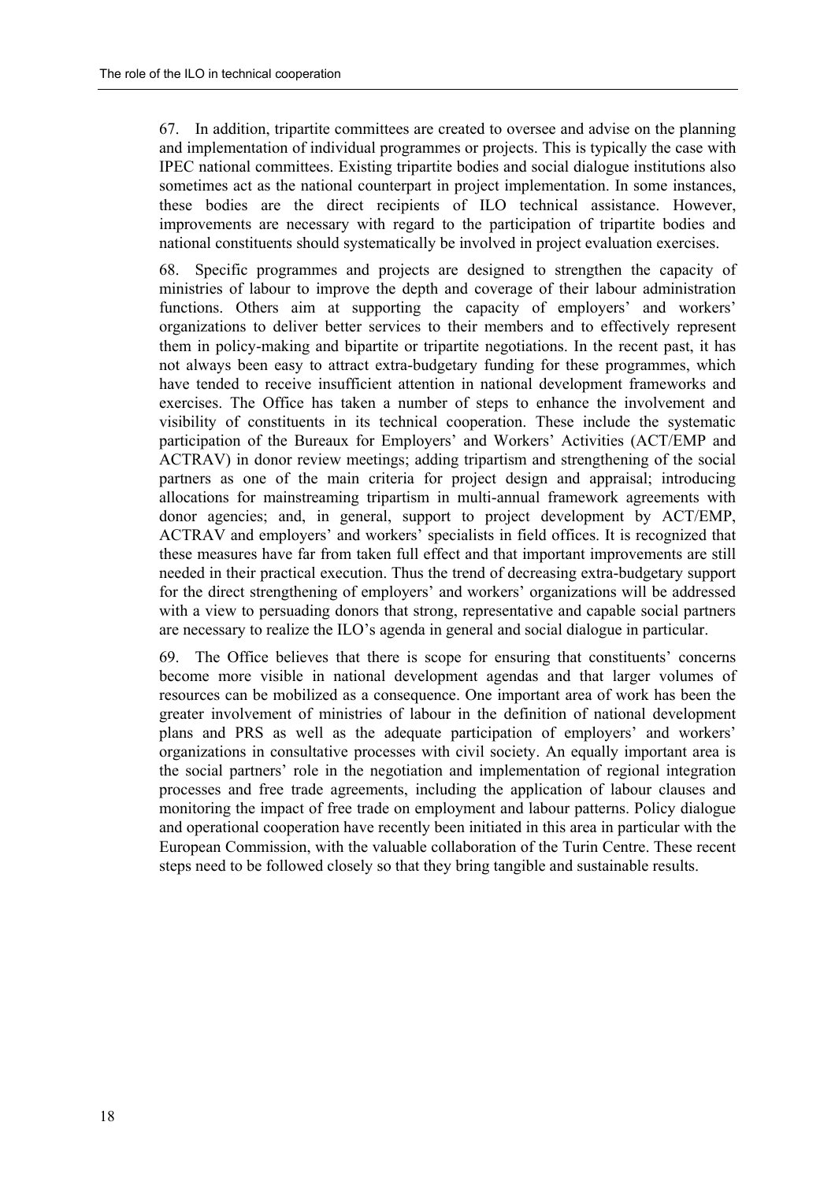67. In addition, tripartite committees are created to oversee and advise on the planning and implementation of individual programmes or projects. This is typically the case with IPEC national committees. Existing tripartite bodies and social dialogue institutions also sometimes act as the national counterpart in project implementation. In some instances, these bodies are the direct recipients of ILO technical assistance. However, improvements are necessary with regard to the participation of tripartite bodies and national constituents should systematically be involved in project evaluation exercises.

68. Specific programmes and projects are designed to strengthen the capacity of ministries of labour to improve the depth and coverage of their labour administration functions. Others aim at supporting the capacity of employers' and workers' organizations to deliver better services to their members and to effectively represent them in policy-making and bipartite or tripartite negotiations. In the recent past, it has not always been easy to attract extra-budgetary funding for these programmes, which have tended to receive insufficient attention in national development frameworks and exercises. The Office has taken a number of steps to enhance the involvement and visibility of constituents in its technical cooperation. These include the systematic participation of the Bureaux for Employers' and Workers' Activities (ACT/EMP and ACTRAV) in donor review meetings; adding tripartism and strengthening of the social partners as one of the main criteria for project design and appraisal; introducing allocations for mainstreaming tripartism in multi-annual framework agreements with donor agencies; and, in general, support to project development by ACT/EMP, ACTRAV and employers' and workers' specialists in field offices. It is recognized that these measures have far from taken full effect and that important improvements are still needed in their practical execution. Thus the trend of decreasing extra-budgetary support for the direct strengthening of employers' and workers' organizations will be addressed with a view to persuading donors that strong, representative and capable social partners are necessary to realize the ILO's agenda in general and social dialogue in particular.

69. The Office believes that there is scope for ensuring that constituents' concerns become more visible in national development agendas and that larger volumes of resources can be mobilized as a consequence. One important area of work has been the greater involvement of ministries of labour in the definition of national development plans and PRS as well as the adequate participation of employers' and workers' organizations in consultative processes with civil society. An equally important area is the social partners' role in the negotiation and implementation of regional integration processes and free trade agreements, including the application of labour clauses and monitoring the impact of free trade on employment and labour patterns. Policy dialogue and operational cooperation have recently been initiated in this area in particular with the European Commission, with the valuable collaboration of the Turin Centre. These recent steps need to be followed closely so that they bring tangible and sustainable results.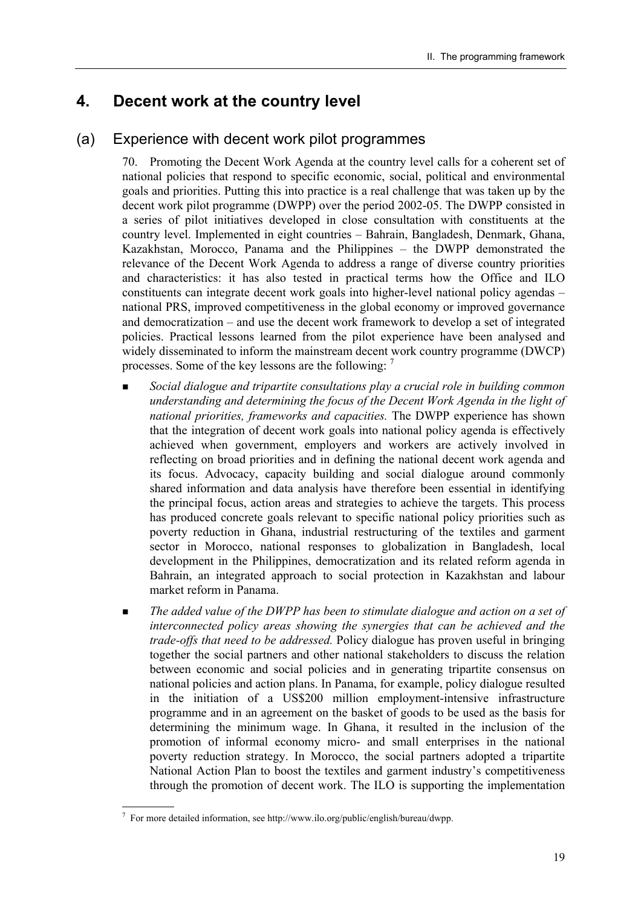## 4. Decent work at the country level

### (a) Experience with decent work pilot programmes

70. Promoting the Decent Work Agenda at the country level calls for a coherent set of national policies that respond to specific economic, social, political and environmental goals and priorities. Putting this into practice is a real challenge that was taken up by the decent work pilot programme (DWPP) over the period 2002-05. The DWPP consisted in a series of pilot initiatives developed in close consultation with constituents at the country level. Implemented in eight countries – Bahrain, Bangladesh, Denmark, Ghana, Kazakhstan, Morocco, Panama and the Philippines – the DWPP demonstrated the relevance of the Decent Work Agenda to address a range of diverse country priorities and characteristics: it has also tested in practical terms how the Office and ILO constituents can integrate decent work goals into higher-level national policy agendas – national PRS, improved competitiveness in the global economy or improved governance and democratization – and use the decent work framework to develop a set of integrated policies. Practical lessons learned from the pilot experience have been analysed and widely disseminated to inform the mainstream decent work country programme (DWCP) processes. Some of the key lessons are the following: [7]

- *Social dialogue and tripartite consultations play a crucial role in building common understanding and determining the focus of the Decent Work Agenda in the light of national priorities, frameworks and capacities.* The DWPP experience has shown that the integration of decent work goals into national policy agenda is effectively achieved when government, employers and workers are actively involved in reflecting on broad priorities and in defining the national decent work agenda and its focus. Advocacy, capacity building and social dialogue around commonly shared information and data analysis have therefore been essential in identifying the principal focus, action areas and strategies to achieve the targets. This process has produced concrete goals relevant to specific national policy priorities such as poverty reduction in Ghana, industrial restructuring of the textiles and garment sector in Morocco, national responses to globalization in Bangladesh, local development in the Philippines, democratization and its related reform agenda in Bahrain, an integrated approach to social protection in Kazakhstan and labour market reform in Panama.
- *The added value of the DWPP has been to stimulate dialogue and action on a set of interconnected policy areas showing the synergies that can be achieved and the trade-offs that need to be addressed.* Policy dialogue has proven useful in bringing together the social partners and other national stakeholders to discuss the relation between economic and social policies and in generating tripartite consensus on national policies and action plans. In Panama, for example, policy dialogue resulted in the initiation of a US$200 million employment-intensive infrastructure programme and in an agreement on the basket of goods to be used as the basis for determining the minimum wage. In Ghana, it resulted in the inclusion of the promotion of informal economy micro- and small enterprises in the national poverty reduction strategy. In Morocco, the social partners adopted a tripartite National Action Plan to boost the textiles and garment industry's competitiveness through the promotion of decent work. The ILO is supporting the implementation

---

[7] For more detailed information, see http://www.ilo.org/public/english/bureau/dwpp.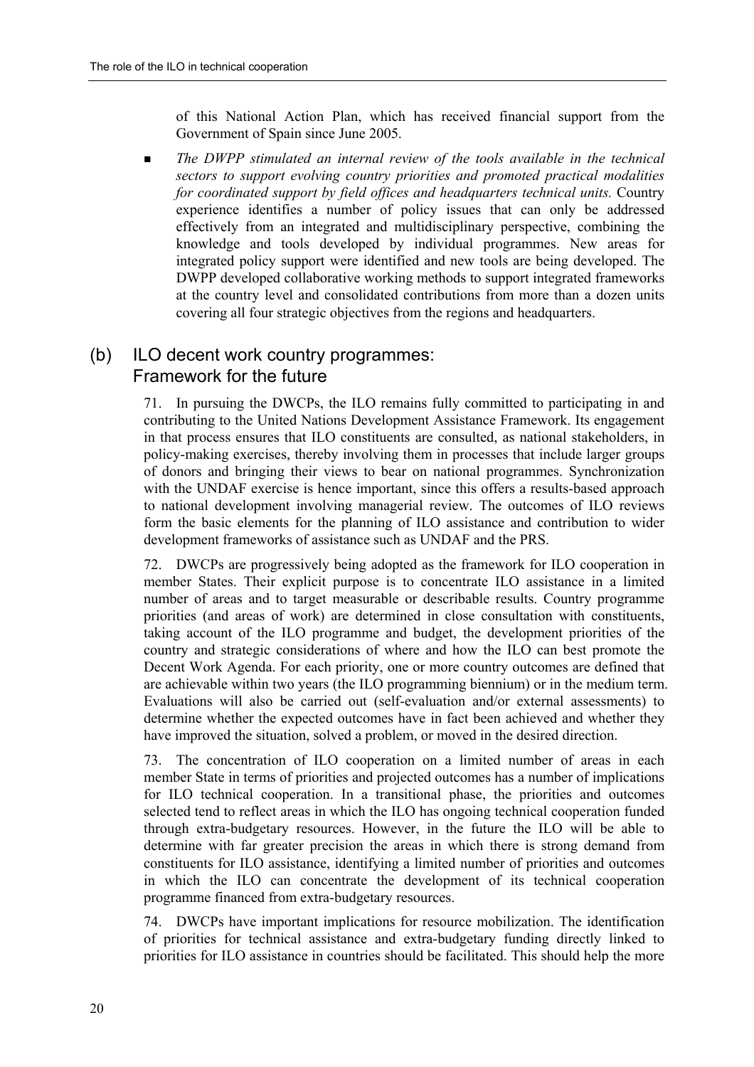of this National Action Plan, which has received financial support from the Government of Spain since June 2005.

- *The DWPP stimulated an internal review of the tools available in the technical sectors to support evolving country priorities and promoted practical modalities for coordinated support by field offices and headquarters technical units.* Country experience identifies a number of policy issues that can only be addressed effectively from an integrated and multidisciplinary perspective, combining the knowledge and tools developed by individual programmes. New areas for integrated policy support were identified and new tools are being developed. The DWPP developed collaborative working methods to support integrated frameworks at the country level and consolidated contributions from more than a dozen units covering all four strategic objectives from the regions and headquarters.

## (b) ILO decent work country programmes: Framework for the future

71. In pursuing the DWCPs, the ILO remains fully committed to participating in and contributing to the United Nations Development Assistance Framework. Its engagement in that process ensures that ILO constituents are consulted, as national stakeholders, in policy-making exercises, thereby involving them in processes that include larger groups of donors and bringing their views to bear on national programmes. Synchronization with the UNDAF exercise is hence important, since this offers a results-based approach to national development involving managerial review. The outcomes of ILO reviews form the basic elements for the planning of ILO assistance and contribution to wider development frameworks of assistance such as UNDAF and the PRS.

72. DWCPs are progressively being adopted as the framework for ILO cooperation in member States. Their explicit purpose is to concentrate ILO assistance in a limited number of areas and to target measurable or describable results. Country programme priorities (and areas of work) are determined in close consultation with constituents, taking account of the ILO programme and budget, the development priorities of the country and strategic considerations of where and how the ILO can best promote the Decent Work Agenda. For each priority, one or more country outcomes are defined that are achievable within two years (the ILO programming biennium) or in the medium term. Evaluations will also be carried out (self-evaluation and/or external assessments) to determine whether the expected outcomes have in fact been achieved and whether they have improved the situation, solved a problem, or moved in the desired direction.

73. The concentration of ILO cooperation on a limited number of areas in each member State in terms of priorities and projected outcomes has a number of implications for ILO technical cooperation. In a transitional phase, the priorities and outcomes selected tend to reflect areas in which the ILO has ongoing technical cooperation funded through extra-budgetary resources. However, in the future the ILO will be able to determine with far greater precision the areas in which there is strong demand from constituents for ILO assistance, identifying a limited number of priorities and outcomes in which the ILO can concentrate the development of its technical cooperation programme financed from extra-budgetary resources.

74. DWCPs have important implications for resource mobilization. The identification of priorities for technical assistance and extra-budgetary funding directly linked to priorities for ILO assistance in countries should be facilitated. This should help the more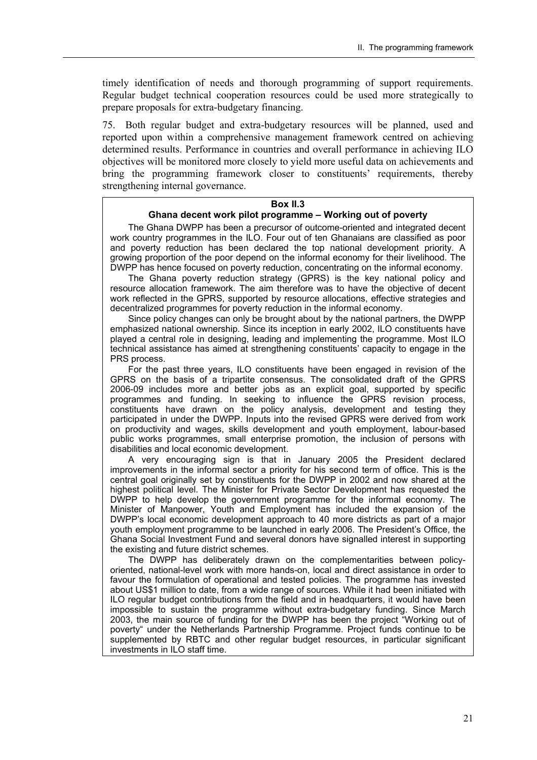timely identification of needs and thorough programming of support requirements. Regular budget technical cooperation resources could be used more strategically to prepare proposals for extra-budgetary financing.

75. Both regular budget and extra-budgetary resources will be planned, used and reported upon within a comprehensive management framework centred on achieving determined results. Performance in countries and overall performance in achieving ILO objectives will be monitored more closely to yield more useful data on achievements and bring the programming framework closer to constituents' requirements, thereby strengthening internal governance.

**Box II.3**
**Ghana decent work pilot programme – Working out of poverty**

The Ghana DWPP has been a precursor of outcome-oriented and integrated decent work country programmes in the ILO. Four out of ten Ghanaians are classified as poor and poverty reduction has been declared the top national development priority. A growing proportion of the poor depend on the informal economy for their livelihood. The DWPP has hence focused on poverty reduction, concentrating on the informal economy.

The Ghana poverty reduction strategy (GPRS) is the key national policy and resource allocation framework. The aim therefore was to have the objective of decent work reflected in the GPRS, supported by resource allocations, effective strategies and decentralized programmes for poverty reduction in the informal economy.

Since policy changes can only be brought about by the national partners, the DWPP emphasized national ownership. Since its inception in early 2002, ILO constituents have played a central role in designing, leading and implementing the programme. Most ILO technical assistance has aimed at strengthening constituents' capacity to engage in the PRS process.

For the past three years, ILO constituents have been engaged in revision of the GPRS on the basis of a tripartite consensus. The consolidated draft of the GPRS 2006-09 includes more and better jobs as an explicit goal, supported by specific programmes and funding. In seeking to influence the GPRS revision process, constituents have drawn on the policy analysis, development and testing they participated in under the DWPP. Inputs into the revised GPRS were derived from work on productivity and wages, skills development and youth employment, labour-based public works programmes, small enterprise promotion, the inclusion of persons with disabilities and local economic development.

A very encouraging sign is that in January 2005 the President declared improvements in the informal sector a priority for his second term of office. This is the central goal originally set by constituents for the DWPP in 2002 and now shared at the highest political level. The Minister for Private Sector Development has requested the DWPP to help develop the government programme for the informal economy. The Minister of Manpower, Youth and Employment has included the expansion of the DWPP's local economic development approach to 40 more districts as part of a major youth employment programme to be launched in early 2006. The President's Office, the Ghana Social Investment Fund and several donors have signalled interest in supporting the existing and future district schemes.

The DWPP has deliberately drawn on the complementarities between policy-oriented, national-level work with more hands-on, local and direct assistance in order to favour the formulation of operational and tested policies. The programme has invested about US$1 million to date, from a wide range of sources. While it had been initiated with ILO regular budget contributions from the field and in headquarters, it would have been impossible to sustain the programme without extra-budgetary funding. Since March 2003, the main source of funding for the DWPP has been the project "Working out of poverty" under the Netherlands Partnership Programme. Project funds continue to be supplemented by RBTC and other regular budget resources, in particular significant investments in ILO staff time.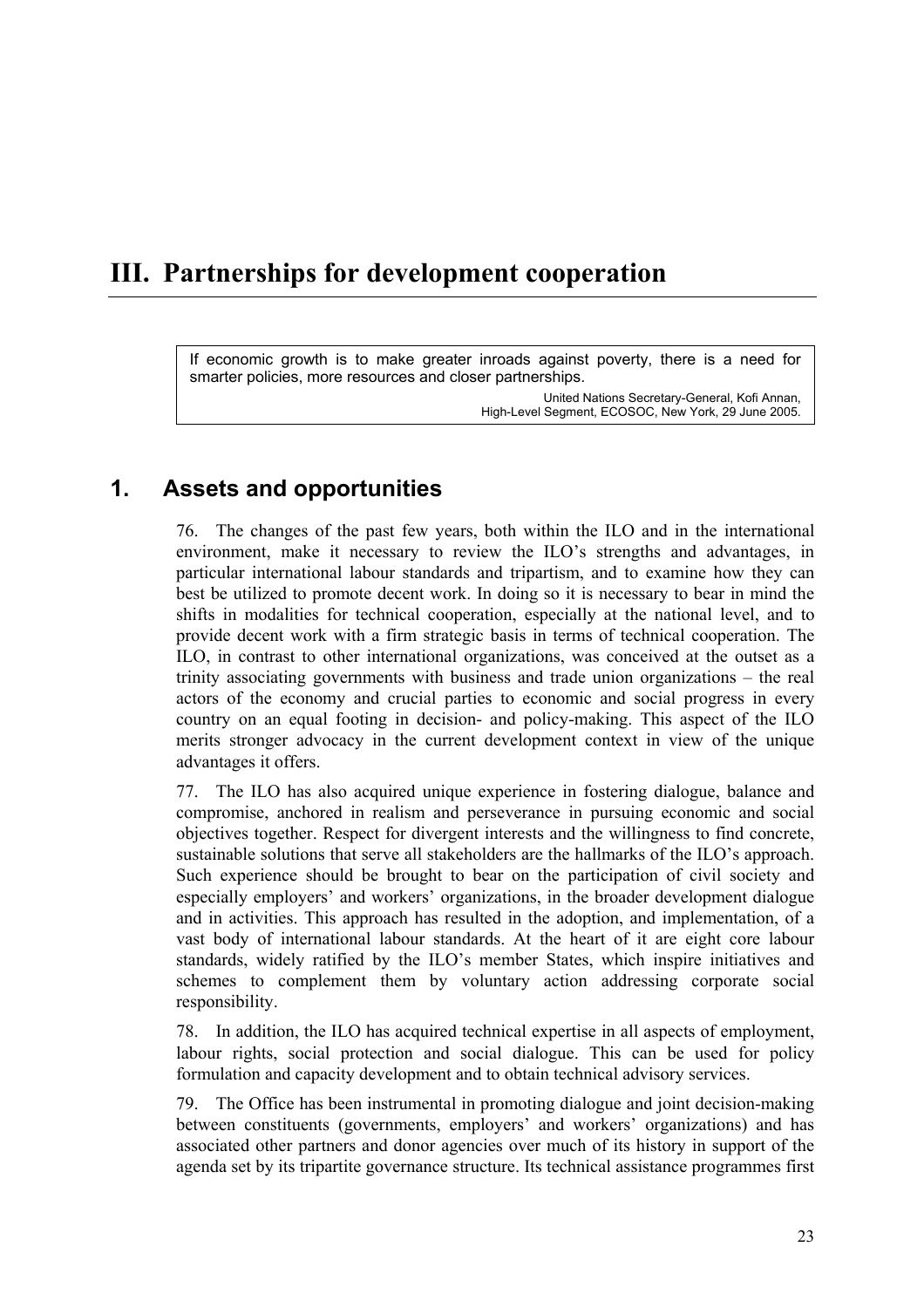# III. Partnerships for development cooperation

> If economic growth is to make greater inroads against poverty, there is a need for smarter policies, more resources and closer partnerships.
>
> United Nations Secretary-General, Kofi Annan, High-Level Segment, ECOSOC, New York, 29 June 2005.

## 1. Assets and opportunities

76. The changes of the past few years, both within the ILO and in the international environment, make it necessary to review the ILO's strengths and advantages, in particular international labour standards and tripartism, and to examine how they can best be utilized to promote decent work. In doing so it is necessary to bear in mind the shifts in modalities for technical cooperation, especially at the national level, and to provide decent work with a firm strategic basis in terms of technical cooperation. The ILO, in contrast to other international organizations, was conceived at the outset as a trinity associating governments with business and trade union organizations – the real actors of the economy and crucial parties to economic and social progress in every country on an equal footing in decision- and policy-making. This aspect of the ILO merits stronger advocacy in the current development context in view of the unique advantages it offers.

77. The ILO has also acquired unique experience in fostering dialogue, balance and compromise, anchored in realism and perseverance in pursuing economic and social objectives together. Respect for divergent interests and the willingness to find concrete, sustainable solutions that serve all stakeholders are the hallmarks of the ILO's approach. Such experience should be brought to bear on the participation of civil society and especially employers' and workers' organizations, in the broader development dialogue and in activities. This approach has resulted in the adoption, and implementation, of a vast body of international labour standards. At the heart of it are eight core labour standards, widely ratified by the ILO's member States, which inspire initiatives and schemes to complement them by voluntary action addressing corporate social responsibility.

78. In addition, the ILO has acquired technical expertise in all aspects of employment, labour rights, social protection and social dialogue. This can be used for policy formulation and capacity development and to obtain technical advisory services.

79. The Office has been instrumental in promoting dialogue and joint decision-making between constituents (governments, employers' and workers' organizations) and has associated other partners and donor agencies over much of its history in support of the agenda set by its tripartite governance structure. Its technical assistance programmes first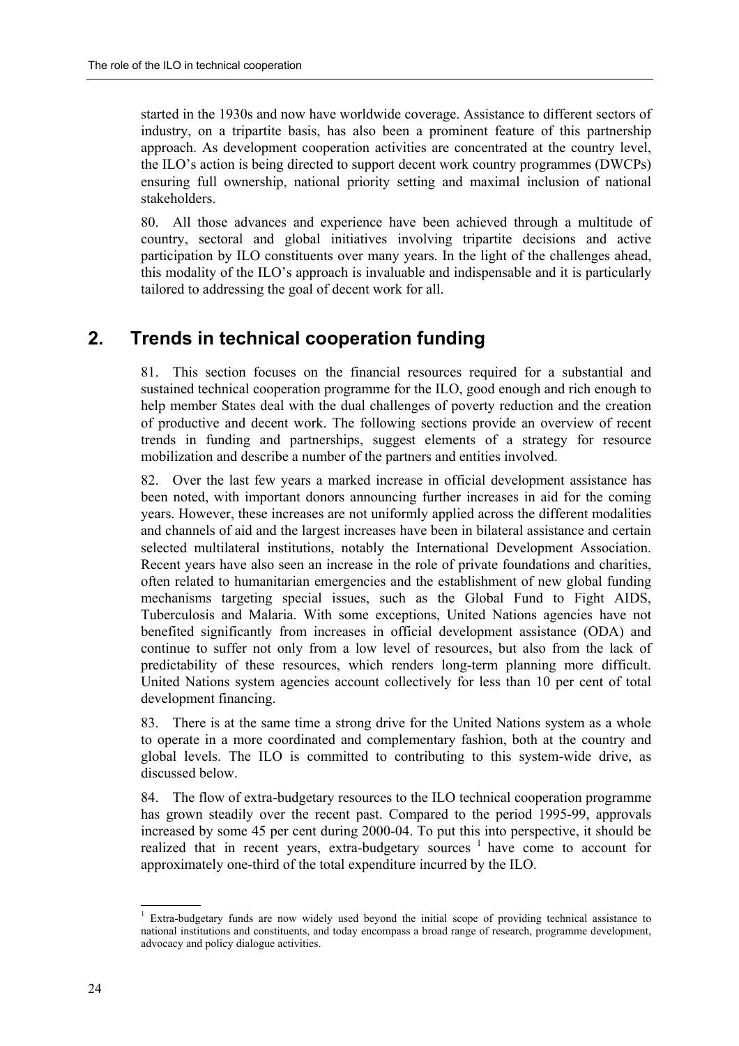started in the 1930s and now have worldwide coverage. Assistance to different sectors of industry, on a tripartite basis, has also been a prominent feature of this partnership approach. As development cooperation activities are concentrated at the country level, the ILO's action is being directed to support decent work country programmes (DWCPs) ensuring full ownership, national priority setting and maximal inclusion of national stakeholders.

80. All those advances and experience have been achieved through a multitude of country, sectoral and global initiatives involving tripartite decisions and active participation by ILO constituents over many years. In the light of the challenges ahead, this modality of the ILO's approach is invaluable and indispensable and it is particularly tailored to addressing the goal of decent work for all.

## 2. Trends in technical cooperation funding

81. This section focuses on the financial resources required for a substantial and sustained technical cooperation programme for the ILO, good enough and rich enough to help member States deal with the dual challenges of poverty reduction and the creation of productive and decent work. The following sections provide an overview of recent trends in funding and partnerships, suggest elements of a strategy for resource mobilization and describe a number of the partners and entities involved.

82. Over the last few years a marked increase in official development assistance has been noted, with important donors announcing further increases in aid for the coming years. However, these increases are not uniformly applied across the different modalities and channels of aid and the largest increases have been in bilateral assistance and certain selected multilateral institutions, notably the International Development Association. Recent years have also seen an increase in the role of private foundations and charities, often related to humanitarian emergencies and the establishment of new global funding mechanisms targeting special issues, such as the Global Fund to Fight AIDS, Tuberculosis and Malaria. With some exceptions, United Nations agencies have not benefited significantly from increases in official development assistance (ODA) and continue to suffer not only from a low level of resources, but also from the lack of predictability of these resources, which renders long-term planning more difficult. United Nations system agencies account collectively for less than 10 per cent of total development financing.

83. There is at the same time a strong drive for the United Nations system as a whole to operate in a more coordinated and complementary fashion, both at the country and global levels. The ILO is committed to contributing to this system-wide drive, as discussed below.

84. The flow of extra-budgetary resources to the ILO technical cooperation programme has grown steadily over the recent past. Compared to the period 1995-99, approvals increased by some 45 per cent during 2000-04. To put this into perspective, it should be realized that in recent years, extra-budgetary sources [1] have come to account for approximately one-third of the total expenditure incurred by the ILO.

[1] Extra-budgetary funds are now widely used beyond the initial scope of providing technical assistance to national institutions and constituents, and today encompass a broad range of research, programme development, advocacy and policy dialogue activities.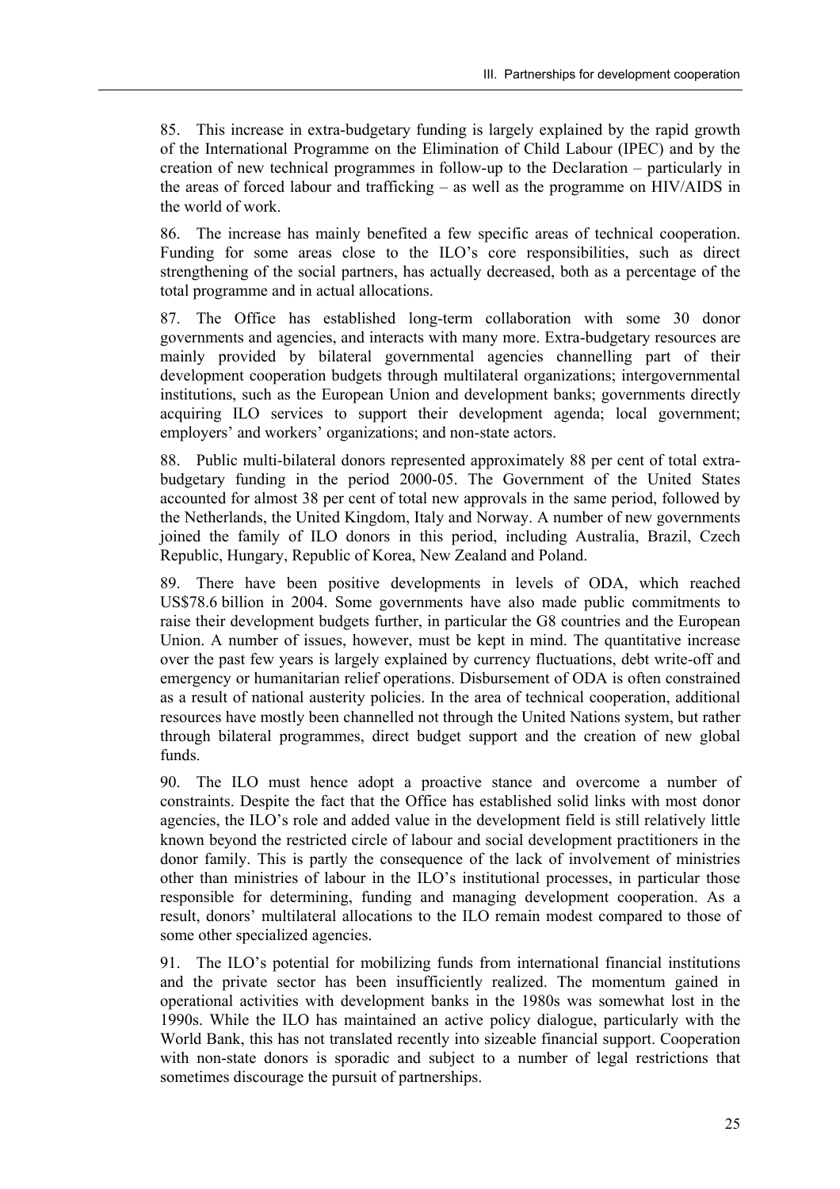85. This increase in extra-budgetary funding is largely explained by the rapid growth of the International Programme on the Elimination of Child Labour (IPEC) and by the creation of new technical programmes in follow-up to the Declaration – particularly in the areas of forced labour and trafficking – as well as the programme on HIV/AIDS in the world of work.

86. The increase has mainly benefited a few specific areas of technical cooperation. Funding for some areas close to the ILO's core responsibilities, such as direct strengthening of the social partners, has actually decreased, both as a percentage of the total programme and in actual allocations.

87. The Office has established long-term collaboration with some 30 donor governments and agencies, and interacts with many more. Extra-budgetary resources are mainly provided by bilateral governmental agencies channelling part of their development cooperation budgets through multilateral organizations; intergovernmental institutions, such as the European Union and development banks; governments directly acquiring ILO services to support their development agenda; local government; employers' and workers' organizations; and non-state actors.

88. Public multi-bilateral donors represented approximately 88 per cent of total extra-budgetary funding in the period 2000-05. The Government of the United States accounted for almost 38 per cent of total new approvals in the same period, followed by the Netherlands, the United Kingdom, Italy and Norway. A number of new governments joined the family of ILO donors in this period, including Australia, Brazil, Czech Republic, Hungary, Republic of Korea, New Zealand and Poland.

89. There have been positive developments in levels of ODA, which reached US$78.6 billion in 2004. Some governments have also made public commitments to raise their development budgets further, in particular the G8 countries and the European Union. A number of issues, however, must be kept in mind. The quantitative increase over the past few years is largely explained by currency fluctuations, debt write-off and emergency or humanitarian relief operations. Disbursement of ODA is often constrained as a result of national austerity policies. In the area of technical cooperation, additional resources have mostly been channelled not through the United Nations system, but rather through bilateral programmes, direct budget support and the creation of new global funds.

90. The ILO must hence adopt a proactive stance and overcome a number of constraints. Despite the fact that the Office has established solid links with most donor agencies, the ILO's role and added value in the development field is still relatively little known beyond the restricted circle of labour and social development practitioners in the donor family. This is partly the consequence of the lack of involvement of ministries other than ministries of labour in the ILO's institutional processes, in particular those responsible for determining, funding and managing development cooperation. As a result, donors' multilateral allocations to the ILO remain modest compared to those of some other specialized agencies.

91. The ILO's potential for mobilizing funds from international financial institutions and the private sector has been insufficiently realized. The momentum gained in operational activities with development banks in the 1980s was somewhat lost in the 1990s. While the ILO has maintained an active policy dialogue, particularly with the World Bank, this has not translated recently into sizeable financial support. Cooperation with non-state donors is sporadic and subject to a number of legal restrictions that sometimes discourage the pursuit of partnerships.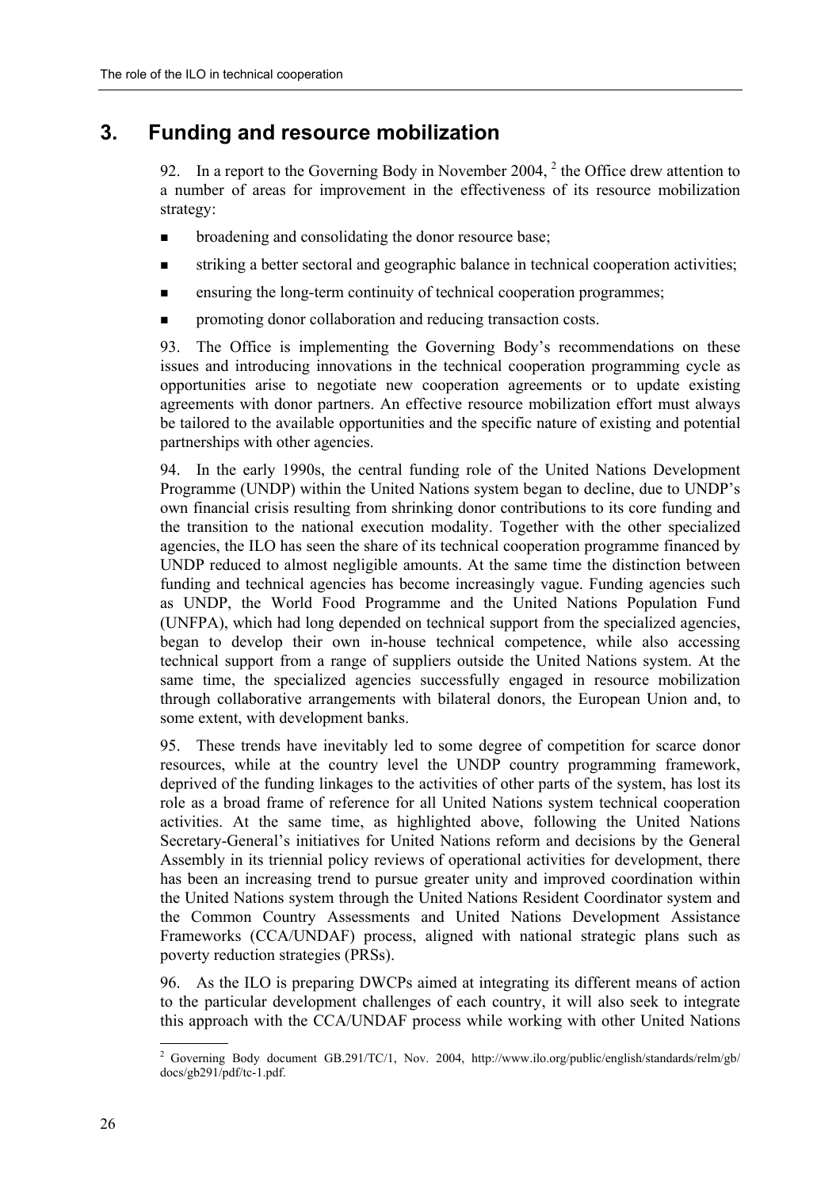## 3. Funding and resource mobilization

92. In a report to the Governing Body in November 2004, [2] the Office drew attention to a number of areas for improvement in the effectiveness of its resource mobilization strategy:

- broadening and consolidating the donor resource base;
- striking a better sectoral and geographic balance in technical cooperation activities;
- ensuring the long-term continuity of technical cooperation programmes;
- promoting donor collaboration and reducing transaction costs.

93. The Office is implementing the Governing Body's recommendations on these issues and introducing innovations in the technical cooperation programming cycle as opportunities arise to negotiate new cooperation agreements or to update existing agreements with donor partners. An effective resource mobilization effort must always be tailored to the available opportunities and the specific nature of existing and potential partnerships with other agencies.

94. In the early 1990s, the central funding role of the United Nations Development Programme (UNDP) within the United Nations system began to decline, due to UNDP's own financial crisis resulting from shrinking donor contributions to its core funding and the transition to the national execution modality. Together with the other specialized agencies, the ILO has seen the share of its technical cooperation programme financed by UNDP reduced to almost negligible amounts. At the same time the distinction between funding and technical agencies has become increasingly vague. Funding agencies such as UNDP, the World Food Programme and the United Nations Population Fund (UNFPA), which had long depended on technical support from the specialized agencies, began to develop their own in-house technical competence, while also accessing technical support from a range of suppliers outside the United Nations system. At the same time, the specialized agencies successfully engaged in resource mobilization through collaborative arrangements with bilateral donors, the European Union and, to some extent, with development banks.

95. These trends have inevitably led to some degree of competition for scarce donor resources, while at the country level the UNDP country programming framework, deprived of the funding linkages to the activities of other parts of the system, has lost its role as a broad frame of reference for all United Nations system technical cooperation activities. At the same time, as highlighted above, following the United Nations Secretary-General's initiatives for United Nations reform and decisions by the General Assembly in its triennial policy reviews of operational activities for development, there has been an increasing trend to pursue greater unity and improved coordination within the United Nations system through the United Nations Resident Coordinator system and the Common Country Assessments and United Nations Development Assistance Frameworks (CCA/UNDAF) process, aligned with national strategic plans such as poverty reduction strategies (PRSs).

96. As the ILO is preparing DWCPs aimed at integrating its different means of action to the particular development challenges of each country, it will also seek to integrate this approach with the CCA/UNDAF process while working with other United Nations

---

[2] Governing Body document GB.291/TC/1, Nov. 2004, http://www.ilo.org/public/english/standards/relm/gb/docs/gb291/pdf/tc-1.pdf.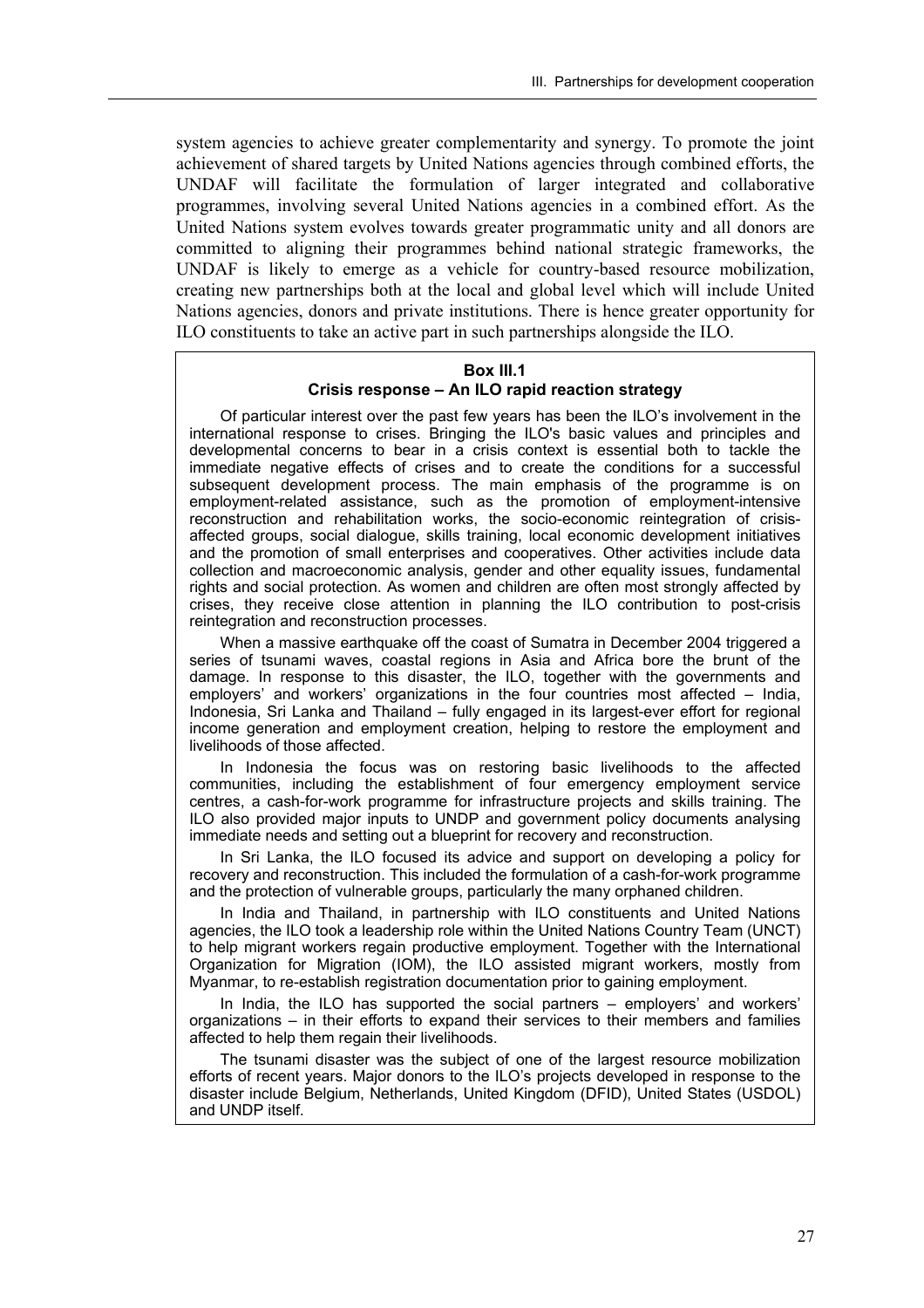system agencies to achieve greater complementarity and synergy. To promote the joint achievement of shared targets by United Nations agencies through combined efforts, the UNDAF will facilitate the formulation of larger integrated and collaborative programmes, involving several United Nations agencies in a combined effort. As the United Nations system evolves towards greater programmatic unity and all donors are committed to aligning their programmes behind national strategic frameworks, the UNDAF is likely to emerge as a vehicle for country-based resource mobilization, creating new partnerships both at the local and global level which will include United Nations agencies, donors and private institutions. There is hence greater opportunity for ILO constituents to take an active part in such partnerships alongside the ILO.

**Box III.1**
**Crisis response – An ILO rapid reaction strategy**

Of particular interest over the past few years has been the ILO's involvement in the international response to crises. Bringing the ILO's basic values and principles and developmental concerns to bear in a crisis context is essential both to tackle the immediate negative effects of crises and to create the conditions for a successful subsequent development process. The main emphasis of the programme is on employment-related assistance, such as the promotion of employment-intensive reconstruction and rehabilitation works, the socio-economic reintegration of crisis-affected groups, social dialogue, skills training, local economic development initiatives and the promotion of small enterprises and cooperatives. Other activities include data collection and macroeconomic analysis, gender and other equality issues, fundamental rights and social protection. As women and children are often most strongly affected by crises, they receive close attention in planning the ILO contribution to post-crisis reintegration and reconstruction processes.

When a massive earthquake off the coast of Sumatra in December 2004 triggered a series of tsunami waves, coastal regions in Asia and Africa bore the brunt of the damage. In response to this disaster, the ILO, together with the governments and employers' and workers' organizations in the four countries most affected – India, Indonesia, Sri Lanka and Thailand – fully engaged in its largest-ever effort for regional income generation and employment creation, helping to restore the employment and livelihoods of those affected.

In Indonesia the focus was on restoring basic livelihoods to the affected communities, including the establishment of four emergency employment service centres, a cash-for-work programme for infrastructure projects and skills training. The ILO also provided major inputs to UNDP and government policy documents analysing immediate needs and setting out a blueprint for recovery and reconstruction.

In Sri Lanka, the ILO focused its advice and support on developing a policy for recovery and reconstruction. This included the formulation of a cash-for-work programme and the protection of vulnerable groups, particularly the many orphaned children.

In India and Thailand, in partnership with ILO constituents and United Nations agencies, the ILO took a leadership role within the United Nations Country Team (UNCT) to help migrant workers regain productive employment. Together with the International Organization for Migration (IOM), the ILO assisted migrant workers, mostly from Myanmar, to re-establish registration documentation prior to gaining employment.

In India, the ILO has supported the social partners – employers' and workers' organizations – in their efforts to expand their services to their members and families affected to help them regain their livelihoods.

The tsunami disaster was the subject of one of the largest resource mobilization efforts of recent years. Major donors to the ILO's projects developed in response to the disaster include Belgium, Netherlands, United Kingdom (DFID), United States (USDOL) and UNDP itself.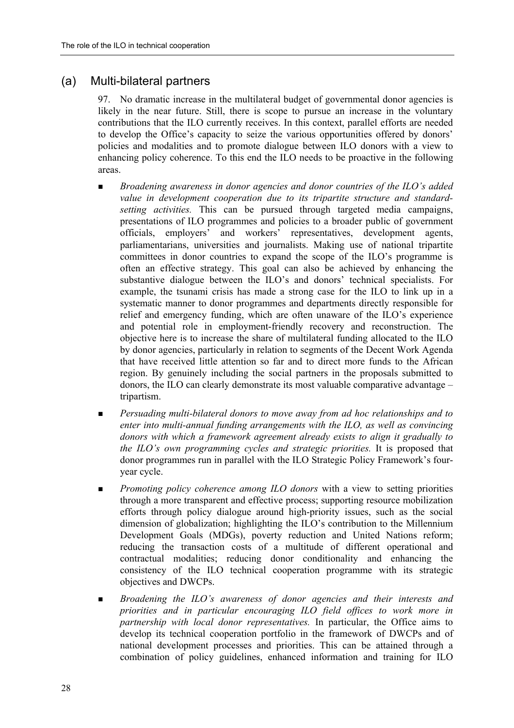## (a) Multi-bilateral partners

97. No dramatic increase in the multilateral budget of governmental donor agencies is likely in the near future. Still, there is scope to pursue an increase in the voluntary contributions that the ILO currently receives. In this context, parallel efforts are needed to develop the Office's capacity to seize the various opportunities offered by donors' policies and modalities and to promote dialogue between ILO donors with a view to enhancing policy coherence. To this end the ILO needs to be proactive in the following areas.

- *Broadening awareness in donor agencies and donor countries of the ILO's added value in development cooperation due to its tripartite structure and standard-setting activities.* This can be pursued through targeted media campaigns, presentations of ILO programmes and policies to a broader public of government officials, employers' and workers' representatives, development agents, parliamentarians, universities and journalists. Making use of national tripartite committees in donor countries to expand the scope of the ILO's programme is often an effective strategy. This goal can also be achieved by enhancing the substantive dialogue between the ILO's and donors' technical specialists. For example, the tsunami crisis has made a strong case for the ILO to link up in a systematic manner to donor programmes and departments directly responsible for relief and emergency funding, which are often unaware of the ILO's experience and potential role in employment-friendly recovery and reconstruction. The objective here is to increase the share of multilateral funding allocated to the ILO by donor agencies, particularly in relation to segments of the Decent Work Agenda that have received little attention so far and to direct more funds to the African region. By genuinely including the social partners in the proposals submitted to donors, the ILO can clearly demonstrate its most valuable comparative advantage – tripartism.
- *Persuading multi-bilateral donors to move away from ad hoc relationships and to enter into multi-annual funding arrangements with the ILO, as well as convincing donors with which a framework agreement already exists to align it gradually to the ILO's own programming cycles and strategic priorities.* It is proposed that donor programmes run in parallel with the ILO Strategic Policy Framework's four-year cycle.
- *Promoting policy coherence among ILO donors* with a view to setting priorities through a more transparent and effective process; supporting resource mobilization efforts through policy dialogue around high-priority issues, such as the social dimension of globalization; highlighting the ILO's contribution to the Millennium Development Goals (MDGs), poverty reduction and United Nations reform; reducing the transaction costs of a multitude of different operational and contractual modalities; reducing donor conditionality and enhancing the consistency of the ILO technical cooperation programme with its strategic objectives and DWCPs.
- *Broadening the ILO's awareness of donor agencies and their interests and priorities and in particular encouraging ILO field offices to work more in partnership with local donor representatives.* In particular, the Office aims to develop its technical cooperation portfolio in the framework of DWCPs and of national development processes and priorities. This can be attained through a combination of policy guidelines, enhanced information and training for ILO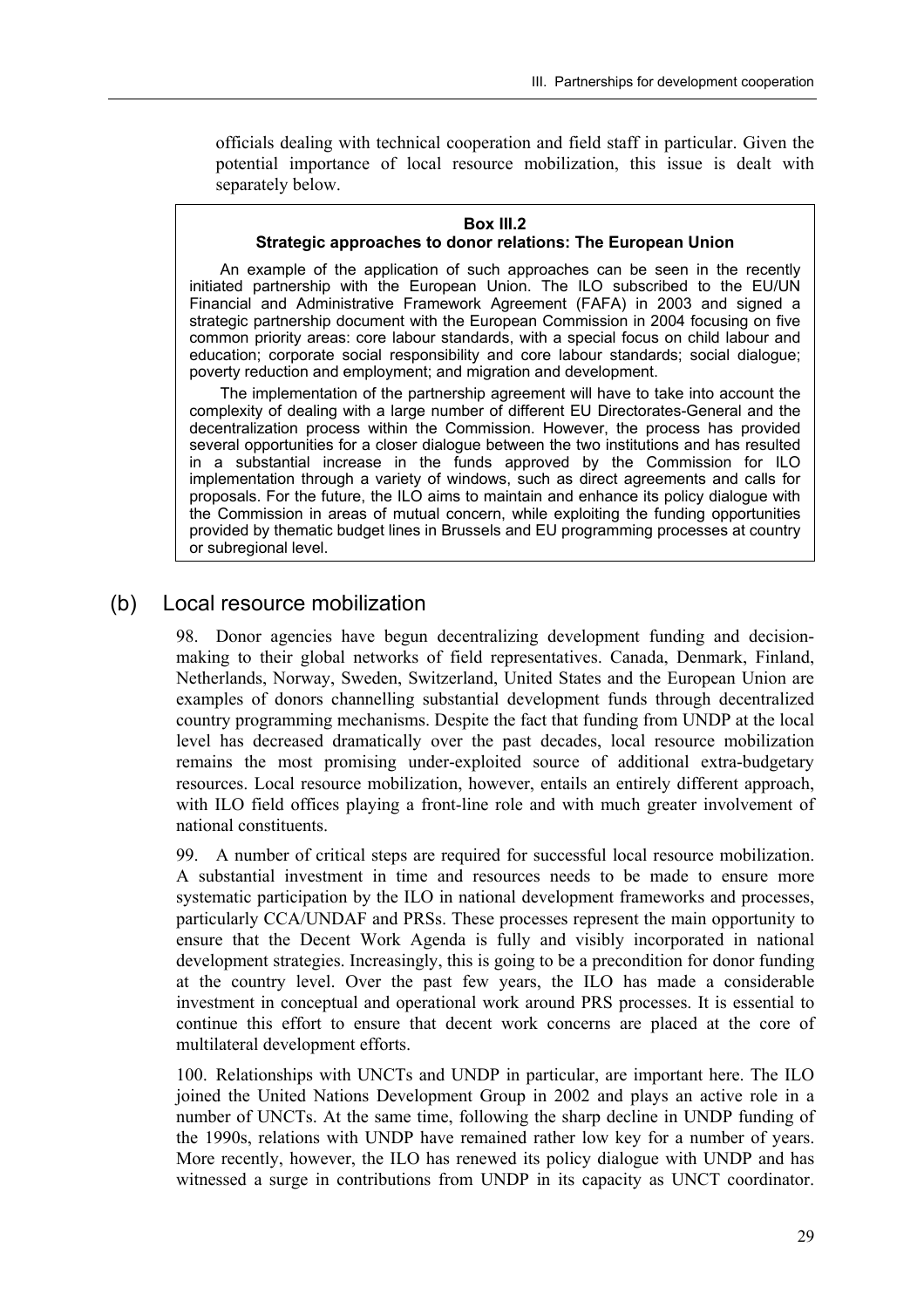officials dealing with technical cooperation and field staff in particular. Given the potential importance of local resource mobilization, this issue is dealt with separately below.

> **Box III.2**
> **Strategic approaches to donor relations: The European Union**
>
> An example of the application of such approaches can be seen in the recently initiated partnership with the European Union. The ILO subscribed to the EU/UN Financial and Administrative Framework Agreement (FAFA) in 2003 and signed a strategic partnership document with the European Commission in 2004 focusing on five common priority areas: core labour standards, with a special focus on child labour and education; corporate social responsibility and core labour standards; social dialogue; poverty reduction and employment; and migration and development.
>
> The implementation of the partnership agreement will have to take into account the complexity of dealing with a large number of different EU Directorates-General and the decentralization process within the Commission. However, the process has provided several opportunities for a closer dialogue between the two institutions and has resulted in a substantial increase in the funds approved by the Commission for ILO implementation through a variety of windows, such as direct agreements and calls for proposals. For the future, the ILO aims to maintain and enhance its policy dialogue with the Commission in areas of mutual concern, while exploiting the funding opportunities provided by thematic budget lines in Brussels and EU programming processes at country or subregional level.

## (b) Local resource mobilization

98. Donor agencies have begun decentralizing development funding and decision-making to their global networks of field representatives. Canada, Denmark, Finland, Netherlands, Norway, Sweden, Switzerland, United States and the European Union are examples of donors channelling substantial development funds through decentralized country programming mechanisms. Despite the fact that funding from UNDP at the local level has decreased dramatically over the past decades, local resource mobilization remains the most promising under-exploited source of additional extra-budgetary resources. Local resource mobilization, however, entails an entirely different approach, with ILO field offices playing a front-line role and with much greater involvement of national constituents.

99. A number of critical steps are required for successful local resource mobilization. A substantial investment in time and resources needs to be made to ensure more systematic participation by the ILO in national development frameworks and processes, particularly CCA/UNDAF and PRSs. These processes represent the main opportunity to ensure that the Decent Work Agenda is fully and visibly incorporated in national development strategies. Increasingly, this is going to be a precondition for donor funding at the country level. Over the past few years, the ILO has made a considerable investment in conceptual and operational work around PRS processes. It is essential to continue this effort to ensure that decent work concerns are placed at the core of multilateral development efforts.

100. Relationships with UNCTs and UNDP in particular, are important here. The ILO joined the United Nations Development Group in 2002 and plays an active role in a number of UNCTs. At the same time, following the sharp decline in UNDP funding of the 1990s, relations with UNDP have remained rather low key for a number of years. More recently, however, the ILO has renewed its policy dialogue with UNDP and has witnessed a surge in contributions from UNDP in its capacity as UNCT coordinator.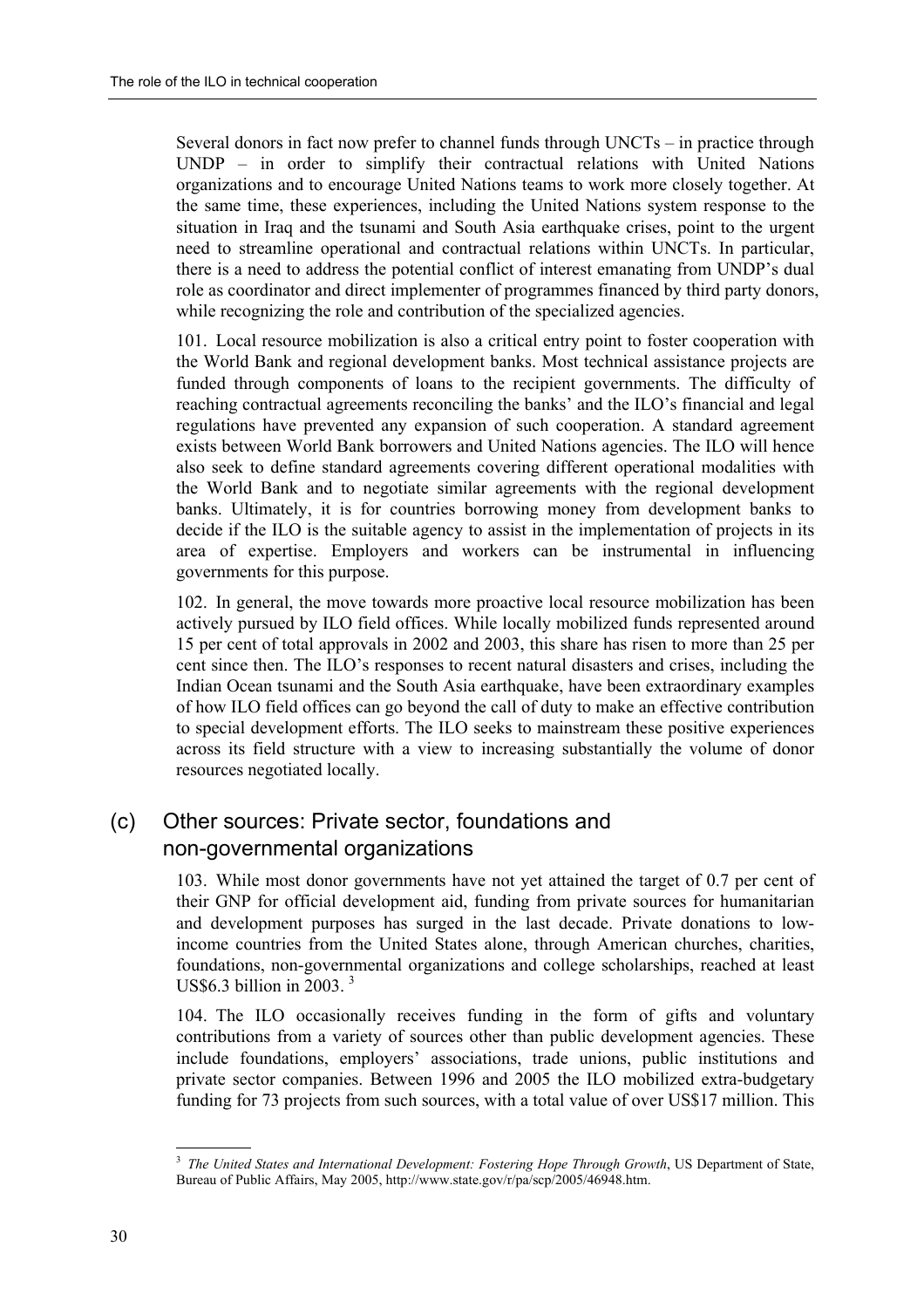Several donors in fact now prefer to channel funds through UNCTs – in practice through UNDP – in order to simplify their contractual relations with United Nations organizations and to encourage United Nations teams to work more closely together. At the same time, these experiences, including the United Nations system response to the situation in Iraq and the tsunami and South Asia earthquake crises, point to the urgent need to streamline operational and contractual relations within UNCTs. In particular, there is a need to address the potential conflict of interest emanating from UNDP's dual role as coordinator and direct implementer of programmes financed by third party donors, while recognizing the role and contribution of the specialized agencies.

101. Local resource mobilization is also a critical entry point to foster cooperation with the World Bank and regional development banks. Most technical assistance projects are funded through components of loans to the recipient governments. The difficulty of reaching contractual agreements reconciling the banks' and the ILO's financial and legal regulations have prevented any expansion of such cooperation. A standard agreement exists between World Bank borrowers and United Nations agencies. The ILO will hence also seek to define standard agreements covering different operational modalities with the World Bank and to negotiate similar agreements with the regional development banks. Ultimately, it is for countries borrowing money from development banks to decide if the ILO is the suitable agency to assist in the implementation of projects in its area of expertise. Employers and workers can be instrumental in influencing governments for this purpose.

102. In general, the move towards more proactive local resource mobilization has been actively pursued by ILO field offices. While locally mobilized funds represented around 15 per cent of total approvals in 2002 and 2003, this share has risen to more than 25 per cent since then. The ILO's responses to recent natural disasters and crises, including the Indian Ocean tsunami and the South Asia earthquake, have been extraordinary examples of how ILO field offices can go beyond the call of duty to make an effective contribution to special development efforts. The ILO seeks to mainstream these positive experiences across its field structure with a view to increasing substantially the volume of donor resources negotiated locally.

## (c) Other sources: Private sector, foundations and non-governmental organizations

103. While most donor governments have not yet attained the target of 0.7 per cent of their GNP for official development aid, funding from private sources for humanitarian and development purposes has surged in the last decade. Private donations to low-income countries from the United States alone, through American churches, charities, foundations, non-governmental organizations and college scholarships, reached at least US$6.3 billion in 2003. [3]

104. The ILO occasionally receives funding in the form of gifts and voluntary contributions from a variety of sources other than public development agencies. These include foundations, employers' associations, trade unions, public institutions and private sector companies. Between 1996 and 2005 the ILO mobilized extra-budgetary funding for 73 projects from such sources, with a total value of over US$17 million. This

---

[3] *The United States and International Development: Fostering Hope Through Growth*, US Department of State, Bureau of Public Affairs, May 2005, http://www.state.gov/r/pa/scp/2005/46948.htm.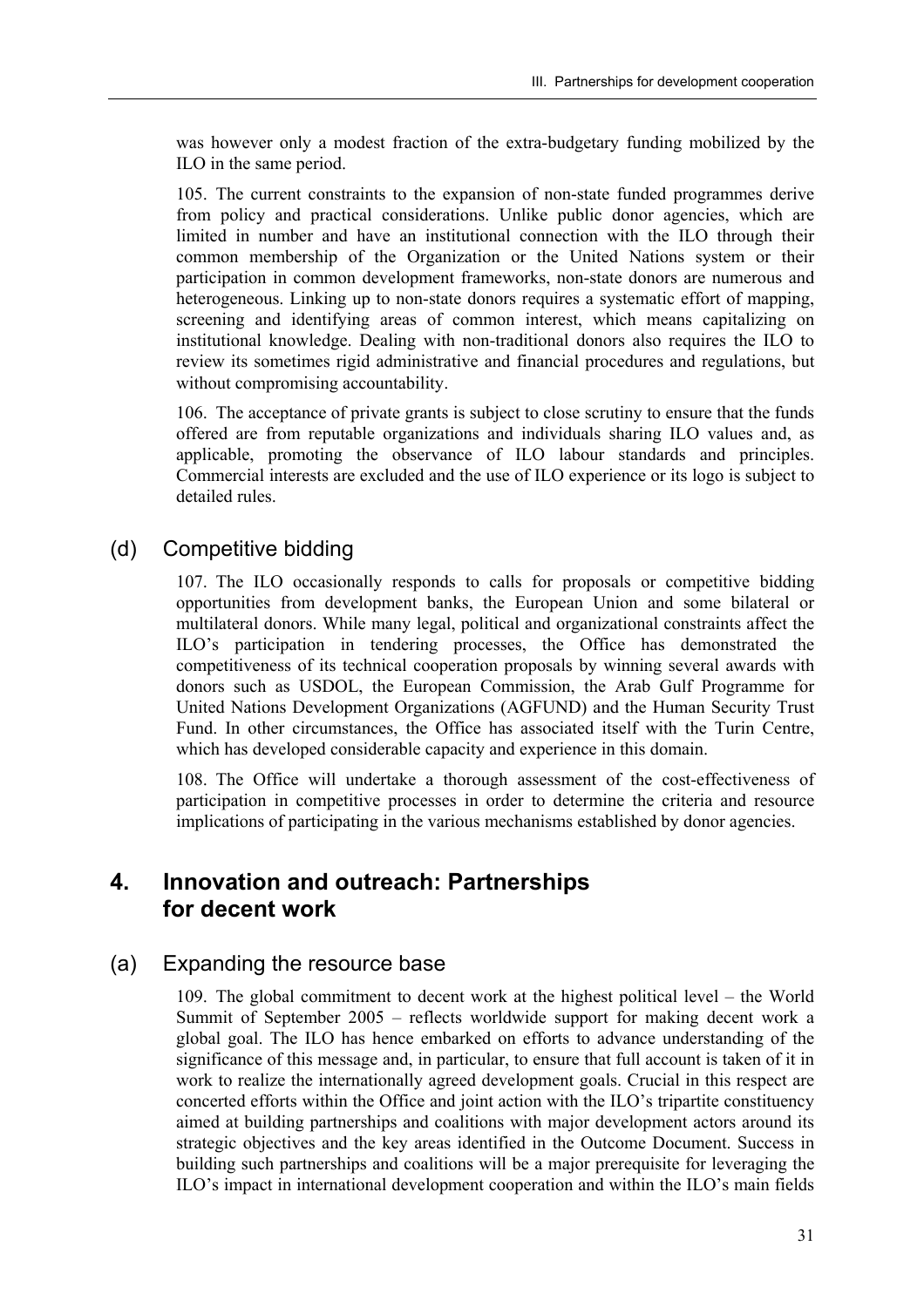was however only a modest fraction of the extra-budgetary funding mobilized by the ILO in the same period.

105. The current constraints to the expansion of non-state funded programmes derive from policy and practical considerations. Unlike public donor agencies, which are limited in number and have an institutional connection with the ILO through their common membership of the Organization or the United Nations system or their participation in common development frameworks, non-state donors are numerous and heterogeneous. Linking up to non-state donors requires a systematic effort of mapping, screening and identifying areas of common interest, which means capitalizing on institutional knowledge. Dealing with non-traditional donors also requires the ILO to review its sometimes rigid administrative and financial procedures and regulations, but without compromising accountability.

106. The acceptance of private grants is subject to close scrutiny to ensure that the funds offered are from reputable organizations and individuals sharing ILO values and, as applicable, promoting the observance of ILO labour standards and principles. Commercial interests are excluded and the use of ILO experience or its logo is subject to detailed rules.

### (d) Competitive bidding

107. The ILO occasionally responds to calls for proposals or competitive bidding opportunities from development banks, the European Union and some bilateral or multilateral donors. While many legal, political and organizational constraints affect the ILO's participation in tendering processes, the Office has demonstrated the competitiveness of its technical cooperation proposals by winning several awards with donors such as USDOL, the European Commission, the Arab Gulf Programme for United Nations Development Organizations (AGFUND) and the Human Security Trust Fund. In other circumstances, the Office has associated itself with the Turin Centre, which has developed considerable capacity and experience in this domain.

108. The Office will undertake a thorough assessment of the cost-effectiveness of participation in competitive processes in order to determine the criteria and resource implications of participating in the various mechanisms established by donor agencies.

## 4. Innovation and outreach: Partnerships for decent work

### (a) Expanding the resource base

109. The global commitment to decent work at the highest political level – the World Summit of September 2005 – reflects worldwide support for making decent work a global goal. The ILO has hence embarked on efforts to advance understanding of the significance of this message and, in particular, to ensure that full account is taken of it in work to realize the internationally agreed development goals. Crucial in this respect are concerted efforts within the Office and joint action with the ILO's tripartite constituency aimed at building partnerships and coalitions with major development actors around its strategic objectives and the key areas identified in the Outcome Document. Success in building such partnerships and coalitions will be a major prerequisite for leveraging the ILO's impact in international development cooperation and within the ILO's main fields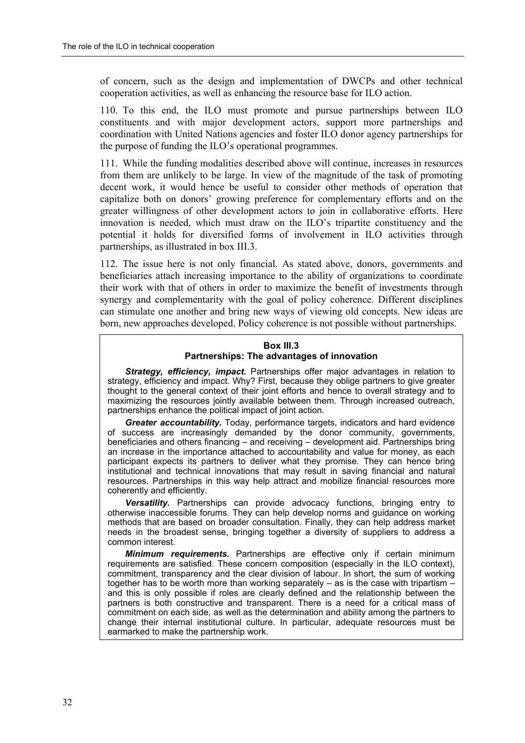of concern, such as the design and implementation of DWCPs and other technical cooperation activities, as well as enhancing the resource base for ILO action.

110. To this end, the ILO must promote and pursue partnerships between ILO constituents and with major development actors, support more partnerships and coordination with United Nations agencies and foster ILO donor agency partnerships for the purpose of funding the ILO's operational programmes.

111. While the funding modalities described above will continue, increases in resources from them are unlikely to be large. In view of the magnitude of the task of promoting decent work, it would hence be useful to consider other methods of operation that capitalize both on donors' growing preference for complementary efforts and on the greater willingness of other development actors to join in collaborative efforts. Here innovation is needed, which must draw on the ILO's tripartite constituency and the potential it holds for diversified forms of involvement in ILO activities through partnerships, as illustrated in box III.3.

112. The issue here is not only financial. As stated above, donors, governments and beneficiaries attach increasing importance to the ability of organizations to coordinate their work with that of others in order to maximize the benefit of investments through synergy and complementarity with the goal of policy coherence. Different disciplines can stimulate one another and bring new ways of viewing old concepts. New ideas are born, new approaches developed. Policy coherence is not possible without partnerships.

**Box III.3**
**Partnerships: The advantages of innovation**

***Strategy, efficiency, impact.*** Partnerships offer major advantages in relation to strategy, efficiency and impact. Why? First, because they oblige partners to give greater thought to the general context of their joint efforts and hence to overall strategy and to maximizing the resources jointly available between them. Through increased outreach, partnerships enhance the political impact of joint action.

***Greater accountability.*** Today, performance targets, indicators and hard evidence of success are increasingly demanded by the donor community, governments, beneficiaries and others financing – and receiving – development aid. Partnerships bring an increase in the importance attached to accountability and value for money, as each participant expects its partners to deliver what they promise. They can hence bring institutional and technical innovations that may result in saving financial and natural resources. Partnerships in this way help attract and mobilize financial resources more coherently and efficiently.

***Versatility.*** Partnerships can provide advocacy functions, bringing entry to otherwise inaccessible forums. They can help develop norms and guidance on working methods that are based on broader consultation. Finally, they can help address market needs in the broadest sense, bringing together a diversity of suppliers to address a common interest.

***Minimum requirements.*** Partnerships are effective only if certain minimum requirements are satisfied. These concern composition (especially in the ILO context), commitment, transparency and the clear division of labour. In short, the sum of working together has to be worth more than working separately – as is the case with tripartism – and this is only possible if roles are clearly defined and the relationship between the partners is both constructive and transparent. There is a need for a critical mass of commitment on each side, as well as the determination and ability among the partners to change their internal institutional culture. In particular, adequate resources must be earmarked to make the partnership work.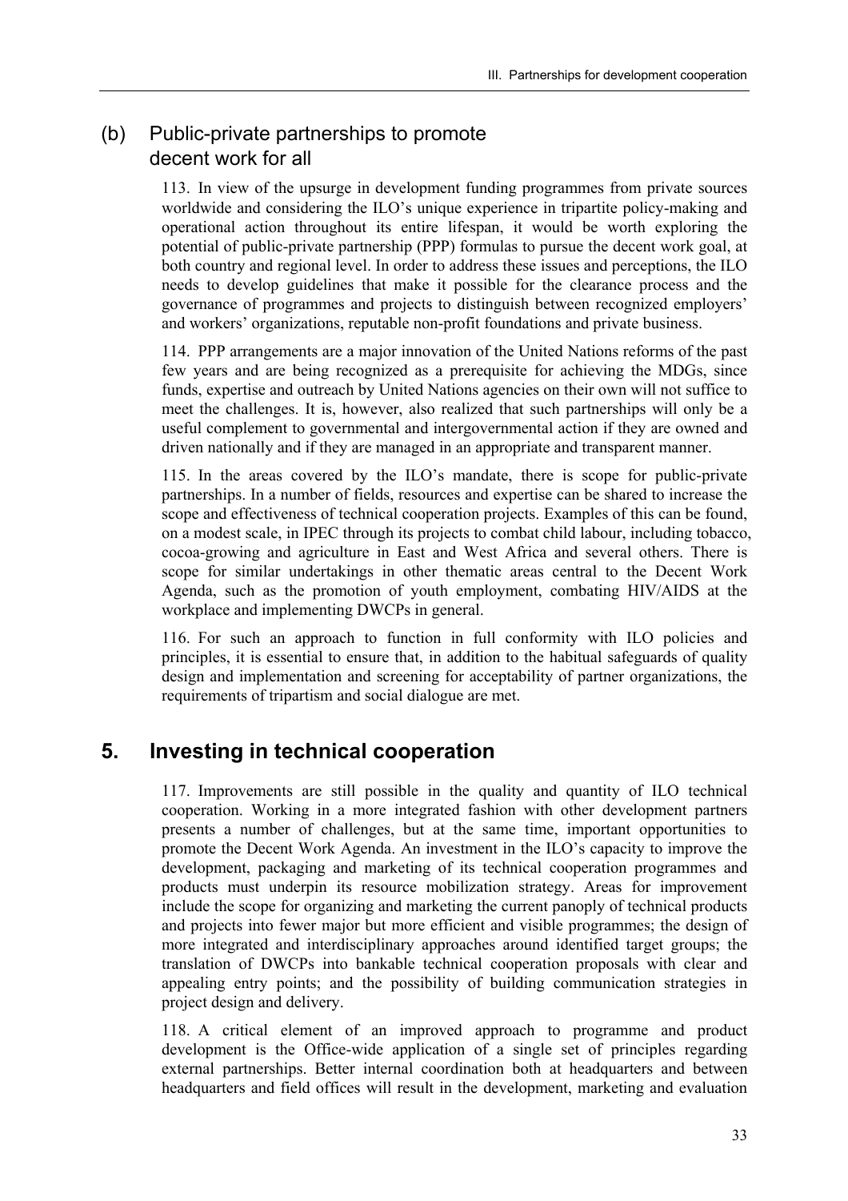### (b) Public-private partnerships to promote decent work for all

113. In view of the upsurge in development funding programmes from private sources worldwide and considering the ILO's unique experience in tripartite policy-making and operational action throughout its entire lifespan, it would be worth exploring the potential of public-private partnership (PPP) formulas to pursue the decent work goal, at both country and regional level. In order to address these issues and perceptions, the ILO needs to develop guidelines that make it possible for the clearance process and the governance of programmes and projects to distinguish between recognized employers' and workers' organizations, reputable non-profit foundations and private business.

114. PPP arrangements are a major innovation of the United Nations reforms of the past few years and are being recognized as a prerequisite for achieving the MDGs, since funds, expertise and outreach by United Nations agencies on their own will not suffice to meet the challenges. It is, however, also realized that such partnerships will only be a useful complement to governmental and intergovernmental action if they are owned and driven nationally and if they are managed in an appropriate and transparent manner.

115. In the areas covered by the ILO's mandate, there is scope for public-private partnerships. In a number of fields, resources and expertise can be shared to increase the scope and effectiveness of technical cooperation projects. Examples of this can be found, on a modest scale, in IPEC through its projects to combat child labour, including tobacco, cocoa-growing and agriculture in East and West Africa and several others. There is scope for similar undertakings in other thematic areas central to the Decent Work Agenda, such as the promotion of youth employment, combating HIV/AIDS at the workplace and implementing DWCPs in general.

116. For such an approach to function in full conformity with ILO policies and principles, it is essential to ensure that, in addition to the habitual safeguards of quality design and implementation and screening for acceptability of partner organizations, the requirements of tripartism and social dialogue are met.

## 5. Investing in technical cooperation

117. Improvements are still possible in the quality and quantity of ILO technical cooperation. Working in a more integrated fashion with other development partners presents a number of challenges, but at the same time, important opportunities to promote the Decent Work Agenda. An investment in the ILO's capacity to improve the development, packaging and marketing of its technical cooperation programmes and products must underpin its resource mobilization strategy. Areas for improvement include the scope for organizing and marketing the current panoply of technical products and projects into fewer major but more efficient and visible programmes; the design of more integrated and interdisciplinary approaches around identified target groups; the translation of DWCPs into bankable technical cooperation proposals with clear and appealing entry points; and the possibility of building communication strategies in project design and delivery.

118. A critical element of an improved approach to programme and product development is the Office-wide application of a single set of principles regarding external partnerships. Better internal coordination both at headquarters and between headquarters and field offices will result in the development, marketing and evaluation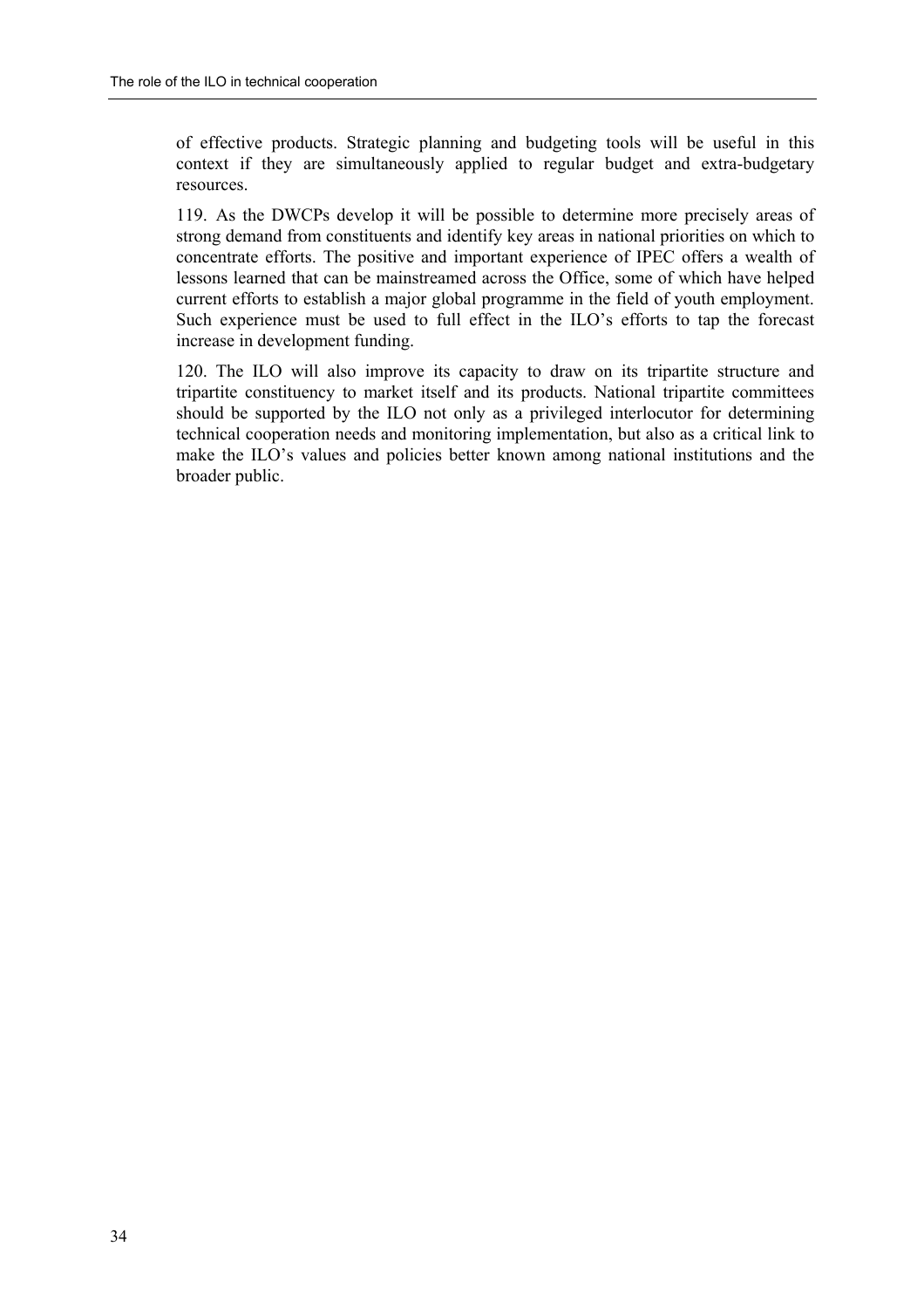of effective products. Strategic planning and budgeting tools will be useful in this context if they are simultaneously applied to regular budget and extra-budgetary resources.

119. As the DWCPs develop it will be possible to determine more precisely areas of strong demand from constituents and identify key areas in national priorities on which to concentrate efforts. The positive and important experience of IPEC offers a wealth of lessons learned that can be mainstreamed across the Office, some of which have helped current efforts to establish a major global programme in the field of youth employment. Such experience must be used to full effect in the ILO's efforts to tap the forecast increase in development funding.

120. The ILO will also improve its capacity to draw on its tripartite structure and tripartite constituency to market itself and its products. National tripartite committees should be supported by the ILO not only as a privileged interlocutor for determining technical cooperation needs and monitoring implementation, but also as a critical link to make the ILO's values and policies better known among national institutions and the broader public.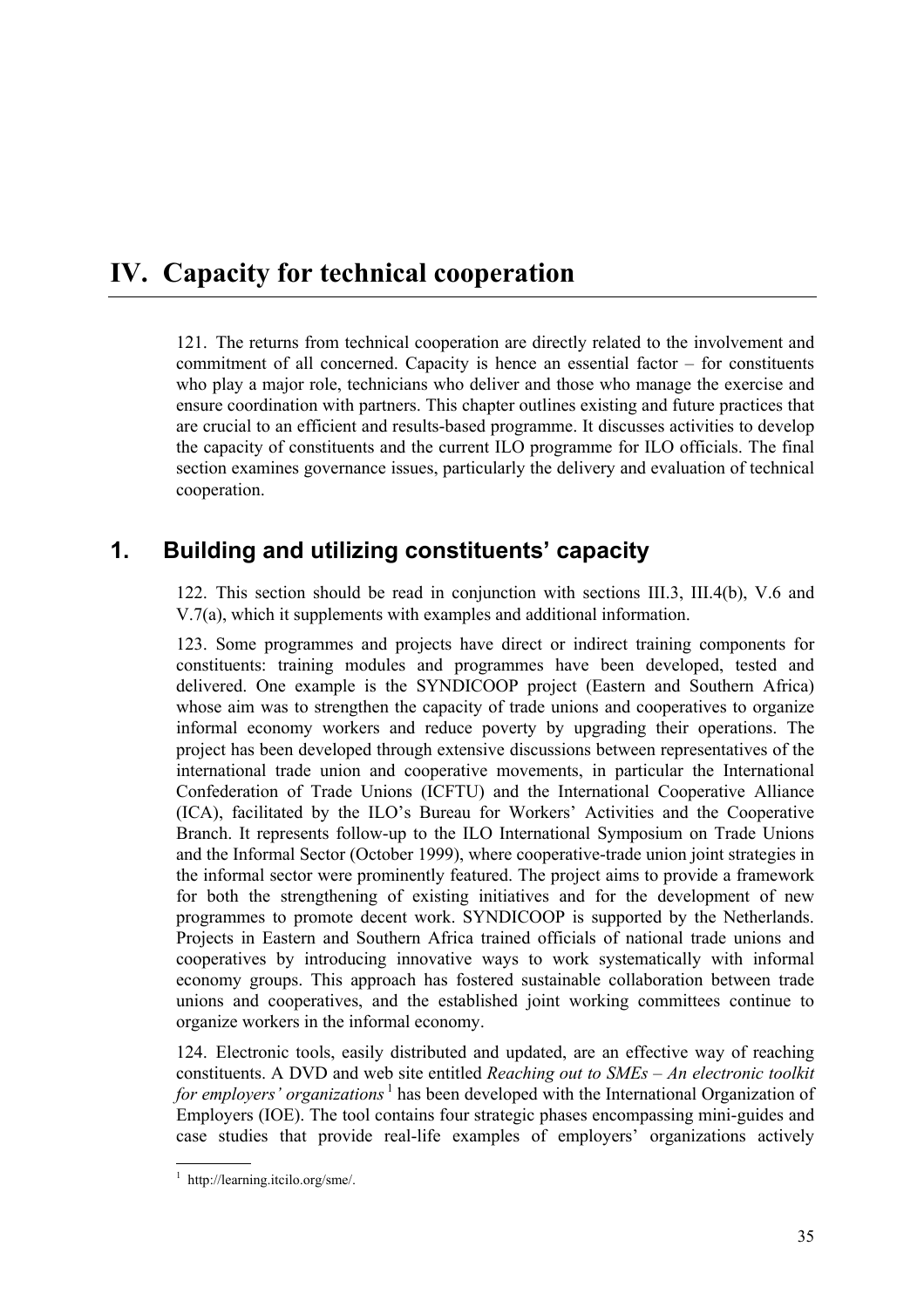# IV. Capacity for technical cooperation

121. The returns from technical cooperation are directly related to the involvement and commitment of all concerned. Capacity is hence an essential factor – for constituents who play a major role, technicians who deliver and those who manage the exercise and ensure coordination with partners. This chapter outlines existing and future practices that are crucial to an efficient and results-based programme. It discusses activities to develop the capacity of constituents and the current ILO programme for ILO officials. The final section examines governance issues, particularly the delivery and evaluation of technical cooperation.

## 1. Building and utilizing constituents' capacity

122. This section should be read in conjunction with sections III.3, III.4(b), V.6 and V.7(a), which it supplements with examples and additional information.

123. Some programmes and projects have direct or indirect training components for constituents: training modules and programmes have been developed, tested and delivered. One example is the SYNDICOOP project (Eastern and Southern Africa) whose aim was to strengthen the capacity of trade unions and cooperatives to organize informal economy workers and reduce poverty by upgrading their operations. The project has been developed through extensive discussions between representatives of the international trade union and cooperative movements, in particular the International Confederation of Trade Unions (ICFTU) and the International Cooperative Alliance (ICA), facilitated by the ILO's Bureau for Workers' Activities and the Cooperative Branch. It represents follow-up to the ILO International Symposium on Trade Unions and the Informal Sector (October 1999), where cooperative-trade union joint strategies in the informal sector were prominently featured. The project aims to provide a framework for both the strengthening of existing initiatives and for the development of new programmes to promote decent work. SYNDICOOP is supported by the Netherlands. Projects in Eastern and Southern Africa trained officials of national trade unions and cooperatives by introducing innovative ways to work systematically with informal economy groups. This approach has fostered sustainable collaboration between trade unions and cooperatives, and the established joint working committees continue to organize workers in the informal economy.

124. Electronic tools, easily distributed and updated, are an effective way of reaching constituents. A DVD and web site entitled *Reaching out to SMEs – An electronic toolkit for employers' organizations* [1] has been developed with the International Organization of Employers (IOE). The tool contains four strategic phases encompassing mini-guides and case studies that provide real-life examples of employers' organizations actively

[1] http://learning.itcilo.org/sme/.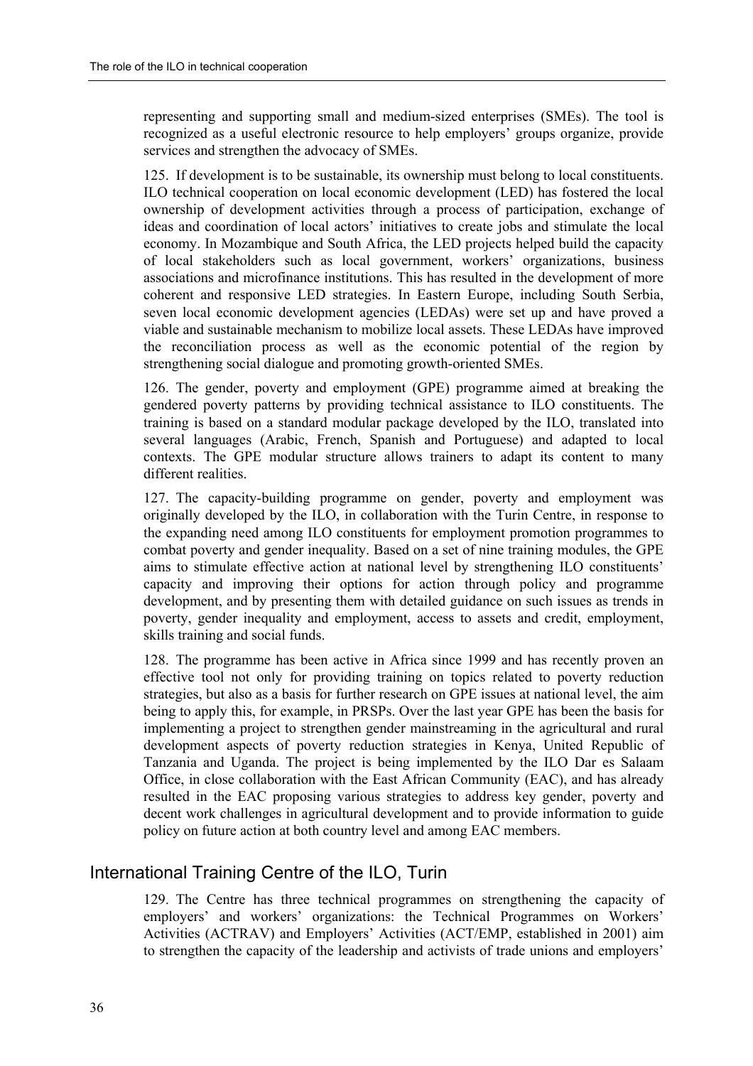representing and supporting small and medium-sized enterprises (SMEs). The tool is recognized as a useful electronic resource to help employers' groups organize, provide services and strengthen the advocacy of SMEs.

125. If development is to be sustainable, its ownership must belong to local constituents. ILO technical cooperation on local economic development (LED) has fostered the local ownership of development activities through a process of participation, exchange of ideas and coordination of local actors' initiatives to create jobs and stimulate the local economy. In Mozambique and South Africa, the LED projects helped build the capacity of local stakeholders such as local government, workers' organizations, business associations and microfinance institutions. This has resulted in the development of more coherent and responsive LED strategies. In Eastern Europe, including South Serbia, seven local economic development agencies (LEDAs) were set up and have proved a viable and sustainable mechanism to mobilize local assets. These LEDAs have improved the reconciliation process as well as the economic potential of the region by strengthening social dialogue and promoting growth-oriented SMEs.

126. The gender, poverty and employment (GPE) programme aimed at breaking the gendered poverty patterns by providing technical assistance to ILO constituents. The training is based on a standard modular package developed by the ILO, translated into several languages (Arabic, French, Spanish and Portuguese) and adapted to local contexts. The GPE modular structure allows trainers to adapt its content to many different realities.

127. The capacity-building programme on gender, poverty and employment was originally developed by the ILO, in collaboration with the Turin Centre, in response to the expanding need among ILO constituents for employment promotion programmes to combat poverty and gender inequality. Based on a set of nine training modules, the GPE aims to stimulate effective action at national level by strengthening ILO constituents' capacity and improving their options for action through policy and programme development, and by presenting them with detailed guidance on such issues as trends in poverty, gender inequality and employment, access to assets and credit, employment, skills training and social funds.

128. The programme has been active in Africa since 1999 and has recently proven an effective tool not only for providing training on topics related to poverty reduction strategies, but also as a basis for further research on GPE issues at national level, the aim being to apply this, for example, in PRSPs. Over the last year GPE has been the basis for implementing a project to strengthen gender mainstreaming in the agricultural and rural development aspects of poverty reduction strategies in Kenya, United Republic of Tanzania and Uganda. The project is being implemented by the ILO Dar es Salaam Office, in close collaboration with the East African Community (EAC), and has already resulted in the EAC proposing various strategies to address key gender, poverty and decent work challenges in agricultural development and to provide information to guide policy on future action at both country level and among EAC members.

## International Training Centre of the ILO, Turin

129. The Centre has three technical programmes on strengthening the capacity of employers' and workers' organizations: the Technical Programmes on Workers' Activities (ACTRAV) and Employers' Activities (ACT/EMP, established in 2001) aim to strengthen the capacity of the leadership and activists of trade unions and employers'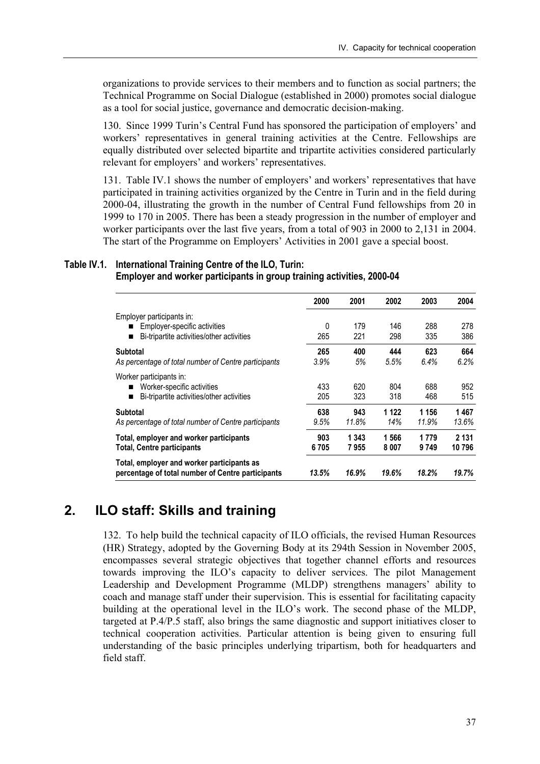organizations to provide services to their members and to function as social partners; the Technical Programme on Social Dialogue (established in 2000) promotes social dialogue as a tool for social justice, governance and democratic decision-making.

130. Since 1999 Turin's Central Fund has sponsored the participation of employers' and workers' representatives in general training activities at the Centre. Fellowships are equally distributed over selected bipartite and tripartite activities considered particularly relevant for employers' and workers' representatives.

131. Table IV.1 shows the number of employers' and workers' representatives that have participated in training activities organized by the Centre in Turin and in the field during 2000-04, illustrating the growth in the number of Central Fund fellowships from 20 in 1999 to 170 in 2005. There has been a steady progression in the number of employer and worker participants over the last five years, from a total of 903 in 2000 to 2,131 in 2004. The start of the Programme on Employers' Activities in 2001 gave a special boost.

**Table IV.1. International Training Centre of the ILO, Turin: Employer and worker participants in group training activities, 2000-04**

| | 2000 | 2001 | 2002 | 2003 | 2004 |
|---|---|---|---|---|---|
| Employer participants in: | | | | | |
| ■ Employer-specific activities | 0 | 179 | 146 | 288 | 278 |
| ■ Bi-tripartite activities/other activities | 265 | 221 | 298 | 335 | 386 |
| **Subtotal** | **265** | **400** | **444** | **623** | **664** |
| *As percentage of total number of Centre participants* | *3.9%* | *5%* | *5.5%* | *6.4%* | *6.2%* |
| Worker participants in: | | | | | |
| ■ Worker-specific activities | 433 | 620 | 804 | 688 | 952 |
| ■ Bi-tripartite activities/other activities | 205 | 323 | 318 | 468 | 515 |
| **Subtotal** | **638** | **943** | **1 122** | **1 156** | **1 467** |
| *As percentage of total number of Centre participants* | *9.5%* | *11.8%* | *14%* | *11.9%* | *13.6%* |
| **Total, employer and worker participants** | **903** | **1 343** | **1 566** | **1 779** | **2 131** |
| **Total, Centre participants** | **6 705** | **7 955** | **8 007** | **9 749** | **10 796** |
| **Total, employer and worker participants as percentage of total number of Centre participants** | ***13.5%*** | ***16.9%*** | ***19.6%*** | ***18.2%*** | ***19.7%*** |

## 2. ILO staff: Skills and training

132. To help build the technical capacity of ILO officials, the revised Human Resources (HR) Strategy, adopted by the Governing Body at its 294th Session in November 2005, encompasses several strategic objectives that together channel efforts and resources towards improving the ILO's capacity to deliver services. The pilot Management Leadership and Development Programme (MLDP) strengthens managers' ability to coach and manage staff under their supervision. This is essential for facilitating capacity building at the operational level in the ILO's work. The second phase of the MLDP, targeted at P.4/P.5 staff, also brings the same diagnostic and support initiatives closer to technical cooperation activities. Particular attention is being given to ensuring full understanding of the basic principles underlying tripartism, both for headquarters and field staff.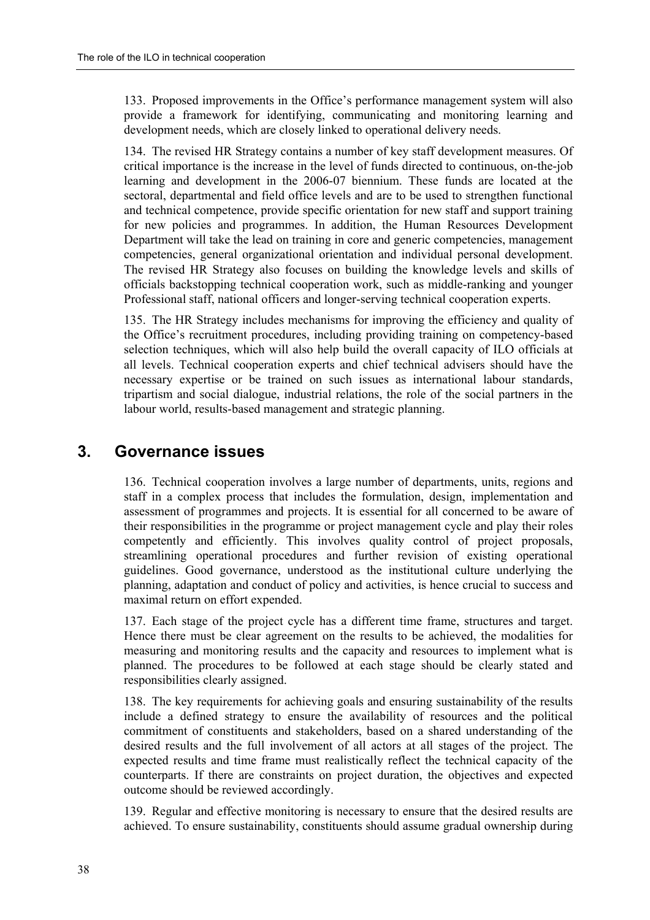133. Proposed improvements in the Office's performance management system will also provide a framework for identifying, communicating and monitoring learning and development needs, which are closely linked to operational delivery needs.

134. The revised HR Strategy contains a number of key staff development measures. Of critical importance is the increase in the level of funds directed to continuous, on-the-job learning and development in the 2006-07 biennium. These funds are located at the sectoral, departmental and field office levels and are to be used to strengthen functional and technical competence, provide specific orientation for new staff and support training for new policies and programmes. In addition, the Human Resources Development Department will take the lead on training in core and generic competencies, management competencies, general organizational orientation and individual personal development. The revised HR Strategy also focuses on building the knowledge levels and skills of officials backstopping technical cooperation work, such as middle-ranking and younger Professional staff, national officers and longer-serving technical cooperation experts.

135. The HR Strategy includes mechanisms for improving the efficiency and quality of the Office's recruitment procedures, including providing training on competency-based selection techniques, which will also help build the overall capacity of ILO officials at all levels. Technical cooperation experts and chief technical advisers should have the necessary expertise or be trained on such issues as international labour standards, tripartism and social dialogue, industrial relations, the role of the social partners in the labour world, results-based management and strategic planning.

## 3. Governance issues

136. Technical cooperation involves a large number of departments, units, regions and staff in a complex process that includes the formulation, design, implementation and assessment of programmes and projects. It is essential for all concerned to be aware of their responsibilities in the programme or project management cycle and play their roles competently and efficiently. This involves quality control of project proposals, streamlining operational procedures and further revision of existing operational guidelines. Good governance, understood as the institutional culture underlying the planning, adaptation and conduct of policy and activities, is hence crucial to success and maximal return on effort expended.

137. Each stage of the project cycle has a different time frame, structures and target. Hence there must be clear agreement on the results to be achieved, the modalities for measuring and monitoring results and the capacity and resources to implement what is planned. The procedures to be followed at each stage should be clearly stated and responsibilities clearly assigned.

138. The key requirements for achieving goals and ensuring sustainability of the results include a defined strategy to ensure the availability of resources and the political commitment of constituents and stakeholders, based on a shared understanding of the desired results and the full involvement of all actors at all stages of the project. The expected results and time frame must realistically reflect the technical capacity of the counterparts. If there are constraints on project duration, the objectives and expected outcome should be reviewed accordingly.

139. Regular and effective monitoring is necessary to ensure that the desired results are achieved. To ensure sustainability, constituents should assume gradual ownership during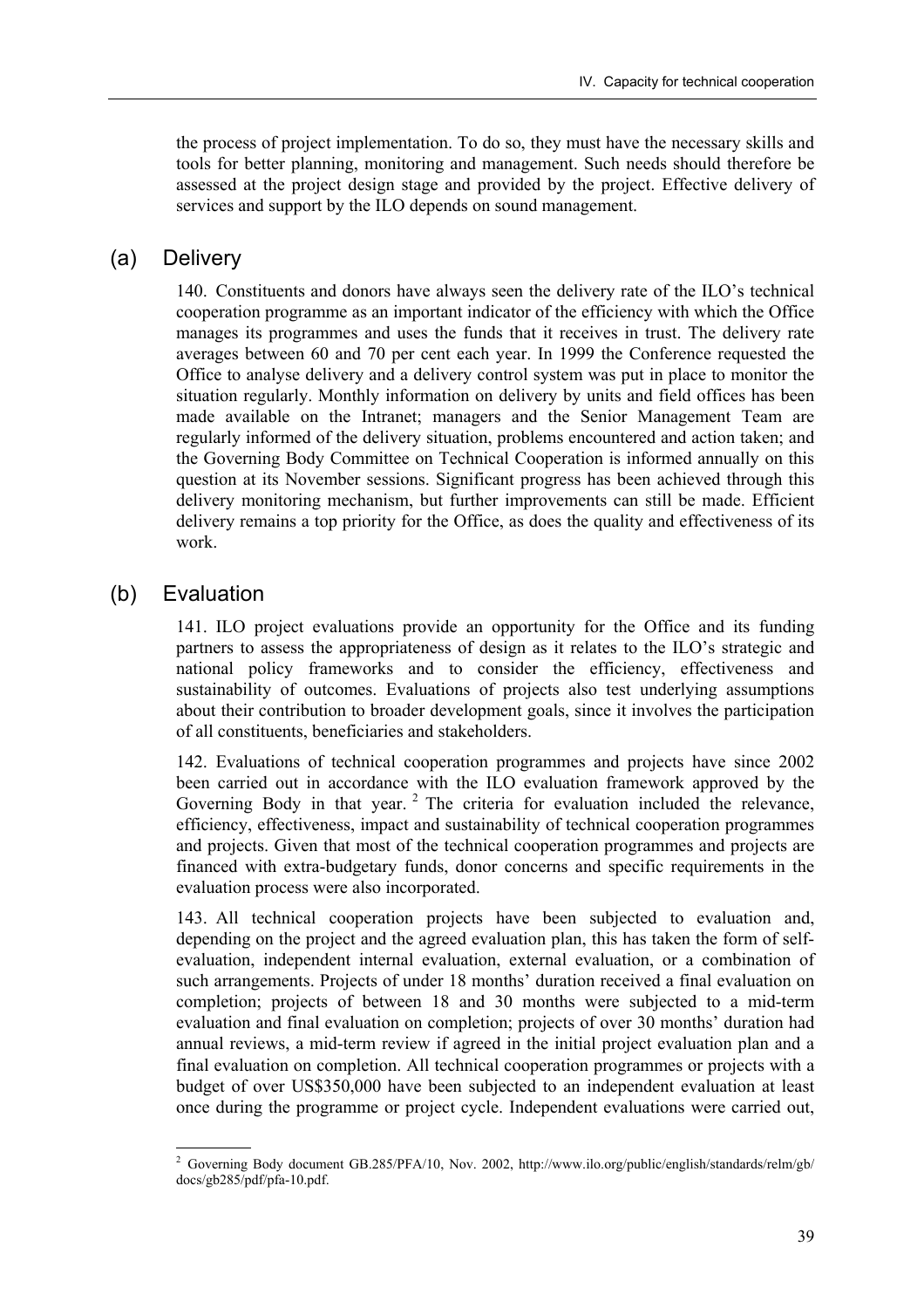the process of project implementation. To do so, they must have the necessary skills and tools for better planning, monitoring and management. Such needs should therefore be assessed at the project design stage and provided by the project. Effective delivery of services and support by the ILO depends on sound management.

## (a) Delivery

140. Constituents and donors have always seen the delivery rate of the ILO's technical cooperation programme as an important indicator of the efficiency with which the Office manages its programmes and uses the funds that it receives in trust. The delivery rate averages between 60 and 70 per cent each year. In 1999 the Conference requested the Office to analyse delivery and a delivery control system was put in place to monitor the situation regularly. Monthly information on delivery by units and field offices has been made available on the Intranet; managers and the Senior Management Team are regularly informed of the delivery situation, problems encountered and action taken; and the Governing Body Committee on Technical Cooperation is informed annually on this question at its November sessions. Significant progress has been achieved through this delivery monitoring mechanism, but further improvements can still be made. Efficient delivery remains a top priority for the Office, as does the quality and effectiveness of its work.

## (b) Evaluation

141. ILO project evaluations provide an opportunity for the Office and its funding partners to assess the appropriateness of design as it relates to the ILO's strategic and national policy frameworks and to consider the efficiency, effectiveness and sustainability of outcomes. Evaluations of projects also test underlying assumptions about their contribution to broader development goals, since it involves the participation of all constituents, beneficiaries and stakeholders.

142. Evaluations of technical cooperation programmes and projects have since 2002 been carried out in accordance with the ILO evaluation framework approved by the Governing Body in that year. [2] The criteria for evaluation included the relevance, efficiency, effectiveness, impact and sustainability of technical cooperation programmes and projects. Given that most of the technical cooperation programmes and projects are financed with extra-budgetary funds, donor concerns and specific requirements in the evaluation process were also incorporated.

143. All technical cooperation projects have been subjected to evaluation and, depending on the project and the agreed evaluation plan, this has taken the form of self-evaluation, independent internal evaluation, external evaluation, or a combination of such arrangements. Projects of under 18 months' duration received a final evaluation on completion; projects of between 18 and 30 months were subjected to a mid-term evaluation and final evaluation on completion; projects of over 30 months' duration had annual reviews, a mid-term review if agreed in the initial project evaluation plan and a final evaluation on completion. All technical cooperation programmes or projects with a budget of over US$350,000 have been subjected to an independent evaluation at least once during the programme or project cycle. Independent evaluations were carried out,

---

[2] Governing Body document GB.285/PFA/10, Nov. 2002, http://www.ilo.org/public/english/standards/relm/gb/docs/gb285/pdf/pfa-10.pdf.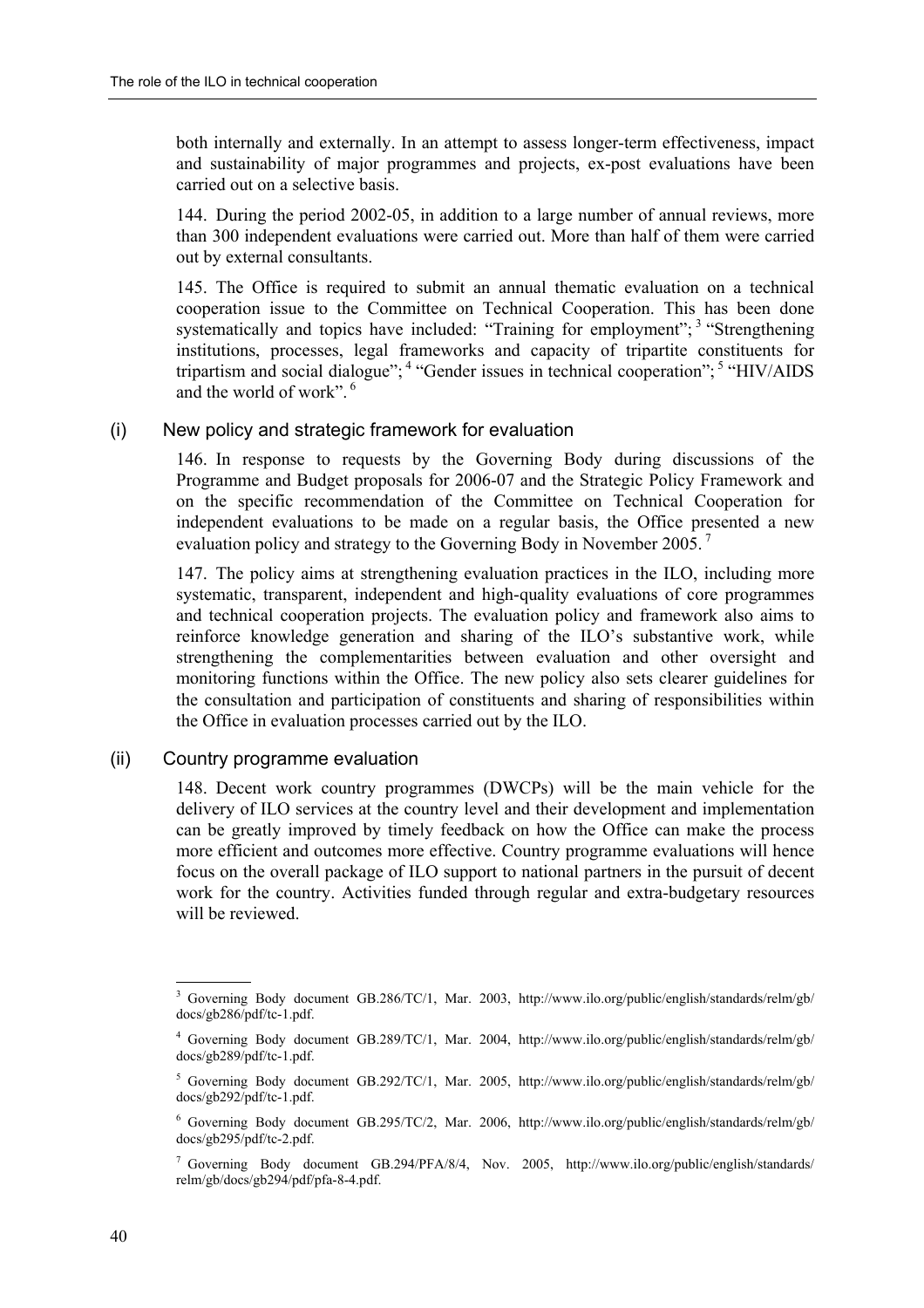both internally and externally. In an attempt to assess longer-term effectiveness, impact and sustainability of major programmes and projects, ex-post evaluations have been carried out on a selective basis.

144. During the period 2002-05, in addition to a large number of annual reviews, more than 300 independent evaluations were carried out. More than half of them were carried out by external consultants.

145. The Office is required to submit an annual thematic evaluation on a technical cooperation issue to the Committee on Technical Cooperation. This has been done systematically and topics have included: "Training for employment"; [3] "Strengthening institutions, processes, legal frameworks and capacity of tripartite constituents for tripartism and social dialogue"; [4] "Gender issues in technical cooperation"; [5] "HIV/AIDS and the world of work". [6]

### (i) New policy and strategic framework for evaluation

146. In response to requests by the Governing Body during discussions of the Programme and Budget proposals for 2006-07 and the Strategic Policy Framework and on the specific recommendation of the Committee on Technical Cooperation for independent evaluations to be made on a regular basis, the Office presented a new evaluation policy and strategy to the Governing Body in November 2005. [7]

147. The policy aims at strengthening evaluation practices in the ILO, including more systematic, transparent, independent and high-quality evaluations of core programmes and technical cooperation projects. The evaluation policy and framework also aims to reinforce knowledge generation and sharing of the ILO's substantive work, while strengthening the complementarities between evaluation and other oversight and monitoring functions within the Office. The new policy also sets clearer guidelines for the consultation and participation of constituents and sharing of responsibilities within the Office in evaluation processes carried out by the ILO.

### (ii) Country programme evaluation

148. Decent work country programmes (DWCPs) will be the main vehicle for the delivery of ILO services at the country level and their development and implementation can be greatly improved by timely feedback on how the Office can make the process more efficient and outcomes more effective. Country programme evaluations will hence focus on the overall package of ILO support to national partners in the pursuit of decent work for the country. Activities funded through regular and extra-budgetary resources will be reviewed.

---

[3] Governing Body document GB.286/TC/1, Mar. 2003, http://www.ilo.org/public/english/standards/relm/gb/docs/gb286/pdf/tc-1.pdf.

[4] Governing Body document GB.289/TC/1, Mar. 2004, http://www.ilo.org/public/english/standards/relm/gb/docs/gb289/pdf/tc-1.pdf.

[5] Governing Body document GB.292/TC/1, Mar. 2005, http://www.ilo.org/public/english/standards/relm/gb/docs/gb292/pdf/tc-1.pdf.

[6] Governing Body document GB.295/TC/2, Mar. 2006, http://www.ilo.org/public/english/standards/relm/gb/docs/gb295/pdf/tc-2.pdf.

[7] Governing Body document GB.294/PFA/8/4, Nov. 2005, http://www.ilo.org/public/english/standards/relm/gb/docs/gb294/pdf/pfa-8-4.pdf.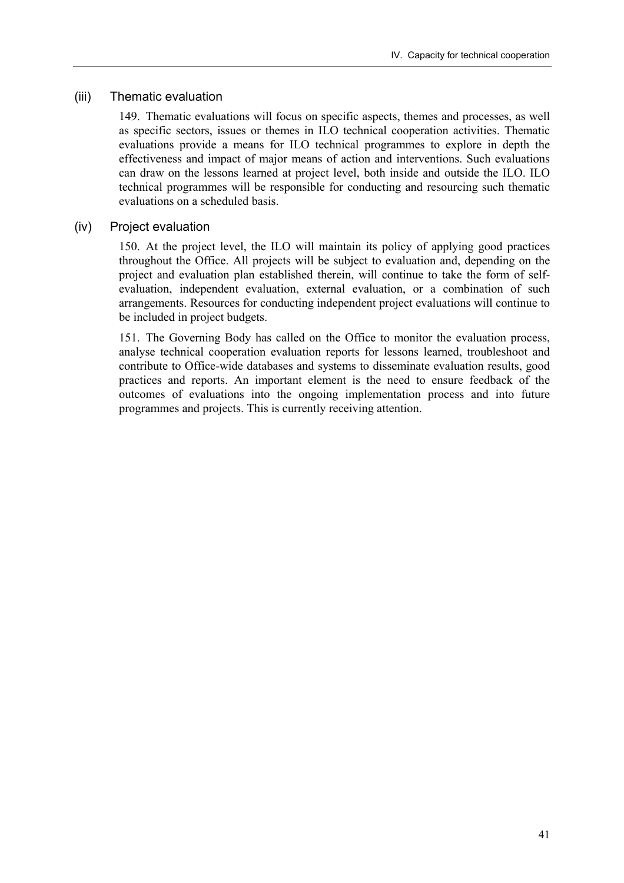### (iii) Thematic evaluation

149. Thematic evaluations will focus on specific aspects, themes and processes, as well as specific sectors, issues or themes in ILO technical cooperation activities. Thematic evaluations provide a means for ILO technical programmes to explore in depth the effectiveness and impact of major means of action and interventions. Such evaluations can draw on the lessons learned at project level, both inside and outside the ILO. ILO technical programmes will be responsible for conducting and resourcing such thematic evaluations on a scheduled basis.

### (iv) Project evaluation

150. At the project level, the ILO will maintain its policy of applying good practices throughout the Office. All projects will be subject to evaluation and, depending on the project and evaluation plan established therein, will continue to take the form of self-evaluation, independent evaluation, external evaluation, or a combination of such arrangements. Resources for conducting independent project evaluations will continue to be included in project budgets.

151. The Governing Body has called on the Office to monitor the evaluation process, analyse technical cooperation evaluation reports for lessons learned, troubleshoot and contribute to Office-wide databases and systems to disseminate evaluation results, good practices and reports. An important element is the need to ensure feedback of the outcomes of evaluations into the ongoing implementation process and into future programmes and projects. This is currently receiving attention.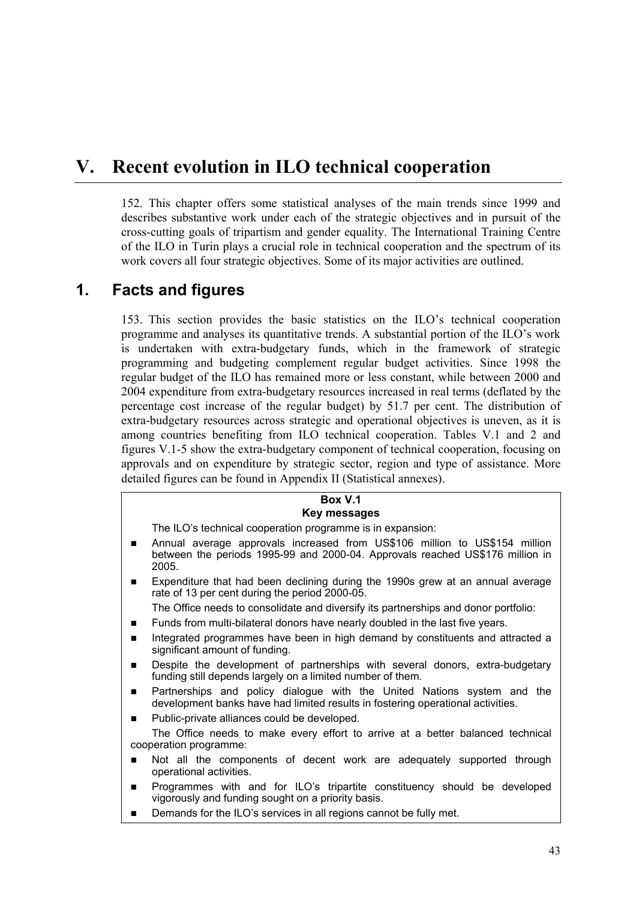# V. Recent evolution in ILO technical cooperation

152. This chapter offers some statistical analyses of the main trends since 1999 and describes substantive work under each of the strategic objectives and in pursuit of the cross-cutting goals of tripartism and gender equality. The International Training Centre of the ILO in Turin plays a crucial role in technical cooperation and the spectrum of its work covers all four strategic objectives. Some of its major activities are outlined.

## 1. Facts and figures

153. This section provides the basic statistics on the ILO's technical cooperation programme and analyses its quantitative trends. A substantial portion of the ILO's work is undertaken with extra-budgetary funds, which in the framework of strategic programming and budgeting complement regular budget activities. Since 1998 the regular budget of the ILO has remained more or less constant, while between 2000 and 2004 expenditure from extra-budgetary resources increased in real terms (deflated by the percentage cost increase of the regular budget) by 51.7 per cent. The distribution of extra-budgetary resources across strategic and operational objectives is uneven, as it is among countries benefiting from ILO technical cooperation. Tables V.1 and 2 and figures V.1-5 show the extra-budgetary component of technical cooperation, focusing on approvals and on expenditure by strategic sector, region and type of assistance. More detailed figures can be found in Appendix II (Statistical annexes).

**Box V.1**
**Key messages**

The ILO's technical cooperation programme is in expansion:

- Annual average approvals increased from US$106 million to US$154 million between the periods 1995-99 and 2000-04. Approvals reached US$176 million in 2005.
- Expenditure that had been declining during the 1990s grew at an annual average rate of 13 per cent during the period 2000-05.

The Office needs to consolidate and diversify its partnerships and donor portfolio:

- Funds from multi-bilateral donors have nearly doubled in the last five years.
- Integrated programmes have been in high demand by constituents and attracted a significant amount of funding.
- Despite the development of partnerships with several donors, extra-budgetary funding still depends largely on a limited number of them.
- Partnerships and policy dialogue with the United Nations system and the development banks have had limited results in fostering operational activities.
- Public-private alliances could be developed.

The Office needs to make every effort to arrive at a better balanced technical cooperation programme:

- Not all the components of decent work are adequately supported through operational activities.
- Programmes with and for ILO's tripartite constituency should be developed vigorously and funding sought on a priority basis.
- Demands for the ILO's services in all regions cannot be fully met.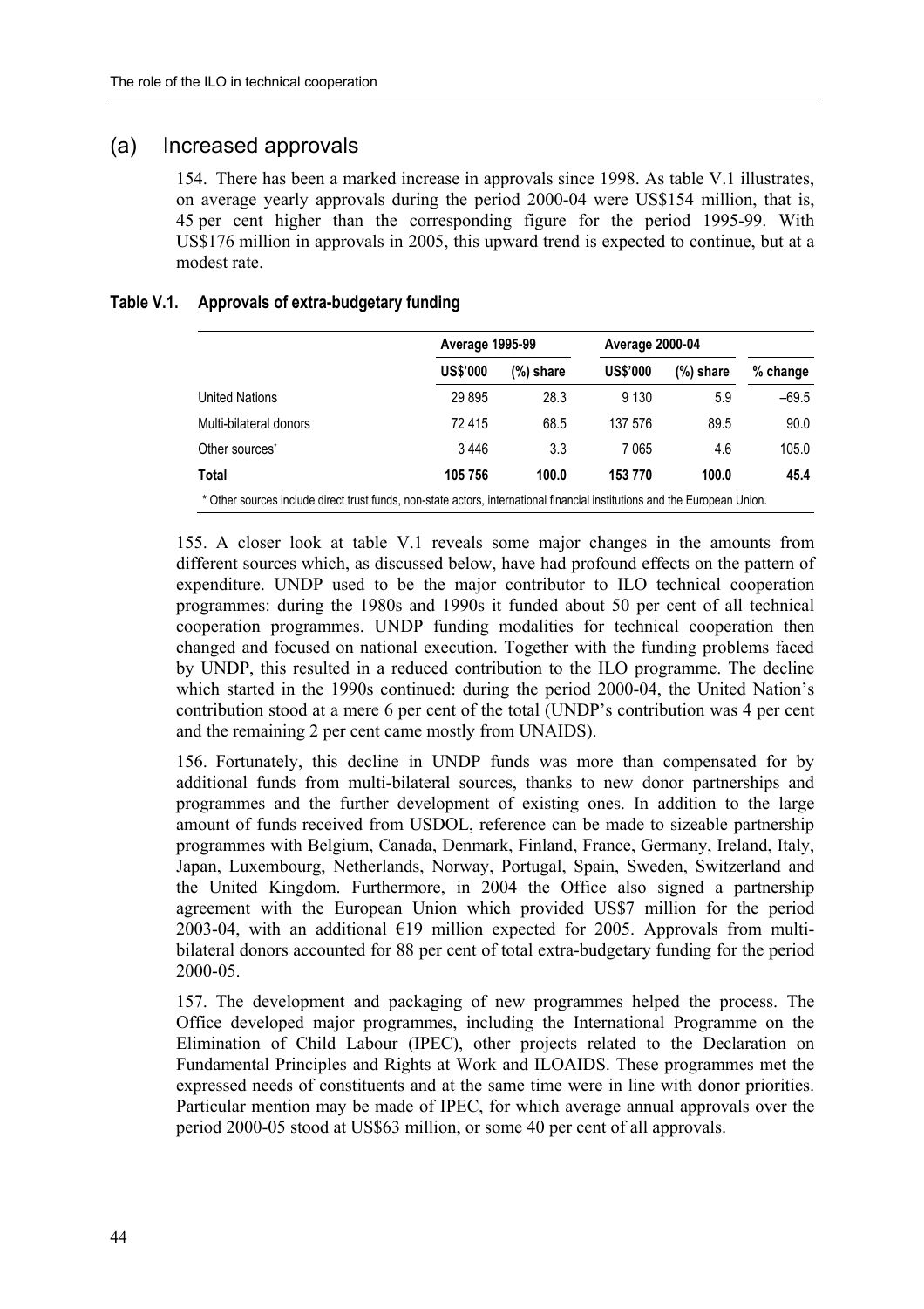## (a) Increased approvals

154. There has been a marked increase in approvals since 1998. As table V.1 illustrates, on average yearly approvals during the period 2000-04 were US$154 million, that is, 45 per cent higher than the corresponding figure for the period 1995-99. With US$176 million in approvals in 2005, this upward trend is expected to continue, but at a modest rate.

**Table V.1. Approvals of extra-budgetary funding**

| | Average 1995-99 | | Average 2000-04 | | |
|---|---|---|---|---|---|
| | US$'000 | (%) share | US$'000 | (%) share | % change |
| United Nations | 29 895 | 28.3 | 9 130 | 5.9 | –69.5 |
| Multi-bilateral donors | 72 415 | 68.5 | 137 576 | 89.5 | 90.0 |
| Other sources* | 3 446 | 3.3 | 7 065 | 4.6 | 105.0 |
| **Total** | **105 756** | **100.0** | **153 770** | **100.0** | **45.4** |

\* Other sources include direct trust funds, non-state actors, international financial institutions and the European Union.

155. A closer look at table V.1 reveals some major changes in the amounts from different sources which, as discussed below, have had profound effects on the pattern of expenditure. UNDP used to be the major contributor to ILO technical cooperation programmes: during the 1980s and 1990s it funded about 50 per cent of all technical cooperation programmes. UNDP funding modalities for technical cooperation then changed and focused on national execution. Together with the funding problems faced by UNDP, this resulted in a reduced contribution to the ILO programme. The decline which started in the 1990s continued: during the period 2000-04, the United Nation's contribution stood at a mere 6 per cent of the total (UNDP's contribution was 4 per cent and the remaining 2 per cent came mostly from UNAIDS).

156. Fortunately, this decline in UNDP funds was more than compensated for by additional funds from multi-bilateral sources, thanks to new donor partnerships and programmes and the further development of existing ones. In addition to the large amount of funds received from USDOL, reference can be made to sizeable partnership programmes with Belgium, Canada, Denmark, Finland, France, Germany, Ireland, Italy, Japan, Luxembourg, Netherlands, Norway, Portugal, Spain, Sweden, Switzerland and the United Kingdom. Furthermore, in 2004 the Office also signed a partnership agreement with the European Union which provided US$7 million for the period 2003-04, with an additional €19 million expected for 2005. Approvals from multi-bilateral donors accounted for 88 per cent of total extra-budgetary funding for the period 2000-05.

157. The development and packaging of new programmes helped the process. The Office developed major programmes, including the International Programme on the Elimination of Child Labour (IPEC), other projects related to the Declaration on Fundamental Principles and Rights at Work and ILOAIDS. These programmes met the expressed needs of constituents and at the same time were in line with donor priorities. Particular mention may be made of IPEC, for which average annual approvals over the period 2000-05 stood at US$63 million, or some 40 per cent of all approvals.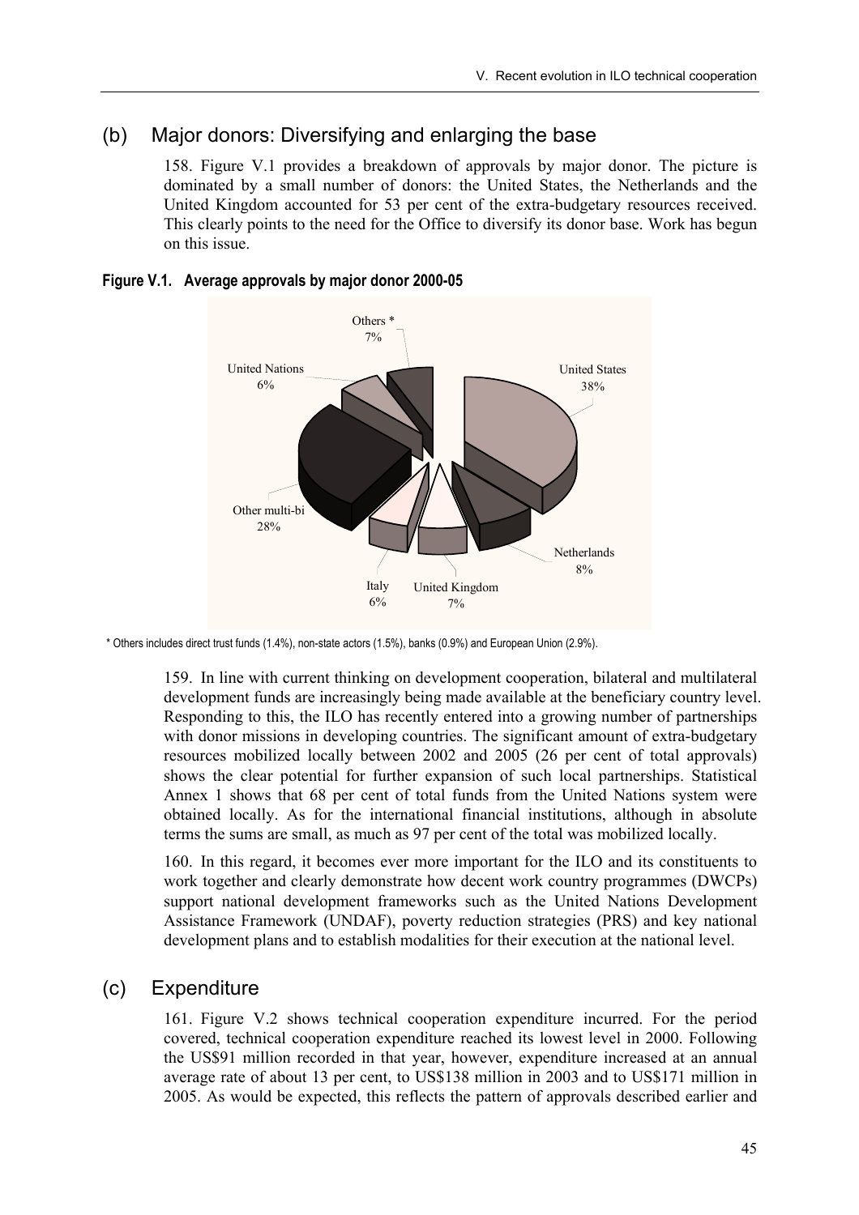## (b) Major donors: Diversifying and enlarging the base

158. Figure V.1 provides a breakdown of approvals by major donor. The picture is dominated by a small number of donors: the United States, the Netherlands and the United Kingdom accounted for 53 per cent of the extra-budgetary resources received. This clearly points to the need for the Office to diversify its donor base. Work has begun on this issue.

**Figure V.1. Average approvals by major donor 2000-05**

| Donor | Share |
|---|---|
| United States | 38% |
| Netherlands | 8% |
| United Kingdom | 7% |
| Italy | 6% |
| Other multi-bi | 28% |
| United Nations | 6% |
| Others * | 7% |

\* Others includes direct trust funds (1.4%), non-state actors (1.5%), banks (0.9%) and European Union (2.9%).

159. In line with current thinking on development cooperation, bilateral and multilateral development funds are increasingly being made available at the beneficiary country level. Responding to this, the ILO has recently entered into a growing number of partnerships with donor missions in developing countries. The significant amount of extra-budgetary resources mobilized locally between 2002 and 2005 (26 per cent of total approvals) shows the clear potential for further expansion of such local partnerships. Statistical Annex 1 shows that 68 per cent of total funds from the United Nations system were obtained locally. As for the international financial institutions, although in absolute terms the sums are small, as much as 97 per cent of the total was mobilized locally.

160. In this regard, it becomes ever more important for the ILO and its constituents to work together and clearly demonstrate how decent work country programmes (DWCPs) support national development frameworks such as the United Nations Development Assistance Framework (UNDAF), poverty reduction strategies (PRS) and key national development plans and to establish modalities for their execution at the national level.

## (c) Expenditure

161. Figure V.2 shows technical cooperation expenditure incurred. For the period covered, technical cooperation expenditure reached its lowest level in 2000. Following the US$91 million recorded in that year, however, expenditure increased at an annual average rate of about 13 per cent, to US$138 million in 2003 and to US$171 million in 2005. As would be expected, this reflects the pattern of approvals described earlier and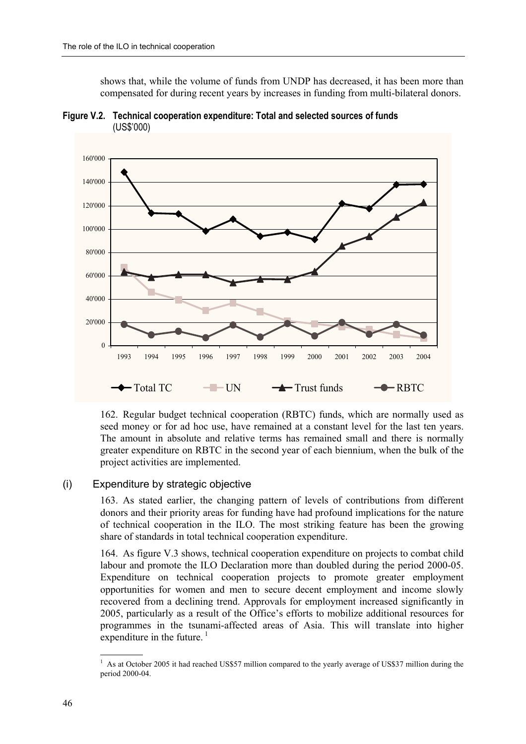shows that, while the volume of funds from UNDP has decreased, it has been more than compensated for during recent years by increases in funding from multi-bilateral donors.

**Figure V.2. Technical cooperation expenditure: Total and selected sources of funds** (US$'000)

162. Regular budget technical cooperation (RBTC) funds, which are normally used as seed money or for ad hoc use, have remained at a constant level for the last ten years. The amount in absolute and relative terms has remained small and there is normally greater expenditure on RBTC in the second year of each biennium, when the bulk of the project activities are implemented.

## (i) Expenditure by strategic objective

163. As stated earlier, the changing pattern of levels of contributions from different donors and their priority areas for funding have had profound implications for the nature of technical cooperation in the ILO. The most striking feature has been the growing share of standards in total technical cooperation expenditure.

164. As figure V.3 shows, technical cooperation expenditure on projects to combat child labour and promote the ILO Declaration more than doubled during the period 2000-05. Expenditure on technical cooperation projects to promote greater employment opportunities for women and men to secure decent employment and income slowly recovered from a declining trend. Approvals for employment increased significantly in 2005, particularly as a result of the Office's efforts to mobilize additional resources for programmes in the tsunami-affected areas of Asia. This will translate into higher expenditure in the future. [1]

[1] As at October 2005 it had reached US$57 million compared to the yearly average of US$37 million during the period 2000-04.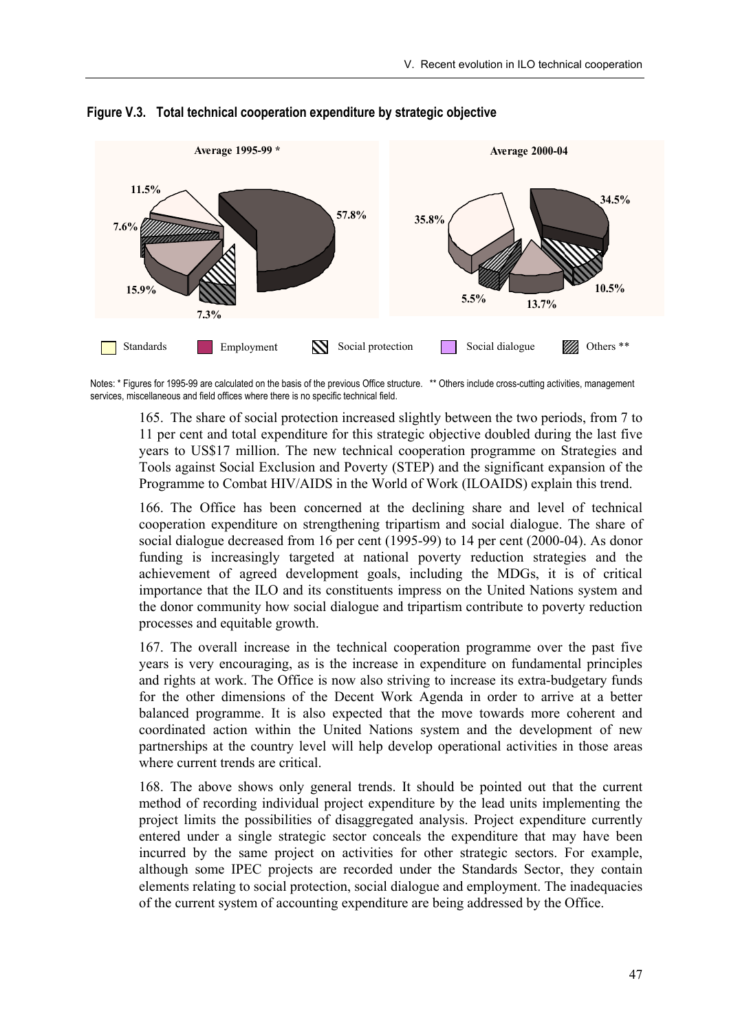**Figure V.3. Total technical cooperation expenditure by strategic objective**

Average 1995-99 *: 57.8%, 11.5%, 7.6%, 15.9%, 7.3%

Average 2000-04: 34.5%, 35.8%, 5.5%, 13.7%, 10.5%

Standards | Employment | Social protection | Social dialogue | Others **

Notes: * Figures for 1995-99 are calculated on the basis of the previous Office structure. ** Others include cross-cutting activities, management services, miscellaneous and field offices where there is no specific technical field.

165. The share of social protection increased slightly between the two periods, from 7 to 11 per cent and total expenditure for this strategic objective doubled during the last five years to US$17 million. The new technical cooperation programme on Strategies and Tools against Social Exclusion and Poverty (STEP) and the significant expansion of the Programme to Combat HIV/AIDS in the World of Work (ILOAIDS) explain this trend.

166. The Office has been concerned at the declining share and level of technical cooperation expenditure on strengthening tripartism and social dialogue. The share of social dialogue decreased from 16 per cent (1995-99) to 14 per cent (2000-04). As donor funding is increasingly targeted at national poverty reduction strategies and the achievement of agreed development goals, including the MDGs, it is of critical importance that the ILO and its constituents impress on the United Nations system and the donor community how social dialogue and tripartism contribute to poverty reduction processes and equitable growth.

167. The overall increase in the technical cooperation programme over the past five years is very encouraging, as is the increase in expenditure on fundamental principles and rights at work. The Office is now also striving to increase its extra-budgetary funds for the other dimensions of the Decent Work Agenda in order to arrive at a better balanced programme. It is also expected that the move towards more coherent and coordinated action within the United Nations system and the development of new partnerships at the country level will help develop operational activities in those areas where current trends are critical.

168. The above shows only general trends. It should be pointed out that the current method of recording individual project expenditure by the lead units implementing the project limits the possibilities of disaggregated analysis. Project expenditure currently entered under a single strategic sector conceals the expenditure that may have been incurred by the same project on activities for other strategic sectors. For example, although some IPEC projects are recorded under the Standards Sector, they contain elements relating to social protection, social dialogue and employment. The inadequacies of the current system of accounting expenditure are being addressed by the Office.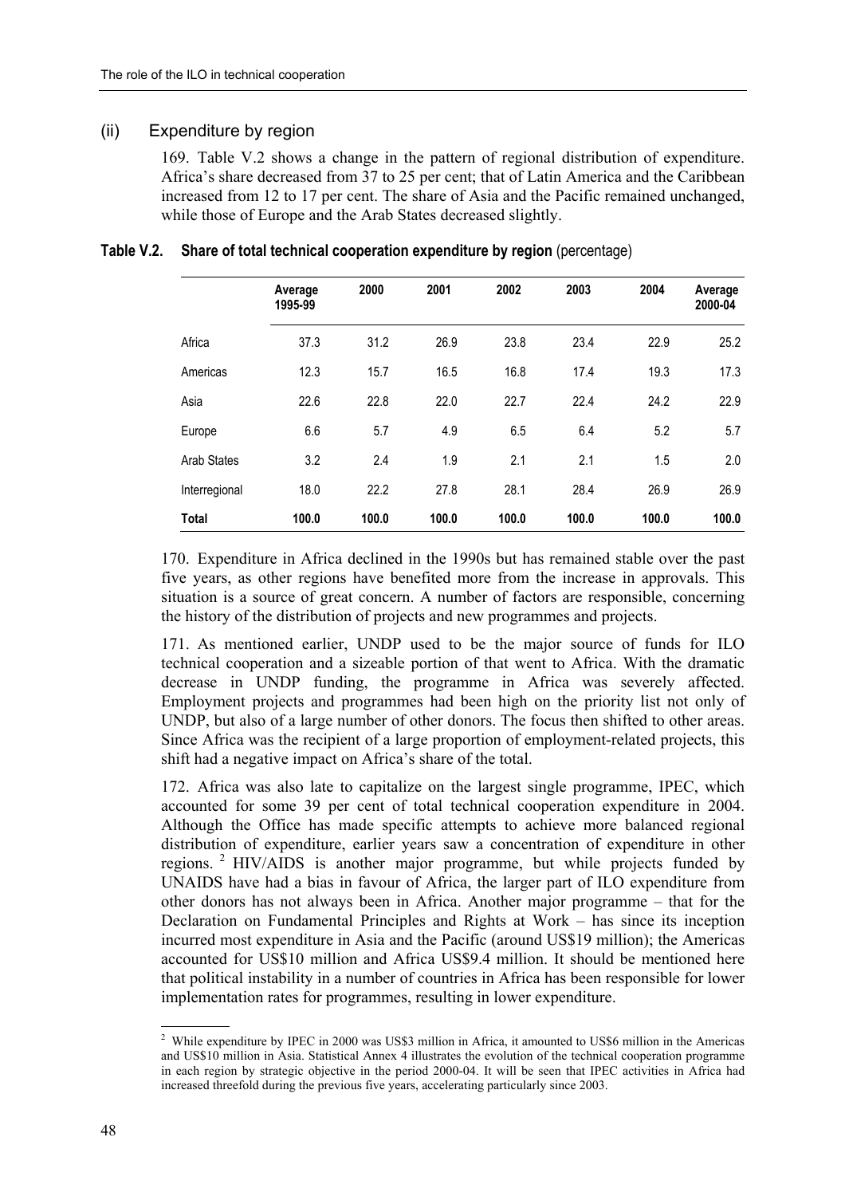### (ii) Expenditure by region

169. Table V.2 shows a change in the pattern of regional distribution of expenditure. Africa's share decreased from 37 to 25 per cent; that of Latin America and the Caribbean increased from 12 to 17 per cent. The share of Asia and the Pacific remained unchanged, while those of Europe and the Arab States decreased slightly.

**Table V.2. Share of total technical cooperation expenditure by region** (percentage)

| | Average 1995-99 | 2000 | 2001 | 2002 | 2003 | 2004 | Average 2000-04 |
|---|---|---|---|---|---|---|---|
| Africa | 37.3 | 31.2 | 26.9 | 23.8 | 23.4 | 22.9 | 25.2 |
| Americas | 12.3 | 15.7 | 16.5 | 16.8 | 17.4 | 19.3 | 17.3 |
| Asia | 22.6 | 22.8 | 22.0 | 22.7 | 22.4 | 24.2 | 22.9 |
| Europe | 6.6 | 5.7 | 4.9 | 6.5 | 6.4 | 5.2 | 5.7 |
| Arab States | 3.2 | 2.4 | 1.9 | 2.1 | 2.1 | 1.5 | 2.0 |
| Interregional | 18.0 | 22.2 | 27.8 | 28.1 | 28.4 | 26.9 | 26.9 |
| **Total** | **100.0** | **100.0** | **100.0** | **100.0** | **100.0** | **100.0** | **100.0** |

170. Expenditure in Africa declined in the 1990s but has remained stable over the past five years, as other regions have benefited more from the increase in approvals. This situation is a source of great concern. A number of factors are responsible, concerning the history of the distribution of projects and new programmes and projects.

171. As mentioned earlier, UNDP used to be the major source of funds for ILO technical cooperation and a sizeable portion of that went to Africa. With the dramatic decrease in UNDP funding, the programme in Africa was severely affected. Employment projects and programmes had been high on the priority list not only of UNDP, but also of a large number of other donors. The focus then shifted to other areas. Since Africa was the recipient of a large proportion of employment-related projects, this shift had a negative impact on Africa's share of the total.

172. Africa was also late to capitalize on the largest single programme, IPEC, which accounted for some 39 per cent of total technical cooperation expenditure in 2004. Although the Office has made specific attempts to achieve more balanced regional distribution of expenditure, earlier years saw a concentration of expenditure in other regions. [2] HIV/AIDS is another major programme, but while projects funded by UNAIDS have had a bias in favour of Africa, the larger part of ILO expenditure from other donors has not always been in Africa. Another major programme – that for the Declaration on Fundamental Principles and Rights at Work – has since its inception incurred most expenditure in Asia and the Pacific (around US$19 million); the Americas accounted for US$10 million and Africa US$9.4 million. It should be mentioned here that political instability in a number of countries in Africa has been responsible for lower implementation rates for programmes, resulting in lower expenditure.

---

[2] While expenditure by IPEC in 2000 was US$3 million in Africa, it amounted to US$6 million in the Americas and US$10 million in Asia. Statistical Annex 4 illustrates the evolution of the technical cooperation programme in each region by strategic objective in the period 2000-04. It will be seen that IPEC activities in Africa had increased threefold during the previous five years, accelerating particularly since 2003.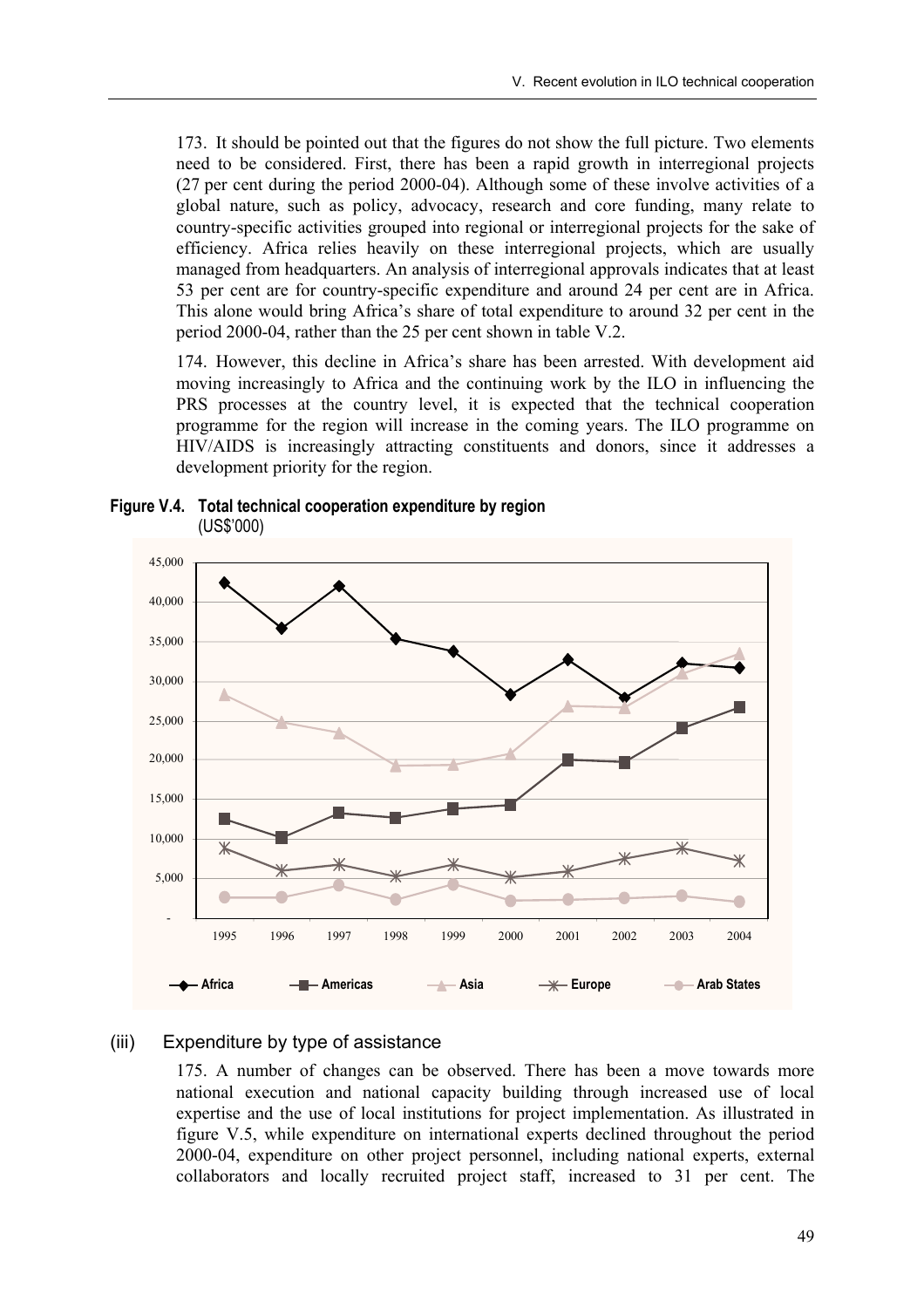173. It should be pointed out that the figures do not show the full picture. Two elements need to be considered. First, there has been a rapid growth in interregional projects (27 per cent during the period 2000-04). Although some of these involve activities of a global nature, such as policy, advocacy, research and core funding, many relate to country-specific activities grouped into regional or interregional projects for the sake of efficiency. Africa relies heavily on these interregional projects, which are usually managed from headquarters. An analysis of interregional approvals indicates that at least 53 per cent are for country-specific expenditure and around 24 per cent are in Africa. This alone would bring Africa's share of total expenditure to around 32 per cent in the period 2000-04, rather than the 25 per cent shown in table V.2.

174. However, this decline in Africa's share has been arrested. With development aid moving increasingly to Africa and the continuing work by the ILO in influencing the PRS processes at the country level, it is expected that the technical cooperation programme for the region will increase in the coming years. The ILO programme on HIV/AIDS is increasingly attracting constituents and donors, since it addresses a development priority for the region.

**Figure V.4. Total technical cooperation expenditure by region**
(US$'000)

### (iii) Expenditure by type of assistance

175. A number of changes can be observed. There has been a move towards more national execution and national capacity building through increased use of local expertise and the use of local institutions for project implementation. As illustrated in figure V.5, while expenditure on international experts declined throughout the period 2000-04, expenditure on other project personnel, including national experts, external collaborators and locally recruited project staff, increased to 31 per cent. The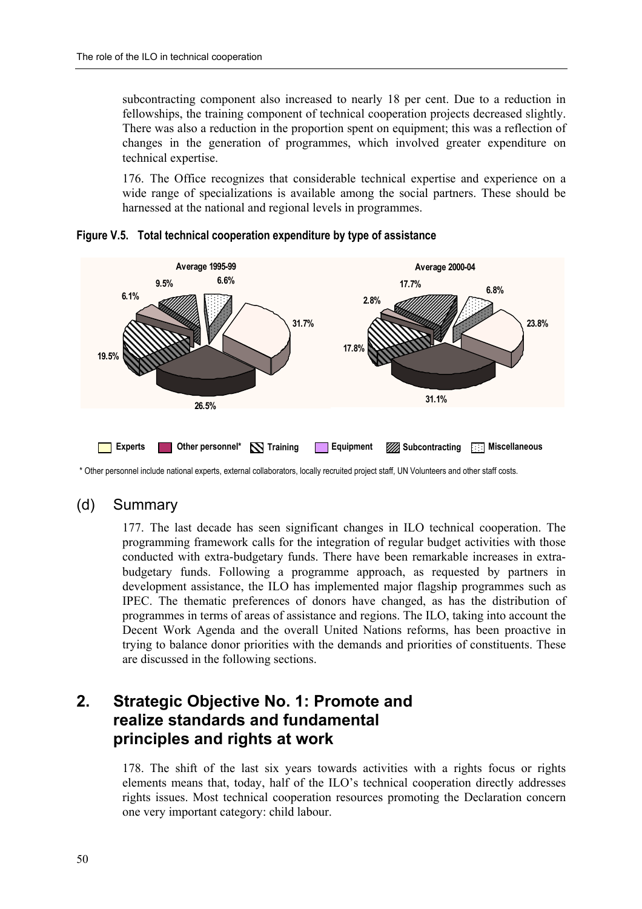subcontracting component also increased to nearly 18 per cent. Due to a reduction in fellowships, the training component of technical cooperation projects decreased slightly. There was also a reduction in the proportion spent on equipment; this was a reflection of changes in the generation of programmes, which involved greater expenditure on technical expertise.

176. The Office recognizes that considerable technical expertise and experience on a wide range of specializations is available among the social partners. These should be harnessed at the national and regional levels in programmes.

**Figure V.5. Total technical cooperation expenditure by type of assistance**

Average 1995-99: 31.7%, 26.5%, 19.5%, 6.1%, 9.5%, 6.6%

Average 2000-04: 23.8%, 31.1%, 17.8%, 2.8%, 17.7%, 6.8%

Experts | Other personnel* | Training | Equipment | Subcontracting | Miscellaneous

\* Other personnel include national experts, external collaborators, locally recruited project staff, UN Volunteers and other staff costs.

## (d) Summary

177. The last decade has seen significant changes in ILO technical cooperation. The programming framework calls for the integration of regular budget activities with those conducted with extra-budgetary funds. There have been remarkable increases in extra-budgetary funds. Following a programme approach, as requested by partners in development assistance, the ILO has implemented major flagship programmes such as IPEC. The thematic preferences of donors have changed, as has the distribution of programmes in terms of areas of assistance and regions. The ILO, taking into account the Decent Work Agenda and the overall United Nations reforms, has been proactive in trying to balance donor priorities with the demands and priorities of constituents. These are discussed in the following sections.

# 2. Strategic Objective No. 1: Promote and realize standards and fundamental principles and rights at work

178. The shift of the last six years towards activities with a rights focus or rights elements means that, today, half of the ILO's technical cooperation directly addresses rights issues. Most technical cooperation resources promoting the Declaration concern one very important category: child labour.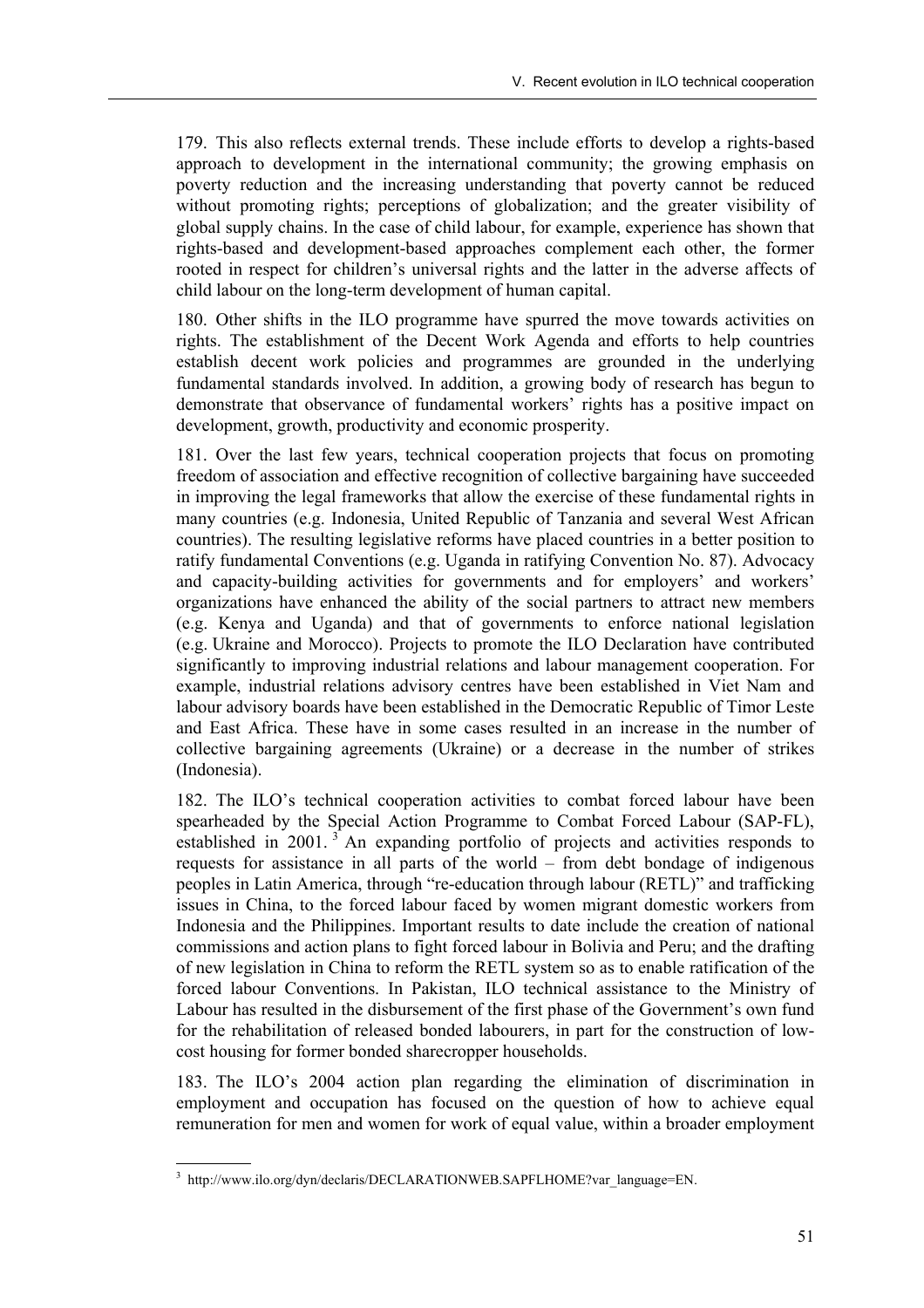179. This also reflects external trends. These include efforts to develop a rights-based approach to development in the international community; the growing emphasis on poverty reduction and the increasing understanding that poverty cannot be reduced without promoting rights; perceptions of globalization; and the greater visibility of global supply chains. In the case of child labour, for example, experience has shown that rights-based and development-based approaches complement each other, the former rooted in respect for children's universal rights and the latter in the adverse affects of child labour on the long-term development of human capital.

180. Other shifts in the ILO programme have spurred the move towards activities on rights. The establishment of the Decent Work Agenda and efforts to help countries establish decent work policies and programmes are grounded in the underlying fundamental standards involved. In addition, a growing body of research has begun to demonstrate that observance of fundamental workers' rights has a positive impact on development, growth, productivity and economic prosperity.

181. Over the last few years, technical cooperation projects that focus on promoting freedom of association and effective recognition of collective bargaining have succeeded in improving the legal frameworks that allow the exercise of these fundamental rights in many countries (e.g. Indonesia, United Republic of Tanzania and several West African countries). The resulting legislative reforms have placed countries in a better position to ratify fundamental Conventions (e.g. Uganda in ratifying Convention No. 87). Advocacy and capacity-building activities for governments and for employers' and workers' organizations have enhanced the ability of the social partners to attract new members (e.g. Kenya and Uganda) and that of governments to enforce national legislation (e.g. Ukraine and Morocco). Projects to promote the ILO Declaration have contributed significantly to improving industrial relations and labour management cooperation. For example, industrial relations advisory centres have been established in Viet Nam and labour advisory boards have been established in the Democratic Republic of Timor Leste and East Africa. These have in some cases resulted in an increase in the number of collective bargaining agreements (Ukraine) or a decrease in the number of strikes (Indonesia).

182. The ILO's technical cooperation activities to combat forced labour have been spearheaded by the Special Action Programme to Combat Forced Labour (SAP-FL), established in 2001.[3] An expanding portfolio of projects and activities responds to requests for assistance in all parts of the world – from debt bondage of indigenous peoples in Latin America, through "re-education through labour (RETL)" and trafficking issues in China, to the forced labour faced by women migrant domestic workers from Indonesia and the Philippines. Important results to date include the creation of national commissions and action plans to fight forced labour in Bolivia and Peru; and the drafting of new legislation in China to reform the RETL system so as to enable ratification of the forced labour Conventions. In Pakistan, ILO technical assistance to the Ministry of Labour has resulted in the disbursement of the first phase of the Government's own fund for the rehabilitation of released bonded labourers, in part for the construction of low-cost housing for former bonded sharecropper households.

183. The ILO's 2004 action plan regarding the elimination of discrimination in employment and occupation has focused on the question of how to achieve equal remuneration for men and women for work of equal value, within a broader employment

---

[3] http://www.ilo.org/dyn/declaris/DECLARATIONWEB.SAPFLHOME?var_language=EN.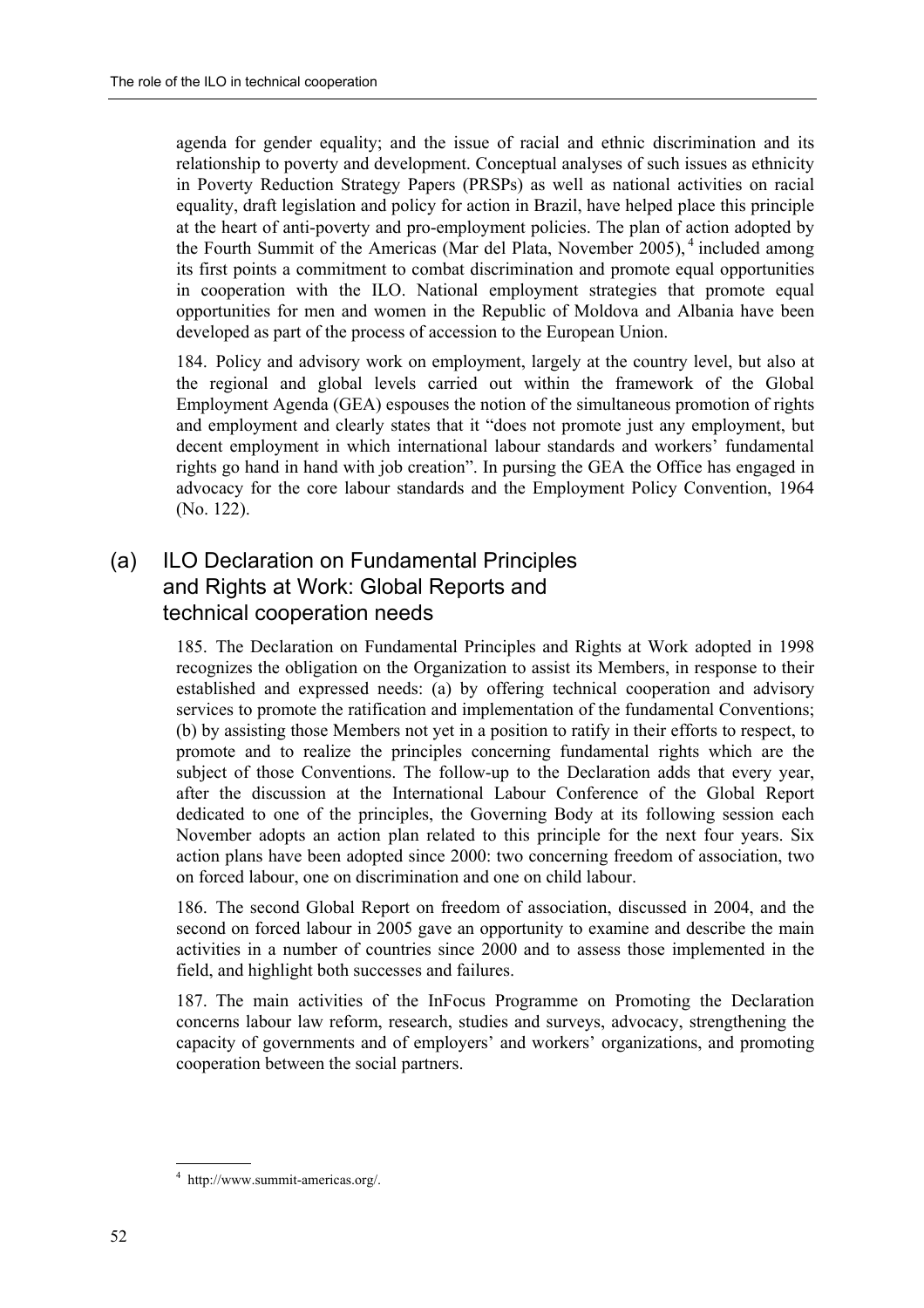agenda for gender equality; and the issue of racial and ethnic discrimination and its relationship to poverty and development. Conceptual analyses of such issues as ethnicity in Poverty Reduction Strategy Papers (PRSPs) as well as national activities on racial equality, draft legislation and policy for action in Brazil, have helped place this principle at the heart of anti-poverty and pro-employment policies. The plan of action adopted by the Fourth Summit of the Americas (Mar del Plata, November 2005), [4] included among its first points a commitment to combat discrimination and promote equal opportunities in cooperation with the ILO. National employment strategies that promote equal opportunities for men and women in the Republic of Moldova and Albania have been developed as part of the process of accession to the European Union.

184. Policy and advisory work on employment, largely at the country level, but also at the regional and global levels carried out within the framework of the Global Employment Agenda (GEA) espouses the notion of the simultaneous promotion of rights and employment and clearly states that it "does not promote just any employment, but decent employment in which international labour standards and workers' fundamental rights go hand in hand with job creation". In pursing the GEA the Office has engaged in advocacy for the core labour standards and the Employment Policy Convention, 1964 (No. 122).

## (a) ILO Declaration on Fundamental Principles and Rights at Work: Global Reports and technical cooperation needs

185. The Declaration on Fundamental Principles and Rights at Work adopted in 1998 recognizes the obligation on the Organization to assist its Members, in response to their established and expressed needs: (a) by offering technical cooperation and advisory services to promote the ratification and implementation of the fundamental Conventions; (b) by assisting those Members not yet in a position to ratify in their efforts to respect, to promote and to realize the principles concerning fundamental rights which are the subject of those Conventions. The follow-up to the Declaration adds that every year, after the discussion at the International Labour Conference of the Global Report dedicated to one of the principles, the Governing Body at its following session each November adopts an action plan related to this principle for the next four years. Six action plans have been adopted since 2000: two concerning freedom of association, two on forced labour, one on discrimination and one on child labour.

186. The second Global Report on freedom of association, discussed in 2004, and the second on forced labour in 2005 gave an opportunity to examine and describe the main activities in a number of countries since 2000 and to assess those implemented in the field, and highlight both successes and failures.

187. The main activities of the InFocus Programme on Promoting the Declaration concerns labour law reform, research, studies and surveys, advocacy, strengthening the capacity of governments and of employers' and workers' organizations, and promoting cooperation between the social partners.

[4] http://www.summit-americas.org/.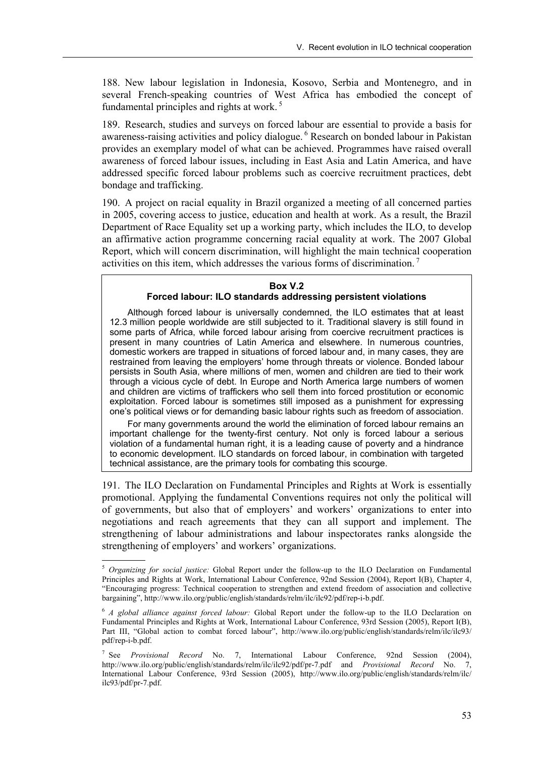188. New labour legislation in Indonesia, Kosovo, Serbia and Montenegro, and in several French-speaking countries of West Africa has embodied the concept of fundamental principles and rights at work. [5]

189. Research, studies and surveys on forced labour are essential to provide a basis for awareness-raising activities and policy dialogue. [6] Research on bonded labour in Pakistan provides an exemplary model of what can be achieved. Programmes have raised overall awareness of forced labour issues, including in East Asia and Latin America, and have addressed specific forced labour problems such as coercive recruitment practices, debt bondage and trafficking.

190. A project on racial equality in Brazil organized a meeting of all concerned parties in 2005, covering access to justice, education and health at work. As a result, the Brazil Department of Race Equality set up a working party, which includes the ILO, to develop an affirmative action programme concerning racial equality at work. The 2007 Global Report, which will concern discrimination, will highlight the main technical cooperation activities on this item, which addresses the various forms of discrimination. [7]

**Box V.2**
**Forced labour: ILO standards addressing persistent violations**

Although forced labour is universally condemned, the ILO estimates that at least 12.3 million people worldwide are still subjected to it. Traditional slavery is still found in some parts of Africa, while forced labour arising from coercive recruitment practices is present in many countries of Latin America and elsewhere. In numerous countries, domestic workers are trapped in situations of forced labour and, in many cases, they are restrained from leaving the employers' home through threats or violence. Bonded labour persists in South Asia, where millions of men, women and children are tied to their work through a vicious cycle of debt. In Europe and North America large numbers of women and children are victims of traffickers who sell them into forced prostitution or economic exploitation. Forced labour is sometimes still imposed as a punishment for expressing one's political views or for demanding basic labour rights such as freedom of association.

For many governments around the world the elimination of forced labour remains an important challenge for the twenty-first century. Not only is forced labour a serious violation of a fundamental human right, it is a leading cause of poverty and a hindrance to economic development. ILO standards on forced labour, in combination with targeted technical assistance, are the primary tools for combating this scourge.

191. The ILO Declaration on Fundamental Principles and Rights at Work is essentially promotional. Applying the fundamental Conventions requires not only the political will of governments, but also that of employers' and workers' organizations to enter into negotiations and reach agreements that they can all support and implement. The strengthening of labour administrations and labour inspectorates ranks alongside the strengthening of employers' and workers' organizations.

---

[5] *Organizing for social justice:* Global Report under the follow-up to the ILO Declaration on Fundamental Principles and Rights at Work, International Labour Conference, 92nd Session (2004), Report I(B), Chapter 4, "Encouraging progress: Technical cooperation to strengthen and extend freedom of association and collective bargaining", http://www.ilo.org/public/english/standards/relm/ilc/ilc92/pdf/rep-i-b.pdf.

[6] *A global alliance against forced labour:* Global Report under the follow-up to the ILO Declaration on Fundamental Principles and Rights at Work, International Labour Conference, 93rd Session (2005), Report I(B), Part III, "Global action to combat forced labour", http://www.ilo.org/public/english/standards/relm/ilc/ilc93/pdf/rep-i-b.pdf.

[7] See *Provisional Record* No. 7, International Labour Conference, 92nd Session (2004), http://www.ilo.org/public/english/standards/relm/ilc/ilc92/pdf/pr-7.pdf and *Provisional Record* No. 7, International Labour Conference, 93rd Session (2005), http://www.ilo.org/public/english/standards/relm/ilc/ilc93/pdf/pr-7.pdf.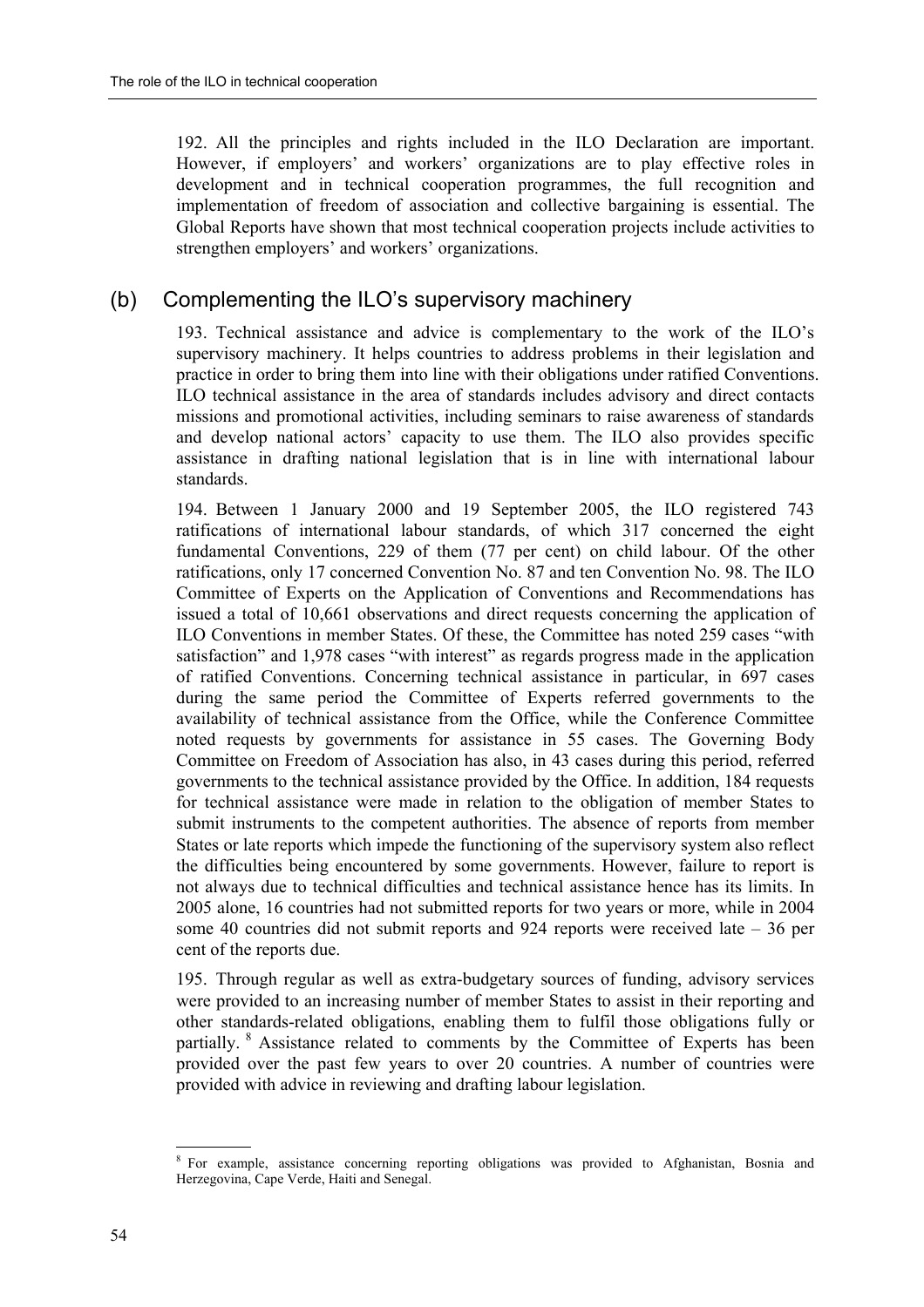192. All the principles and rights included in the ILO Declaration are important. However, if employers' and workers' organizations are to play effective roles in development and in technical cooperation programmes, the full recognition and implementation of freedom of association and collective bargaining is essential. The Global Reports have shown that most technical cooperation projects include activities to strengthen employers' and workers' organizations.

## (b) Complementing the ILO's supervisory machinery

193. Technical assistance and advice is complementary to the work of the ILO's supervisory machinery. It helps countries to address problems in their legislation and practice in order to bring them into line with their obligations under ratified Conventions. ILO technical assistance in the area of standards includes advisory and direct contacts missions and promotional activities, including seminars to raise awareness of standards and develop national actors' capacity to use them. The ILO also provides specific assistance in drafting national legislation that is in line with international labour standards.

194. Between 1 January 2000 and 19 September 2005, the ILO registered 743 ratifications of international labour standards, of which 317 concerned the eight fundamental Conventions, 229 of them (77 per cent) on child labour. Of the other ratifications, only 17 concerned Convention No. 87 and ten Convention No. 98. The ILO Committee of Experts on the Application of Conventions and Recommendations has issued a total of 10,661 observations and direct requests concerning the application of ILO Conventions in member States. Of these, the Committee has noted 259 cases "with satisfaction" and 1,978 cases "with interest" as regards progress made in the application of ratified Conventions. Concerning technical assistance in particular, in 697 cases during the same period the Committee of Experts referred governments to the availability of technical assistance from the Office, while the Conference Committee noted requests by governments for assistance in 55 cases. The Governing Body Committee on Freedom of Association has also, in 43 cases during this period, referred governments to the technical assistance provided by the Office. In addition, 184 requests for technical assistance were made in relation to the obligation of member States to submit instruments to the competent authorities. The absence of reports from member States or late reports which impede the functioning of the supervisory system also reflect the difficulties being encountered by some governments. However, failure to report is not always due to technical difficulties and technical assistance hence has its limits. In 2005 alone, 16 countries had not submitted reports for two years or more, while in 2004 some 40 countries did not submit reports and 924 reports were received late – 36 per cent of the reports due.

195. Through regular as well as extra-budgetary sources of funding, advisory services were provided to an increasing number of member States to assist in their reporting and other standards-related obligations, enabling them to fulfil those obligations fully or partially. [8] Assistance related to comments by the Committee of Experts has been provided over the past few years to over 20 countries. A number of countries were provided with advice in reviewing and drafting labour legislation.

---

[8] For example, assistance concerning reporting obligations was provided to Afghanistan, Bosnia and Herzegovina, Cape Verde, Haiti and Senegal.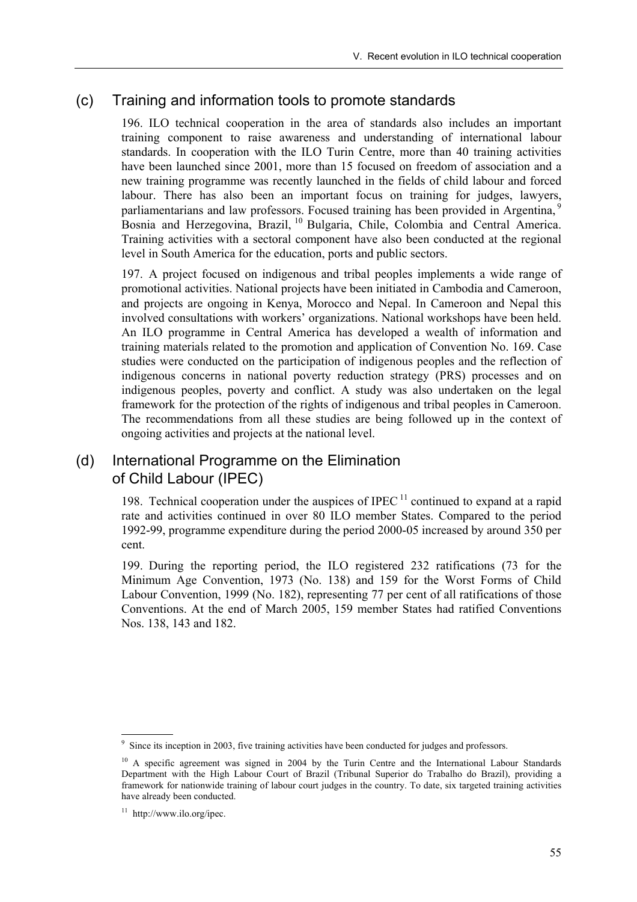## (c) Training and information tools to promote standards

196. ILO technical cooperation in the area of standards also includes an important training component to raise awareness and understanding of international labour standards. In cooperation with the ILO Turin Centre, more than 40 training activities have been launched since 2001, more than 15 focused on freedom of association and a new training programme was recently launched in the fields of child labour and forced labour. There has also been an important focus on training for judges, lawyers, parliamentarians and law professors. Focused training has been provided in Argentina,[9] Bosnia and Herzegovina, Brazil,[10] Bulgaria, Chile, Colombia and Central America. Training activities with a sectoral component have also been conducted at the regional level in South America for the education, ports and public sectors.

197. A project focused on indigenous and tribal peoples implements a wide range of promotional activities. National projects have been initiated in Cambodia and Cameroon, and projects are ongoing in Kenya, Morocco and Nepal. In Cameroon and Nepal this involved consultations with workers' organizations. National workshops have been held. An ILO programme in Central America has developed a wealth of information and training materials related to the promotion and application of Convention No. 169. Case studies were conducted on the participation of indigenous peoples and the reflection of indigenous concerns in national poverty reduction strategy (PRS) processes and on indigenous peoples, poverty and conflict. A study was also undertaken on the legal framework for the protection of the rights of indigenous and tribal peoples in Cameroon. The recommendations from all these studies are being followed up in the context of ongoing activities and projects at the national level.

## (d) International Programme on the Elimination of Child Labour (IPEC)

198. Technical cooperation under the auspices of IPEC[11] continued to expand at a rapid rate and activities continued in over 80 ILO member States. Compared to the period 1992-99, programme expenditure during the period 2000-05 increased by around 350 per cent.

199. During the reporting period, the ILO registered 232 ratifications (73 for the Minimum Age Convention, 1973 (No. 138) and 159 for the Worst Forms of Child Labour Convention, 1999 (No. 182), representing 77 per cent of all ratifications of those Conventions. At the end of March 2005, 159 member States had ratified Conventions Nos. 138, 143 and 182.

---

[9] Since its inception in 2003, five training activities have been conducted for judges and professors.

[10] A specific agreement was signed in 2004 by the Turin Centre and the International Labour Standards Department with the High Labour Court of Brazil (Tribunal Superior do Trabalho do Brazil), providing a framework for nationwide training of labour court judges in the country. To date, six targeted training activities have already been conducted.

[11] http://www.ilo.org/ipec.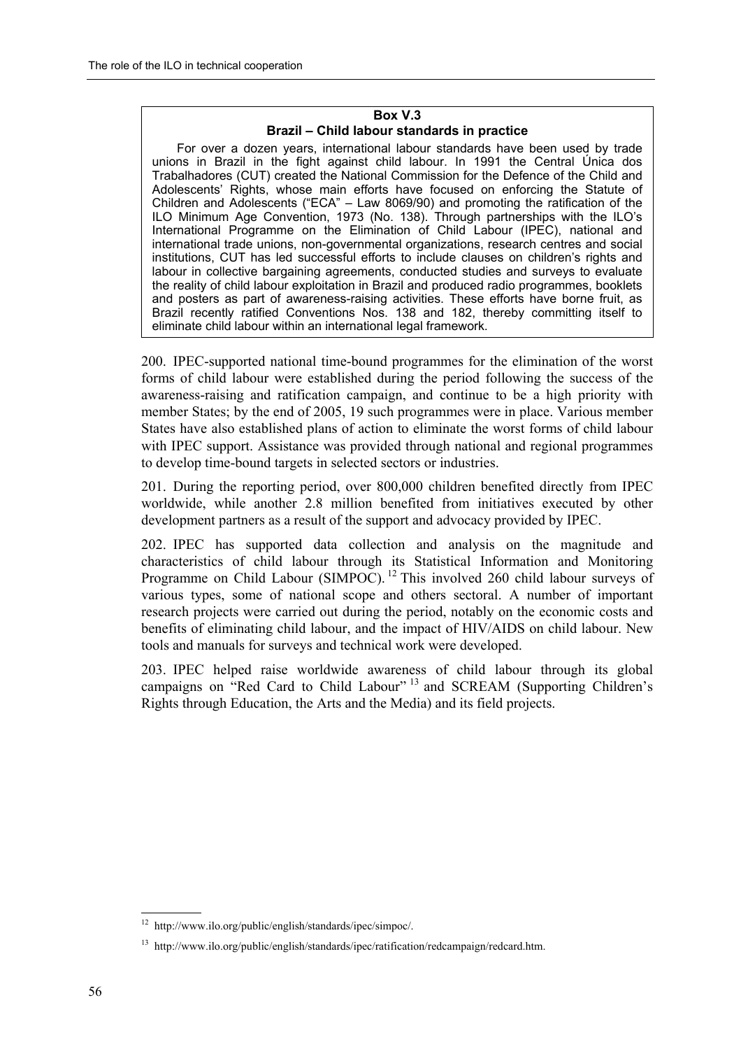**Box V.3**
**Brazil – Child labour standards in practice**

For over a dozen years, international labour standards have been used by trade unions in Brazil in the fight against child labour. In 1991 the Central Única dos Trabalhadores (CUT) created the National Commission for the Defence of the Child and Adolescents' Rights, whose main efforts have focused on enforcing the Statute of Children and Adolescents ("ECA" – Law 8069/90) and promoting the ratification of the ILO Minimum Age Convention, 1973 (No. 138). Through partnerships with the ILO's International Programme on the Elimination of Child Labour (IPEC), national and international trade unions, non-governmental organizations, research centres and social institutions, CUT has led successful efforts to include clauses on children's rights and labour in collective bargaining agreements, conducted studies and surveys to evaluate the reality of child labour exploitation in Brazil and produced radio programmes, booklets and posters as part of awareness-raising activities. These efforts have borne fruit, as Brazil recently ratified Conventions Nos. 138 and 182, thereby committing itself to eliminate child labour within an international legal framework.

200. IPEC-supported national time-bound programmes for the elimination of the worst forms of child labour were established during the period following the success of the awareness-raising and ratification campaign, and continue to be a high priority with member States; by the end of 2005, 19 such programmes were in place. Various member States have also established plans of action to eliminate the worst forms of child labour with IPEC support. Assistance was provided through national and regional programmes to develop time-bound targets in selected sectors or industries.

201. During the reporting period, over 800,000 children benefited directly from IPEC worldwide, while another 2.8 million benefited from initiatives executed by other development partners as a result of the support and advocacy provided by IPEC.

202. IPEC has supported data collection and analysis on the magnitude and characteristics of child labour through its Statistical Information and Monitoring Programme on Child Labour (SIMPOC).[12] This involved 260 child labour surveys of various types, some of national scope and others sectoral. A number of important research projects were carried out during the period, notably on the economic costs and benefits of eliminating child labour, and the impact of HIV/AIDS on child labour. New tools and manuals for surveys and technical work were developed.

203. IPEC helped raise worldwide awareness of child labour through its global campaigns on "Red Card to Child Labour"[13] and SCREAM (Supporting Children's Rights through Education, the Arts and the Media) and its field projects.

[12] http://www.ilo.org/public/english/standards/ipec/simpoc/.

[13] http://www.ilo.org/public/english/standards/ipec/ratification/redcampaign/redcard.htm.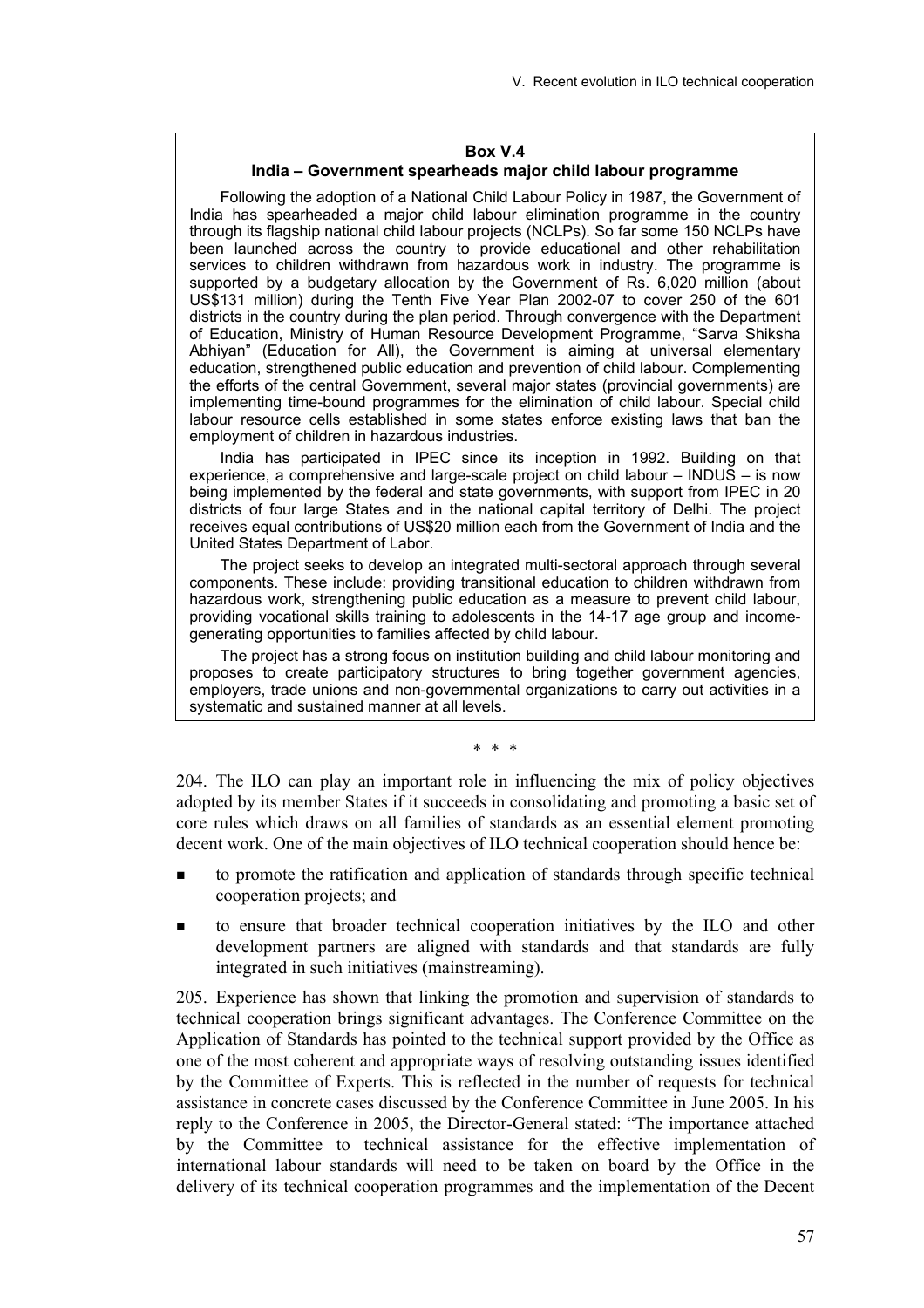**Box V.4**

**India – Government spearheads major child labour programme**

Following the adoption of a National Child Labour Policy in 1987, the Government of India has spearheaded a major child labour elimination programme in the country through its flagship national child labour projects (NCLPs). So far some 150 NCLPs have been launched across the country to provide educational and other rehabilitation services to children withdrawn from hazardous work in industry. The programme is supported by a budgetary allocation by the Government of Rs. 6,020 million (about US$131 million) during the Tenth Five Year Plan 2002-07 to cover 250 of the 601 districts in the country during the plan period. Through convergence with the Department of Education, Ministry of Human Resource Development Programme, "Sarva Shiksha Abhiyan" (Education for All), the Government is aiming at universal elementary education, strengthened public education and prevention of child labour. Complementing the efforts of the central Government, several major states (provincial governments) are implementing time-bound programmes for the elimination of child labour. Special child labour resource cells established in some states enforce existing laws that ban the employment of children in hazardous industries.

India has participated in IPEC since its inception in 1992. Building on that experience, a comprehensive and large-scale project on child labour – INDUS – is now being implemented by the federal and state governments, with support from IPEC in 20 districts of four large States and in the national capital territory of Delhi. The project receives equal contributions of US$20 million each from the Government of India and the United States Department of Labor.

The project seeks to develop an integrated multi-sectoral approach through several components. These include: providing transitional education to children withdrawn from hazardous work, strengthening public education as a measure to prevent child labour, providing vocational skills training to adolescents in the 14-17 age group and income-generating opportunities to families affected by child labour.

The project has a strong focus on institution building and child labour monitoring and proposes to create participatory structures to bring together government agencies, employers, trade unions and non-governmental organizations to carry out activities in a systematic and sustained manner at all levels.

\* \* \*

204. The ILO can play an important role in influencing the mix of policy objectives adopted by its member States if it succeeds in consolidating and promoting a basic set of core rules which draws on all families of standards as an essential element promoting decent work. One of the main objectives of ILO technical cooperation should hence be:

- to promote the ratification and application of standards through specific technical cooperation projects; and
- to ensure that broader technical cooperation initiatives by the ILO and other development partners are aligned with standards and that standards are fully integrated in such initiatives (mainstreaming).

205. Experience has shown that linking the promotion and supervision of standards to technical cooperation brings significant advantages. The Conference Committee on the Application of Standards has pointed to the technical support provided by the Office as one of the most coherent and appropriate ways of resolving outstanding issues identified by the Committee of Experts. This is reflected in the number of requests for technical assistance in concrete cases discussed by the Conference Committee in June 2005. In his reply to the Conference in 2005, the Director-General stated: "The importance attached by the Committee to technical assistance for the effective implementation of international labour standards will need to be taken on board by the Office in the delivery of its technical cooperation programmes and the implementation of the Decent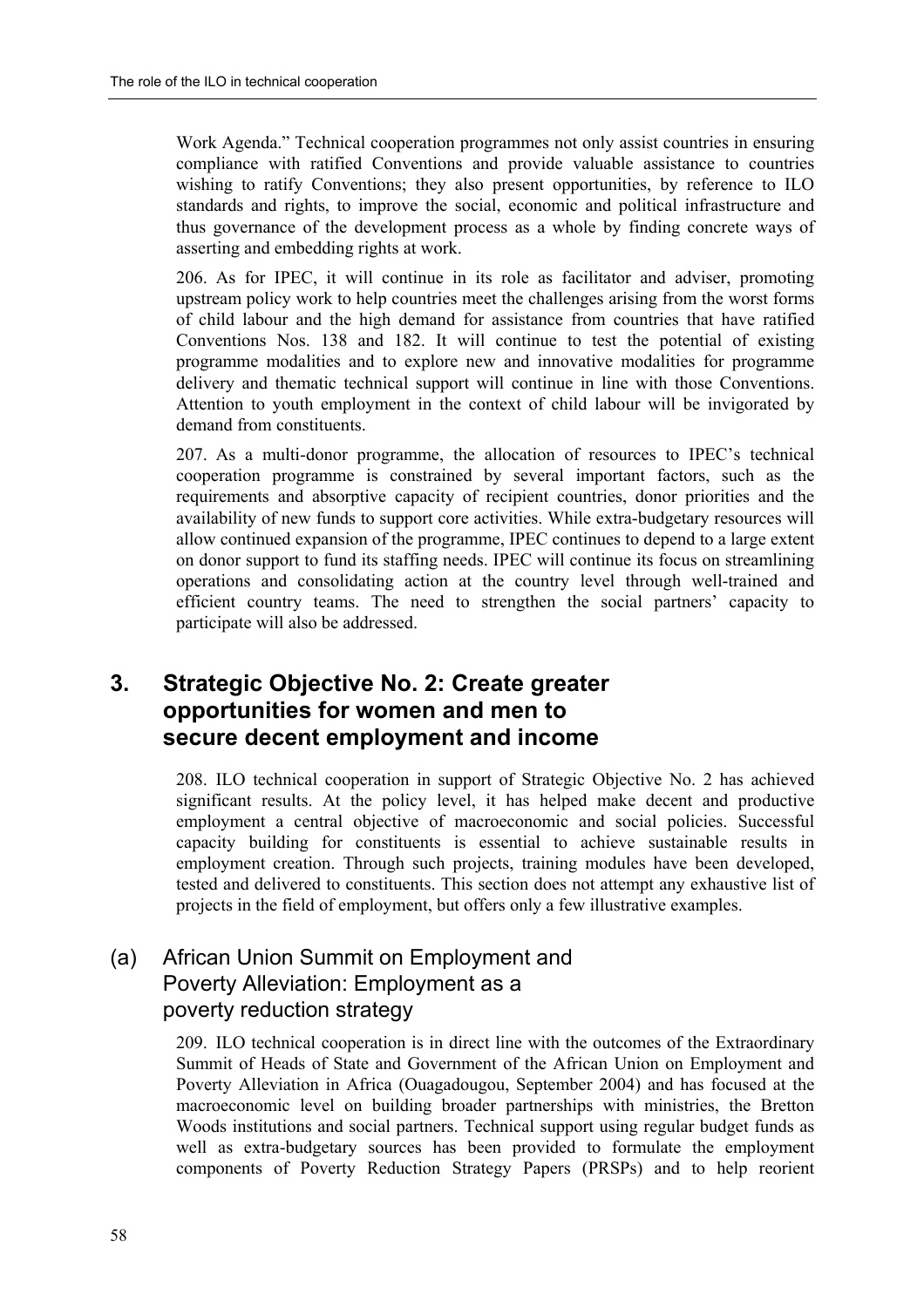Work Agenda." Technical cooperation programmes not only assist countries in ensuring compliance with ratified Conventions and provide valuable assistance to countries wishing to ratify Conventions; they also present opportunities, by reference to ILO standards and rights, to improve the social, economic and political infrastructure and thus governance of the development process as a whole by finding concrete ways of asserting and embedding rights at work.

206. As for IPEC, it will continue in its role as facilitator and adviser, promoting upstream policy work to help countries meet the challenges arising from the worst forms of child labour and the high demand for assistance from countries that have ratified Conventions Nos. 138 and 182. It will continue to test the potential of existing programme modalities and to explore new and innovative modalities for programme delivery and thematic technical support will continue in line with those Conventions. Attention to youth employment in the context of child labour will be invigorated by demand from constituents.

207. As a multi-donor programme, the allocation of resources to IPEC's technical cooperation programme is constrained by several important factors, such as the requirements and absorptive capacity of recipient countries, donor priorities and the availability of new funds to support core activities. While extra-budgetary resources will allow continued expansion of the programme, IPEC continues to depend to a large extent on donor support to fund its staffing needs. IPEC will continue its focus on streamlining operations and consolidating action at the country level through well-trained and efficient country teams. The need to strengthen the social partners' capacity to participate will also be addressed.

## 3. Strategic Objective No. 2: Create greater opportunities for women and men to secure decent employment and income

208. ILO technical cooperation in support of Strategic Objective No. 2 has achieved significant results. At the policy level, it has helped make decent and productive employment a central objective of macroeconomic and social policies. Successful capacity building for constituents is essential to achieve sustainable results in employment creation. Through such projects, training modules have been developed, tested and delivered to constituents. This section does not attempt any exhaustive list of projects in the field of employment, but offers only a few illustrative examples.

### (a) African Union Summit on Employment and Poverty Alleviation: Employment as a poverty reduction strategy

209. ILO technical cooperation is in direct line with the outcomes of the Extraordinary Summit of Heads of State and Government of the African Union on Employment and Poverty Alleviation in Africa (Ouagadougou, September 2004) and has focused at the macroeconomic level on building broader partnerships with ministries, the Bretton Woods institutions and social partners. Technical support using regular budget funds as well as extra-budgetary sources has been provided to formulate the employment components of Poverty Reduction Strategy Papers (PRSPs) and to help reorient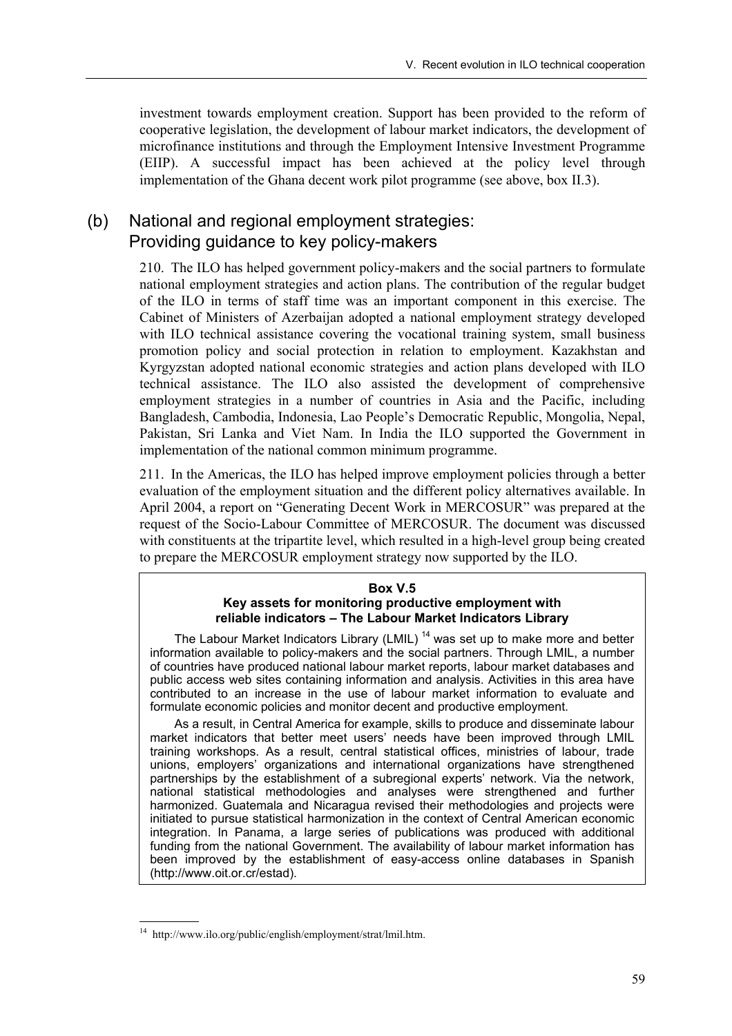investment towards employment creation. Support has been provided to the reform of cooperative legislation, the development of labour market indicators, the development of microfinance institutions and through the Employment Intensive Investment Programme (EIIP). A successful impact has been achieved at the policy level through implementation of the Ghana decent work pilot programme (see above, box II.3).

## (b) National and regional employment strategies: Providing guidance to key policy-makers

210. The ILO has helped government policy-makers and the social partners to formulate national employment strategies and action plans. The contribution of the regular budget of the ILO in terms of staff time was an important component in this exercise. The Cabinet of Ministers of Azerbaijan adopted a national employment strategy developed with ILO technical assistance covering the vocational training system, small business promotion policy and social protection in relation to employment. Kazakhstan and Kyrgyzstan adopted national economic strategies and action plans developed with ILO technical assistance. The ILO also assisted the development of comprehensive employment strategies in a number of countries in Asia and the Pacific, including Bangladesh, Cambodia, Indonesia, Lao People's Democratic Republic, Mongolia, Nepal, Pakistan, Sri Lanka and Viet Nam. In India the ILO supported the Government in implementation of the national common minimum programme.

211. In the Americas, the ILO has helped improve employment policies through a better evaluation of the employment situation and the different policy alternatives available. In April 2004, a report on "Generating Decent Work in MERCOSUR" was prepared at the request of the Socio-Labour Committee of MERCOSUR. The document was discussed with constituents at the tripartite level, which resulted in a high-level group being created to prepare the MERCOSUR employment strategy now supported by the ILO.

**Box V.5**
**Key assets for monitoring productive employment with reliable indicators – The Labour Market Indicators Library**

The Labour Market Indicators Library (LMIL) [14] was set up to make more and better information available to policy-makers and the social partners. Through LMIL, a number of countries have produced national labour market reports, labour market databases and public access web sites containing information and analysis. Activities in this area have contributed to an increase in the use of labour market information to evaluate and formulate economic policies and monitor decent and productive employment.

As a result, in Central America for example, skills to produce and disseminate labour market indicators that better meet users' needs have been improved through LMIL training workshops. As a result, central statistical offices, ministries of labour, trade unions, employers' organizations and international organizations have strengthened partnerships by the establishment of a subregional experts' network. Via the network, national statistical methodologies and analyses were strengthened and further harmonized. Guatemala and Nicaragua revised their methodologies and projects were initiated to pursue statistical harmonization in the context of Central American economic integration. In Panama, a large series of publications was produced with additional funding from the national Government. The availability of labour market information has been improved by the establishment of easy-access online databases in Spanish (http://www.oit.or.cr/estad).

---

[14] http://www.ilo.org/public/english/employment/strat/lmil.htm.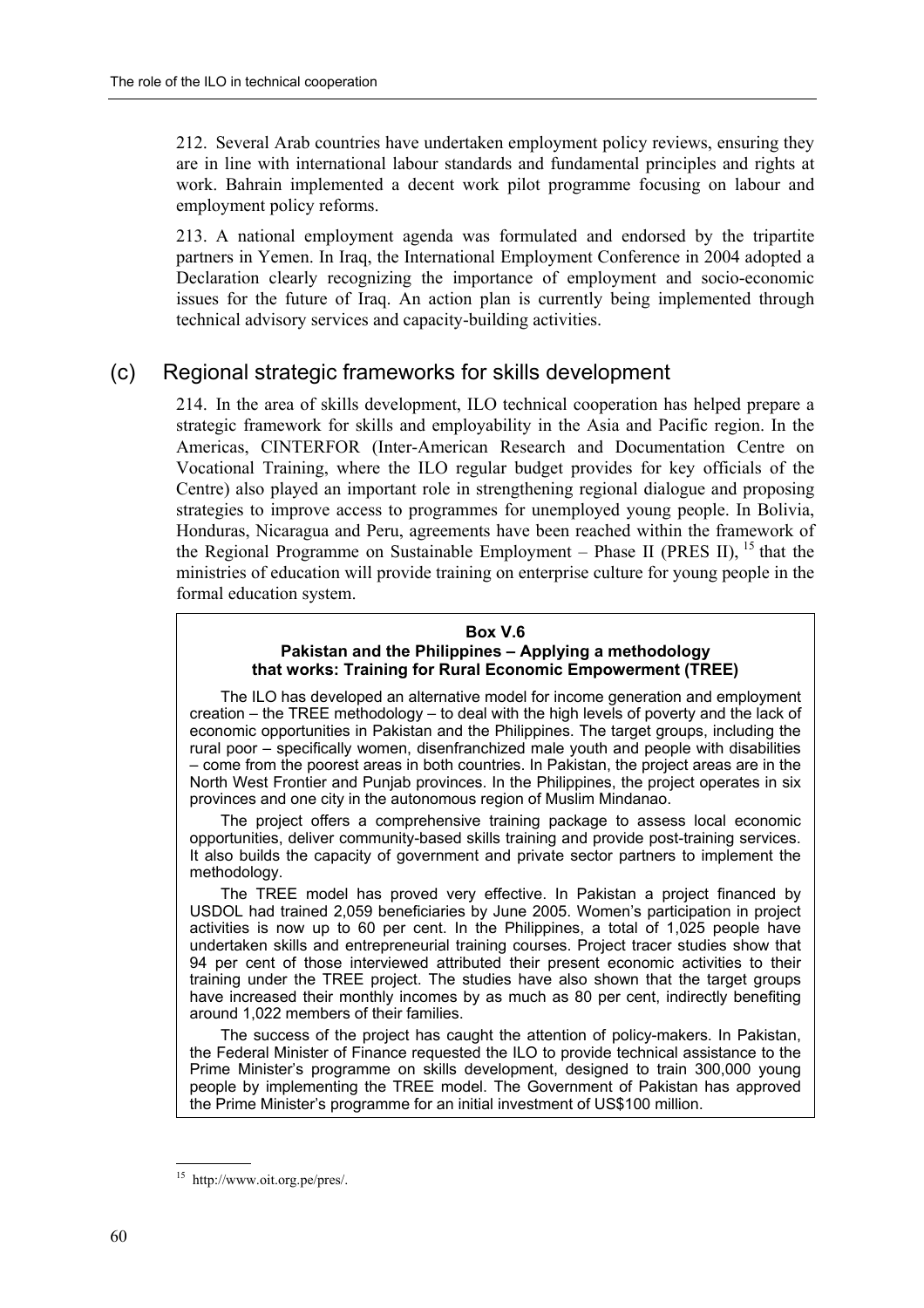212. Several Arab countries have undertaken employment policy reviews, ensuring they are in line with international labour standards and fundamental principles and rights at work. Bahrain implemented a decent work pilot programme focusing on labour and employment policy reforms.

213. A national employment agenda was formulated and endorsed by the tripartite partners in Yemen. In Iraq, the International Employment Conference in 2004 adopted a Declaration clearly recognizing the importance of employment and socio-economic issues for the future of Iraq. An action plan is currently being implemented through technical advisory services and capacity-building activities.

## (c) Regional strategic frameworks for skills development

214. In the area of skills development, ILO technical cooperation has helped prepare a strategic framework for skills and employability in the Asia and Pacific region. In the Americas, CINTERFOR (Inter-American Research and Documentation Centre on Vocational Training, where the ILO regular budget provides for key officials of the Centre) also played an important role in strengthening regional dialogue and proposing strategies to improve access to programmes for unemployed young people. In Bolivia, Honduras, Nicaragua and Peru, agreements have been reached within the framework of the Regional Programme on Sustainable Employment – Phase II (PRES II), [15] that the ministries of education will provide training on enterprise culture for young people in the formal education system.

**Box V.6**

**Pakistan and the Philippines – Applying a methodology that works: Training for Rural Economic Empowerment (TREE)**

The ILO has developed an alternative model for income generation and employment creation – the TREE methodology – to deal with the high levels of poverty and the lack of economic opportunities in Pakistan and the Philippines. The target groups, including the rural poor – specifically women, disenfranchized male youth and people with disabilities – come from the poorest areas in both countries. In Pakistan, the project areas are in the North West Frontier and Punjab provinces. In the Philippines, the project operates in six provinces and one city in the autonomous region of Muslim Mindanao.

The project offers a comprehensive training package to assess local economic opportunities, deliver community-based skills training and provide post-training services. It also builds the capacity of government and private sector partners to implement the methodology.

The TREE model has proved very effective. In Pakistan a project financed by USDOL had trained 2,059 beneficiaries by June 2005. Women's participation in project activities is now up to 60 per cent. In the Philippines, a total of 1,025 people have undertaken skills and entrepreneurial training courses. Project tracer studies show that 94 per cent of those interviewed attributed their present economic activities to their training under the TREE project. The studies have also shown that the target groups have increased their monthly incomes by as much as 80 per cent, indirectly benefiting around 1,022 members of their families.

The success of the project has caught the attention of policy-makers. In Pakistan, the Federal Minister of Finance requested the ILO to provide technical assistance to the Prime Minister's programme on skills development, designed to train 300,000 young people by implementing the TREE model. The Government of Pakistan has approved the Prime Minister's programme for an initial investment of US$100 million.

---

[15] http://www.oit.org.pe/pres/.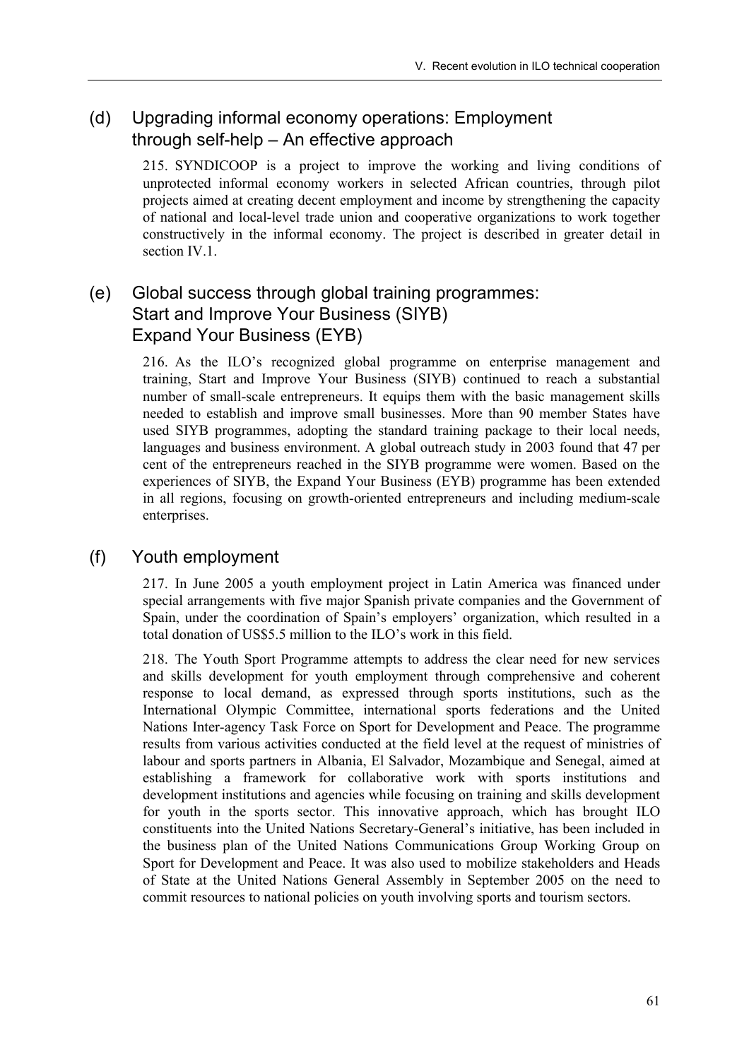### (d) Upgrading informal economy operations: Employment through self-help – An effective approach

215. SYNDICOOP is a project to improve the working and living conditions of unprotected informal economy workers in selected African countries, through pilot projects aimed at creating decent employment and income by strengthening the capacity of national and local-level trade union and cooperative organizations to work together constructively in the informal economy. The project is described in greater detail in section IV.1.

### (e) Global success through global training programmes: Start and Improve Your Business (SIYB) Expand Your Business (EYB)

216. As the ILO's recognized global programme on enterprise management and training, Start and Improve Your Business (SIYB) continued to reach a substantial number of small-scale entrepreneurs. It equips them with the basic management skills needed to establish and improve small businesses. More than 90 member States have used SIYB programmes, adopting the standard training package to their local needs, languages and business environment. A global outreach study in 2003 found that 47 per cent of the entrepreneurs reached in the SIYB programme were women. Based on the experiences of SIYB, the Expand Your Business (EYB) programme has been extended in all regions, focusing on growth-oriented entrepreneurs and including medium-scale enterprises.

### (f) Youth employment

217. In June 2005 a youth employment project in Latin America was financed under special arrangements with five major Spanish private companies and the Government of Spain, under the coordination of Spain's employers' organization, which resulted in a total donation of US$5.5 million to the ILO's work in this field.

218. The Youth Sport Programme attempts to address the clear need for new services and skills development for youth employment through comprehensive and coherent response to local demand, as expressed through sports institutions, such as the International Olympic Committee, international sports federations and the United Nations Inter-agency Task Force on Sport for Development and Peace. The programme results from various activities conducted at the field level at the request of ministries of labour and sports partners in Albania, El Salvador, Mozambique and Senegal, aimed at establishing a framework for collaborative work with sports institutions and development institutions and agencies while focusing on training and skills development for youth in the sports sector. This innovative approach, which has brought ILO constituents into the United Nations Secretary-General's initiative, has been included in the business plan of the United Nations Communications Group Working Group on Sport for Development and Peace. It was also used to mobilize stakeholders and Heads of State at the United Nations General Assembly in September 2005 on the need to commit resources to national policies on youth involving sports and tourism sectors.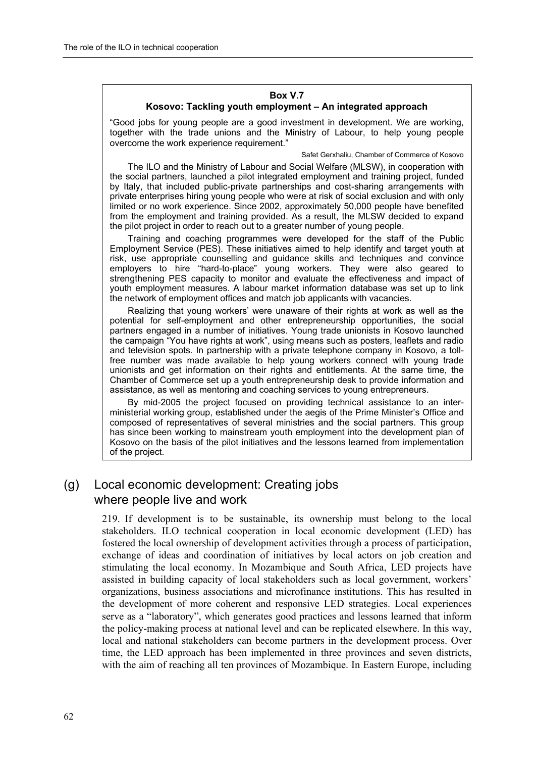**Box V.7**

**Kosovo: Tackling youth employment – An integrated approach**

"Good jobs for young people are a good investment in development. We are working, together with the trade unions and the Ministry of Labour, to help young people overcome the work experience requirement."

Safet Gerxhaliu, Chamber of Commerce of Kosovo

The ILO and the Ministry of Labour and Social Welfare (MLSW), in cooperation with the social partners, launched a pilot integrated employment and training project, funded by Italy, that included public-private partnerships and cost-sharing arrangements with private enterprises hiring young people who were at risk of social exclusion and with only limited or no work experience. Since 2002, approximately 50,000 people have benefited from the employment and training provided. As a result, the MLSW decided to expand the pilot project in order to reach out to a greater number of young people.

Training and coaching programmes were developed for the staff of the Public Employment Service (PES). These initiatives aimed to help identify and target youth at risk, use appropriate counselling and guidance skills and techniques and convince employers to hire "hard-to-place" young workers. They were also geared to strengthening PES capacity to monitor and evaluate the effectiveness and impact of youth employment measures. A labour market information database was set up to link the network of employment offices and match job applicants with vacancies.

Realizing that young workers' were unaware of their rights at work as well as the potential for self-employment and other entrepreneurship opportunities, the social partners engaged in a number of initiatives. Young trade unionists in Kosovo launched the campaign "You have rights at work", using means such as posters, leaflets and radio and television spots. In partnership with a private telephone company in Kosovo, a toll-free number was made available to help young workers connect with young trade unionists and get information on their rights and entitlements. At the same time, the Chamber of Commerce set up a youth entrepreneurship desk to provide information and assistance, as well as mentoring and coaching services to young entrepreneurs.

By mid-2005 the project focused on providing technical assistance to an inter-ministerial working group, established under the aegis of the Prime Minister's Office and composed of representatives of several ministries and the social partners. This group has since been working to mainstream youth employment into the development plan of Kosovo on the basis of the pilot initiatives and the lessons learned from implementation of the project.

## (g) Local economic development: Creating jobs where people live and work

219. If development is to be sustainable, its ownership must belong to the local stakeholders. ILO technical cooperation in local economic development (LED) has fostered the local ownership of development activities through a process of participation, exchange of ideas and coordination of initiatives by local actors on job creation and stimulating the local economy. In Mozambique and South Africa, LED projects have assisted in building capacity of local stakeholders such as local government, workers' organizations, business associations and microfinance institutions. This has resulted in the development of more coherent and responsive LED strategies. Local experiences serve as a "laboratory", which generates good practices and lessons learned that inform the policy-making process at national level and can be replicated elsewhere. In this way, local and national stakeholders can become partners in the development process. Over time, the LED approach has been implemented in three provinces and seven districts, with the aim of reaching all ten provinces of Mozambique. In Eastern Europe, including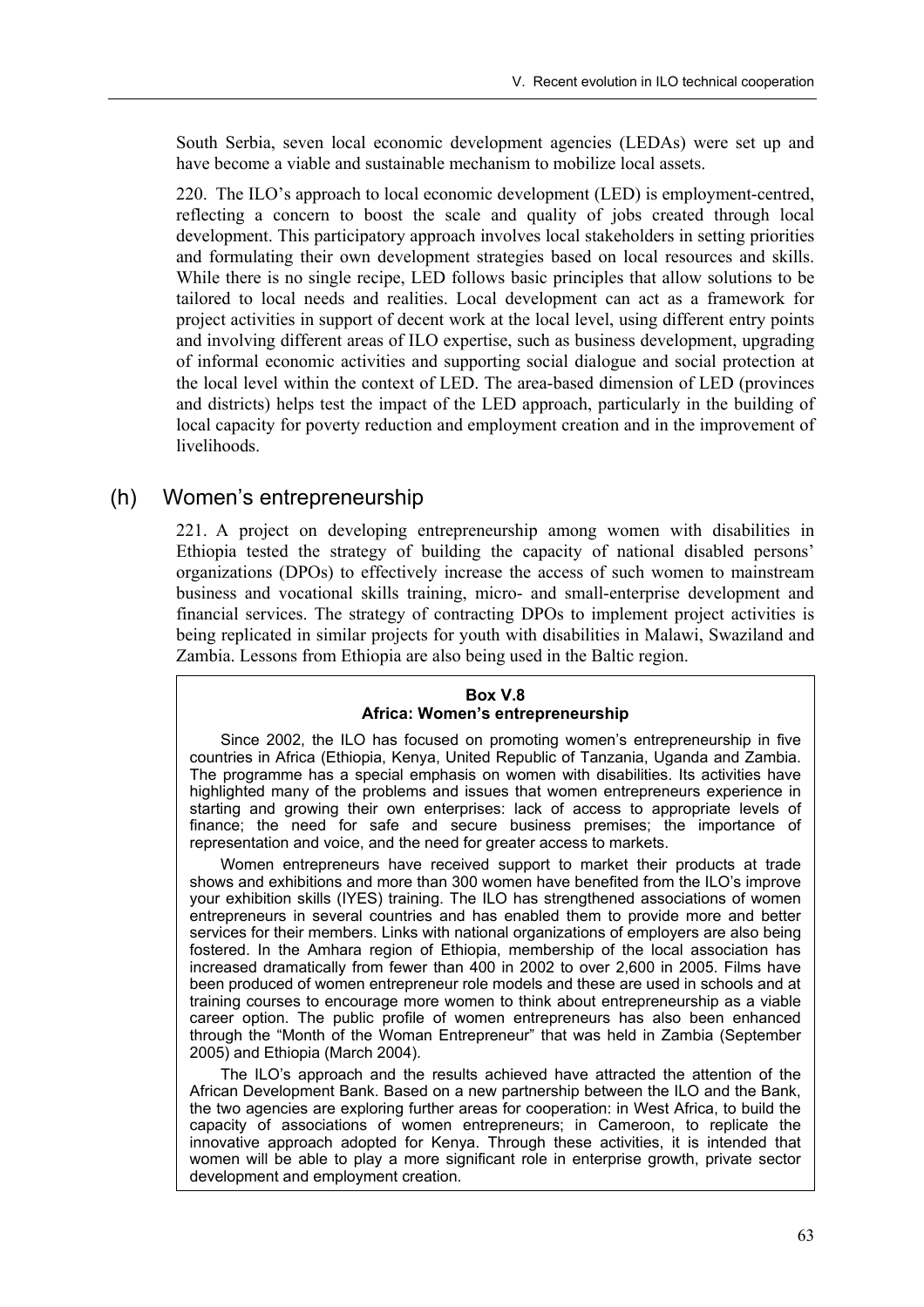South Serbia, seven local economic development agencies (LEDAs) were set up and have become a viable and sustainable mechanism to mobilize local assets.

220. The ILO's approach to local economic development (LED) is employment-centred, reflecting a concern to boost the scale and quality of jobs created through local development. This participatory approach involves local stakeholders in setting priorities and formulating their own development strategies based on local resources and skills. While there is no single recipe, LED follows basic principles that allow solutions to be tailored to local needs and realities. Local development can act as a framework for project activities in support of decent work at the local level, using different entry points and involving different areas of ILO expertise, such as business development, upgrading of informal economic activities and supporting social dialogue and social protection at the local level within the context of LED. The area-based dimension of LED (provinces and districts) helps test the impact of the LED approach, particularly in the building of local capacity for poverty reduction and employment creation and in the improvement of livelihoods.

## (h) Women's entrepreneurship

221. A project on developing entrepreneurship among women with disabilities in Ethiopia tested the strategy of building the capacity of national disabled persons' organizations (DPOs) to effectively increase the access of such women to mainstream business and vocational skills training, micro- and small-enterprise development and financial services. The strategy of contracting DPOs to implement project activities is being replicated in similar projects for youth with disabilities in Malawi, Swaziland and Zambia. Lessons from Ethiopia are also being used in the Baltic region.

**Box V.8**
**Africa: Women's entrepreneurship**

Since 2002, the ILO has focused on promoting women's entrepreneurship in five countries in Africa (Ethiopia, Kenya, United Republic of Tanzania, Uganda and Zambia. The programme has a special emphasis on women with disabilities. Its activities have highlighted many of the problems and issues that women entrepreneurs experience in starting and growing their own enterprises: lack of access to appropriate levels of finance; the need for safe and secure business premises; the importance of representation and voice, and the need for greater access to markets.

Women entrepreneurs have received support to market their products at trade shows and exhibitions and more than 300 women have benefited from the ILO's improve your exhibition skills (IYES) training. The ILO has strengthened associations of women entrepreneurs in several countries and has enabled them to provide more and better services for their members. Links with national organizations of employers are also being fostered. In the Amhara region of Ethiopia, membership of the local association has increased dramatically from fewer than 400 in 2002 to over 2,600 in 2005. Films have been produced of women entrepreneur role models and these are used in schools and at training courses to encourage more women to think about entrepreneurship as a viable career option. The public profile of women entrepreneurs has also been enhanced through the "Month of the Woman Entrepreneur" that was held in Zambia (September 2005) and Ethiopia (March 2004).

The ILO's approach and the results achieved have attracted the attention of the African Development Bank. Based on a new partnership between the ILO and the Bank, the two agencies are exploring further areas for cooperation: in West Africa, to build the capacity of associations of women entrepreneurs; in Cameroon, to replicate the innovative approach adopted for Kenya. Through these activities, it is intended that women will be able to play a more significant role in enterprise growth, private sector development and employment creation.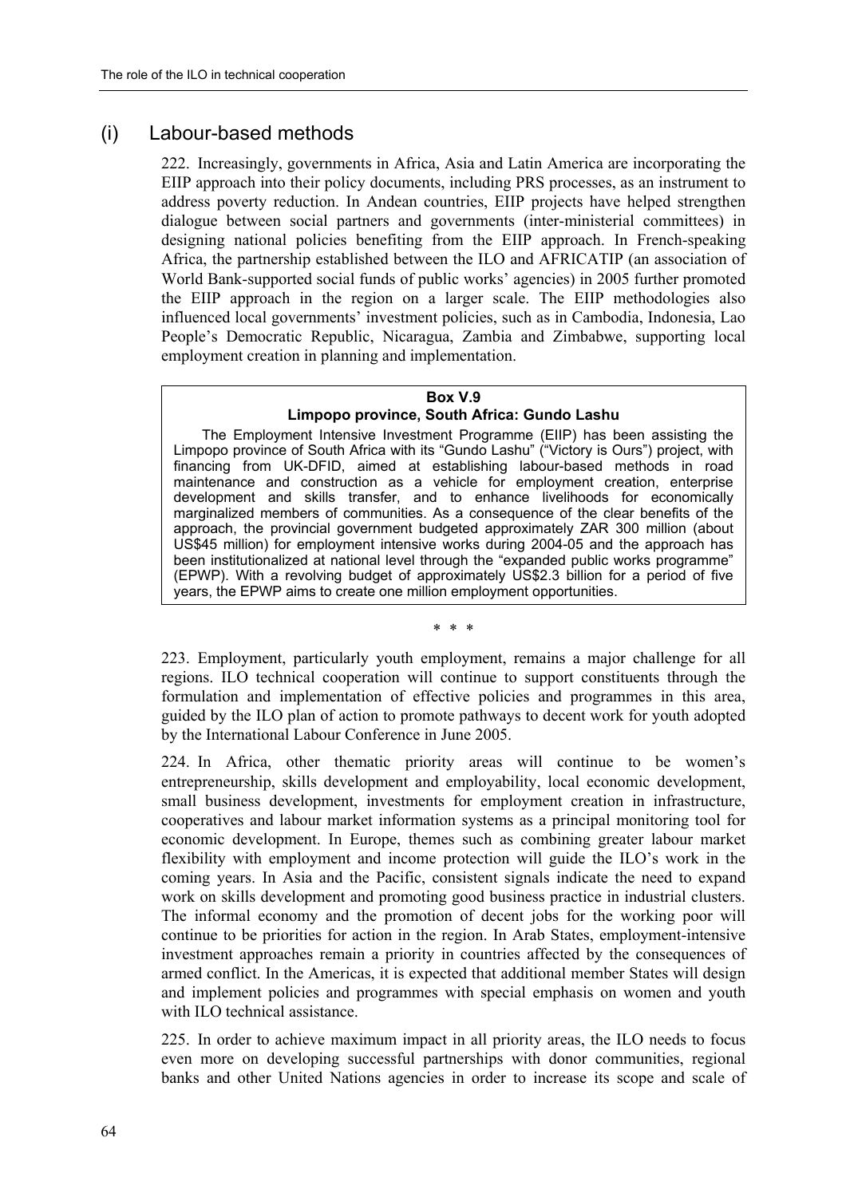## (i) Labour-based methods

222. Increasingly, governments in Africa, Asia and Latin America are incorporating the EIIP approach into their policy documents, including PRS processes, as an instrument to address poverty reduction. In Andean countries, EIIP projects have helped strengthen dialogue between social partners and governments (inter-ministerial committees) in designing national policies benefiting from the EIIP approach. In French-speaking Africa, the partnership established between the ILO and AFRICATIP (an association of World Bank-supported social funds of public works' agencies) in 2005 further promoted the EIIP approach in the region on a larger scale. The EIIP methodologies also influenced local governments' investment policies, such as in Cambodia, Indonesia, Lao People's Democratic Republic, Nicaragua, Zambia and Zimbabwe, supporting local employment creation in planning and implementation.

> **Box V.9**
> **Limpopo province, South Africa: Gundo Lashu**
>
> The Employment Intensive Investment Programme (EIIP) has been assisting the Limpopo province of South Africa with its "Gundo Lashu" ("Victory is Ours") project, with financing from UK-DFID, aimed at establishing labour-based methods in road maintenance and construction as a vehicle for employment creation, enterprise development and skills transfer, and to enhance livelihoods for economically marginalized members of communities. As a consequence of the clear benefits of the approach, the provincial government budgeted approximately ZAR 300 million (about US$45 million) for employment intensive works during 2004-05 and the approach has been institutionalized at national level through the "expanded public works programme" (EPWP). With a revolving budget of approximately US$2.3 billion for a period of five years, the EPWP aims to create one million employment opportunities.

\* \* \*

223. Employment, particularly youth employment, remains a major challenge for all regions. ILO technical cooperation will continue to support constituents through the formulation and implementation of effective policies and programmes in this area, guided by the ILO plan of action to promote pathways to decent work for youth adopted by the International Labour Conference in June 2005.

224. In Africa, other thematic priority areas will continue to be women's entrepreneurship, skills development and employability, local economic development, small business development, investments for employment creation in infrastructure, cooperatives and labour market information systems as a principal monitoring tool for economic development. In Europe, themes such as combining greater labour market flexibility with employment and income protection will guide the ILO's work in the coming years. In Asia and the Pacific, consistent signals indicate the need to expand work on skills development and promoting good business practice in industrial clusters. The informal economy and the promotion of decent jobs for the working poor will continue to be priorities for action in the region. In Arab States, employment-intensive investment approaches remain a priority in countries affected by the consequences of armed conflict. In the Americas, it is expected that additional member States will design and implement policies and programmes with special emphasis on women and youth with ILO technical assistance.

225. In order to achieve maximum impact in all priority areas, the ILO needs to focus even more on developing successful partnerships with donor communities, regional banks and other United Nations agencies in order to increase its scope and scale of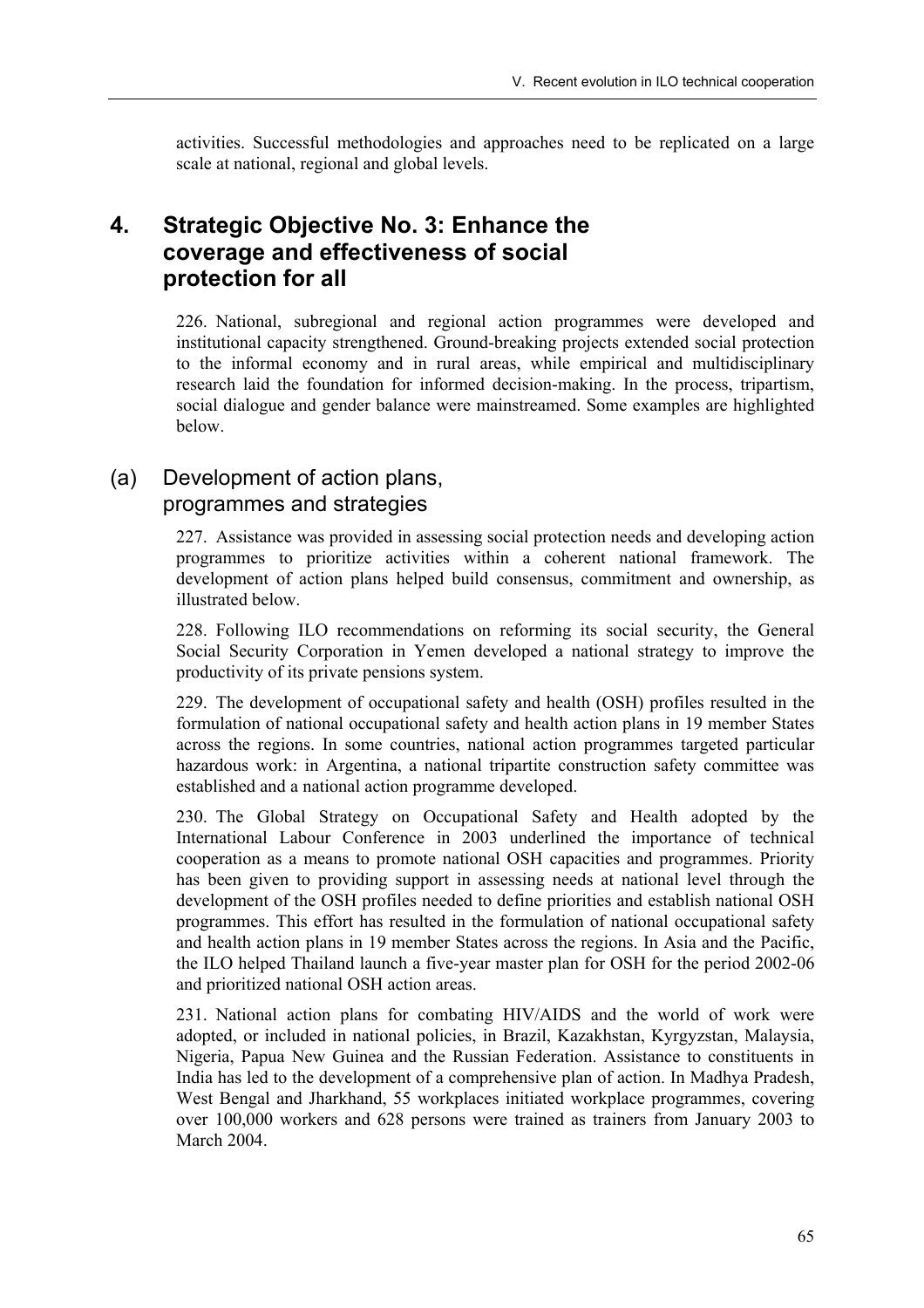activities. Successful methodologies and approaches need to be replicated on a large scale at national, regional and global levels.

## 4. Strategic Objective No. 3: Enhance the coverage and effectiveness of social protection for all

226. National, subregional and regional action programmes were developed and institutional capacity strengthened. Ground-breaking projects extended social protection to the informal economy and in rural areas, while empirical and multidisciplinary research laid the foundation for informed decision-making. In the process, tripartism, social dialogue and gender balance were mainstreamed. Some examples are highlighted below.

### (a) Development of action plans, programmes and strategies

227. Assistance was provided in assessing social protection needs and developing action programmes to prioritize activities within a coherent national framework. The development of action plans helped build consensus, commitment and ownership, as illustrated below.

228. Following ILO recommendations on reforming its social security, the General Social Security Corporation in Yemen developed a national strategy to improve the productivity of its private pensions system.

229. The development of occupational safety and health (OSH) profiles resulted in the formulation of national occupational safety and health action plans in 19 member States across the regions. In some countries, national action programmes targeted particular hazardous work: in Argentina, a national tripartite construction safety committee was established and a national action programme developed.

230. The Global Strategy on Occupational Safety and Health adopted by the International Labour Conference in 2003 underlined the importance of technical cooperation as a means to promote national OSH capacities and programmes. Priority has been given to providing support in assessing needs at national level through the development of the OSH profiles needed to define priorities and establish national OSH programmes. This effort has resulted in the formulation of national occupational safety and health action plans in 19 member States across the regions. In Asia and the Pacific, the ILO helped Thailand launch a five-year master plan for OSH for the period 2002-06 and prioritized national OSH action areas.

231. National action plans for combating HIV/AIDS and the world of work were adopted, or included in national policies, in Brazil, Kazakhstan, Kyrgyzstan, Malaysia, Nigeria, Papua New Guinea and the Russian Federation. Assistance to constituents in India has led to the development of a comprehensive plan of action. In Madhya Pradesh, West Bengal and Jharkhand, 55 workplaces initiated workplace programmes, covering over 100,000 workers and 628 persons were trained as trainers from January 2003 to March 2004.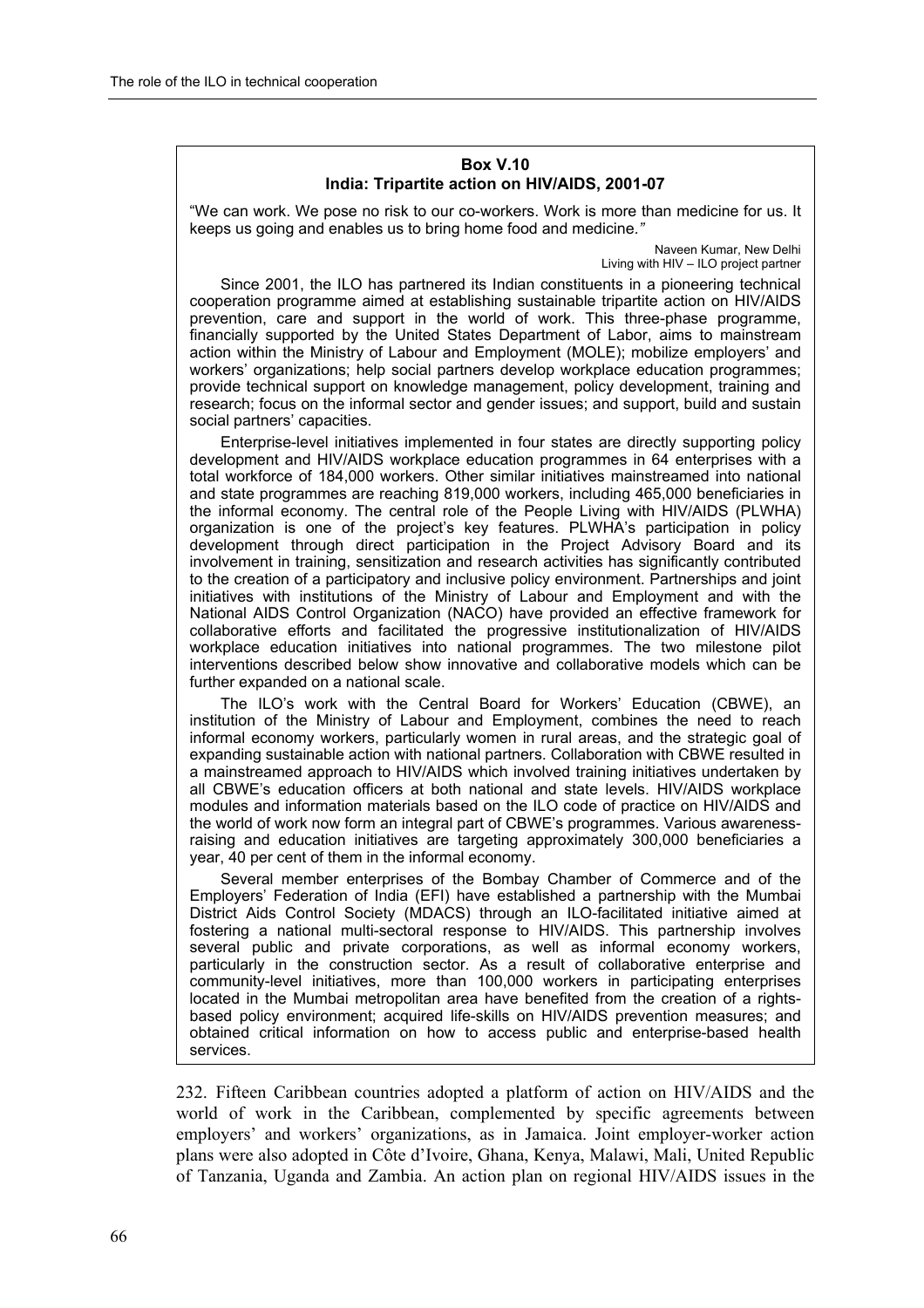**Box V.10**
**India: Tripartite action on HIV/AIDS, 2001-07**

"We can work. We pose no risk to our co-workers. Work is more than medicine for us. It keeps us going and enables us to bring home food and medicine."

Naveen Kumar, New Delhi
Living with HIV – ILO project partner

Since 2001, the ILO has partnered its Indian constituents in a pioneering technical cooperation programme aimed at establishing sustainable tripartite action on HIV/AIDS prevention, care and support in the world of work. This three-phase programme, financially supported by the United States Department of Labor, aims to mainstream action within the Ministry of Labour and Employment (MOLE); mobilize employers' and workers' organizations; help social partners develop workplace education programmes; provide technical support on knowledge management, policy development, training and research; focus on the informal sector and gender issues; and support, build and sustain social partners' capacities.

Enterprise-level initiatives implemented in four states are directly supporting policy development and HIV/AIDS workplace education programmes in 64 enterprises with a total workforce of 184,000 workers. Other similar initiatives mainstreamed into national and state programmes are reaching 819,000 workers, including 465,000 beneficiaries in the informal economy. The central role of the People Living with HIV/AIDS (PLWHA) organization is one of the project's key features. PLWHA's participation in policy development through direct participation in the Project Advisory Board and its involvement in training, sensitization and research activities has significantly contributed to the creation of a participatory and inclusive policy environment. Partnerships and joint initiatives with institutions of the Ministry of Labour and Employment and with the National AIDS Control Organization (NACO) have provided an effective framework for collaborative efforts and facilitated the progressive institutionalization of HIV/AIDS workplace education initiatives into national programmes. The two milestone pilot interventions described below show innovative and collaborative models which can be further expanded on a national scale.

The ILO's work with the Central Board for Workers' Education (CBWE), an institution of the Ministry of Labour and Employment, combines the need to reach informal economy workers, particularly women in rural areas, and the strategic goal of expanding sustainable action with national partners. Collaboration with CBWE resulted in a mainstreamed approach to HIV/AIDS which involved training initiatives undertaken by all CBWE's education officers at both national and state levels. HIV/AIDS workplace modules and information materials based on the ILO code of practice on HIV/AIDS and the world of work now form an integral part of CBWE's programmes. Various awareness-raising and education initiatives are targeting approximately 300,000 beneficiaries a year, 40 per cent of them in the informal economy.

Several member enterprises of the Bombay Chamber of Commerce and of the Employers' Federation of India (EFI) have established a partnership with the Mumbai District Aids Control Society (MDACS) through an ILO-facilitated initiative aimed at fostering a national multi-sectoral response to HIV/AIDS. This partnership involves several public and private corporations, as well as informal economy workers, particularly in the construction sector. As a result of collaborative enterprise and community-level initiatives, more than 100,000 workers in participating enterprises located in the Mumbai metropolitan area have benefited from the creation of a rights-based policy environment; acquired life-skills on HIV/AIDS prevention measures; and obtained critical information on how to access public and enterprise-based health services.

232. Fifteen Caribbean countries adopted a platform of action on HIV/AIDS and the world of work in the Caribbean, complemented by specific agreements between employers' and workers' organizations, as in Jamaica. Joint employer-worker action plans were also adopted in Côte d'Ivoire, Ghana, Kenya, Malawi, Mali, United Republic of Tanzania, Uganda and Zambia. An action plan on regional HIV/AIDS issues in the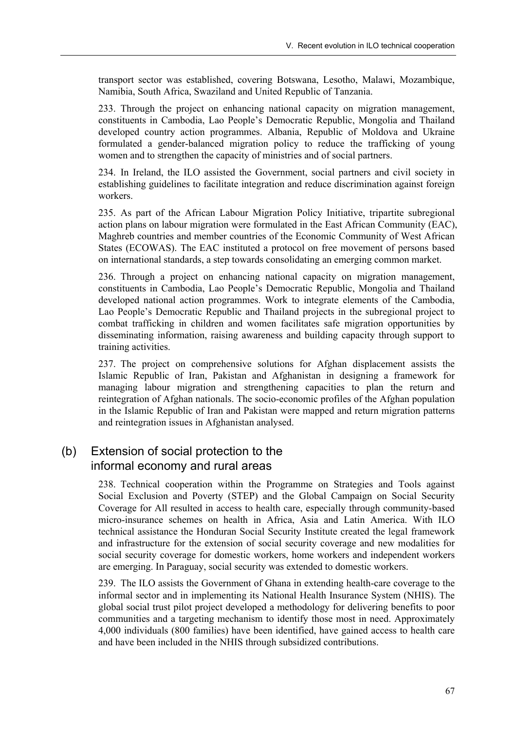transport sector was established, covering Botswana, Lesotho, Malawi, Mozambique, Namibia, South Africa, Swaziland and United Republic of Tanzania.

233. Through the project on enhancing national capacity on migration management, constituents in Cambodia, Lao People's Democratic Republic, Mongolia and Thailand developed country action programmes. Albania, Republic of Moldova and Ukraine formulated a gender-balanced migration policy to reduce the trafficking of young women and to strengthen the capacity of ministries and of social partners.

234. In Ireland, the ILO assisted the Government, social partners and civil society in establishing guidelines to facilitate integration and reduce discrimination against foreign workers.

235. As part of the African Labour Migration Policy Initiative, tripartite subregional action plans on labour migration were formulated in the East African Community (EAC), Maghreb countries and member countries of the Economic Community of West African States (ECOWAS). The EAC instituted a protocol on free movement of persons based on international standards, a step towards consolidating an emerging common market.

236. Through a project on enhancing national capacity on migration management, constituents in Cambodia, Lao People's Democratic Republic, Mongolia and Thailand developed national action programmes. Work to integrate elements of the Cambodia, Lao People's Democratic Republic and Thailand projects in the subregional project to combat trafficking in children and women facilitates safe migration opportunities by disseminating information, raising awareness and building capacity through support to training activities.

237. The project on comprehensive solutions for Afghan displacement assists the Islamic Republic of Iran, Pakistan and Afghanistan in designing a framework for managing labour migration and strengthening capacities to plan the return and reintegration of Afghan nationals. The socio-economic profiles of the Afghan population in the Islamic Republic of Iran and Pakistan were mapped and return migration patterns and reintegration issues in Afghanistan analysed.

## (b) Extension of social protection to the informal economy and rural areas

238. Technical cooperation within the Programme on Strategies and Tools against Social Exclusion and Poverty (STEP) and the Global Campaign on Social Security Coverage for All resulted in access to health care, especially through community-based micro-insurance schemes on health in Africa, Asia and Latin America. With ILO technical assistance the Honduran Social Security Institute created the legal framework and infrastructure for the extension of social security coverage and new modalities for social security coverage for domestic workers, home workers and independent workers are emerging. In Paraguay, social security was extended to domestic workers.

239. The ILO assists the Government of Ghana in extending health-care coverage to the informal sector and in implementing its National Health Insurance System (NHIS). The global social trust pilot project developed a methodology for delivering benefits to poor communities and a targeting mechanism to identify those most in need. Approximately 4,000 individuals (800 families) have been identified, have gained access to health care and have been included in the NHIS through subsidized contributions.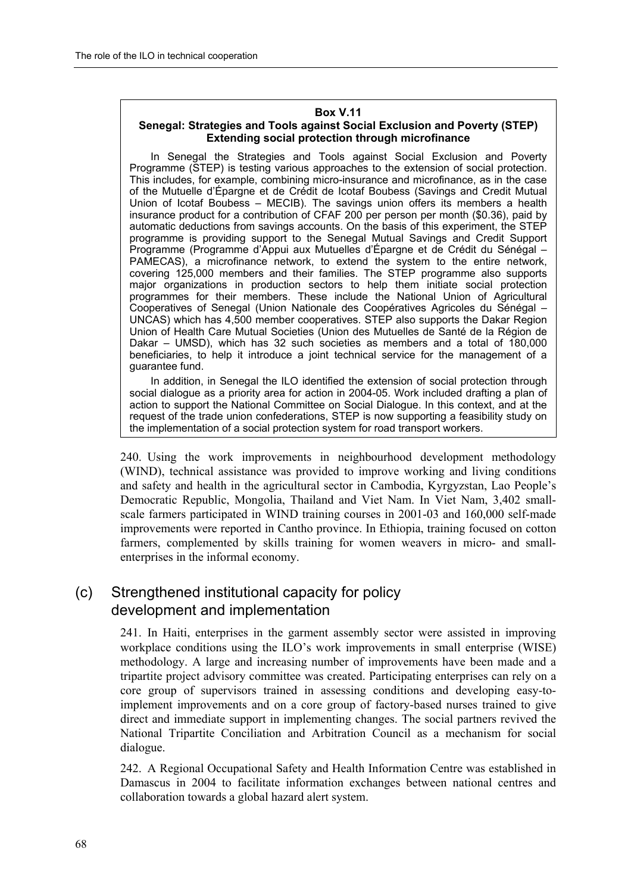**Box V.11**

**Senegal: Strategies and Tools against Social Exclusion and Poverty (STEP)**
**Extending social protection through microfinance**

In Senegal the Strategies and Tools against Social Exclusion and Poverty Programme (STEP) is testing various approaches to the extension of social protection. This includes, for example, combining micro-insurance and microfinance, as in the case of the Mutuelle d'Épargne et de Crédit de Icotaf Boubess (Savings and Credit Mutual Union of Icotaf Boubess – MECIB). The savings union offers its members a health insurance product for a contribution of CFAF 200 per person per month ($0.36), paid by automatic deductions from savings accounts. On the basis of this experiment, the STEP programme is providing support to the Senegal Mutual Savings and Credit Support Programme (Programme d'Appui aux Mutuelles d'Épargne et de Crédit du Sénégal – PAMECAS), a microfinance network, to extend the system to the entire network, covering 125,000 members and their families. The STEP programme also supports major organizations in production sectors to help them initiate social protection programmes for their members. These include the National Union of Agricultural Cooperatives of Senegal (Union Nationale des Coopératives Agricoles du Sénégal – UNCAS) which has 4,500 member cooperatives. STEP also supports the Dakar Region Union of Health Care Mutual Societies (Union des Mutuelles de Santé de la Région de Dakar – UMSD), which has 32 such societies as members and a total of 180,000 beneficiaries, to help it introduce a joint technical service for the management of a guarantee fund.

In addition, in Senegal the ILO identified the extension of social protection through social dialogue as a priority area for action in 2004-05. Work included drafting a plan of action to support the National Committee on Social Dialogue. In this context, and at the request of the trade union confederations, STEP is now supporting a feasibility study on the implementation of a social protection system for road transport workers.

240. Using the work improvements in neighbourhood development methodology (WIND), technical assistance was provided to improve working and living conditions and safety and health in the agricultural sector in Cambodia, Kyrgyzstan, Lao People's Democratic Republic, Mongolia, Thailand and Viet Nam. In Viet Nam, 3,402 small-scale farmers participated in WIND training courses in 2001-03 and 160,000 self-made improvements were reported in Cantho province. In Ethiopia, training focused on cotton farmers, complemented by skills training for women weavers in micro- and small-enterprises in the informal economy.

## (c) Strengthened institutional capacity for policy development and implementation

241. In Haiti, enterprises in the garment assembly sector were assisted in improving workplace conditions using the ILO's work improvements in small enterprise (WISE) methodology. A large and increasing number of improvements have been made and a tripartite project advisory committee was created. Participating enterprises can rely on a core group of supervisors trained in assessing conditions and developing easy-to-implement improvements and on a core group of factory-based nurses trained to give direct and immediate support in implementing changes. The social partners revived the National Tripartite Conciliation and Arbitration Council as a mechanism for social dialogue.

242. A Regional Occupational Safety and Health Information Centre was established in Damascus in 2004 to facilitate information exchanges between national centres and collaboration towards a global hazard alert system.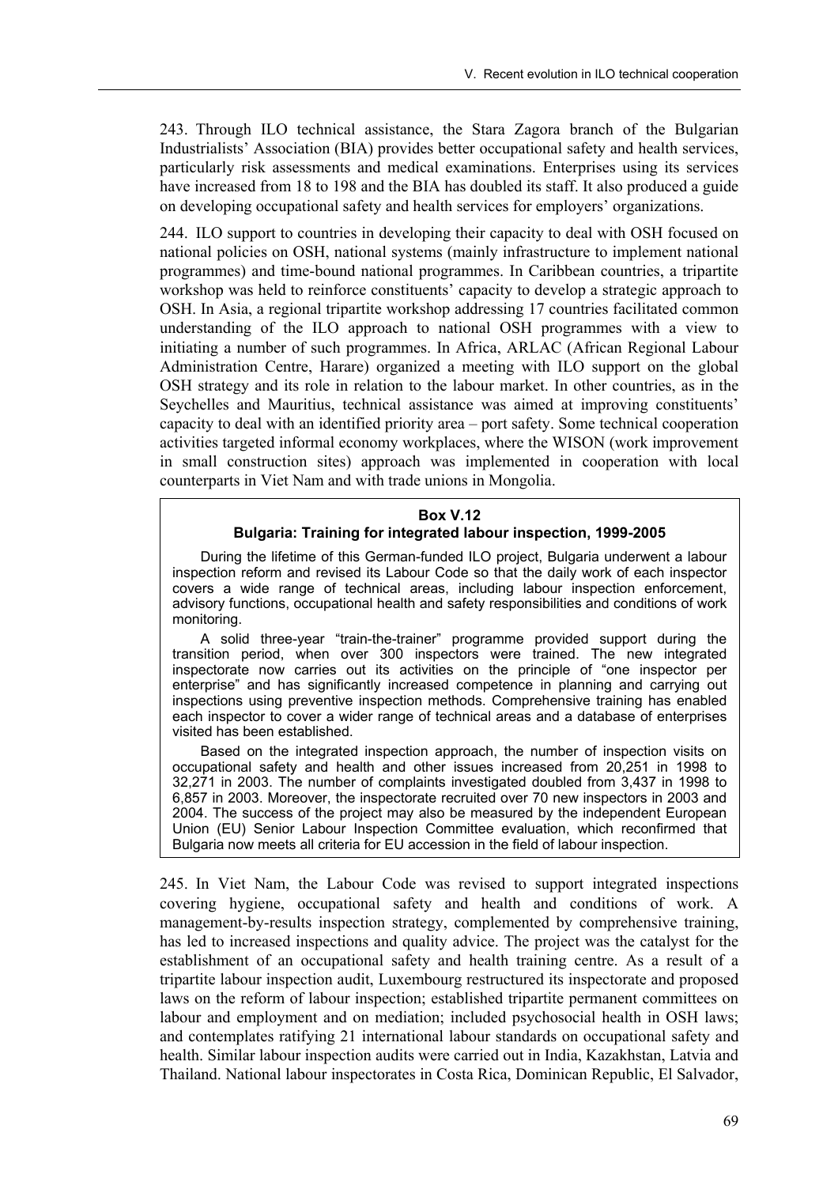243. Through ILO technical assistance, the Stara Zagora branch of the Bulgarian Industrialists' Association (BIA) provides better occupational safety and health services, particularly risk assessments and medical examinations. Enterprises using its services have increased from 18 to 198 and the BIA has doubled its staff. It also produced a guide on developing occupational safety and health services for employers' organizations.

244. ILO support to countries in developing their capacity to deal with OSH focused on national policies on OSH, national systems (mainly infrastructure to implement national programmes) and time-bound national programmes. In Caribbean countries, a tripartite workshop was held to reinforce constituents' capacity to develop a strategic approach to OSH. In Asia, a regional tripartite workshop addressing 17 countries facilitated common understanding of the ILO approach to national OSH programmes with a view to initiating a number of such programmes. In Africa, ARLAC (African Regional Labour Administration Centre, Harare) organized a meeting with ILO support on the global OSH strategy and its role in relation to the labour market. In other countries, as in the Seychelles and Mauritius, technical assistance was aimed at improving constituents' capacity to deal with an identified priority area – port safety. Some technical cooperation activities targeted informal economy workplaces, where the WISON (work improvement in small construction sites) approach was implemented in cooperation with local counterparts in Viet Nam and with trade unions in Mongolia.

**Box V.12**
**Bulgaria: Training for integrated labour inspection, 1999-2005**

During the lifetime of this German-funded ILO project, Bulgaria underwent a labour inspection reform and revised its Labour Code so that the daily work of each inspector covers a wide range of technical areas, including labour inspection enforcement, advisory functions, occupational health and safety responsibilities and conditions of work monitoring.

A solid three-year "train-the-trainer" programme provided support during the transition period, when over 300 inspectors were trained. The new integrated inspectorate now carries out its activities on the principle of "one inspector per enterprise" and has significantly increased competence in planning and carrying out inspections using preventive inspection methods. Comprehensive training has enabled each inspector to cover a wider range of technical areas and a database of enterprises visited has been established.

Based on the integrated inspection approach, the number of inspection visits on occupational safety and health and other issues increased from 20,251 in 1998 to 32,271 in 2003. The number of complaints investigated doubled from 3,437 in 1998 to 6,857 in 2003. Moreover, the inspectorate recruited over 70 new inspectors in 2003 and 2004. The success of the project may also be measured by the independent European Union (EU) Senior Labour Inspection Committee evaluation, which reconfirmed that Bulgaria now meets all criteria for EU accession in the field of labour inspection.

245. In Viet Nam, the Labour Code was revised to support integrated inspections covering hygiene, occupational safety and health and conditions of work. A management-by-results inspection strategy, complemented by comprehensive training, has led to increased inspections and quality advice. The project was the catalyst for the establishment of an occupational safety and health training centre. As a result of a tripartite labour inspection audit, Luxembourg restructured its inspectorate and proposed laws on the reform of labour inspection; established tripartite permanent committees on labour and employment and on mediation; included psychosocial health in OSH laws; and contemplates ratifying 21 international labour standards on occupational safety and health. Similar labour inspection audits were carried out in India, Kazakhstan, Latvia and Thailand. National labour inspectorates in Costa Rica, Dominican Republic, El Salvador,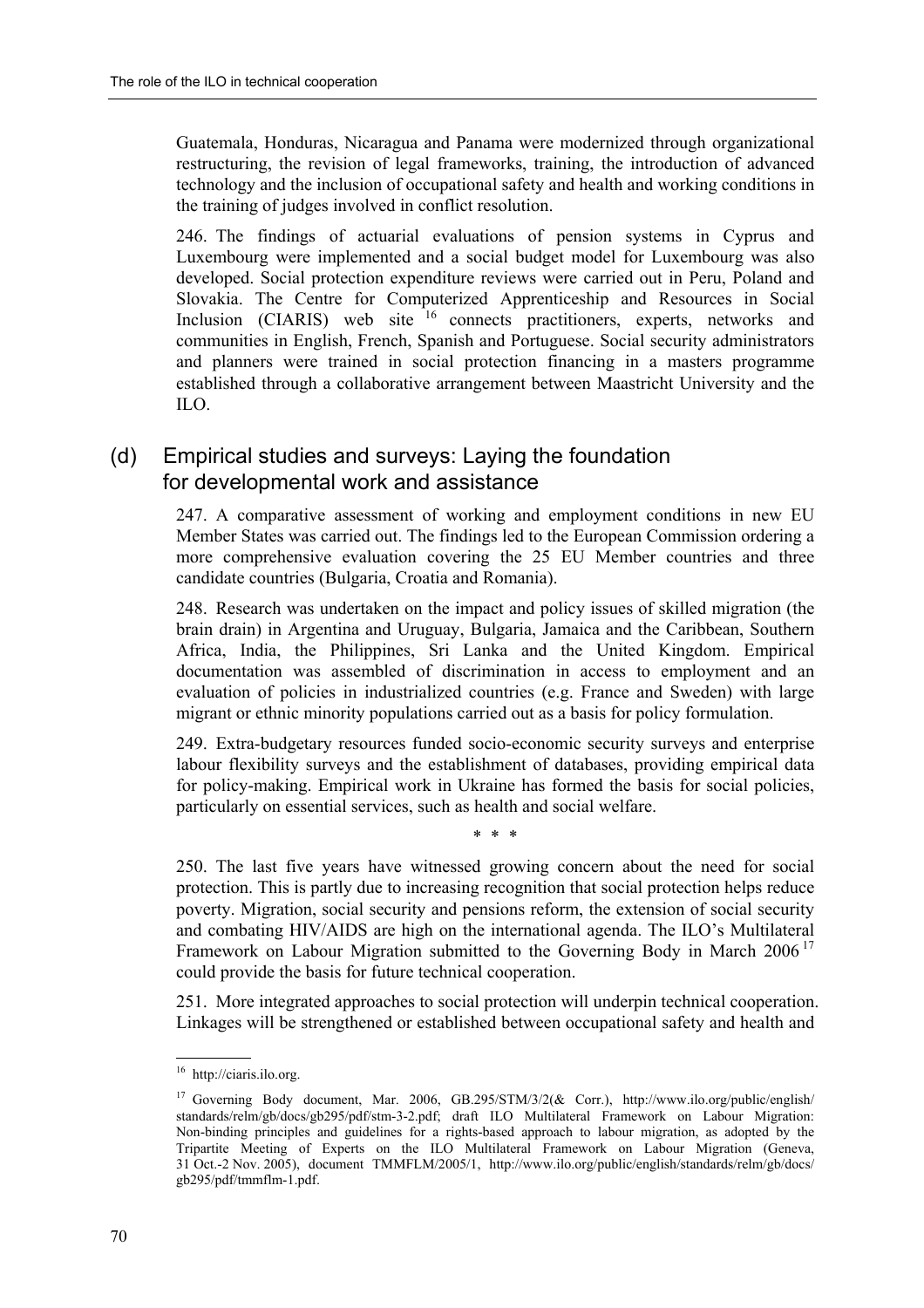Guatemala, Honduras, Nicaragua and Panama were modernized through organizational restructuring, the revision of legal frameworks, training, the introduction of advanced technology and the inclusion of occupational safety and health and working conditions in the training of judges involved in conflict resolution.

246. The findings of actuarial evaluations of pension systems in Cyprus and Luxembourg were implemented and a social budget model for Luxembourg was also developed. Social protection expenditure reviews were carried out in Peru, Poland and Slovakia. The Centre for Computerized Apprenticeship and Resources in Social Inclusion (CIARIS) web site [16] connects practitioners, experts, networks and communities in English, French, Spanish and Portuguese. Social security administrators and planners were trained in social protection financing in a masters programme established through a collaborative arrangement between Maastricht University and the ILO.

## (d) Empirical studies and surveys: Laying the foundation for developmental work and assistance

247. A comparative assessment of working and employment conditions in new EU Member States was carried out. The findings led to the European Commission ordering a more comprehensive evaluation covering the 25 EU Member countries and three candidate countries (Bulgaria, Croatia and Romania).

248. Research was undertaken on the impact and policy issues of skilled migration (the brain drain) in Argentina and Uruguay, Bulgaria, Jamaica and the Caribbean, Southern Africa, India, the Philippines, Sri Lanka and the United Kingdom. Empirical documentation was assembled of discrimination in access to employment and an evaluation of policies in industrialized countries (e.g. France and Sweden) with large migrant or ethnic minority populations carried out as a basis for policy formulation.

249. Extra-budgetary resources funded socio-economic security surveys and enterprise labour flexibility surveys and the establishment of databases, providing empirical data for policy-making. Empirical work in Ukraine has formed the basis for social policies, particularly on essential services, such as health and social welfare.

\* \* \*

250. The last five years have witnessed growing concern about the need for social protection. This is partly due to increasing recognition that social protection helps reduce poverty. Migration, social security and pensions reform, the extension of social security and combating HIV/AIDS are high on the international agenda. The ILO's Multilateral Framework on Labour Migration submitted to the Governing Body in March 2006 [17] could provide the basis for future technical cooperation.

251. More integrated approaches to social protection will underpin technical cooperation. Linkages will be strengthened or established between occupational safety and health and

---

[16] http://ciaris.ilo.org.

[17] Governing Body document, Mar. 2006, GB.295/STM/3/2(& Corr.), http://www.ilo.org/public/english/standards/relm/gb/docs/gb295/pdf/stm-3-2.pdf; draft ILO Multilateral Framework on Labour Migration: Non-binding principles and guidelines for a rights-based approach to labour migration, as adopted by the Tripartite Meeting of Experts on the ILO Multilateral Framework on Labour Migration (Geneva, 31 Oct.-2 Nov. 2005), document TMMFLM/2005/1, http://www.ilo.org/public/english/standards/relm/gb/docs/gb295/pdf/tmmflm-1.pdf.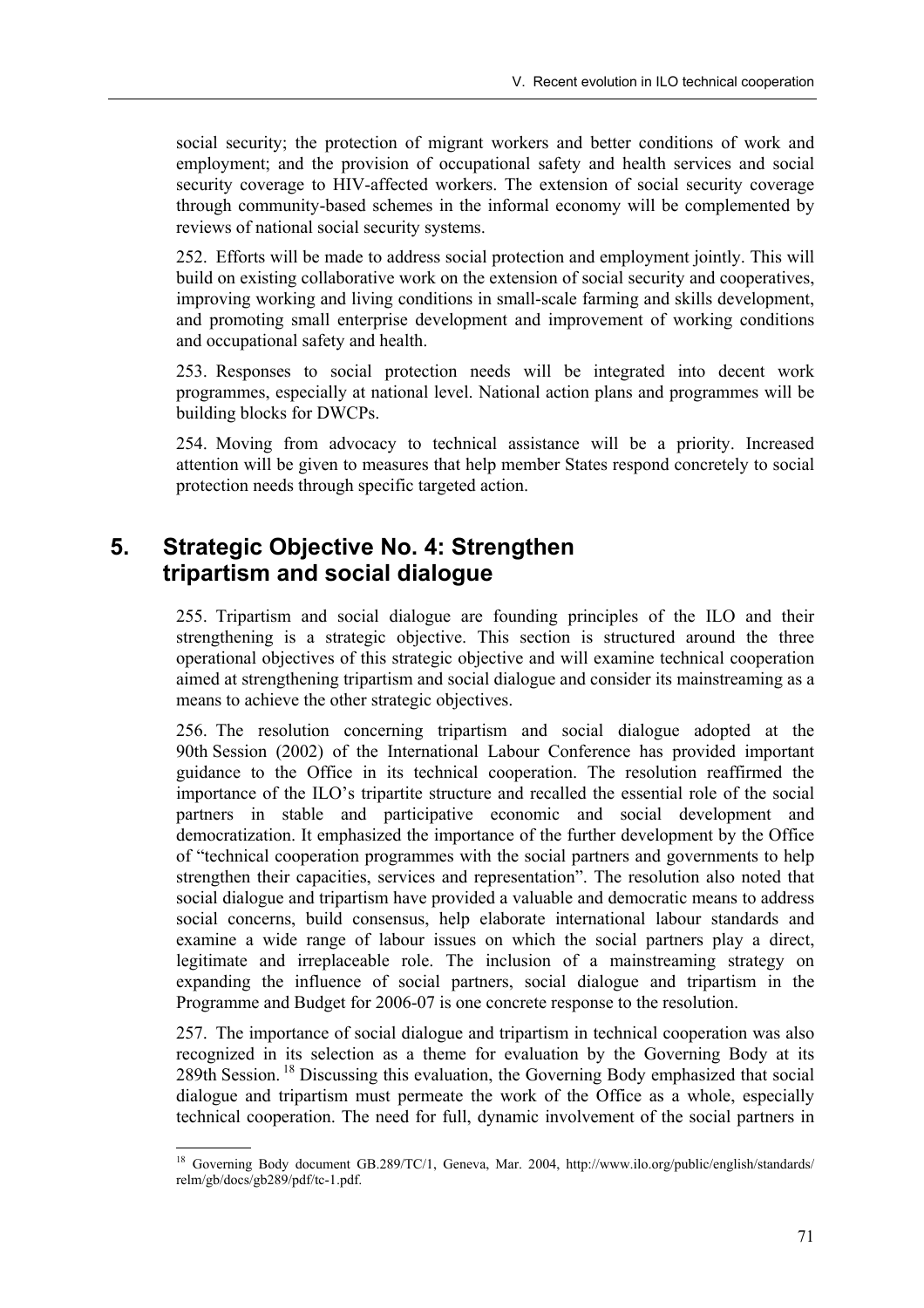social security; the protection of migrant workers and better conditions of work and employment; and the provision of occupational safety and health services and social security coverage to HIV-affected workers. The extension of social security coverage through community-based schemes in the informal economy will be complemented by reviews of national social security systems.

252. Efforts will be made to address social protection and employment jointly. This will build on existing collaborative work on the extension of social security and cooperatives, improving working and living conditions in small-scale farming and skills development, and promoting small enterprise development and improvement of working conditions and occupational safety and health.

253. Responses to social protection needs will be integrated into decent work programmes, especially at national level. National action plans and programmes will be building blocks for DWCPs.

254. Moving from advocacy to technical assistance will be a priority. Increased attention will be given to measures that help member States respond concretely to social protection needs through specific targeted action.

## 5. Strategic Objective No. 4: Strengthen tripartism and social dialogue

255. Tripartism and social dialogue are founding principles of the ILO and their strengthening is a strategic objective. This section is structured around the three operational objectives of this strategic objective and will examine technical cooperation aimed at strengthening tripartism and social dialogue and consider its mainstreaming as a means to achieve the other strategic objectives.

256. The resolution concerning tripartism and social dialogue adopted at the 90th Session (2002) of the International Labour Conference has provided important guidance to the Office in its technical cooperation. The resolution reaffirmed the importance of the ILO's tripartite structure and recalled the essential role of the social partners in stable and participative economic and social development and democratization. It emphasized the importance of the further development by the Office of "technical cooperation programmes with the social partners and governments to help strengthen their capacities, services and representation". The resolution also noted that social dialogue and tripartism have provided a valuable and democratic means to address social concerns, build consensus, help elaborate international labour standards and examine a wide range of labour issues on which the social partners play a direct, legitimate and irreplaceable role. The inclusion of a mainstreaming strategy on expanding the influence of social partners, social dialogue and tripartism in the Programme and Budget for 2006-07 is one concrete response to the resolution.

257. The importance of social dialogue and tripartism in technical cooperation was also recognized in its selection as a theme for evaluation by the Governing Body at its 289th Session. [18] Discussing this evaluation, the Governing Body emphasized that social dialogue and tripartism must permeate the work of the Office as a whole, especially technical cooperation. The need for full, dynamic involvement of the social partners in

---

[18] Governing Body document GB.289/TC/1, Geneva, Mar. 2004, http://www.ilo.org/public/english/standards/relm/gb/docs/gb289/pdf/tc-1.pdf.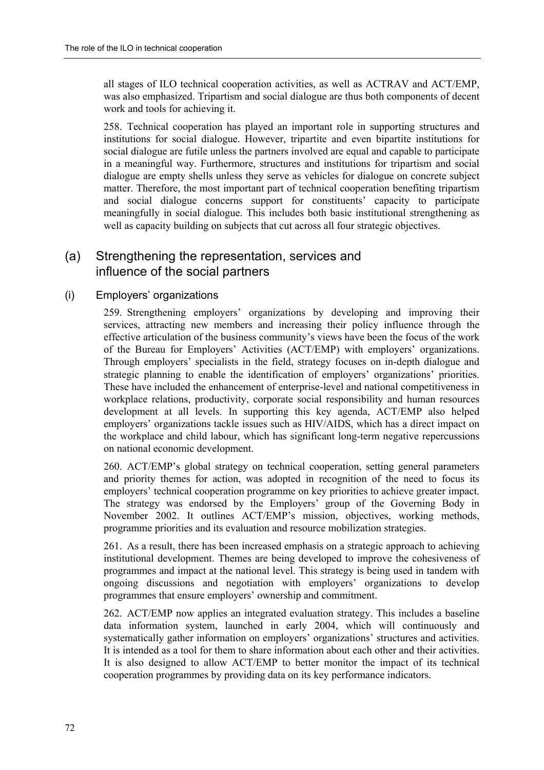all stages of ILO technical cooperation activities, as well as ACTRAV and ACT/EMP, was also emphasized. Tripartism and social dialogue are thus both components of decent work and tools for achieving it.

258. Technical cooperation has played an important role in supporting structures and institutions for social dialogue. However, tripartite and even bipartite institutions for social dialogue are futile unless the partners involved are equal and capable to participate in a meaningful way. Furthermore, structures and institutions for tripartism and social dialogue are empty shells unless they serve as vehicles for dialogue on concrete subject matter. Therefore, the most important part of technical cooperation benefiting tripartism and social dialogue concerns support for constituents' capacity to participate meaningfully in social dialogue. This includes both basic institutional strengthening as well as capacity building on subjects that cut across all four strategic objectives.

## (a) Strengthening the representation, services and influence of the social partners

### (i) Employers' organizations

259. Strengthening employers' organizations by developing and improving their services, attracting new members and increasing their policy influence through the effective articulation of the business community's views have been the focus of the work of the Bureau for Employers' Activities (ACT/EMP) with employers' organizations. Through employers' specialists in the field, strategy focuses on in-depth dialogue and strategic planning to enable the identification of employers' organizations' priorities. These have included the enhancement of enterprise-level and national competitiveness in workplace relations, productivity, corporate social responsibility and human resources development at all levels. In supporting this key agenda, ACT/EMP also helped employers' organizations tackle issues such as HIV/AIDS, which has a direct impact on the workplace and child labour, which has significant long-term negative repercussions on national economic development.

260. ACT/EMP's global strategy on technical cooperation, setting general parameters and priority themes for action, was adopted in recognition of the need to focus its employers' technical cooperation programme on key priorities to achieve greater impact. The strategy was endorsed by the Employers' group of the Governing Body in November 2002. It outlines ACT/EMP's mission, objectives, working methods, programme priorities and its evaluation and resource mobilization strategies.

261. As a result, there has been increased emphasis on a strategic approach to achieving institutional development. Themes are being developed to improve the cohesiveness of programmes and impact at the national level. This strategy is being used in tandem with ongoing discussions and negotiation with employers' organizations to develop programmes that ensure employers' ownership and commitment.

262. ACT/EMP now applies an integrated evaluation strategy. This includes a baseline data information system, launched in early 2004, which will continuously and systematically gather information on employers' organizations' structures and activities. It is intended as a tool for them to share information about each other and their activities. It is also designed to allow ACT/EMP to better monitor the impact of its technical cooperation programmes by providing data on its key performance indicators.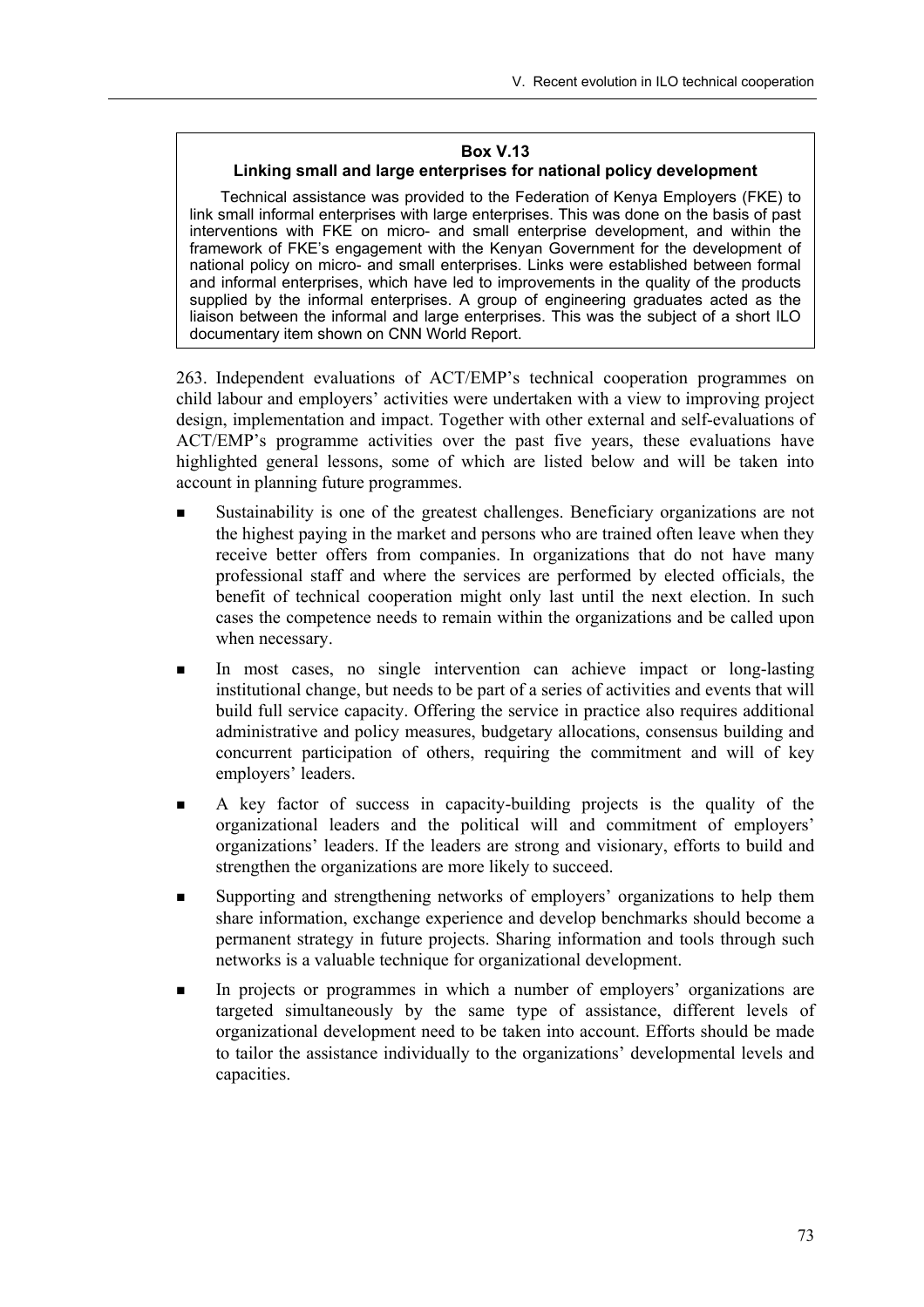**Box V.13**

**Linking small and large enterprises for national policy development**

Technical assistance was provided to the Federation of Kenya Employers (FKE) to link small informal enterprises with large enterprises. This was done on the basis of past interventions with FKE on micro- and small enterprise development, and within the framework of FKE's engagement with the Kenyan Government for the development of national policy on micro- and small enterprises. Links were established between formal and informal enterprises, which have led to improvements in the quality of the products supplied by the informal enterprises. A group of engineering graduates acted as the liaison between the informal and large enterprises. This was the subject of a short ILO documentary item shown on CNN World Report.

263. Independent evaluations of ACT/EMP's technical cooperation programmes on child labour and employers' activities were undertaken with a view to improving project design, implementation and impact. Together with other external and self-evaluations of ACT/EMP's programme activities over the past five years, these evaluations have highlighted general lessons, some of which are listed below and will be taken into account in planning future programmes.

- Sustainability is one of the greatest challenges. Beneficiary organizations are not the highest paying in the market and persons who are trained often leave when they receive better offers from companies. In organizations that do not have many professional staff and where the services are performed by elected officials, the benefit of technical cooperation might only last until the next election. In such cases the competence needs to remain within the organizations and be called upon when necessary.
- In most cases, no single intervention can achieve impact or long-lasting institutional change, but needs to be part of a series of activities and events that will build full service capacity. Offering the service in practice also requires additional administrative and policy measures, budgetary allocations, consensus building and concurrent participation of others, requiring the commitment and will of key employers' leaders.
- A key factor of success in capacity-building projects is the quality of the organizational leaders and the political will and commitment of employers' organizations' leaders. If the leaders are strong and visionary, efforts to build and strengthen the organizations are more likely to succeed.
- Supporting and strengthening networks of employers' organizations to help them share information, exchange experience and develop benchmarks should become a permanent strategy in future projects. Sharing information and tools through such networks is a valuable technique for organizational development.
- In projects or programmes in which a number of employers' organizations are targeted simultaneously by the same type of assistance, different levels of organizational development need to be taken into account. Efforts should be made to tailor the assistance individually to the organizations' developmental levels and capacities.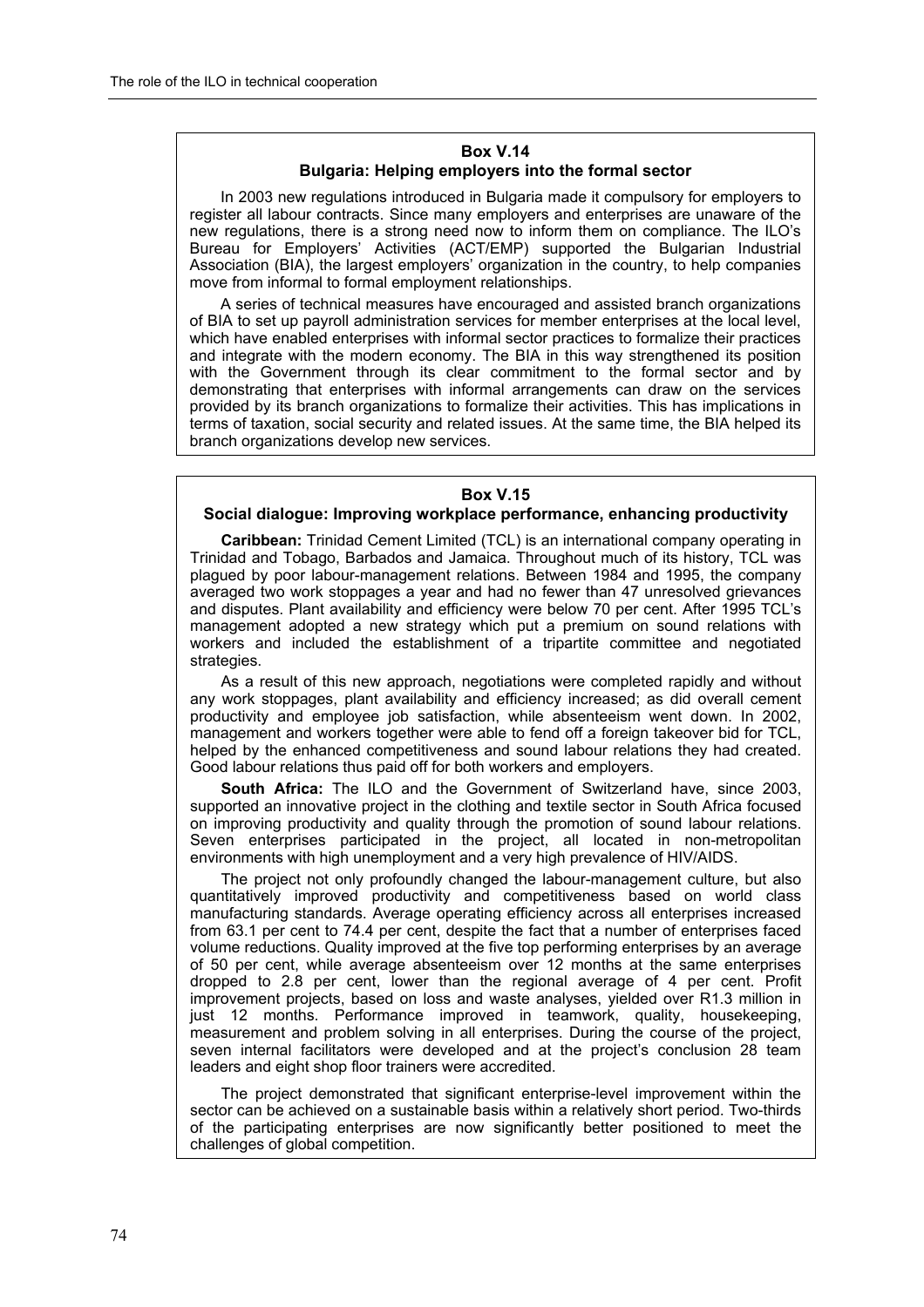### Box V.14
### Bulgaria: Helping employers into the formal sector

In 2003 new regulations introduced in Bulgaria made it compulsory for employers to register all labour contracts. Since many employers and enterprises are unaware of the new regulations, there is a strong need now to inform them on compliance. The ILO's Bureau for Employers' Activities (ACT/EMP) supported the Bulgarian Industrial Association (BIA), the largest employers' organization in the country, to help companies move from informal to formal employment relationships.

A series of technical measures have encouraged and assisted branch organizations of BIA to set up payroll administration services for member enterprises at the local level, which have enabled enterprises with informal sector practices to formalize their practices and integrate with the modern economy. The BIA in this way strengthened its position with the Government through its clear commitment to the formal sector and by demonstrating that enterprises with informal arrangements can draw on the services provided by its branch organizations to formalize their activities. This has implications in terms of taxation, social security and related issues. At the same time, the BIA helped its branch organizations develop new services.

### Box V.15
### Social dialogue: Improving workplace performance, enhancing productivity

**Caribbean:** Trinidad Cement Limited (TCL) is an international company operating in Trinidad and Tobago, Barbados and Jamaica. Throughout much of its history, TCL was plagued by poor labour-management relations. Between 1984 and 1995, the company averaged two work stoppages a year and had no fewer than 47 unresolved grievances and disputes. Plant availability and efficiency were below 70 per cent. After 1995 TCL's management adopted a new strategy which put a premium on sound relations with workers and included the establishment of a tripartite committee and negotiated strategies.

As a result of this new approach, negotiations were completed rapidly and without any work stoppages, plant availability and efficiency increased; as did overall cement productivity and employee job satisfaction, while absenteeism went down. In 2002, management and workers together were able to fend off a foreign takeover bid for TCL, helped by the enhanced competitiveness and sound labour relations they had created. Good labour relations thus paid off for both workers and employers.

**South Africa:** The ILO and the Government of Switzerland have, since 2003, supported an innovative project in the clothing and textile sector in South Africa focused on improving productivity and quality through the promotion of sound labour relations. Seven enterprises participated in the project, all located in non-metropolitan environments with high unemployment and a very high prevalence of HIV/AIDS.

The project not only profoundly changed the labour-management culture, but also quantitatively improved productivity and competitiveness based on world class manufacturing standards. Average operating efficiency across all enterprises increased from 63.1 per cent to 74.4 per cent, despite the fact that a number of enterprises faced volume reductions. Quality improved at the five top performing enterprises by an average of 50 per cent, while average absenteeism over 12 months at the same enterprises dropped to 2.8 per cent, lower than the regional average of 4 per cent. Profit improvement projects, based on loss and waste analyses, yielded over R1.3 million in just 12 months. Performance improved in teamwork, quality, housekeeping, measurement and problem solving in all enterprises. During the course of the project, seven internal facilitators were developed and at the project's conclusion 28 team leaders and eight shop floor trainers were accredited.

The project demonstrated that significant enterprise-level improvement within the sector can be achieved on a sustainable basis within a relatively short period. Two-thirds of the participating enterprises are now significantly better positioned to meet the challenges of global competition.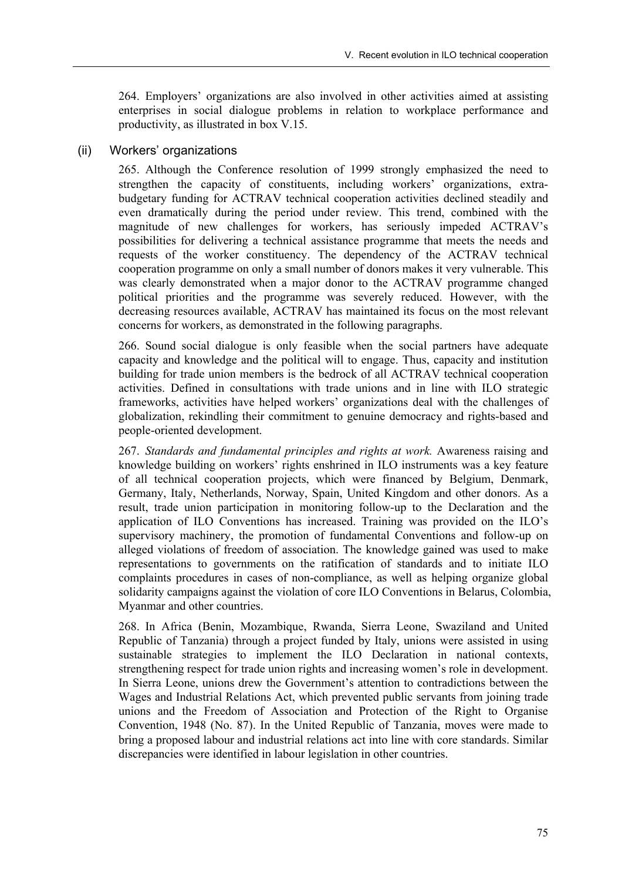264. Employers' organizations are also involved in other activities aimed at assisting enterprises in social dialogue problems in relation to workplace performance and productivity, as illustrated in box V.15.

### (ii) Workers' organizations

265. Although the Conference resolution of 1999 strongly emphasized the need to strengthen the capacity of constituents, including workers' organizations, extra-budgetary funding for ACTRAV technical cooperation activities declined steadily and even dramatically during the period under review. This trend, combined with the magnitude of new challenges for workers, has seriously impeded ACTRAV's possibilities for delivering a technical assistance programme that meets the needs and requests of the worker constituency. The dependency of the ACTRAV technical cooperation programme on only a small number of donors makes it very vulnerable. This was clearly demonstrated when a major donor to the ACTRAV programme changed political priorities and the programme was severely reduced. However, with the decreasing resources available, ACTRAV has maintained its focus on the most relevant concerns for workers, as demonstrated in the following paragraphs.

266. Sound social dialogue is only feasible when the social partners have adequate capacity and knowledge and the political will to engage. Thus, capacity and institution building for trade union members is the bedrock of all ACTRAV technical cooperation activities. Defined in consultations with trade unions and in line with ILO strategic frameworks, activities have helped workers' organizations deal with the challenges of globalization, rekindling their commitment to genuine democracy and rights-based and people-oriented development.

267. *Standards and fundamental principles and rights at work.* Awareness raising and knowledge building on workers' rights enshrined in ILO instruments was a key feature of all technical cooperation projects, which were financed by Belgium, Denmark, Germany, Italy, Netherlands, Norway, Spain, United Kingdom and other donors. As a result, trade union participation in monitoring follow-up to the Declaration and the application of ILO Conventions has increased. Training was provided on the ILO's supervisory machinery, the promotion of fundamental Conventions and follow-up on alleged violations of freedom of association. The knowledge gained was used to make representations to governments on the ratification of standards and to initiate ILO complaints procedures in cases of non-compliance, as well as helping organize global solidarity campaigns against the violation of core ILO Conventions in Belarus, Colombia, Myanmar and other countries.

268. In Africa (Benin, Mozambique, Rwanda, Sierra Leone, Swaziland and United Republic of Tanzania) through a project funded by Italy, unions were assisted in using sustainable strategies to implement the ILO Declaration in national contexts, strengthening respect for trade union rights and increasing women's role in development. In Sierra Leone, unions drew the Government's attention to contradictions between the Wages and Industrial Relations Act, which prevented public servants from joining trade unions and the Freedom of Association and Protection of the Right to Organise Convention, 1948 (No. 87). In the United Republic of Tanzania, moves were made to bring a proposed labour and industrial relations act into line with core standards. Similar discrepancies were identified in labour legislation in other countries.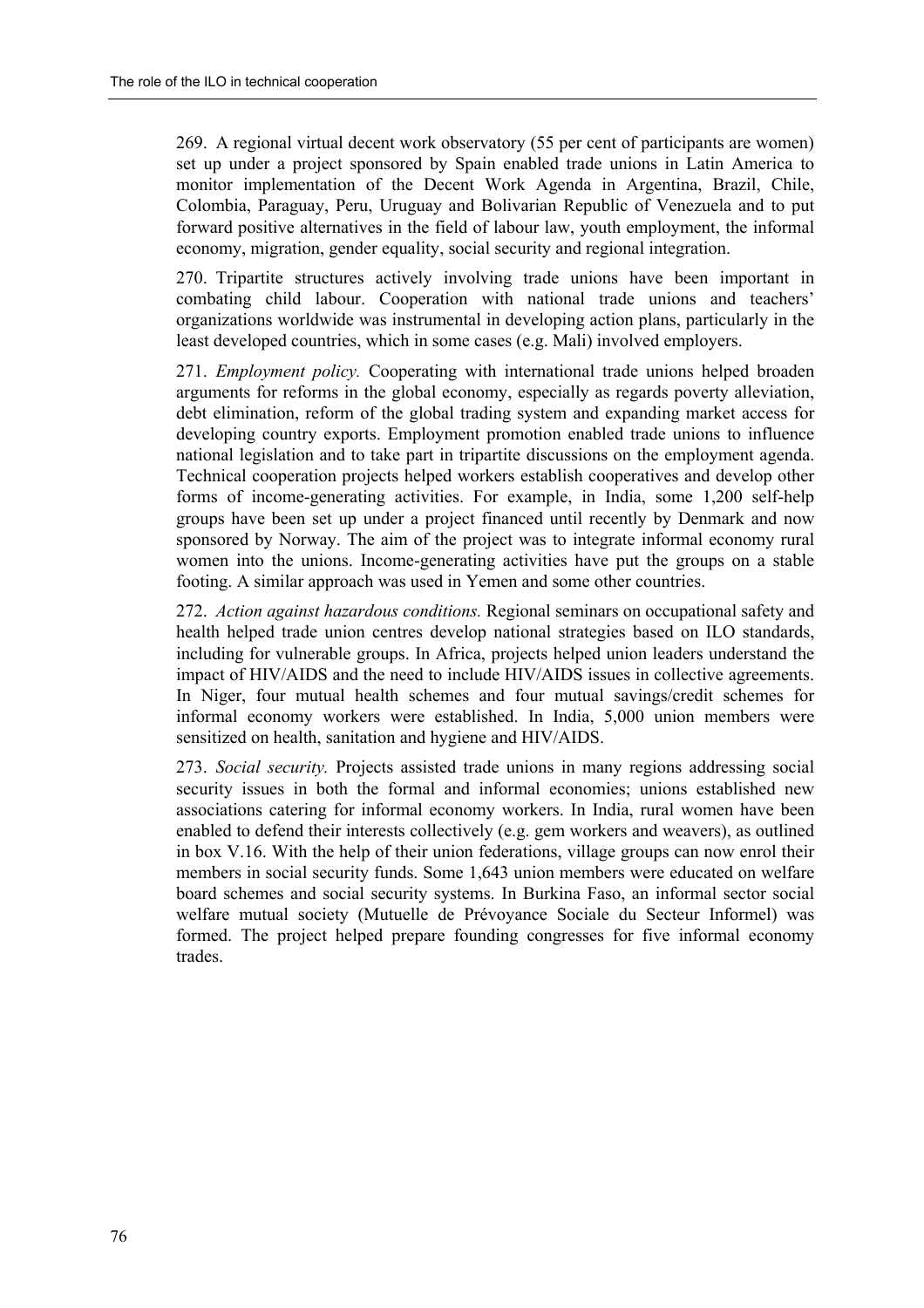269. A regional virtual decent work observatory (55 per cent of participants are women) set up under a project sponsored by Spain enabled trade unions in Latin America to monitor implementation of the Decent Work Agenda in Argentina, Brazil, Chile, Colombia, Paraguay, Peru, Uruguay and Bolivarian Republic of Venezuela and to put forward positive alternatives in the field of labour law, youth employment, the informal economy, migration, gender equality, social security and regional integration.

270. Tripartite structures actively involving trade unions have been important in combating child labour. Cooperation with national trade unions and teachers' organizations worldwide was instrumental in developing action plans, particularly in the least developed countries, which in some cases (e.g. Mali) involved employers.

271. *Employment policy.* Cooperating with international trade unions helped broaden arguments for reforms in the global economy, especially as regards poverty alleviation, debt elimination, reform of the global trading system and expanding market access for developing country exports. Employment promotion enabled trade unions to influence national legislation and to take part in tripartite discussions on the employment agenda. Technical cooperation projects helped workers establish cooperatives and develop other forms of income-generating activities. For example, in India, some 1,200 self-help groups have been set up under a project financed until recently by Denmark and now sponsored by Norway. The aim of the project was to integrate informal economy rural women into the unions. Income-generating activities have put the groups on a stable footing. A similar approach was used in Yemen and some other countries.

272. *Action against hazardous conditions.* Regional seminars on occupational safety and health helped trade union centres develop national strategies based on ILO standards, including for vulnerable groups. In Africa, projects helped union leaders understand the impact of HIV/AIDS and the need to include HIV/AIDS issues in collective agreements. In Niger, four mutual health schemes and four mutual savings/credit schemes for informal economy workers were established. In India, 5,000 union members were sensitized on health, sanitation and hygiene and HIV/AIDS.

273. *Social security.* Projects assisted trade unions in many regions addressing social security issues in both the formal and informal economies; unions established new associations catering for informal economy workers. In India, rural women have been enabled to defend their interests collectively (e.g. gem workers and weavers), as outlined in box V.16. With the help of their union federations, village groups can now enrol their members in social security funds. Some 1,643 union members were educated on welfare board schemes and social security systems. In Burkina Faso, an informal sector social welfare mutual society (Mutuelle de Prévoyance Sociale du Secteur Informel) was formed. The project helped prepare founding congresses for five informal economy trades.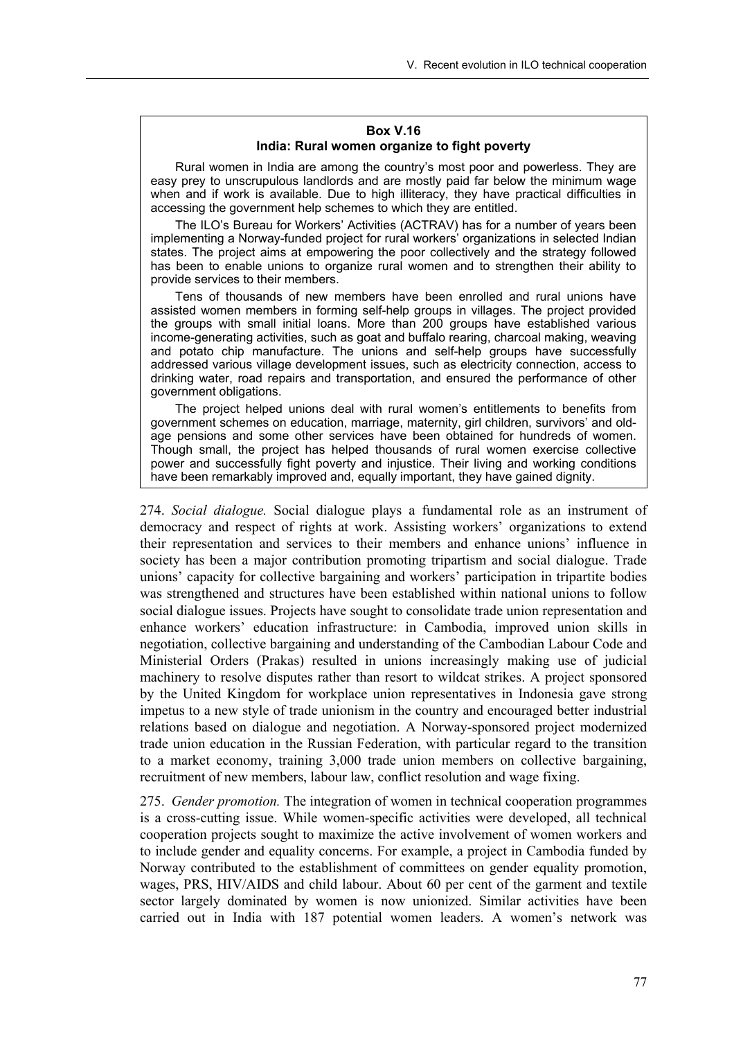**Box V.16**
**India: Rural women organize to fight poverty**

Rural women in India are among the country's most poor and powerless. They are easy prey to unscrupulous landlords and are mostly paid far below the minimum wage when and if work is available. Due to high illiteracy, they have practical difficulties in accessing the government help schemes to which they are entitled.

The ILO's Bureau for Workers' Activities (ACTRAV) has for a number of years been implementing a Norway-funded project for rural workers' organizations in selected Indian states. The project aims at empowering the poor collectively and the strategy followed has been to enable unions to organize rural women and to strengthen their ability to provide services to their members.

Tens of thousands of new members have been enrolled and rural unions have assisted women members in forming self-help groups in villages. The project provided the groups with small initial loans. More than 200 groups have established various income-generating activities, such as goat and buffalo rearing, charcoal making, weaving and potato chip manufacture. The unions and self-help groups have successfully addressed various village development issues, such as electricity connection, access to drinking water, road repairs and transportation, and ensured the performance of other government obligations.

The project helped unions deal with rural women's entitlements to benefits from government schemes on education, marriage, maternity, girl children, survivors' and old-age pensions and some other services have been obtained for hundreds of women. Though small, the project has helped thousands of rural women exercise collective power and successfully fight poverty and injustice. Their living and working conditions have been remarkably improved and, equally important, they have gained dignity.

274. *Social dialogue.* Social dialogue plays a fundamental role as an instrument of democracy and respect of rights at work. Assisting workers' organizations to extend their representation and services to their members and enhance unions' influence in society has been a major contribution promoting tripartism and social dialogue. Trade unions' capacity for collective bargaining and workers' participation in tripartite bodies was strengthened and structures have been established within national unions to follow social dialogue issues. Projects have sought to consolidate trade union representation and enhance workers' education infrastructure: in Cambodia, improved union skills in negotiation, collective bargaining and understanding of the Cambodian Labour Code and Ministerial Orders (Prakas) resulted in unions increasingly making use of judicial machinery to resolve disputes rather than resort to wildcat strikes. A project sponsored by the United Kingdom for workplace union representatives in Indonesia gave strong impetus to a new style of trade unionism in the country and encouraged better industrial relations based on dialogue and negotiation. A Norway-sponsored project modernized trade union education in the Russian Federation, with particular regard to the transition to a market economy, training 3,000 trade union members on collective bargaining, recruitment of new members, labour law, conflict resolution and wage fixing.

275. *Gender promotion.* The integration of women in technical cooperation programmes is a cross-cutting issue. While women-specific activities were developed, all technical cooperation projects sought to maximize the active involvement of women workers and to include gender and equality concerns. For example, a project in Cambodia funded by Norway contributed to the establishment of committees on gender equality promotion, wages, PRS, HIV/AIDS and child labour. About 60 per cent of the garment and textile sector largely dominated by women is now unionized. Similar activities have been carried out in India with 187 potential women leaders. A women's network was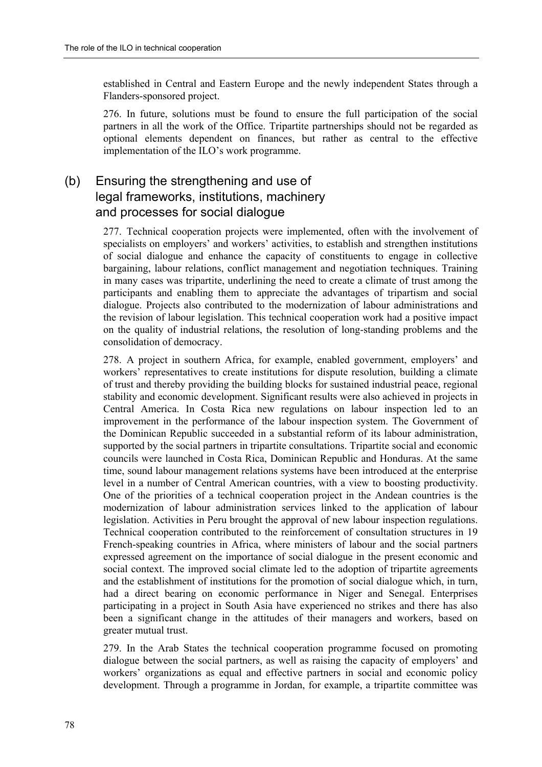established in Central and Eastern Europe and the newly independent States through a Flanders-sponsored project.

276. In future, solutions must be found to ensure the full participation of the social partners in all the work of the Office. Tripartite partnerships should not be regarded as optional elements dependent on finances, but rather as central to the effective implementation of the ILO's work programme.

### (b) Ensuring the strengthening and use of legal frameworks, institutions, machinery and processes for social dialogue

277. Technical cooperation projects were implemented, often with the involvement of specialists on employers' and workers' activities, to establish and strengthen institutions of social dialogue and enhance the capacity of constituents to engage in collective bargaining, labour relations, conflict management and negotiation techniques. Training in many cases was tripartite, underlining the need to create a climate of trust among the participants and enabling them to appreciate the advantages of tripartism and social dialogue. Projects also contributed to the modernization of labour administrations and the revision of labour legislation. This technical cooperation work had a positive impact on the quality of industrial relations, the resolution of long-standing problems and the consolidation of democracy.

278. A project in southern Africa, for example, enabled government, employers' and workers' representatives to create institutions for dispute resolution, building a climate of trust and thereby providing the building blocks for sustained industrial peace, regional stability and economic development. Significant results were also achieved in projects in Central America. In Costa Rica new regulations on labour inspection led to an improvement in the performance of the labour inspection system. The Government of the Dominican Republic succeeded in a substantial reform of its labour administration, supported by the social partners in tripartite consultations. Tripartite social and economic councils were launched in Costa Rica, Dominican Republic and Honduras. At the same time, sound labour management relations systems have been introduced at the enterprise level in a number of Central American countries, with a view to boosting productivity. One of the priorities of a technical cooperation project in the Andean countries is the modernization of labour administration services linked to the application of labour legislation. Activities in Peru brought the approval of new labour inspection regulations. Technical cooperation contributed to the reinforcement of consultation structures in 19 French-speaking countries in Africa, where ministers of labour and the social partners expressed agreement on the importance of social dialogue in the present economic and social context. The improved social climate led to the adoption of tripartite agreements and the establishment of institutions for the promotion of social dialogue which, in turn, had a direct bearing on economic performance in Niger and Senegal. Enterprises participating in a project in South Asia have experienced no strikes and there has also been a significant change in the attitudes of their managers and workers, based on greater mutual trust.

279. In the Arab States the technical cooperation programme focused on promoting dialogue between the social partners, as well as raising the capacity of employers' and workers' organizations as equal and effective partners in social and economic policy development. Through a programme in Jordan, for example, a tripartite committee was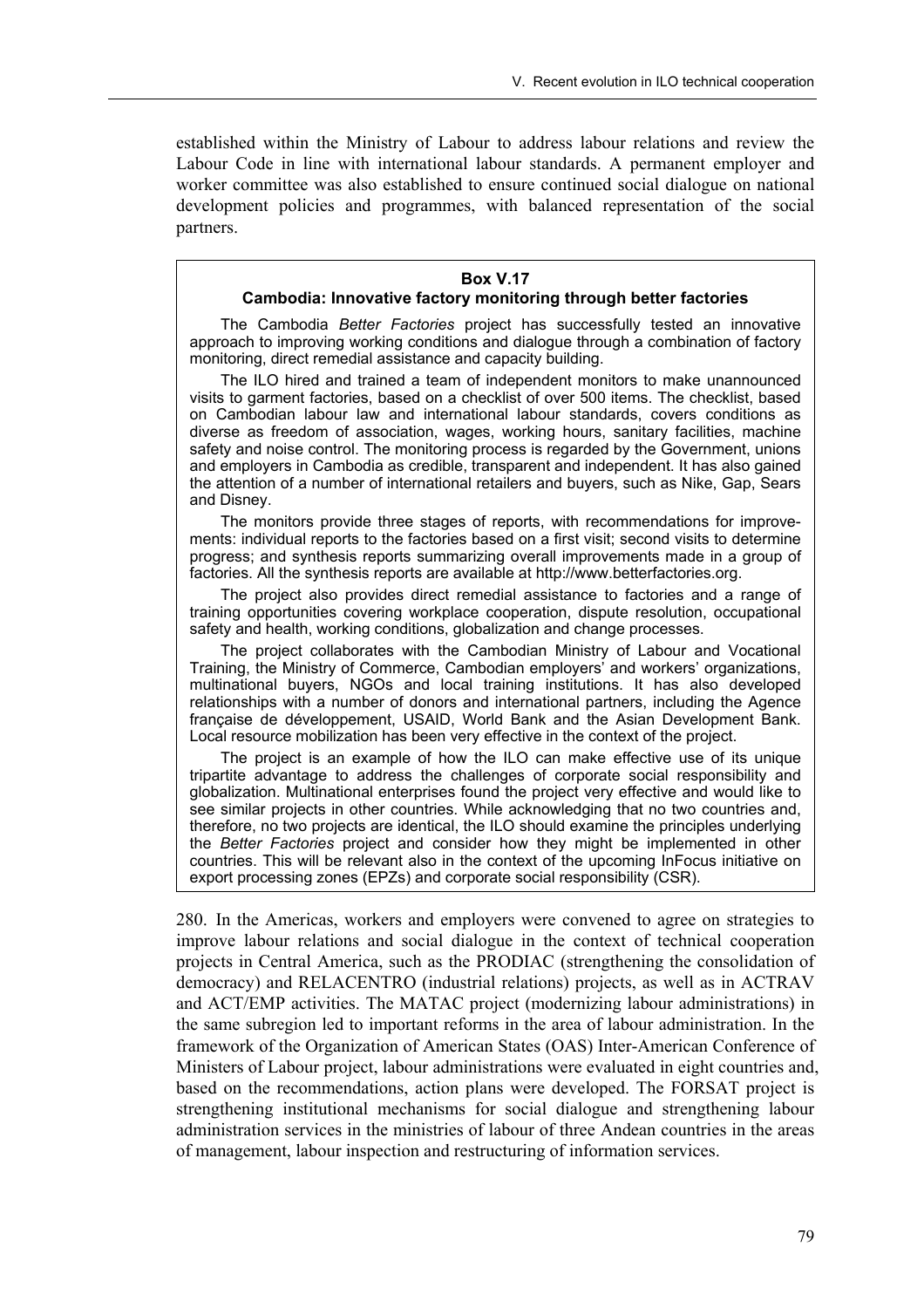established within the Ministry of Labour to address labour relations and review the Labour Code in line with international labour standards. A permanent employer and worker committee was also established to ensure continued social dialogue on national development policies and programmes, with balanced representation of the social partners.

> **Box V.17**
>
> **Cambodia: Innovative factory monitoring through better factories**
>
> The Cambodia *Better Factories* project has successfully tested an innovative approach to improving working conditions and dialogue through a combination of factory monitoring, direct remedial assistance and capacity building.
>
> The ILO hired and trained a team of independent monitors to make unannounced visits to garment factories, based on a checklist of over 500 items. The checklist, based on Cambodian labour law and international labour standards, covers conditions as diverse as freedom of association, wages, working hours, sanitary facilities, machine safety and noise control. The monitoring process is regarded by the Government, unions and employers in Cambodia as credible, transparent and independent. It has also gained the attention of a number of international retailers and buyers, such as Nike, Gap, Sears and Disney.
>
> The monitors provide three stages of reports, with recommendations for improvements: individual reports to the factories based on a first visit; second visits to determine progress; and synthesis reports summarizing overall improvements made in a group of factories. All the synthesis reports are available at http://www.betterfactories.org.
>
> The project also provides direct remedial assistance to factories and a range of training opportunities covering workplace cooperation, dispute resolution, occupational safety and health, working conditions, globalization and change processes.
>
> The project collaborates with the Cambodian Ministry of Labour and Vocational Training, the Ministry of Commerce, Cambodian employers' and workers' organizations, multinational buyers, NGOs and local training institutions. It has also developed relationships with a number of donors and international partners, including the Agence française de développement, USAID, World Bank and the Asian Development Bank. Local resource mobilization has been very effective in the context of the project.
>
> The project is an example of how the ILO can make effective use of its unique tripartite advantage to address the challenges of corporate social responsibility and globalization. Multinational enterprises found the project very effective and would like to see similar projects in other countries. While acknowledging that no two countries and, therefore, no two projects are identical, the ILO should examine the principles underlying the *Better Factories* project and consider how they might be implemented in other countries. This will be relevant also in the context of the upcoming InFocus initiative on export processing zones (EPZs) and corporate social responsibility (CSR).

280. In the Americas, workers and employers were convened to agree on strategies to improve labour relations and social dialogue in the context of technical cooperation projects in Central America, such as the PRODIAC (strengthening the consolidation of democracy) and RELACENTRO (industrial relations) projects, as well as in ACTRAV and ACT/EMP activities. The MATAC project (modernizing labour administrations) in the same subregion led to important reforms in the area of labour administration. In the framework of the Organization of American States (OAS) Inter-American Conference of Ministers of Labour project, labour administrations were evaluated in eight countries and, based on the recommendations, action plans were developed. The FORSAT project is strengthening institutional mechanisms for social dialogue and strengthening labour administration services in the ministries of labour of three Andean countries in the areas of management, labour inspection and restructuring of information services.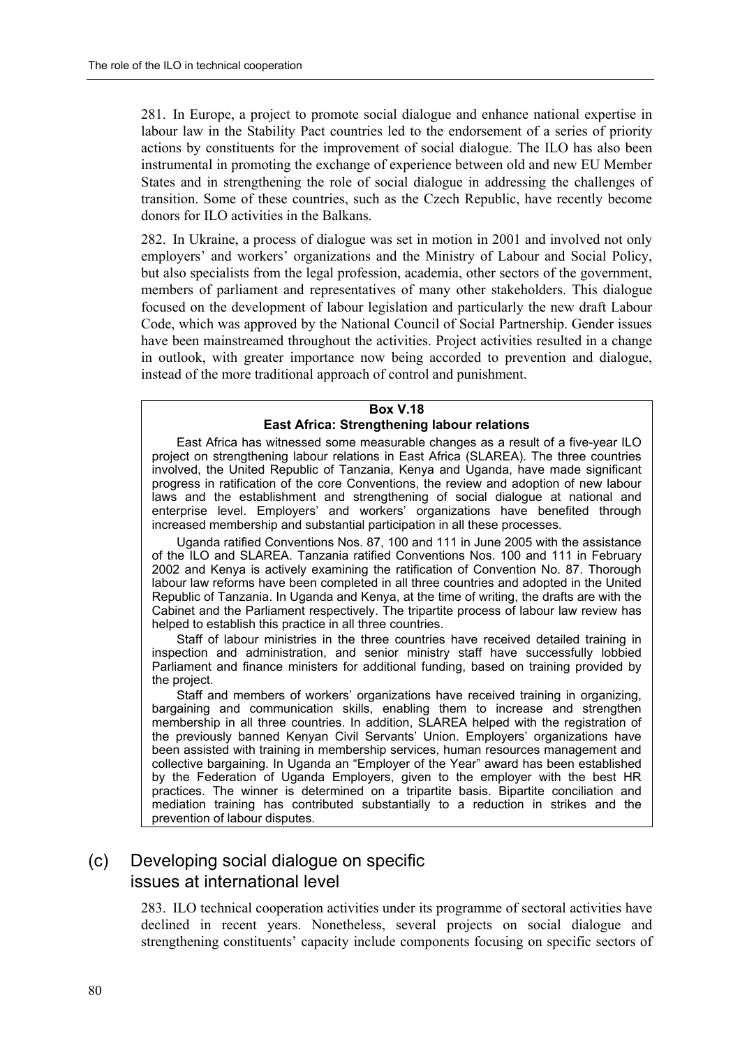281. In Europe, a project to promote social dialogue and enhance national expertise in labour law in the Stability Pact countries led to the endorsement of a series of priority actions by constituents for the improvement of social dialogue. The ILO has also been instrumental in promoting the exchange of experience between old and new EU Member States and in strengthening the role of social dialogue in addressing the challenges of transition. Some of these countries, such as the Czech Republic, have recently become donors for ILO activities in the Balkans.

282. In Ukraine, a process of dialogue was set in motion in 2001 and involved not only employers' and workers' organizations and the Ministry of Labour and Social Policy, but also specialists from the legal profession, academia, other sectors of the government, members of parliament and representatives of many other stakeholders. This dialogue focused on the development of labour legislation and particularly the new draft Labour Code, which was approved by the National Council of Social Partnership. Gender issues have been mainstreamed throughout the activities. Project activities resulted in a change in outlook, with greater importance now being accorded to prevention and dialogue, instead of the more traditional approach of control and punishment.

**Box V.18**
**East Africa: Strengthening labour relations**

East Africa has witnessed some measurable changes as a result of a five-year ILO project on strengthening labour relations in East Africa (SLAREA). The three countries involved, the United Republic of Tanzania, Kenya and Uganda, have made significant progress in ratification of the core Conventions, the review and adoption of new labour laws and the establishment and strengthening of social dialogue at national and enterprise level. Employers' and workers' organizations have benefited through increased membership and substantial participation in all these processes.

Uganda ratified Conventions Nos. 87, 100 and 111 in June 2005 with the assistance of the ILO and SLAREA. Tanzania ratified Conventions Nos. 100 and 111 in February 2002 and Kenya is actively examining the ratification of Convention No. 87. Thorough labour law reforms have been completed in all three countries and adopted in the United Republic of Tanzania. In Uganda and Kenya, at the time of writing, the drafts are with the Cabinet and the Parliament respectively. The tripartite process of labour law review has helped to establish this practice in all three countries.

Staff of labour ministries in the three countries have received detailed training in inspection and administration, and senior ministry staff have successfully lobbied Parliament and finance ministers for additional funding, based on training provided by the project.

Staff and members of workers' organizations have received training in organizing, bargaining and communication skills, enabling them to increase and strengthen membership in all three countries. In addition, SLAREA helped with the registration of the previously banned Kenyan Civil Servants' Union. Employers' organizations have been assisted with training in membership services, human resources management and collective bargaining. In Uganda an "Employer of the Year" award has been established by the Federation of Uganda Employers, given to the employer with the best HR practices. The winner is determined on a tripartite basis. Bipartite conciliation and mediation training has contributed substantially to a reduction in strikes and the prevention of labour disputes.

## (c) Developing social dialogue on specific issues at international level

283. ILO technical cooperation activities under its programme of sectoral activities have declined in recent years. Nonetheless, several projects on social dialogue and strengthening constituents' capacity include components focusing on specific sectors of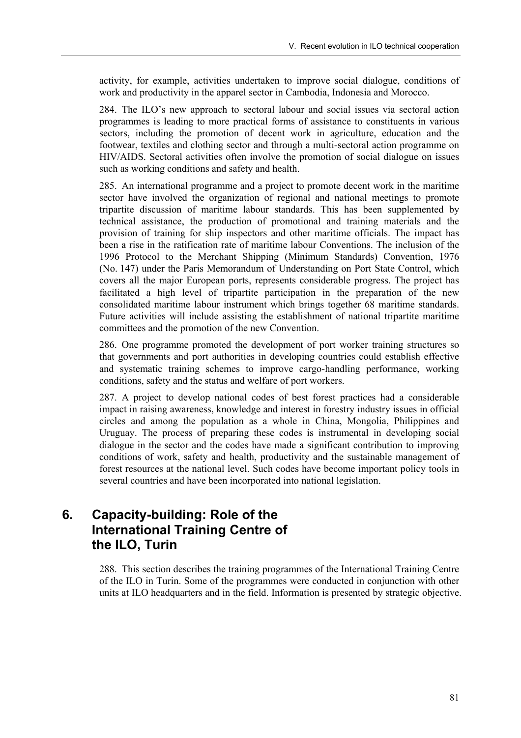activity, for example, activities undertaken to improve social dialogue, conditions of work and productivity in the apparel sector in Cambodia, Indonesia and Morocco.

284. The ILO's new approach to sectoral labour and social issues via sectoral action programmes is leading to more practical forms of assistance to constituents in various sectors, including the promotion of decent work in agriculture, education and the footwear, textiles and clothing sector and through a multi-sectoral action programme on HIV/AIDS. Sectoral activities often involve the promotion of social dialogue on issues such as working conditions and safety and health.

285. An international programme and a project to promote decent work in the maritime sector have involved the organization of regional and national meetings to promote tripartite discussion of maritime labour standards. This has been supplemented by technical assistance, the production of promotional and training materials and the provision of training for ship inspectors and other maritime officials. The impact has been a rise in the ratification rate of maritime labour Conventions. The inclusion of the 1996 Protocol to the Merchant Shipping (Minimum Standards) Convention, 1976 (No. 147) under the Paris Memorandum of Understanding on Port State Control, which covers all the major European ports, represents considerable progress. The project has facilitated a high level of tripartite participation in the preparation of the new consolidated maritime labour instrument which brings together 68 maritime standards. Future activities will include assisting the establishment of national tripartite maritime committees and the promotion of the new Convention.

286. One programme promoted the development of port worker training structures so that governments and port authorities in developing countries could establish effective and systematic training schemes to improve cargo-handling performance, working conditions, safety and the status and welfare of port workers.

287. A project to develop national codes of best forest practices had a considerable impact in raising awareness, knowledge and interest in forestry industry issues in official circles and among the population as a whole in China, Mongolia, Philippines and Uruguay. The process of preparing these codes is instrumental in developing social dialogue in the sector and the codes have made a significant contribution to improving conditions of work, safety and health, productivity and the sustainable management of forest resources at the national level. Such codes have become important policy tools in several countries and have been incorporated into national legislation.

## 6. Capacity-building: Role of the International Training Centre of the ILO, Turin

288. This section describes the training programmes of the International Training Centre of the ILO in Turin. Some of the programmes were conducted in conjunction with other units at ILO headquarters and in the field. Information is presented by strategic objective.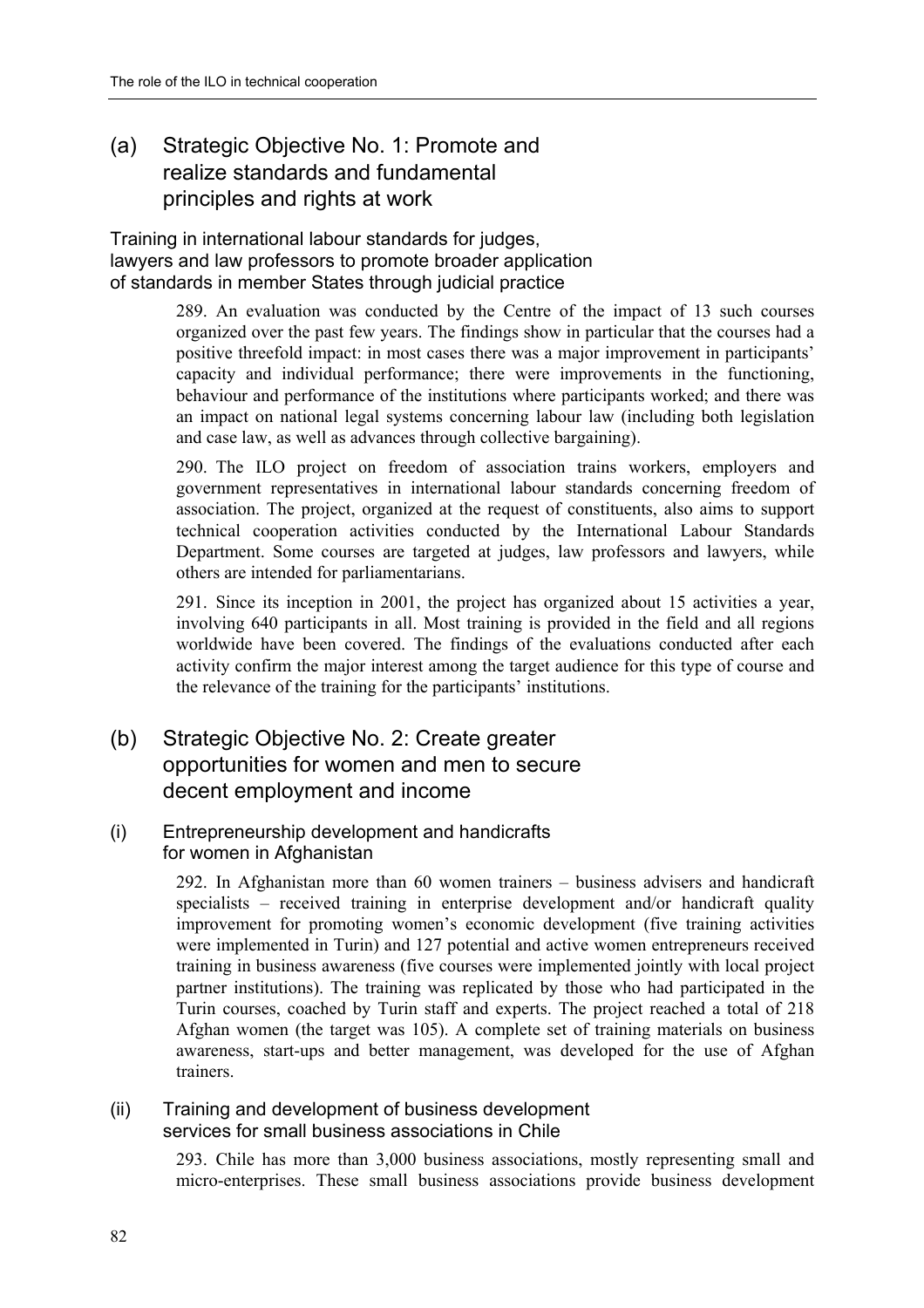## (a) Strategic Objective No. 1: Promote and realize standards and fundamental principles and rights at work

### Training in international labour standards for judges, lawyers and law professors to promote broader application of standards in member States through judicial practice

289. An evaluation was conducted by the Centre of the impact of 13 such courses organized over the past few years. The findings show in particular that the courses had a positive threefold impact: in most cases there was a major improvement in participants' capacity and individual performance; there were improvements in the functioning, behaviour and performance of the institutions where participants worked; and there was an impact on national legal systems concerning labour law (including both legislation and case law, as well as advances through collective bargaining).

290. The ILO project on freedom of association trains workers, employers and government representatives in international labour standards concerning freedom of association. The project, organized at the request of constituents, also aims to support technical cooperation activities conducted by the International Labour Standards Department. Some courses are targeted at judges, law professors and lawyers, while others are intended for parliamentarians.

291. Since its inception in 2001, the project has organized about 15 activities a year, involving 640 participants in all. Most training is provided in the field and all regions worldwide have been covered. The findings of the evaluations conducted after each activity confirm the major interest among the target audience for this type of course and the relevance of the training for the participants' institutions.

## (b) Strategic Objective No. 2: Create greater opportunities for women and men to secure decent employment and income

### (i) Entrepreneurship development and handicrafts for women in Afghanistan

292. In Afghanistan more than 60 women trainers – business advisers and handicraft specialists – received training in enterprise development and/or handicraft quality improvement for promoting women's economic development (five training activities were implemented in Turin) and 127 potential and active women entrepreneurs received training in business awareness (five courses were implemented jointly with local project partner institutions). The training was replicated by those who had participated in the Turin courses, coached by Turin staff and experts. The project reached a total of 218 Afghan women (the target was 105). A complete set of training materials on business awareness, start-ups and better management, was developed for the use of Afghan trainers.

### (ii) Training and development of business development services for small business associations in Chile

293. Chile has more than 3,000 business associations, mostly representing small and micro-enterprises. These small business associations provide business development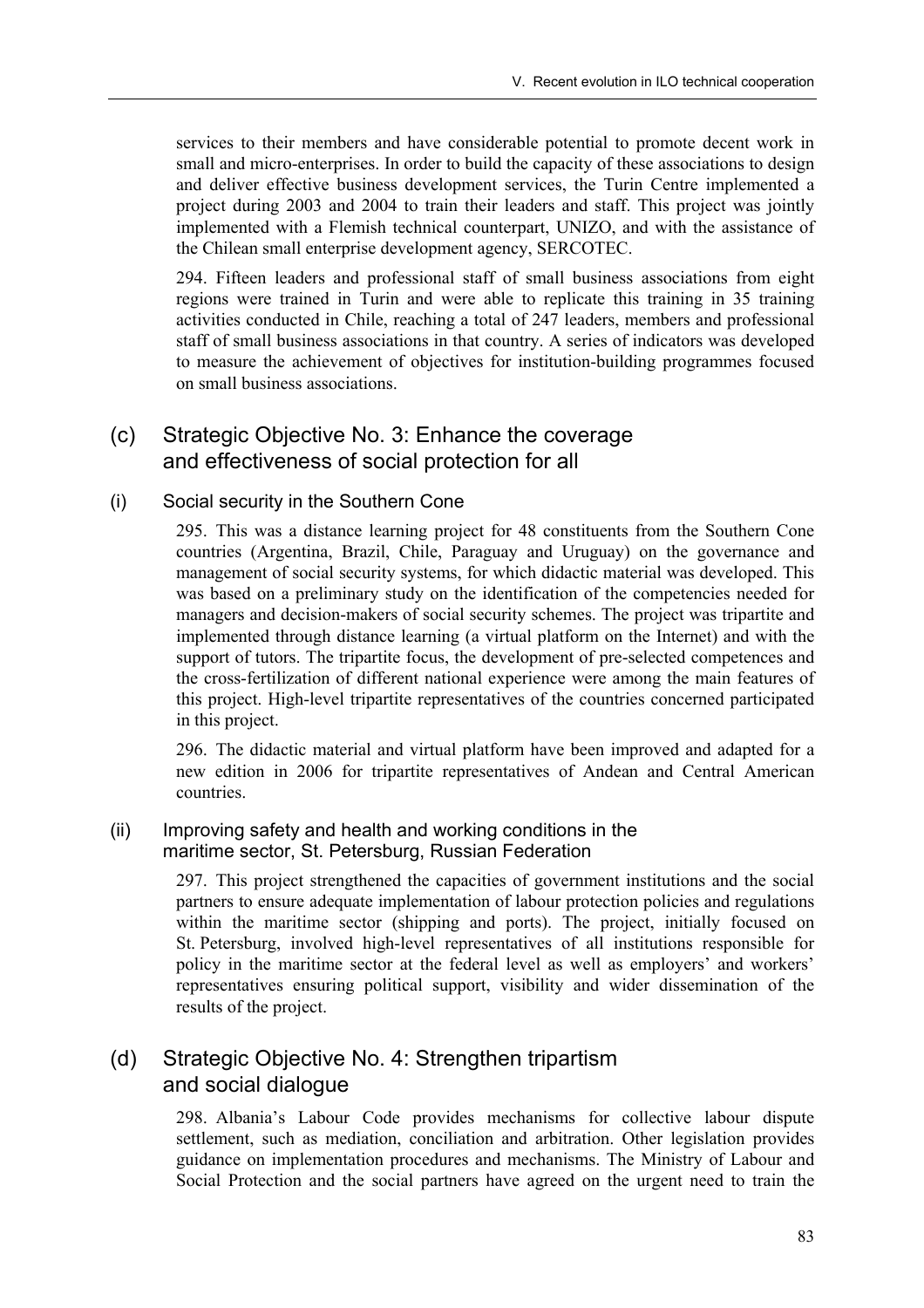services to their members and have considerable potential to promote decent work in small and micro-enterprises. In order to build the capacity of these associations to design and deliver effective business development services, the Turin Centre implemented a project during 2003 and 2004 to train their leaders and staff. This project was jointly implemented with a Flemish technical counterpart, UNIZO, and with the assistance of the Chilean small enterprise development agency, SERCOTEC.

294. Fifteen leaders and professional staff of small business associations from eight regions were trained in Turin and were able to replicate this training in 35 training activities conducted in Chile, reaching a total of 247 leaders, members and professional staff of small business associations in that country. A series of indicators was developed to measure the achievement of objectives for institution-building programmes focused on small business associations.

## (c) Strategic Objective No. 3: Enhance the coverage and effectiveness of social protection for all

### (i) Social security in the Southern Cone

295. This was a distance learning project for 48 constituents from the Southern Cone countries (Argentina, Brazil, Chile, Paraguay and Uruguay) on the governance and management of social security systems, for which didactic material was developed. This was based on a preliminary study on the identification of the competencies needed for managers and decision-makers of social security schemes. The project was tripartite and implemented through distance learning (a virtual platform on the Internet) and with the support of tutors. The tripartite focus, the development of pre-selected competences and the cross-fertilization of different national experience were among the main features of this project. High-level tripartite representatives of the countries concerned participated in this project.

296. The didactic material and virtual platform have been improved and adapted for a new edition in 2006 for tripartite representatives of Andean and Central American countries.

### (ii) Improving safety and health and working conditions in the maritime sector, St. Petersburg, Russian Federation

297. This project strengthened the capacities of government institutions and the social partners to ensure adequate implementation of labour protection policies and regulations within the maritime sector (shipping and ports). The project, initially focused on St. Petersburg, involved high-level representatives of all institutions responsible for policy in the maritime sector at the federal level as well as employers' and workers' representatives ensuring political support, visibility and wider dissemination of the results of the project.

## (d) Strategic Objective No. 4: Strengthen tripartism and social dialogue

298. Albania's Labour Code provides mechanisms for collective labour dispute settlement, such as mediation, conciliation and arbitration. Other legislation provides guidance on implementation procedures and mechanisms. The Ministry of Labour and Social Protection and the social partners have agreed on the urgent need to train the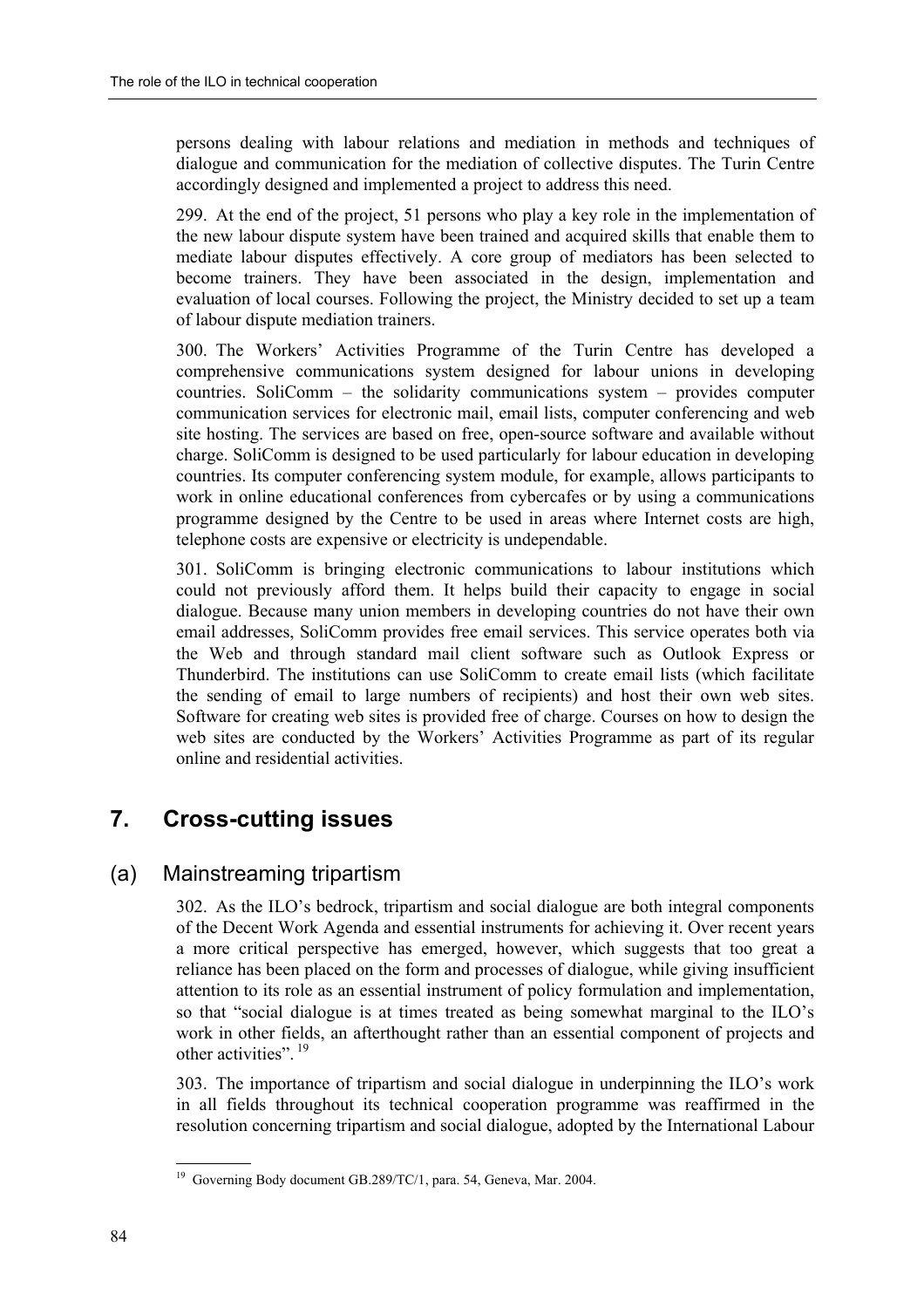persons dealing with labour relations and mediation in methods and techniques of dialogue and communication for the mediation of collective disputes. The Turin Centre accordingly designed and implemented a project to address this need.

299. At the end of the project, 51 persons who play a key role in the implementation of the new labour dispute system have been trained and acquired skills that enable them to mediate labour disputes effectively. A core group of mediators has been selected to become trainers. They have been associated in the design, implementation and evaluation of local courses. Following the project, the Ministry decided to set up a team of labour dispute mediation trainers.

300. The Workers' Activities Programme of the Turin Centre has developed a comprehensive communications system designed for labour unions in developing countries. SoliComm – the solidarity communications system – provides computer communication services for electronic mail, email lists, computer conferencing and web site hosting. The services are based on free, open-source software and available without charge. SoliComm is designed to be used particularly for labour education in developing countries. Its computer conferencing system module, for example, allows participants to work in online educational conferences from cybercafes or by using a communications programme designed by the Centre to be used in areas where Internet costs are high, telephone costs are expensive or electricity is undependable.

301. SoliComm is bringing electronic communications to labour institutions which could not previously afford them. It helps build their capacity to engage in social dialogue. Because many union members in developing countries do not have their own email addresses, SoliComm provides free email services. This service operates both via the Web and through standard mail client software such as Outlook Express or Thunderbird. The institutions can use SoliComm to create email lists (which facilitate the sending of email to large numbers of recipients) and host their own web sites. Software for creating web sites is provided free of charge. Courses on how to design the web sites are conducted by the Workers' Activities Programme as part of its regular online and residential activities.

## 7. Cross-cutting issues

### (a) Mainstreaming tripartism

302. As the ILO's bedrock, tripartism and social dialogue are both integral components of the Decent Work Agenda and essential instruments for achieving it. Over recent years a more critical perspective has emerged, however, which suggests that too great a reliance has been placed on the form and processes of dialogue, while giving insufficient attention to its role as an essential instrument of policy formulation and implementation, so that "social dialogue is at times treated as being somewhat marginal to the ILO's work in other fields, an afterthought rather than an essential component of projects and other activities". [19]

303. The importance of tripartism and social dialogue in underpinning the ILO's work in all fields throughout its technical cooperation programme was reaffirmed in the resolution concerning tripartism and social dialogue, adopted by the International Labour

[19] Governing Body document GB.289/TC/1, para. 54, Geneva, Mar. 2004.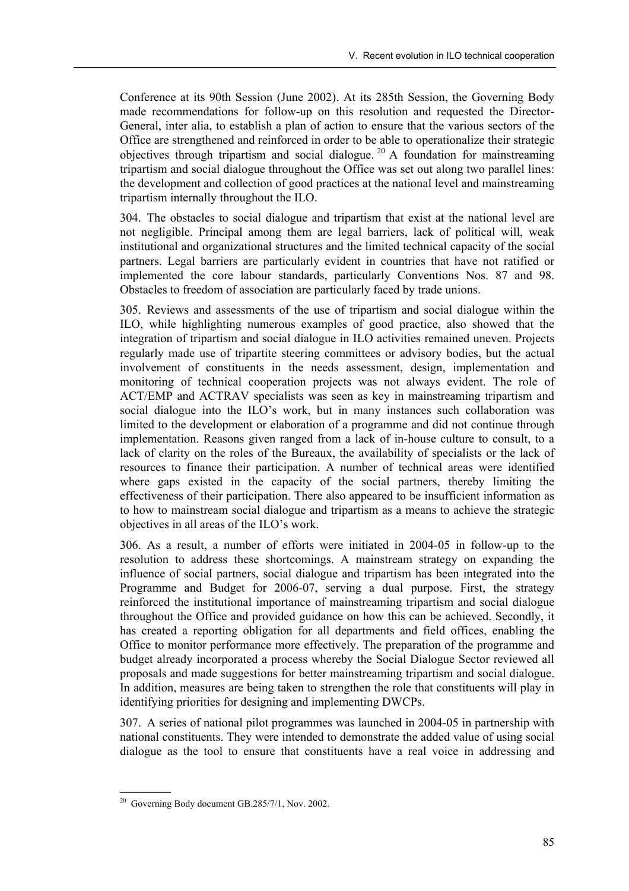Conference at its 90th Session (June 2002). At its 285th Session, the Governing Body made recommendations for follow-up on this resolution and requested the Director-General, inter alia, to establish a plan of action to ensure that the various sectors of the Office are strengthened and reinforced in order to be able to operationalize their strategic objectives through tripartism and social dialogue. [20] A foundation for mainstreaming tripartism and social dialogue throughout the Office was set out along two parallel lines: the development and collection of good practices at the national level and mainstreaming tripartism internally throughout the ILO.

304. The obstacles to social dialogue and tripartism that exist at the national level are not negligible. Principal among them are legal barriers, lack of political will, weak institutional and organizational structures and the limited technical capacity of the social partners. Legal barriers are particularly evident in countries that have not ratified or implemented the core labour standards, particularly Conventions Nos. 87 and 98. Obstacles to freedom of association are particularly faced by trade unions.

305. Reviews and assessments of the use of tripartism and social dialogue within the ILO, while highlighting numerous examples of good practice, also showed that the integration of tripartism and social dialogue in ILO activities remained uneven. Projects regularly made use of tripartite steering committees or advisory bodies, but the actual involvement of constituents in the needs assessment, design, implementation and monitoring of technical cooperation projects was not always evident. The role of ACT/EMP and ACTRAV specialists was seen as key in mainstreaming tripartism and social dialogue into the ILO's work, but in many instances such collaboration was limited to the development or elaboration of a programme and did not continue through implementation. Reasons given ranged from a lack of in-house culture to consult, to a lack of clarity on the roles of the Bureaux, the availability of specialists or the lack of resources to finance their participation. A number of technical areas were identified where gaps existed in the capacity of the social partners, thereby limiting the effectiveness of their participation. There also appeared to be insufficient information as to how to mainstream social dialogue and tripartism as a means to achieve the strategic objectives in all areas of the ILO's work.

306. As a result, a number of efforts were initiated in 2004-05 in follow-up to the resolution to address these shortcomings. A mainstream strategy on expanding the influence of social partners, social dialogue and tripartism has been integrated into the Programme and Budget for 2006-07, serving a dual purpose. First, the strategy reinforced the institutional importance of mainstreaming tripartism and social dialogue throughout the Office and provided guidance on how this can be achieved. Secondly, it has created a reporting obligation for all departments and field offices, enabling the Office to monitor performance more effectively. The preparation of the programme and budget already incorporated a process whereby the Social Dialogue Sector reviewed all proposals and made suggestions for better mainstreaming tripartism and social dialogue. In addition, measures are being taken to strengthen the role that constituents will play in identifying priorities for designing and implementing DWCPs.

307. A series of national pilot programmes was launched in 2004-05 in partnership with national constituents. They were intended to demonstrate the added value of using social dialogue as the tool to ensure that constituents have a real voice in addressing and

[20] Governing Body document GB.285/7/1, Nov. 2002.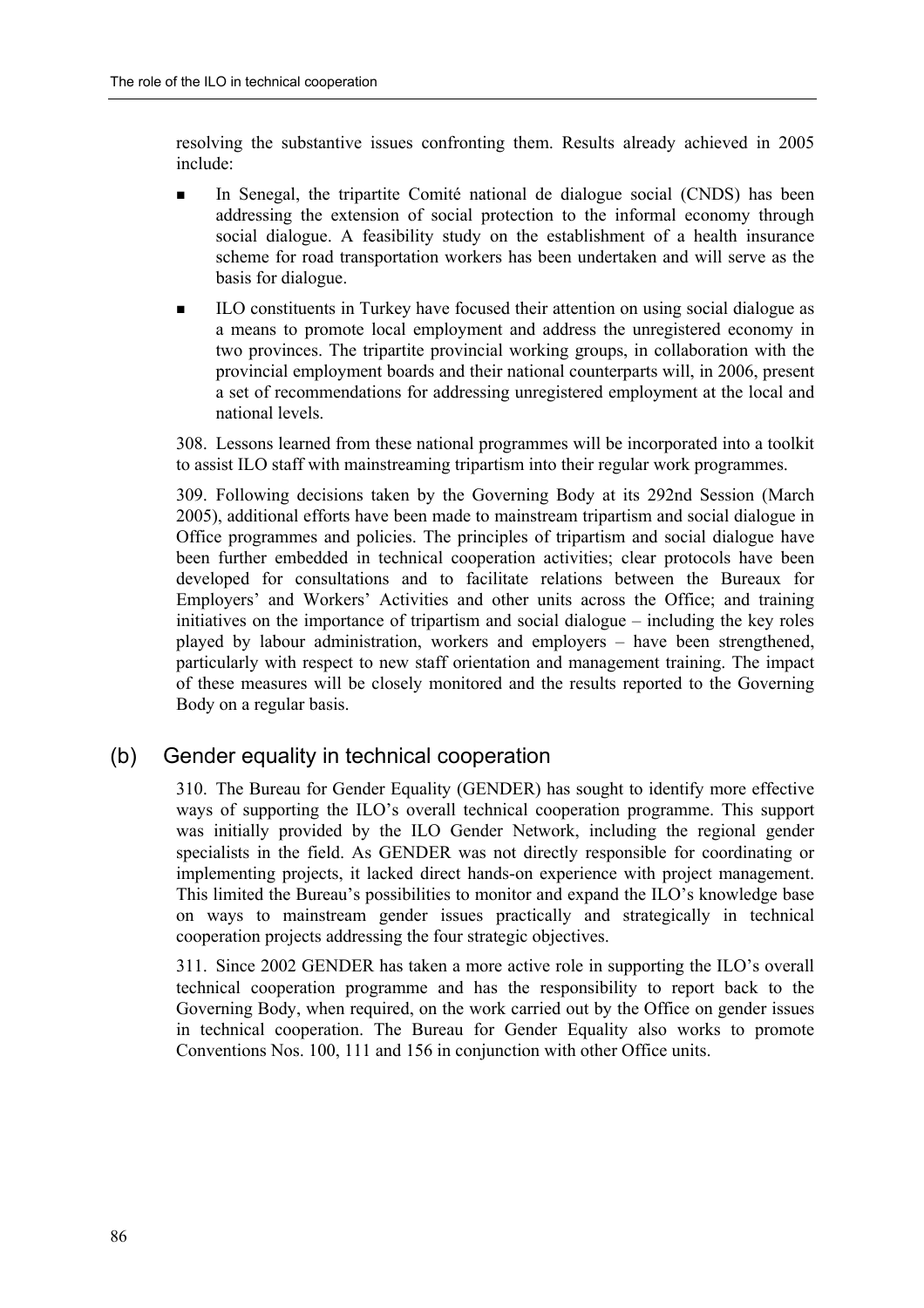resolving the substantive issues confronting them. Results already achieved in 2005 include:

- In Senegal, the tripartite Comité national de dialogue social (CNDS) has been addressing the extension of social protection to the informal economy through social dialogue. A feasibility study on the establishment of a health insurance scheme for road transportation workers has been undertaken and will serve as the basis for dialogue.
- ILO constituents in Turkey have focused their attention on using social dialogue as a means to promote local employment and address the unregistered economy in two provinces. The tripartite provincial working groups, in collaboration with the provincial employment boards and their national counterparts will, in 2006, present a set of recommendations for addressing unregistered employment at the local and national levels.

308. Lessons learned from these national programmes will be incorporated into a toolkit to assist ILO staff with mainstreaming tripartism into their regular work programmes.

309. Following decisions taken by the Governing Body at its 292nd Session (March 2005), additional efforts have been made to mainstream tripartism and social dialogue in Office programmes and policies. The principles of tripartism and social dialogue have been further embedded in technical cooperation activities; clear protocols have been developed for consultations and to facilitate relations between the Bureaux for Employers' and Workers' Activities and other units across the Office; and training initiatives on the importance of tripartism and social dialogue – including the key roles played by labour administration, workers and employers – have been strengthened, particularly with respect to new staff orientation and management training. The impact of these measures will be closely monitored and the results reported to the Governing Body on a regular basis.

## (b) Gender equality in technical cooperation

310. The Bureau for Gender Equality (GENDER) has sought to identify more effective ways of supporting the ILO's overall technical cooperation programme. This support was initially provided by the ILO Gender Network, including the regional gender specialists in the field. As GENDER was not directly responsible for coordinating or implementing projects, it lacked direct hands-on experience with project management. This limited the Bureau's possibilities to monitor and expand the ILO's knowledge base on ways to mainstream gender issues practically and strategically in technical cooperation projects addressing the four strategic objectives.

311. Since 2002 GENDER has taken a more active role in supporting the ILO's overall technical cooperation programme and has the responsibility to report back to the Governing Body, when required, on the work carried out by the Office on gender issues in technical cooperation. The Bureau for Gender Equality also works to promote Conventions Nos. 100, 111 and 156 in conjunction with other Office units.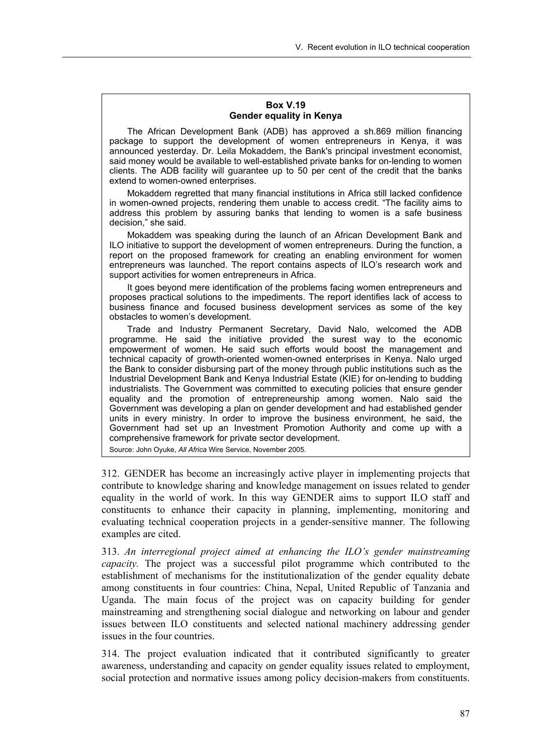**Box V.19**
**Gender equality in Kenya**

The African Development Bank (ADB) has approved a sh.869 million financing package to support the development of women entrepreneurs in Kenya, it was announced yesterday. Dr. Leila Mokaddem, the Bank's principal investment economist, said money would be available to well-established private banks for on-lending to women clients. The ADB facility will guarantee up to 50 per cent of the credit that the banks extend to women-owned enterprises.

Mokaddem regretted that many financial institutions in Africa still lacked confidence in women-owned projects, rendering them unable to access credit. "The facility aims to address this problem by assuring banks that lending to women is a safe business decision," she said.

Mokaddem was speaking during the launch of an African Development Bank and ILO initiative to support the development of women entrepreneurs. During the function, a report on the proposed framework for creating an enabling environment for women entrepreneurs was launched. The report contains aspects of ILO's research work and support activities for women entrepreneurs in Africa.

It goes beyond mere identification of the problems facing women entrepreneurs and proposes practical solutions to the impediments. The report identifies lack of access to business finance and focused business development services as some of the key obstacles to women's development.

Trade and Industry Permanent Secretary, David Nalo, welcomed the ADB programme. He said the initiative provided the surest way to the economic empowerment of women. He said such efforts would boost the management and technical capacity of growth-oriented women-owned enterprises in Kenya. Nalo urged the Bank to consider disbursing part of the money through public institutions such as the Industrial Development Bank and Kenya Industrial Estate (KIE) for on-lending to budding industrialists. The Government was committed to executing policies that ensure gender equality and the promotion of entrepreneurship among women. Nalo said the Government was developing a plan on gender development and had established gender units in every ministry. In order to improve the business environment, he said, the Government had set up an Investment Promotion Authority and come up with a comprehensive framework for private sector development.

Source: John Oyuke, *All Africa* Wire Service, November 2005.

312. GENDER has become an increasingly active player in implementing projects that contribute to knowledge sharing and knowledge management on issues related to gender equality in the world of work. In this way GENDER aims to support ILO staff and constituents to enhance their capacity in planning, implementing, monitoring and evaluating technical cooperation projects in a gender-sensitive manner. The following examples are cited.

313. *An interregional project aimed at enhancing the ILO's gender mainstreaming capacity.* The project was a successful pilot programme which contributed to the establishment of mechanisms for the institutionalization of the gender equality debate among constituents in four countries: China, Nepal, United Republic of Tanzania and Uganda. The main focus of the project was on capacity building for gender mainstreaming and strengthening social dialogue and networking on labour and gender issues between ILO constituents and selected national machinery addressing gender issues in the four countries.

314. The project evaluation indicated that it contributed significantly to greater awareness, understanding and capacity on gender equality issues related to employment, social protection and normative issues among policy decision-makers from constituents.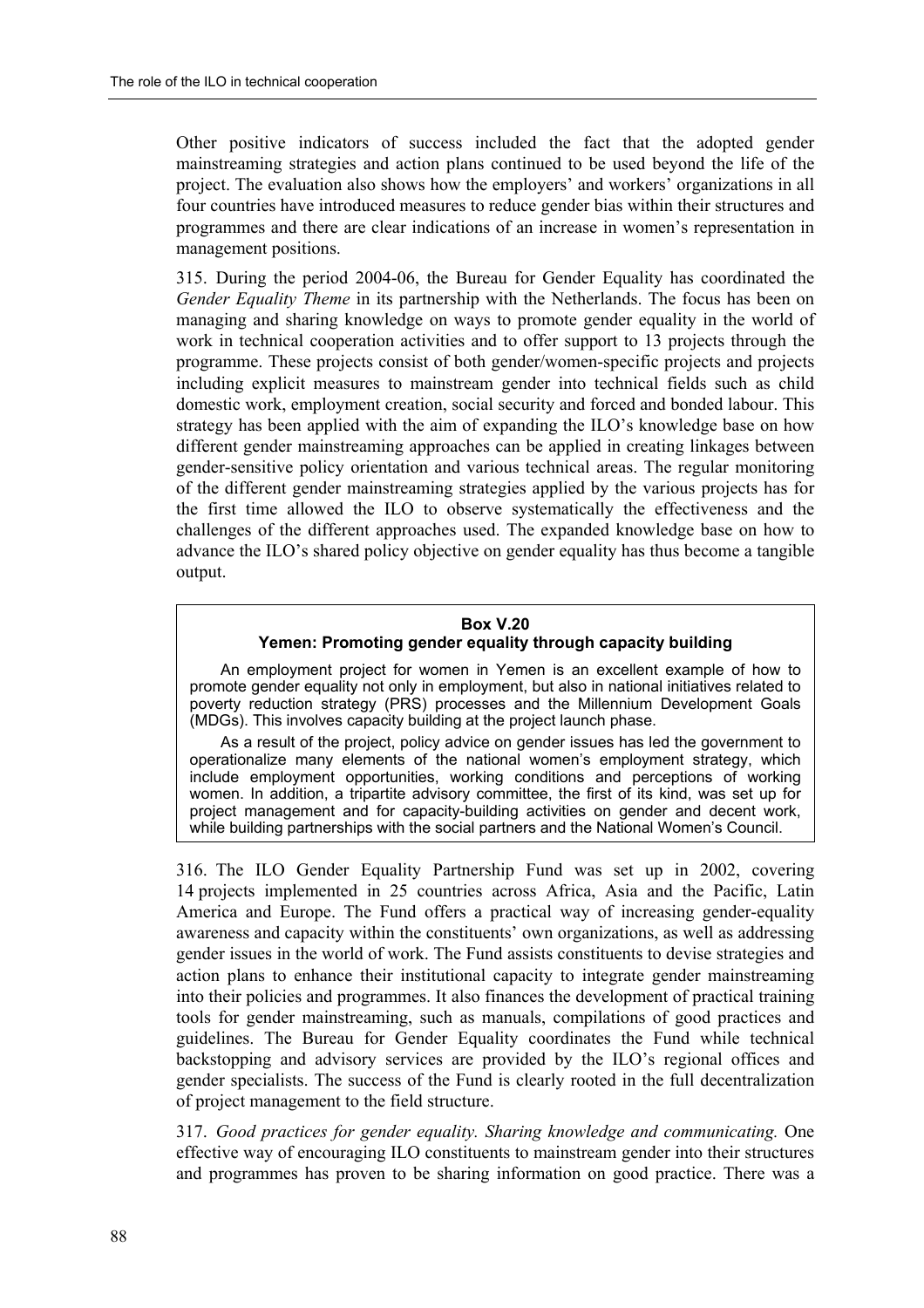Other positive indicators of success included the fact that the adopted gender mainstreaming strategies and action plans continued to be used beyond the life of the project. The evaluation also shows how the employers' and workers' organizations in all four countries have introduced measures to reduce gender bias within their structures and programmes and there are clear indications of an increase in women's representation in management positions.

315. During the period 2004-06, the Bureau for Gender Equality has coordinated the *Gender Equality Theme* in its partnership with the Netherlands. The focus has been on managing and sharing knowledge on ways to promote gender equality in the world of work in technical cooperation activities and to offer support to 13 projects through the programme. These projects consist of both gender/women-specific projects and projects including explicit measures to mainstream gender into technical fields such as child domestic work, employment creation, social security and forced and bonded labour. This strategy has been applied with the aim of expanding the ILO's knowledge base on how different gender mainstreaming approaches can be applied in creating linkages between gender-sensitive policy orientation and various technical areas. The regular monitoring of the different gender mainstreaming strategies applied by the various projects has for the first time allowed the ILO to observe systematically the effectiveness and the challenges of the different approaches used. The expanded knowledge base on how to advance the ILO's shared policy objective on gender equality has thus become a tangible output.

> **Box V.20**
> **Yemen: Promoting gender equality through capacity building**
>
> An employment project for women in Yemen is an excellent example of how to promote gender equality not only in employment, but also in national initiatives related to poverty reduction strategy (PRS) processes and the Millennium Development Goals (MDGs). This involves capacity building at the project launch phase.
>
> As a result of the project, policy advice on gender issues has led the government to operationalize many elements of the national women's employment strategy, which include employment opportunities, working conditions and perceptions of working women. In addition, a tripartite advisory committee, the first of its kind, was set up for project management and for capacity-building activities on gender and decent work, while building partnerships with the social partners and the National Women's Council.

316. The ILO Gender Equality Partnership Fund was set up in 2002, covering 14 projects implemented in 25 countries across Africa, Asia and the Pacific, Latin America and Europe. The Fund offers a practical way of increasing gender-equality awareness and capacity within the constituents' own organizations, as well as addressing gender issues in the world of work. The Fund assists constituents to devise strategies and action plans to enhance their institutional capacity to integrate gender mainstreaming into their policies and programmes. It also finances the development of practical training tools for gender mainstreaming, such as manuals, compilations of good practices and guidelines. The Bureau for Gender Equality coordinates the Fund while technical backstopping and advisory services are provided by the ILO's regional offices and gender specialists. The success of the Fund is clearly rooted in the full decentralization of project management to the field structure.

317. *Good practices for gender equality. Sharing knowledge and communicating.* One effective way of encouraging ILO constituents to mainstream gender into their structures and programmes has proven to be sharing information on good practice. There was a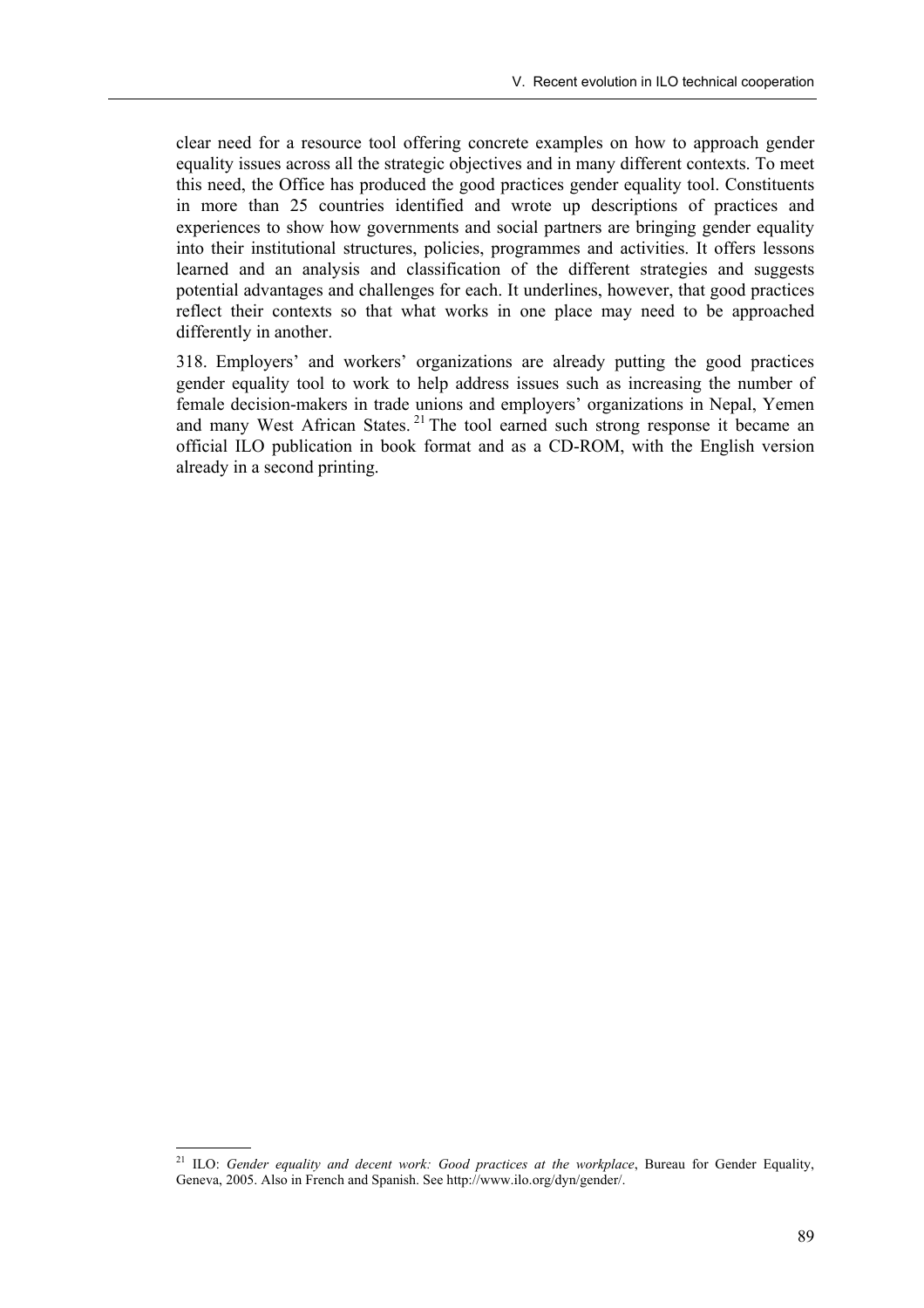clear need for a resource tool offering concrete examples on how to approach gender equality issues across all the strategic objectives and in many different contexts. To meet this need, the Office has produced the good practices gender equality tool. Constituents in more than 25 countries identified and wrote up descriptions of practices and experiences to show how governments and social partners are bringing gender equality into their institutional structures, policies, programmes and activities. It offers lessons learned and an analysis and classification of the different strategies and suggests potential advantages and challenges for each. It underlines, however, that good practices reflect their contexts so that what works in one place may need to be approached differently in another.

318. Employers' and workers' organizations are already putting the good practices gender equality tool to work to help address issues such as increasing the number of female decision-makers in trade unions and employers' organizations in Nepal, Yemen and many West African States.[21] The tool earned such strong response it became an official ILO publication in book format and as a CD-ROM, with the English version already in a second printing.

---

[21] ILO: *Gender equality and decent work: Good practices at the workplace*, Bureau for Gender Equality, Geneva, 2005. Also in French and Spanish. See http://www.ilo.org/dyn/gender/.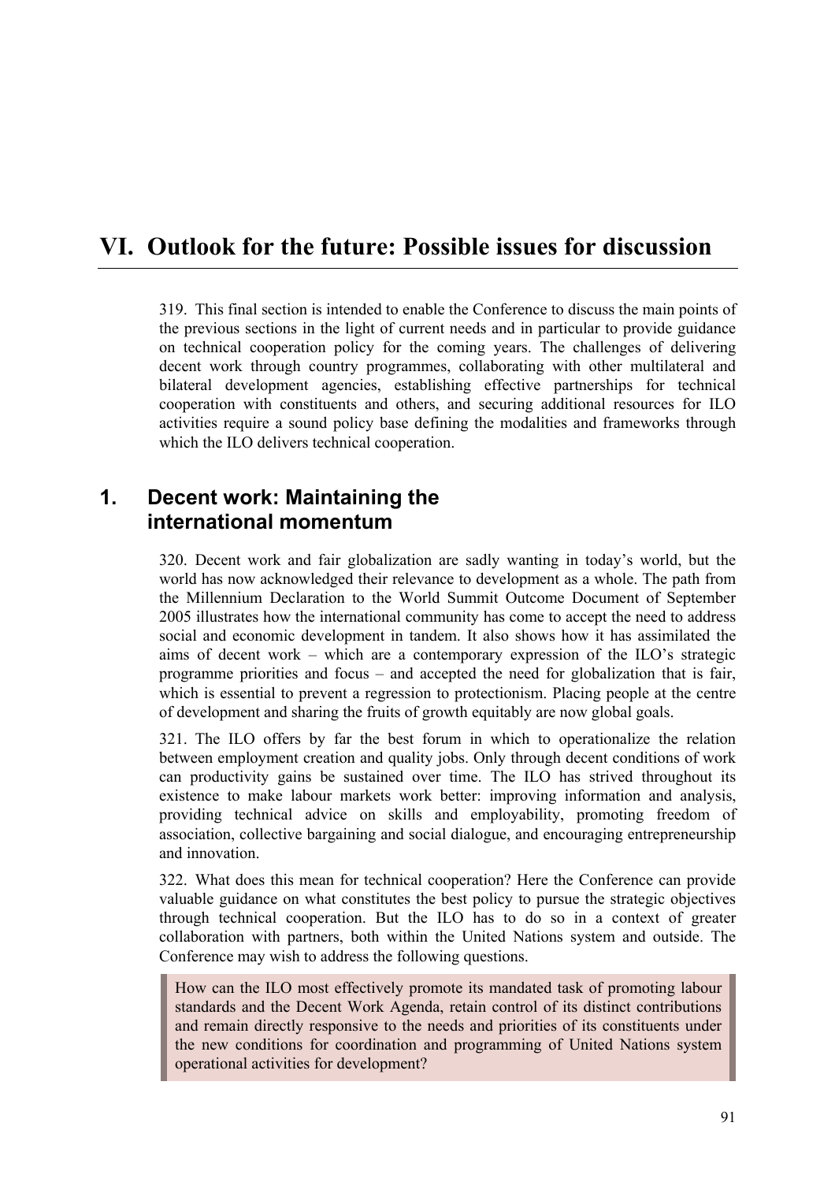# VI. Outlook for the future: Possible issues for discussion

319. This final section is intended to enable the Conference to discuss the main points of the previous sections in the light of current needs and in particular to provide guidance on technical cooperation policy for the coming years. The challenges of delivering decent work through country programmes, collaborating with other multilateral and bilateral development agencies, establishing effective partnerships for technical cooperation with constituents and others, and securing additional resources for ILO activities require a sound policy base defining the modalities and frameworks through which the ILO delivers technical cooperation.

## 1. Decent work: Maintaining the international momentum

320. Decent work and fair globalization are sadly wanting in today's world, but the world has now acknowledged their relevance to development as a whole. The path from the Millennium Declaration to the World Summit Outcome Document of September 2005 illustrates how the international community has come to accept the need to address social and economic development in tandem. It also shows how it has assimilated the aims of decent work – which are a contemporary expression of the ILO's strategic programme priorities and focus – and accepted the need for globalization that is fair, which is essential to prevent a regression to protectionism. Placing people at the centre of development and sharing the fruits of growth equitably are now global goals.

321. The ILO offers by far the best forum in which to operationalize the relation between employment creation and quality jobs. Only through decent conditions of work can productivity gains be sustained over time. The ILO has strived throughout its existence to make labour markets work better: improving information and analysis, providing technical advice on skills and employability, promoting freedom of association, collective bargaining and social dialogue, and encouraging entrepreneurship and innovation.

322. What does this mean for technical cooperation? Here the Conference can provide valuable guidance on what constitutes the best policy to pursue the strategic objectives through technical cooperation. But the ILO has to do so in a context of greater collaboration with partners, both within the United Nations system and outside. The Conference may wish to address the following questions.

> How can the ILO most effectively promote its mandated task of promoting labour standards and the Decent Work Agenda, retain control of its distinct contributions and remain directly responsive to the needs and priorities of its constituents under the new conditions for coordination and programming of United Nations system operational activities for development?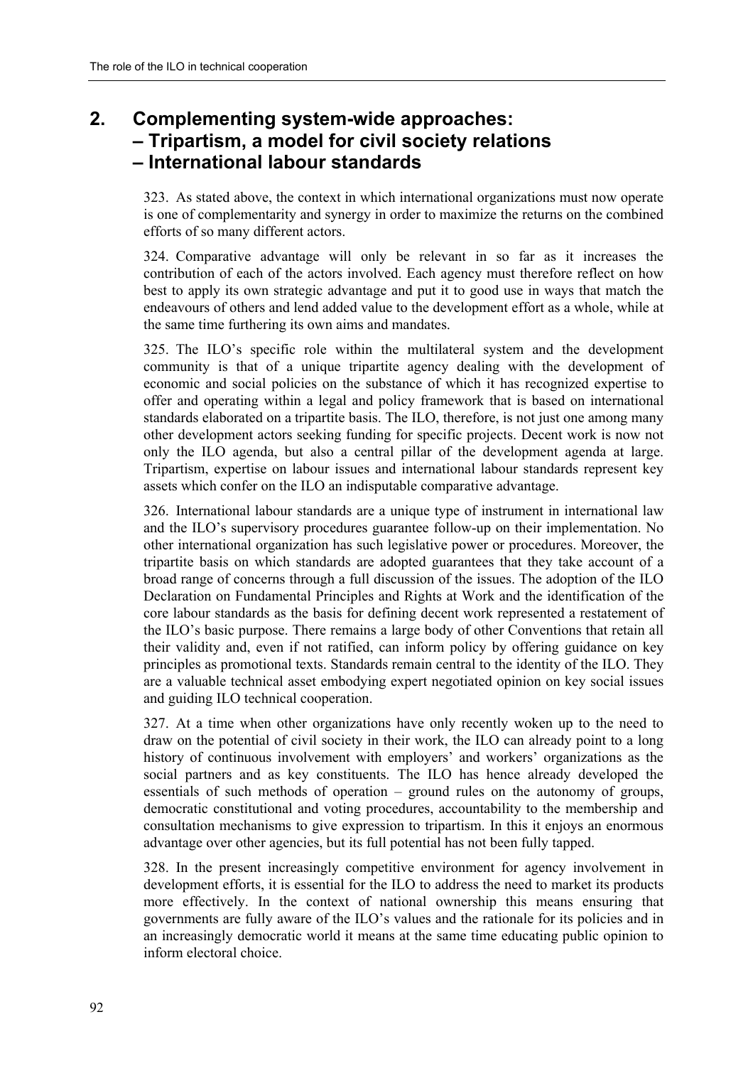## 2. Complementing system-wide approaches: – Tripartism, a model for civil society relations – International labour standards

323. As stated above, the context in which international organizations must now operate is one of complementarity and synergy in order to maximize the returns on the combined efforts of so many different actors.

324. Comparative advantage will only be relevant in so far as it increases the contribution of each of the actors involved. Each agency must therefore reflect on how best to apply its own strategic advantage and put it to good use in ways that match the endeavours of others and lend added value to the development effort as a whole, while at the same time furthering its own aims and mandates.

325. The ILO's specific role within the multilateral system and the development community is that of a unique tripartite agency dealing with the development of economic and social policies on the substance of which it has recognized expertise to offer and operating within a legal and policy framework that is based on international standards elaborated on a tripartite basis. The ILO, therefore, is not just one among many other development actors seeking funding for specific projects. Decent work is now not only the ILO agenda, but also a central pillar of the development agenda at large. Tripartism, expertise on labour issues and international labour standards represent key assets which confer on the ILO an indisputable comparative advantage.

326. International labour standards are a unique type of instrument in international law and the ILO's supervisory procedures guarantee follow-up on their implementation. No other international organization has such legislative power or procedures. Moreover, the tripartite basis on which standards are adopted guarantees that they take account of a broad range of concerns through a full discussion of the issues. The adoption of the ILO Declaration on Fundamental Principles and Rights at Work and the identification of the core labour standards as the basis for defining decent work represented a restatement of the ILO's basic purpose. There remains a large body of other Conventions that retain all their validity and, even if not ratified, can inform policy by offering guidance on key principles as promotional texts. Standards remain central to the identity of the ILO. They are a valuable technical asset embodying expert negotiated opinion on key social issues and guiding ILO technical cooperation.

327. At a time when other organizations have only recently woken up to the need to draw on the potential of civil society in their work, the ILO can already point to a long history of continuous involvement with employers' and workers' organizations as the social partners and as key constituents. The ILO has hence already developed the essentials of such methods of operation – ground rules on the autonomy of groups, democratic constitutional and voting procedures, accountability to the membership and consultation mechanisms to give expression to tripartism. In this it enjoys an enormous advantage over other agencies, but its full potential has not been fully tapped.

328. In the present increasingly competitive environment for agency involvement in development efforts, it is essential for the ILO to address the need to market its products more effectively. In the context of national ownership this means ensuring that governments are fully aware of the ILO's values and the rationale for its policies and in an increasingly democratic world it means at the same time educating public opinion to inform electoral choice.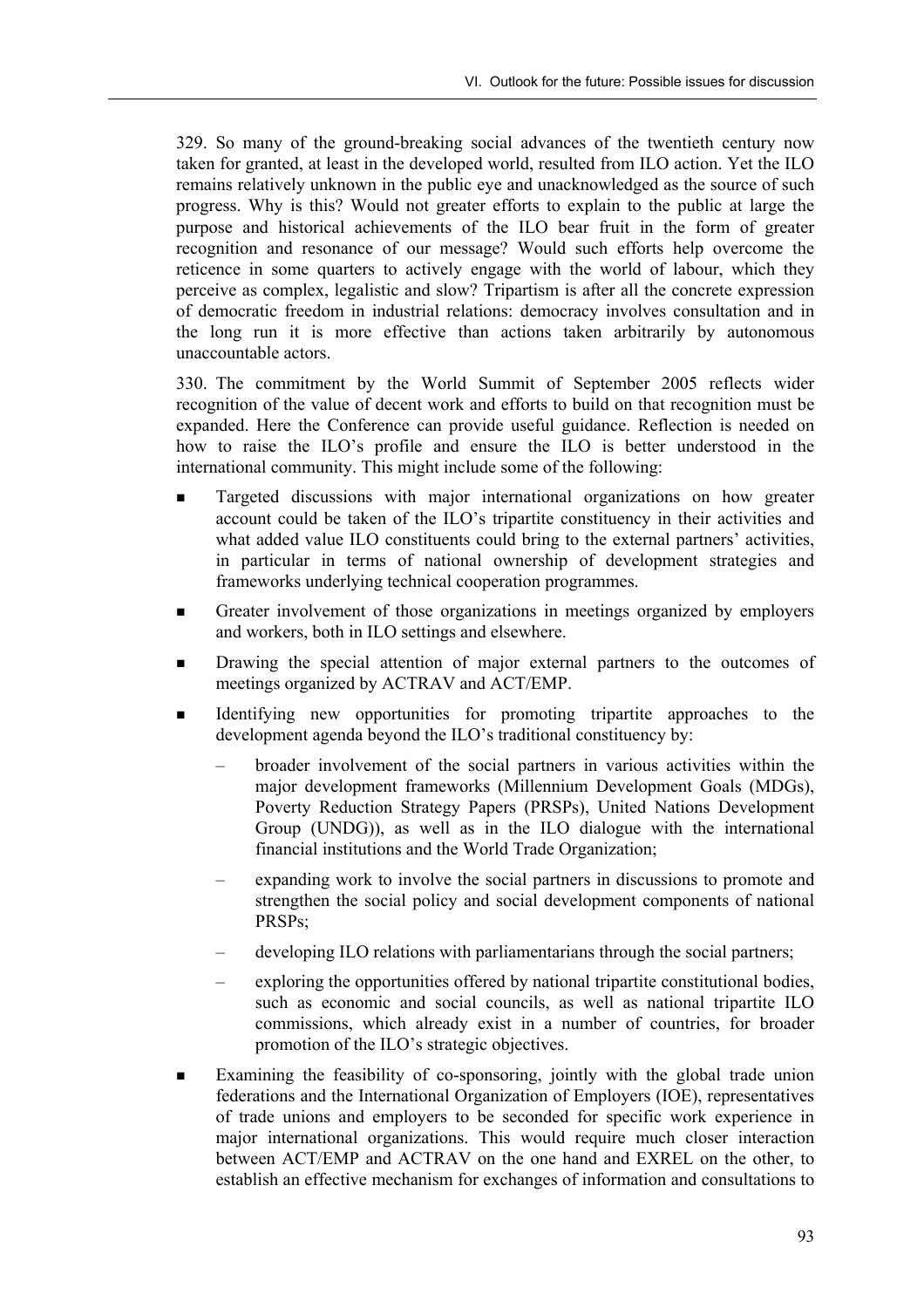329. So many of the ground-breaking social advances of the twentieth century now taken for granted, at least in the developed world, resulted from ILO action. Yet the ILO remains relatively unknown in the public eye and unacknowledged as the source of such progress. Why is this? Would not greater efforts to explain to the public at large the purpose and historical achievements of the ILO bear fruit in the form of greater recognition and resonance of our message? Would such efforts help overcome the reticence in some quarters to actively engage with the world of labour, which they perceive as complex, legalistic and slow? Tripartism is after all the concrete expression of democratic freedom in industrial relations: democracy involves consultation and in the long run it is more effective than actions taken arbitrarily by autonomous unaccountable actors.

330. The commitment by the World Summit of September 2005 reflects wider recognition of the value of decent work and efforts to build on that recognition must be expanded. Here the Conference can provide useful guidance. Reflection is needed on how to raise the ILO's profile and ensure the ILO is better understood in the international community. This might include some of the following:

- Targeted discussions with major international organizations on how greater account could be taken of the ILO's tripartite constituency in their activities and what added value ILO constituents could bring to the external partners' activities, in particular in terms of national ownership of development strategies and frameworks underlying technical cooperation programmes.
- Greater involvement of those organizations in meetings organized by employers and workers, both in ILO settings and elsewhere.
- Drawing the special attention of major external partners to the outcomes of meetings organized by ACTRAV and ACT/EMP.
- Identifying new opportunities for promoting tripartite approaches to the development agenda beyond the ILO's traditional constituency by:
  - broader involvement of the social partners in various activities within the major development frameworks (Millennium Development Goals (MDGs), Poverty Reduction Strategy Papers (PRSPs), United Nations Development Group (UNDG)), as well as in the ILO dialogue with the international financial institutions and the World Trade Organization;
  - expanding work to involve the social partners in discussions to promote and strengthen the social policy and social development components of national PRSPs;
  - developing ILO relations with parliamentarians through the social partners;
  - exploring the opportunities offered by national tripartite constitutional bodies, such as economic and social councils, as well as national tripartite ILO commissions, which already exist in a number of countries, for broader promotion of the ILO's strategic objectives.
- Examining the feasibility of co-sponsoring, jointly with the global trade union federations and the International Organization of Employers (IOE), representatives of trade unions and employers to be seconded for specific work experience in major international organizations. This would require much closer interaction between ACT/EMP and ACTRAV on the one hand and EXREL on the other, to establish an effective mechanism for exchanges of information and consultations to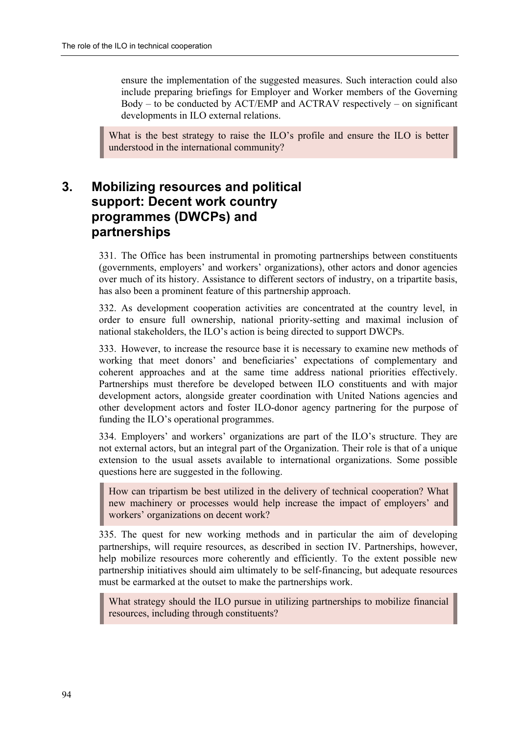ensure the implementation of the suggested measures. Such interaction could also include preparing briefings for Employer and Worker members of the Governing Body – to be conducted by ACT/EMP and ACTRAV respectively – on significant developments in ILO external relations.

> What is the best strategy to raise the ILO's profile and ensure the ILO is better understood in the international community?

## 3. Mobilizing resources and political support: Decent work country programmes (DWCPs) and partnerships

331. The Office has been instrumental in promoting partnerships between constituents (governments, employers' and workers' organizations), other actors and donor agencies over much of its history. Assistance to different sectors of industry, on a tripartite basis, has also been a prominent feature of this partnership approach.

332. As development cooperation activities are concentrated at the country level, in order to ensure full ownership, national priority-setting and maximal inclusion of national stakeholders, the ILO's action is being directed to support DWCPs.

333. However, to increase the resource base it is necessary to examine new methods of working that meet donors' and beneficiaries' expectations of complementary and coherent approaches and at the same time address national priorities effectively. Partnerships must therefore be developed between ILO constituents and with major development actors, alongside greater coordination with United Nations agencies and other development actors and foster ILO-donor agency partnering for the purpose of funding the ILO's operational programmes.

334. Employers' and workers' organizations are part of the ILO's structure. They are not external actors, but an integral part of the Organization. Their role is that of a unique extension to the usual assets available to international organizations. Some possible questions here are suggested in the following.

> How can tripartism be best utilized in the delivery of technical cooperation? What new machinery or processes would help increase the impact of employers' and workers' organizations on decent work?

335. The quest for new working methods and in particular the aim of developing partnerships, will require resources, as described in section IV. Partnerships, however, help mobilize resources more coherently and efficiently. To the extent possible new partnership initiatives should aim ultimately to be self-financing, but adequate resources must be earmarked at the outset to make the partnerships work.

> What strategy should the ILO pursue in utilizing partnerships to mobilize financial resources, including through constituents?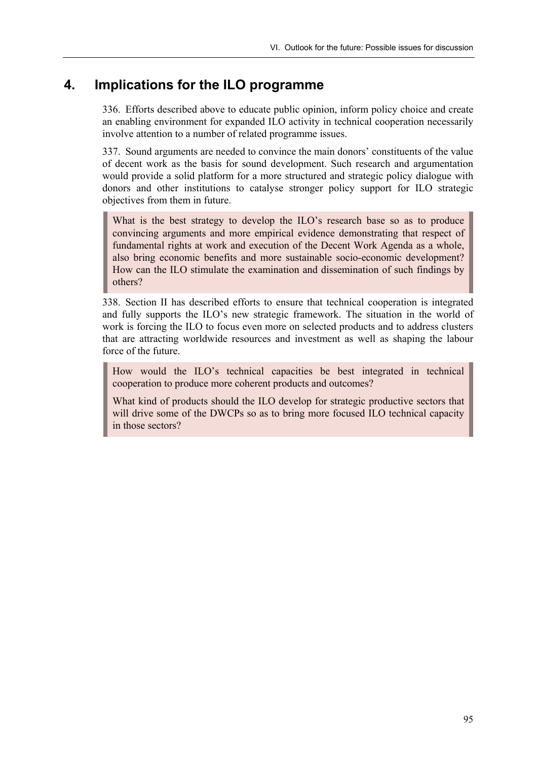## 4. Implications for the ILO programme

336. Efforts described above to educate public opinion, inform policy choice and create an enabling environment for expanded ILO activity in technical cooperation necessarily involve attention to a number of related programme issues.

337. Sound arguments are needed to convince the main donors' constituents of the value of decent work as the basis for sound development. Such research and argumentation would provide a solid platform for a more structured and strategic policy dialogue with donors and other institutions to catalyse stronger policy support for ILO strategic objectives from them in future.

> What is the best strategy to develop the ILO's research base so as to produce convincing arguments and more empirical evidence demonstrating that respect of fundamental rights at work and execution of the Decent Work Agenda as a whole, also bring economic benefits and more sustainable socio-economic development? How can the ILO stimulate the examination and dissemination of such findings by others?

338. Section II has described efforts to ensure that technical cooperation is integrated and fully supports the ILO's new strategic framework. The situation in the world of work is forcing the ILO to focus even more on selected products and to address clusters that are attracting worldwide resources and investment as well as shaping the labour force of the future.

> How would the ILO's technical capacities be best integrated in technical cooperation to produce more coherent products and outcomes?
>
> What kind of products should the ILO develop for strategic productive sectors that will drive some of the DWCPs so as to bring more focused ILO technical capacity in those sectors?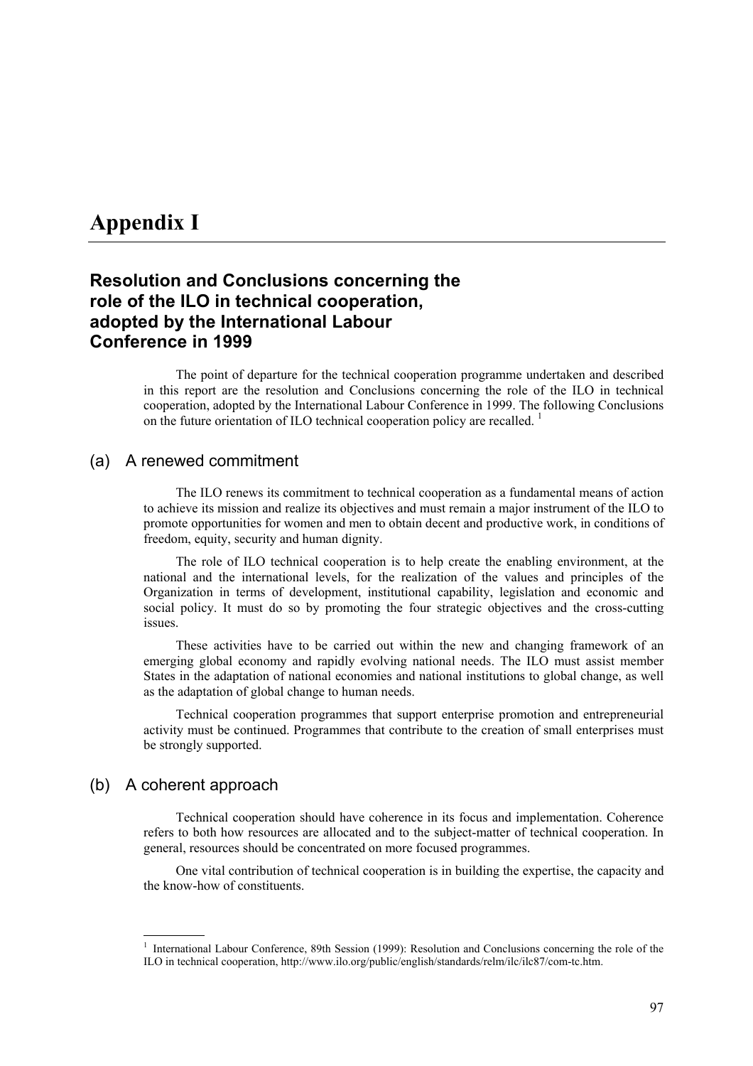# Appendix I

## Resolution and Conclusions concerning the role of the ILO in technical cooperation, adopted by the International Labour Conference in 1999

The point of departure for the technical cooperation programme undertaken and described in this report are the resolution and Conclusions concerning the role of the ILO in technical cooperation, adopted by the International Labour Conference in 1999. The following Conclusions on the future orientation of ILO technical cooperation policy are recalled. [1]

### (a) A renewed commitment

The ILO renews its commitment to technical cooperation as a fundamental means of action to achieve its mission and realize its objectives and must remain a major instrument of the ILO to promote opportunities for women and men to obtain decent and productive work, in conditions of freedom, equity, security and human dignity.

The role of ILO technical cooperation is to help create the enabling environment, at the national and the international levels, for the realization of the values and principles of the Organization in terms of development, institutional capability, legislation and economic and social policy. It must do so by promoting the four strategic objectives and the cross-cutting issues.

These activities have to be carried out within the new and changing framework of an emerging global economy and rapidly evolving national needs. The ILO must assist member States in the adaptation of national economies and national institutions to global change, as well as the adaptation of global change to human needs.

Technical cooperation programmes that support enterprise promotion and entrepreneurial activity must be continued. Programmes that contribute to the creation of small enterprises must be strongly supported.

### (b) A coherent approach

Technical cooperation should have coherence in its focus and implementation. Coherence refers to both how resources are allocated and to the subject-matter of technical cooperation. In general, resources should be concentrated on more focused programmes.

One vital contribution of technical cooperation is in building the expertise, the capacity and the know-how of constituents.

---

[1] International Labour Conference, 89th Session (1999): Resolution and Conclusions concerning the role of the ILO in technical cooperation, http://www.ilo.org/public/english/standards/relm/ilc/ilc87/com-tc.htm.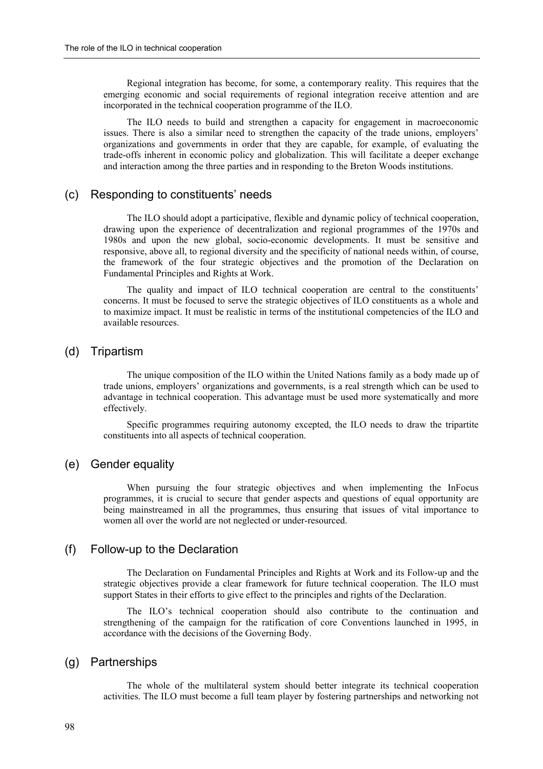Regional integration has become, for some, a contemporary reality. This requires that the emerging economic and social requirements of regional integration receive attention and are incorporated in the technical cooperation programme of the ILO.

The ILO needs to build and strengthen a capacity for engagement in macroeconomic issues. There is also a similar need to strengthen the capacity of the trade unions, employers' organizations and governments in order that they are capable, for example, of evaluating the trade-offs inherent in economic policy and globalization. This will facilitate a deeper exchange and interaction among the three parties and in responding to the Breton Woods institutions.

## (c) Responding to constituents' needs

The ILO should adopt a participative, flexible and dynamic policy of technical cooperation, drawing upon the experience of decentralization and regional programmes of the 1970s and 1980s and upon the new global, socio-economic developments. It must be sensitive and responsive, above all, to regional diversity and the specificity of national needs within, of course, the framework of the four strategic objectives and the promotion of the Declaration on Fundamental Principles and Rights at Work.

The quality and impact of ILO technical cooperation are central to the constituents' concerns. It must be focused to serve the strategic objectives of ILO constituents as a whole and to maximize impact. It must be realistic in terms of the institutional competencies of the ILO and available resources.

## (d) Tripartism

The unique composition of the ILO within the United Nations family as a body made up of trade unions, employers' organizations and governments, is a real strength which can be used to advantage in technical cooperation. This advantage must be used more systematically and more effectively.

Specific programmes requiring autonomy excepted, the ILO needs to draw the tripartite constituents into all aspects of technical cooperation.

## (e) Gender equality

When pursuing the four strategic objectives and when implementing the InFocus programmes, it is crucial to secure that gender aspects and questions of equal opportunity are being mainstreamed in all the programmes, thus ensuring that issues of vital importance to women all over the world are not neglected or under-resourced.

## (f) Follow-up to the Declaration

The Declaration on Fundamental Principles and Rights at Work and its Follow-up and the strategic objectives provide a clear framework for future technical cooperation. The ILO must support States in their efforts to give effect to the principles and rights of the Declaration.

The ILO's technical cooperation should also contribute to the continuation and strengthening of the campaign for the ratification of core Conventions launched in 1995, in accordance with the decisions of the Governing Body.

## (g) Partnerships

The whole of the multilateral system should better integrate its technical cooperation activities. The ILO must become a full team player by fostering partnerships and networking not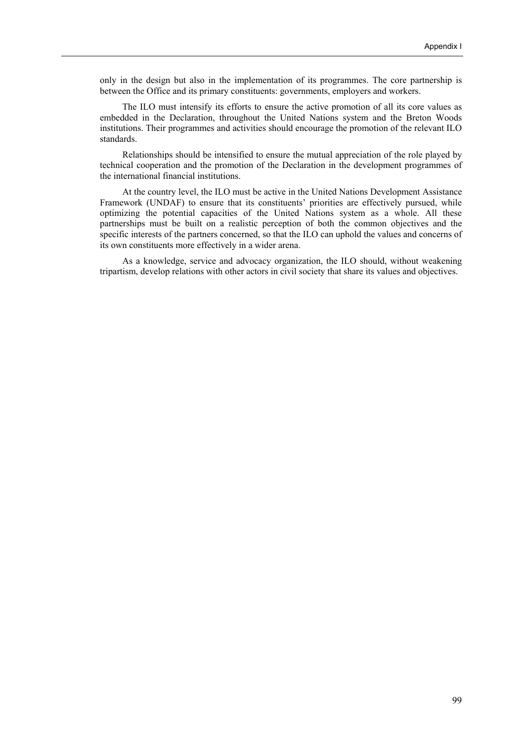only in the design but also in the implementation of its programmes. The core partnership is between the Office and its primary constituents: governments, employers and workers.

The ILO must intensify its efforts to ensure the active promotion of all its core values as embedded in the Declaration, throughout the United Nations system and the Breton Woods institutions. Their programmes and activities should encourage the promotion of the relevant ILO standards.

Relationships should be intensified to ensure the mutual appreciation of the role played by technical cooperation and the promotion of the Declaration in the development programmes of the international financial institutions.

At the country level, the ILO must be active in the United Nations Development Assistance Framework (UNDAF) to ensure that its constituents' priorities are effectively pursued, while optimizing the potential capacities of the United Nations system as a whole. All these partnerships must be built on a realistic perception of both the common objectives and the specific interests of the partners concerned, so that the ILO can uphold the values and concerns of its own constituents more effectively in a wider arena.

As a knowledge, service and advocacy organization, the ILO should, without weakening tripartism, develop relations with other actors in civil society that share its values and objectives.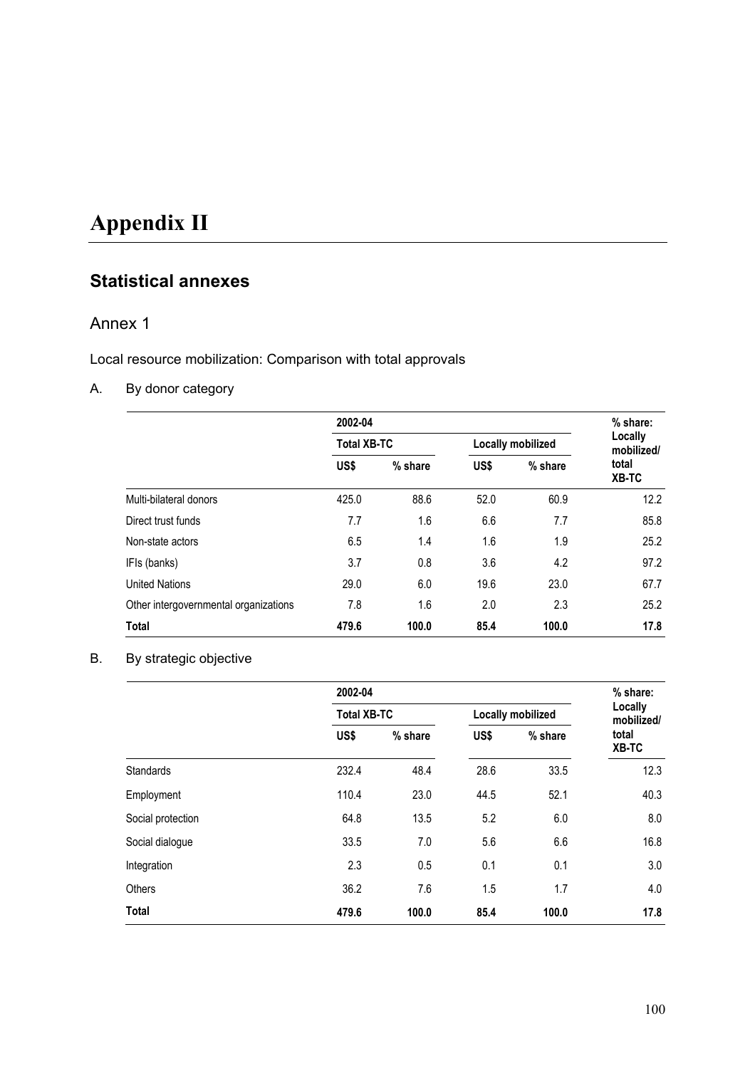# Appendix II

## Statistical annexes

### Annex 1

Local resource mobilization: Comparison with total approvals

A. By donor category

| | 2002-04 | | | | % share: Locally mobilized/ total XB-TC |
|---|---|---|---|---|---|
| | Total XB-TC | | Locally mobilized | | |
| | US$ | % share | US$ | % share | |
| Multi-bilateral donors | 425.0 | 88.6 | 52.0 | 60.9 | 12.2 |
| Direct trust funds | 7.7 | 1.6 | 6.6 | 7.7 | 85.8 |
| Non-state actors | 6.5 | 1.4 | 1.6 | 1.9 | 25.2 |
| IFIs (banks) | 3.7 | 0.8 | 3.6 | 4.2 | 97.2 |
| United Nations | 29.0 | 6.0 | 19.6 | 23.0 | 67.7 |
| Other intergovernmental organizations | 7.8 | 1.6 | 2.0 | 2.3 | 25.2 |
| **Total** | **479.6** | **100.0** | **85.4** | **100.0** | **17.8** |

B. By strategic objective

| | 2002-04 | | | | % share: Locally mobilized/ total XB-TC |
|---|---|---|---|---|---|
| | Total XB-TC | | Locally mobilized | | |
| | US$ | % share | US$ | % share | |
| Standards | 232.4 | 48.4 | 28.6 | 33.5 | 12.3 |
| Employment | 110.4 | 23.0 | 44.5 | 52.1 | 40.3 |
| Social protection | 64.8 | 13.5 | 5.2 | 6.0 | 8.0 |
| Social dialogue | 33.5 | 7.0 | 5.6 | 6.6 | 16.8 |
| Integration | 2.3 | 0.5 | 0.1 | 0.1 | 3.0 |
| Others | 36.2 | 7.6 | 1.5 | 1.7 | 4.0 |
| **Total** | **479.6** | **100.0** | **85.4** | **100.0** | **17.8** |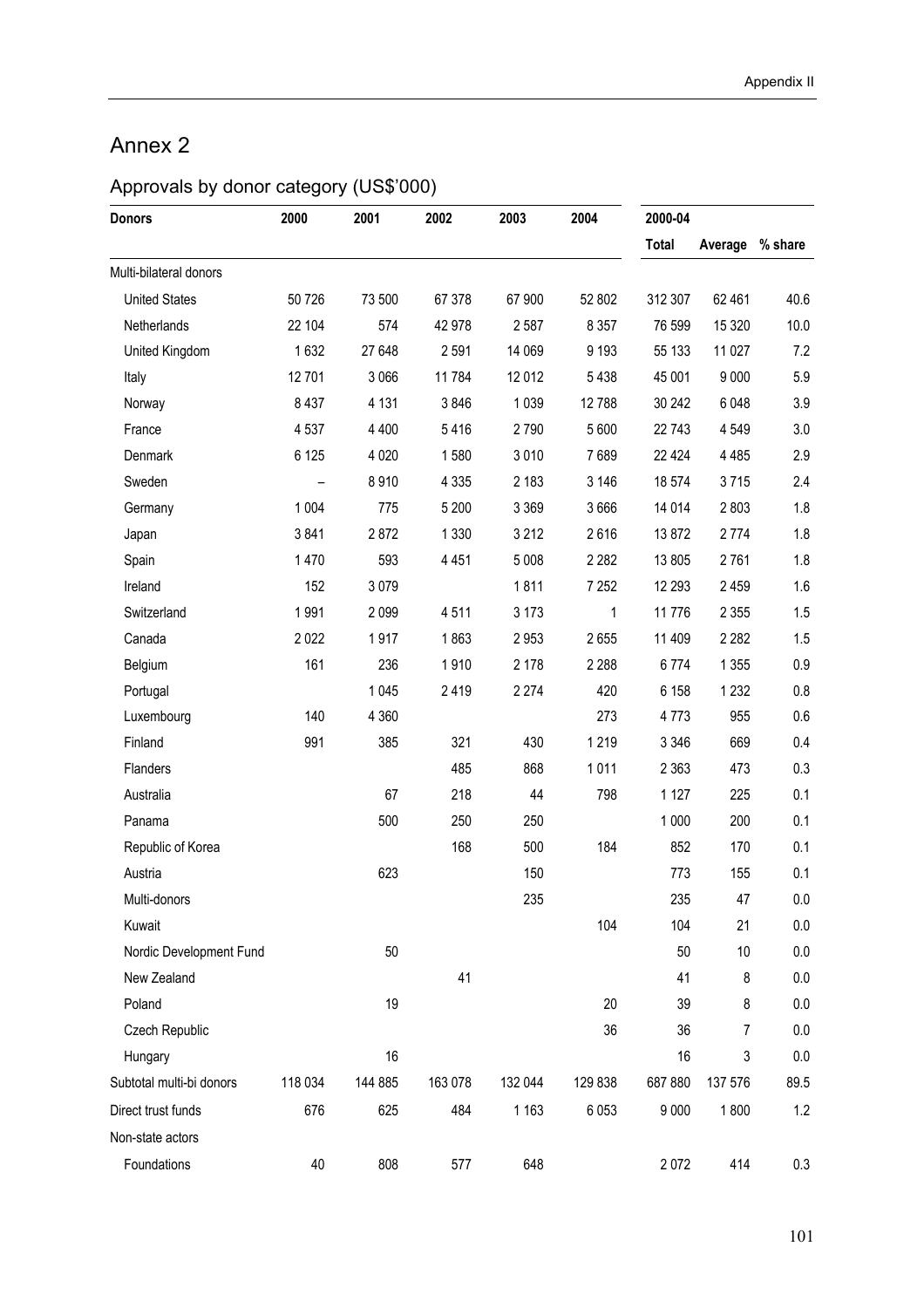# Annex 2

## Approvals by donor category (US$'000)

| Donors | 2000 | 2001 | 2002 | 2003 | 2004 | 2000-04 | | |
|---|---|---|---|---|---|---|---|---|
| | | | | | | Total | Average | % share |
| Multi-bilateral donors | | | | | | | | |
| United States | 50 726 | 73 500 | 67 378 | 67 900 | 52 802 | 312 307 | 62 461 | 40.6 |
| Netherlands | 22 104 | 574 | 42 978 | 2 587 | 8 357 | 76 599 | 15 320 | 10.0 |
| United Kingdom | 1 632 | 27 648 | 2 591 | 14 069 | 9 193 | 55 133 | 11 027 | 7.2 |
| Italy | 12 701 | 3 066 | 11 784 | 12 012 | 5 438 | 45 001 | 9 000 | 5.9 |
| Norway | 8 437 | 4 131 | 3 846 | 1 039 | 12 788 | 30 242 | 6 048 | 3.9 |
| France | 4 537 | 4 400 | 5 416 | 2 790 | 5 600 | 22 743 | 4 549 | 3.0 |
| Denmark | 6 125 | 4 020 | 1 580 | 3 010 | 7 689 | 22 424 | 4 485 | 2.9 |
| Sweden | – | 8 910 | 4 335 | 2 183 | 3 146 | 18 574 | 3 715 | 2.4 |
| Germany | 1 004 | 775 | 5 200 | 3 369 | 3 666 | 14 014 | 2 803 | 1.8 |
| Japan | 3 841 | 2 872 | 1 330 | 3 212 | 2 616 | 13 872 | 2 774 | 1.8 |
| Spain | 1 470 | 593 | 4 451 | 5 008 | 2 282 | 13 805 | 2 761 | 1.8 |
| Ireland | 152 | 3 079 | | 1 811 | 7 252 | 12 293 | 2 459 | 1.6 |
| Switzerland | 1 991 | 2 099 | 4 511 | 3 173 | 1 | 11 776 | 2 355 | 1.5 |
| Canada | 2 022 | 1 917 | 1 863 | 2 953 | 2 655 | 11 409 | 2 282 | 1.5 |
| Belgium | 161 | 236 | 1 910 | 2 178 | 2 288 | 6 774 | 1 355 | 0.9 |
| Portugal | | 1 045 | 2 419 | 2 274 | 420 | 6 158 | 1 232 | 0.8 |
| Luxembourg | 140 | 4 360 | | | 273 | 4 773 | 955 | 0.6 |
| Finland | 991 | 385 | 321 | 430 | 1 219 | 3 346 | 669 | 0.4 |
| Flanders | | | 485 | 868 | 1 011 | 2 363 | 473 | 0.3 |
| Australia | | 67 | 218 | 44 | 798 | 1 127 | 225 | 0.1 |
| Panama | | 500 | 250 | 250 | | 1 000 | 200 | 0.1 |
| Republic of Korea | | | 168 | 500 | 184 | 852 | 170 | 0.1 |
| Austria | | 623 | | 150 | | 773 | 155 | 0.1 |
| Multi-donors | | | | 235 | | 235 | 47 | 0.0 |
| Kuwait | | | | | 104 | 104 | 21 | 0.0 |
| Nordic Development Fund | | 50 | | | | 50 | 10 | 0.0 |
| New Zealand | | | 41 | | | 41 | 8 | 0.0 |
| Poland | | 19 | | | 20 | 39 | 8 | 0.0 |
| Czech Republic | | | | | 36 | 36 | 7 | 0.0 |
| Hungary | | 16 | | | | 16 | 3 | 0.0 |
| Subtotal multi-bi donors | 118 034 | 144 885 | 163 078 | 132 044 | 129 838 | 687 880 | 137 576 | 89.5 |
| Direct trust funds | 676 | 625 | 484 | 1 163 | 6 053 | 9 000 | 1 800 | 1.2 |
| Non-state actors | | | | | | | | |
| Foundations | 40 | 808 | 577 | 648 | | 2 072 | 414 | 0.3 |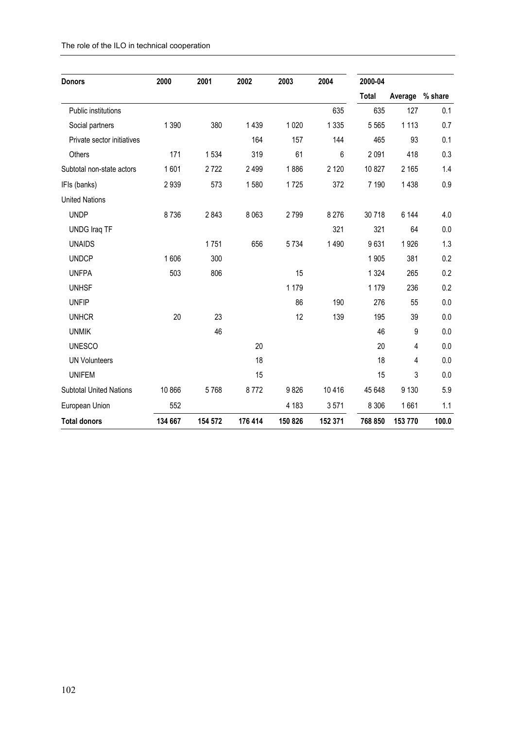| Donors | 2000 | 2001 | 2002 | 2003 | 2004 | 2000-04 | | |
|---|---|---|---|---|---|---|---|---|
| | | | | | | **Total** | **Average** | **% share** |
| Public institutions | | | | | 635 | 635 | 127 | 0.1 |
| Social partners | 1 390 | 380 | 1 439 | 1 020 | 1 335 | 5 565 | 1 113 | 0.7 |
| Private sector initiatives | | | 164 | 157 | 144 | 465 | 93 | 0.1 |
| Others | 171 | 1 534 | 319 | 61 | 6 | 2 091 | 418 | 0.3 |
| Subtotal non-state actors | 1 601 | 2 722 | 2 499 | 1 886 | 2 120 | 10 827 | 2 165 | 1.4 |
| IFIs (banks) | 2 939 | 573 | 1 580 | 1 725 | 372 | 7 190 | 1 438 | 0.9 |
| United Nations | | | | | | | | |
| UNDP | 8 736 | 2 843 | 8 063 | 2 799 | 8 276 | 30 718 | 6 144 | 4.0 |
| UNDG Iraq TF | | | | | 321 | 321 | 64 | 0.0 |
| UNAIDS | | 1 751 | 656 | 5 734 | 1 490 | 9 631 | 1 926 | 1.3 |
| UNDCP | 1 606 | 300 | | | | 1 905 | 381 | 0.2 |
| UNFPA | 503 | 806 | | 15 | | 1 324 | 265 | 0.2 |
| UNHSF | | | | 1 179 | | 1 179 | 236 | 0.2 |
| UNFIP | | | | 86 | 190 | 276 | 55 | 0.0 |
| UNHCR | 20 | 23 | | 12 | 139 | 195 | 39 | 0.0 |
| UNMIK | | 46 | | | | 46 | 9 | 0.0 |
| UNESCO | | | 20 | | | 20 | 4 | 0.0 |
| UN Volunteers | | | 18 | | | 18 | 4 | 0.0 |
| UNIFEM | | | 15 | | | 15 | 3 | 0.0 |
| Subtotal United Nations | 10 866 | 5 768 | 8 772 | 9 826 | 10 416 | 45 648 | 9 130 | 5.9 |
| European Union | 552 | | | 4 183 | 3 571 | 8 306 | 1 661 | 1.1 |
| **Total donors** | **134 667** | **154 572** | **176 414** | **150 826** | **152 371** | **768 850** | **153 770** | **100.0** |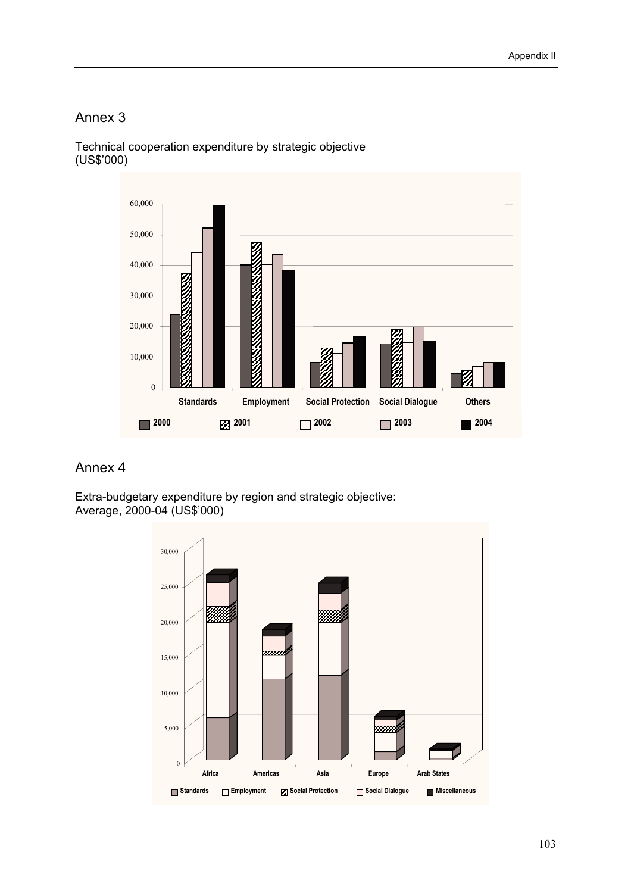## Annex 3

Technical cooperation expenditure by strategic objective
(US$'000)

## Annex 4

Extra-budgetary expenditure by region and strategic objective:
Average, 2000-04 (US$'000)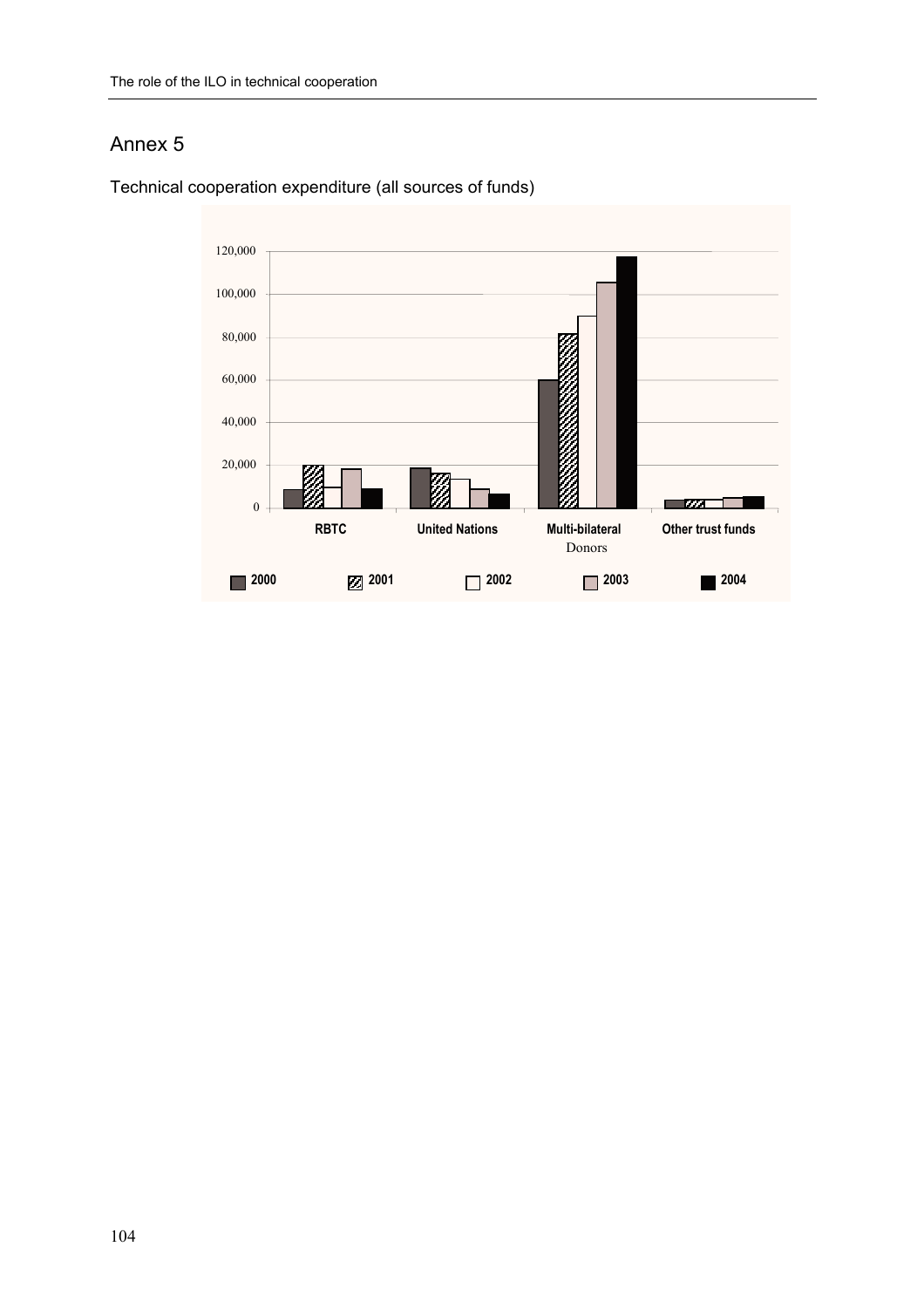# Annex 5

Technical cooperation expenditure (all sources of funds)

120,000
100,000
80,000
60,000
40,000
20,000
0

RBTC
United Nations
Multi-bilateral
Other trust funds

Donors

2000
2001
2002
2003
2004